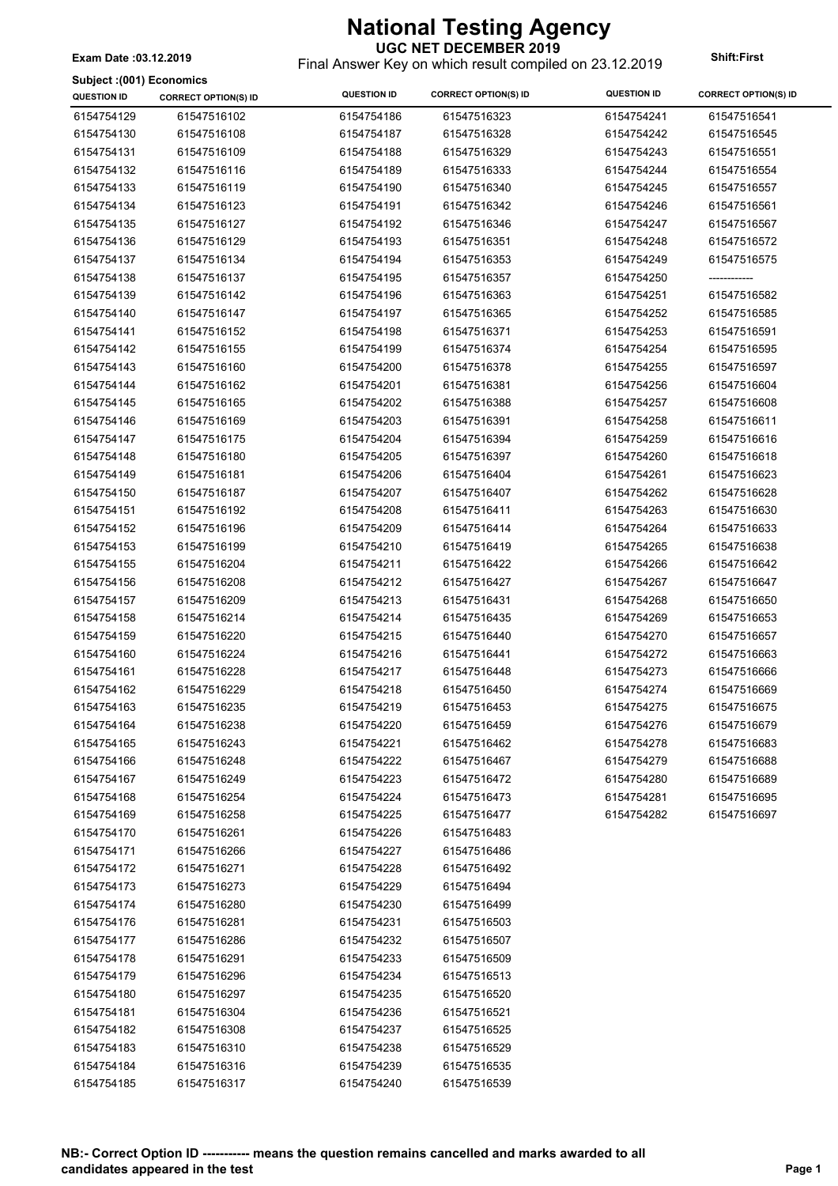# National Testing Agency

**UGC NET DECEMBER 2019**

Final Answer Key on which result compiled on 23.12.2019

**Exam Date :03.12.2019**

**Shift:First**

**Subject :(001) Economics**

| QUESTION ID | CORRECT OPTION(S) ID | QUESTION ID | CORRECT OPTION(S) ID | QUESTION ID | CORRECT OPTION(S) ID |
|---|---|---|---|---|---|
| 6154754129 | 61547516102 | 6154754186 | 61547516323 | 6154754241 | 61547516541 |
| 6154754130 | 61547516108 | 6154754187 | 61547516328 | 6154754242 | 61547516545 |
| 6154754131 | 61547516109 | 6154754188 | 61547516329 | 6154754243 | 61547516551 |
| 6154754132 | 61547516116 | 6154754189 | 61547516333 | 6154754244 | 61547516554 |
| 6154754133 | 61547516119 | 6154754190 | 61547516340 | 6154754245 | 61547516557 |
| 6154754134 | 61547516123 | 6154754191 | 61547516342 | 6154754246 | 61547516561 |
| 6154754135 | 61547516127 | 6154754192 | 61547516346 | 6154754247 | 61547516567 |
| 6154754136 | 61547516129 | 6154754193 | 61547516351 | 6154754248 | 61547516572 |
| 6154754137 | 61547516134 | 6154754194 | 61547516353 | 6154754249 | 61547516575 |
| 6154754138 | 61547516137 | 6154754195 | 61547516357 | 6154754250 | ------------ |
| 6154754139 | 61547516142 | 6154754196 | 61547516363 | 6154754251 | 61547516582 |
| 6154754140 | 61547516147 | 6154754197 | 61547516365 | 6154754252 | 61547516585 |
| 6154754141 | 61547516152 | 6154754198 | 61547516371 | 6154754253 | 61547516591 |
| 6154754142 | 61547516155 | 6154754199 | 61547516374 | 6154754254 | 61547516595 |
| 6154754143 | 61547516160 | 6154754200 | 61547516378 | 6154754255 | 61547516597 |
| 6154754144 | 61547516162 | 6154754201 | 61547516381 | 6154754256 | 61547516604 |
| 6154754145 | 61547516165 | 6154754202 | 61547516388 | 6154754257 | 61547516608 |
| 6154754146 | 61547516169 | 6154754203 | 61547516391 | 6154754258 | 61547516611 |
| 6154754147 | 61547516175 | 6154754204 | 61547516394 | 6154754259 | 61547516616 |
| 6154754148 | 61547516180 | 6154754205 | 61547516397 | 6154754260 | 61547516618 |
| 6154754149 | 61547516181 | 6154754206 | 61547516404 | 6154754261 | 61547516623 |
| 6154754150 | 61547516187 | 6154754207 | 61547516407 | 6154754262 | 61547516628 |
| 6154754151 | 61547516192 | 6154754208 | 61547516411 | 6154754263 | 61547516630 |
| 6154754152 | 61547516196 | 6154754209 | 61547516414 | 6154754264 | 61547516633 |
| 6154754153 | 61547516199 | 6154754210 | 61547516419 | 6154754265 | 61547516638 |
| 6154754155 | 61547516204 | 6154754211 | 61547516422 | 6154754266 | 61547516642 |
| 6154754156 | 61547516208 | 6154754212 | 61547516427 | 6154754267 | 61547516647 |
| 6154754157 | 61547516209 | 6154754213 | 61547516431 | 6154754268 | 61547516650 |
| 6154754158 | 61547516214 | 6154754214 | 61547516435 | 6154754269 | 61547516653 |
| 6154754159 | 61547516220 | 6154754215 | 61547516440 | 6154754270 | 61547516657 |
| 6154754160 | 61547516224 | 6154754216 | 61547516441 | 6154754272 | 61547516663 |
| 6154754161 | 61547516228 | 6154754217 | 61547516448 | 6154754273 | 61547516666 |
| 6154754162 | 61547516229 | 6154754218 | 61547516450 | 6154754274 | 61547516669 |
| 6154754163 | 61547516235 | 6154754219 | 61547516453 | 6154754275 | 61547516675 |
| 6154754164 | 61547516238 | 6154754220 | 61547516459 | 6154754276 | 61547516679 |
| 6154754165 | 61547516243 | 6154754221 | 61547516462 | 6154754278 | 61547516683 |
| 6154754166 | 61547516248 | 6154754222 | 61547516467 | 6154754279 | 61547516688 |
| 6154754167 | 61547516249 | 6154754223 | 61547516472 | 6154754280 | 61547516689 |
| 6154754168 | 61547516254 | 6154754224 | 61547516473 | 6154754281 | 61547516695 |
| 6154754169 | 61547516258 | 6154754225 | 61547516477 | 6154754282 | 61547516697 |
| 6154754170 | 61547516261 | 6154754226 | 61547516483 | | |
| 6154754171 | 61547516266 | 6154754227 | 61547516486 | | |
| 6154754172 | 61547516271 | 6154754228 | 61547516492 | | |
| 6154754173 | 61547516273 | 6154754229 | 61547516494 | | |
| 6154754174 | 61547516280 | 6154754230 | 61547516499 | | |
| 6154754176 | 61547516281 | 6154754231 | 61547516503 | | |
| 6154754177 | 61547516286 | 6154754232 | 61547516507 | | |
| 6154754178 | 61547516291 | 6154754233 | 61547516509 | | |
| 6154754179 | 61547516296 | 6154754234 | 61547516513 | | |
| 6154754180 | 61547516297 | 6154754235 | 61547516520 | | |
| 6154754181 | 61547516304 | 6154754236 | 61547516521 | | |
| 6154754182 | 61547516308 | 6154754237 | 61547516525 | | |
| 6154754183 | 61547516310 | 6154754238 | 61547516529 | | |
| 6154754184 | 61547516316 | 6154754239 | 61547516535 | | |
| 6154754185 | 61547516317 | 6154754240 | 61547516539 | | |

**NB:- Correct Option ID ----------- means the question remains cancelled and marks awarded to all candidates appeared in the test**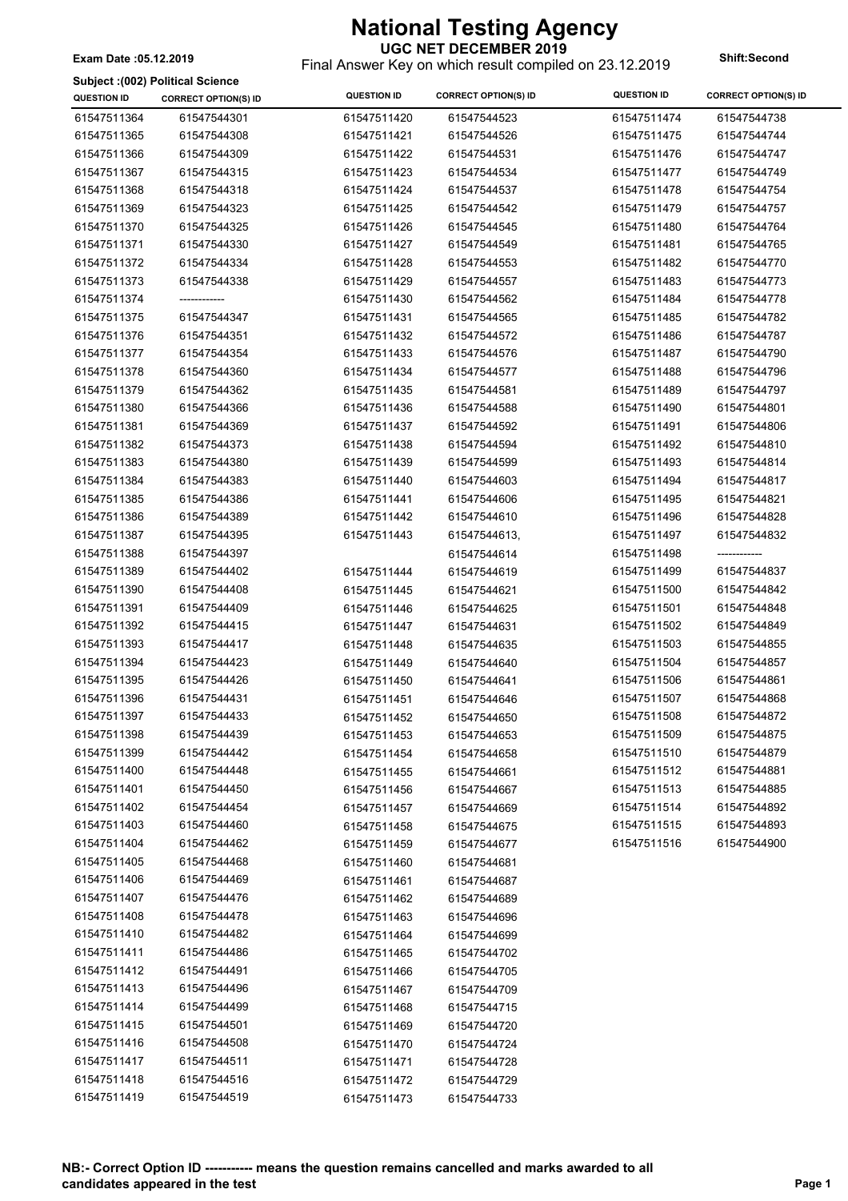# National Testing Agency

## UGC NET DECEMBER 2019

Final Answer Key on which result compiled on 23.12.2019

**Exam Date :05.12.2019**

**Shift:Second**

**Subject :(002) Political Science**

| QUESTION ID | CORRECT OPTION(S) ID | QUESTION ID | CORRECT OPTION(S) ID | QUESTION ID | CORRECT OPTION(S) ID |
|---|---|---|---|---|---|
| 61547511364 | 61547544301 | 61547511420 | 61547544523 | 61547511474 | 61547544738 |
| 61547511365 | 61547544308 | 61547511421 | 61547544526 | 61547511475 | 61547544744 |
| 61547511366 | 61547544309 | 61547511422 | 61547544531 | 61547511476 | 61547544747 |
| 61547511367 | 61547544315 | 61547511423 | 61547544534 | 61547511477 | 61547544749 |
| 61547511368 | 61547544318 | 61547511424 | 61547544537 | 61547511478 | 61547544754 |
| 61547511369 | 61547544323 | 61547511425 | 61547544542 | 61547511479 | 61547544757 |
| 61547511370 | 61547544325 | 61547511426 | 61547544545 | 61547511480 | 61547544764 |
| 61547511371 | 61547544330 | 61547511427 | 61547544549 | 61547511481 | 61547544765 |
| 61547511372 | 61547544334 | 61547511428 | 61547544553 | 61547511482 | 61547544770 |
| 61547511373 | 61547544338 | 61547511429 | 61547544557 | 61547511483 | 61547544773 |
| 61547511374 | ------------ | 61547511430 | 61547544562 | 61547511484 | 61547544778 |
| 61547511375 | 61547544347 | 61547511431 | 61547544565 | 61547511485 | 61547544782 |
| 61547511376 | 61547544351 | 61547511432 | 61547544572 | 61547511486 | 61547544787 |
| 61547511377 | 61547544354 | 61547511433 | 61547544576 | 61547511487 | 61547544790 |
| 61547511378 | 61547544360 | 61547511434 | 61547544577 | 61547511488 | 61547544796 |
| 61547511379 | 61547544362 | 61547511435 | 61547544581 | 61547511489 | 61547544797 |
| 61547511380 | 61547544366 | 61547511436 | 61547544588 | 61547511490 | 61547544801 |
| 61547511381 | 61547544369 | 61547511437 | 61547544592 | 61547511491 | 61547544806 |
| 61547511382 | 61547544373 | 61547511438 | 61547544594 | 61547511492 | 61547544810 |
| 61547511383 | 61547544380 | 61547511439 | 61547544599 | 61547511493 | 61547544814 |
| 61547511384 | 61547544383 | 61547511440 | 61547544603 | 61547511494 | 61547544817 |
| 61547511385 | 61547544386 | 61547511441 | 61547544606 | 61547511495 | 61547544821 |
| 61547511386 | 61547544389 | 61547511442 | 61547544610 | 61547511496 | 61547544828 |
| 61547511387 | 61547544395 | 61547511443 | 61547544613, 61547544614 | 61547511497 | 61547544832 |
| 61547511388 | 61547544397 | | | 61547511498 | ------------ |
| 61547511389 | 61547544402 | 61547511444 | 61547544619 | 61547511499 | 61547544837 |
| 61547511390 | 61547544408 | 61547511445 | 61547544621 | 61547511500 | 61547544842 |
| 61547511391 | 61547544409 | 61547511446 | 61547544625 | 61547511501 | 61547544848 |
| 61547511392 | 61547544415 | 61547511447 | 61547544631 | 61547511502 | 61547544849 |
| 61547511393 | 61547544417 | 61547511448 | 61547544635 | 61547511503 | 61547544855 |
| 61547511394 | 61547544423 | 61547511449 | 61547544640 | 61547511504 | 61547544857 |
| 61547511395 | 61547544426 | 61547511450 | 61547544641 | 61547511506 | 61547544861 |
| 61547511396 | 61547544431 | 61547511451 | 61547544646 | 61547511507 | 61547544868 |
| 61547511397 | 61547544433 | 61547511452 | 61547544650 | 61547511508 | 61547544872 |
| 61547511398 | 61547544439 | 61547511453 | 61547544653 | 61547511509 | 61547544875 |
| 61547511399 | 61547544442 | 61547511454 | 61547544658 | 61547511510 | 61547544879 |
| 61547511400 | 61547544448 | 61547511455 | 61547544661 | 61547511512 | 61547544881 |
| 61547511401 | 61547544450 | 61547511456 | 61547544667 | 61547511513 | 61547544885 |
| 61547511402 | 61547544454 | 61547511457 | 61547544669 | 61547511514 | 61547544892 |
| 61547511403 | 61547544460 | 61547511458 | 61547544675 | 61547511515 | 61547544893 |
| 61547511404 | 61547544462 | 61547511459 | 61547544677 | 61547511516 | 61547544900 |
| 61547511405 | 61547544468 | 61547511460 | 61547544681 | | |
| 61547511406 | 61547544469 | 61547511461 | 61547544687 | | |
| 61547511407 | 61547544476 | 61547511462 | 61547544689 | | |
| 61547511408 | 61547544478 | 61547511463 | 61547544696 | | |
| 61547511410 | 61547544482 | 61547511464 | 61547544699 | | |
| 61547511411 | 61547544486 | 61547511465 | 61547544702 | | |
| 61547511412 | 61547544491 | 61547511466 | 61547544705 | | |
| 61547511413 | 61547544496 | 61547511467 | 61547544709 | | |
| 61547511414 | 61547544499 | 61547511468 | 61547544715 | | |
| 61547511415 | 61547544501 | 61547511469 | 61547544720 | | |
| 61547511416 | 61547544508 | 61547511470 | 61547544724 | | |
| 61547511417 | 61547544511 | 61547511471 | 61547544728 | | |
| 61547511418 | 61547544516 | 61547511472 | 61547544729 | | |
| 61547511419 | 61547544519 | 61547511473 | 61547544733 | | |

**NB:- Correct Option ID ----------- means the question remains cancelled and marks awarded to all candidates appeared in the test**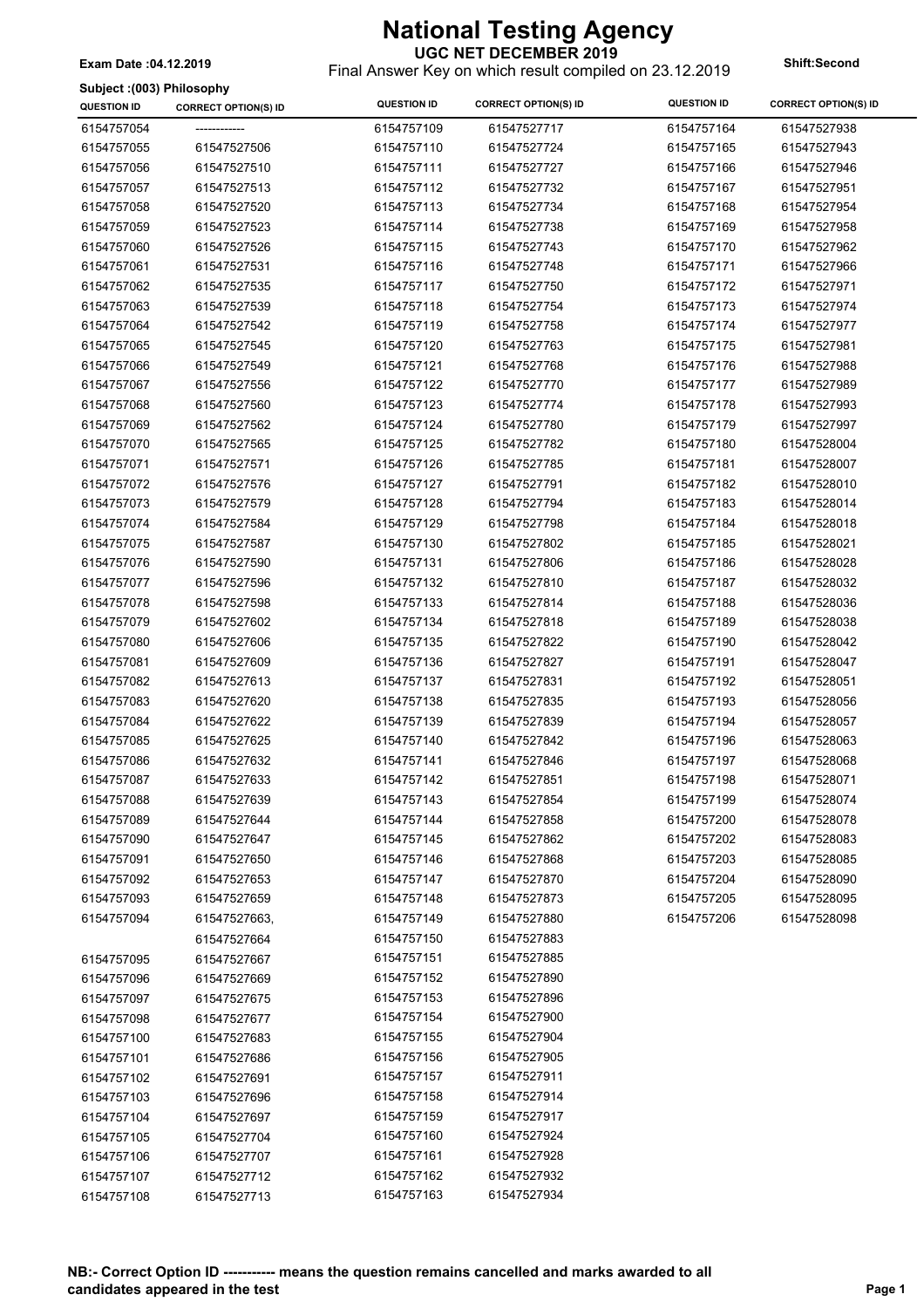# National Testing Agency

## UGC NET DECEMBER 2019

Final Answer Key on which result compiled on 23.12.2019

**Exam Date :04.12.2019**

**Shift:Second**

**Subject :(003) Philosophy**

| QUESTION ID | CORRECT OPTION(S) ID | QUESTION ID | CORRECT OPTION(S) ID | QUESTION ID | CORRECT OPTION(S) ID |
|---|---|---|---|---|---|
| 6154757054 | ------------ | 6154757109 | 61547527717 | 6154757164 | 61547527938 |
| 6154757055 | 61547527506 | 6154757110 | 61547527724 | 6154757165 | 61547527943 |
| 6154757056 | 61547527510 | 6154757111 | 61547527727 | 6154757166 | 61547527946 |
| 6154757057 | 61547527513 | 6154757112 | 61547527732 | 6154757167 | 61547527951 |
| 6154757058 | 61547527520 | 6154757113 | 61547527734 | 6154757168 | 61547527954 |
| 6154757059 | 61547527523 | 6154757114 | 61547527738 | 6154757169 | 61547527958 |
| 6154757060 | 61547527526 | 6154757115 | 61547527743 | 6154757170 | 61547527962 |
| 6154757061 | 61547527531 | 6154757116 | 61547527748 | 6154757171 | 61547527966 |
| 6154757062 | 61547527535 | 6154757117 | 61547527750 | 6154757172 | 61547527971 |
| 6154757063 | 61547527539 | 6154757118 | 61547527754 | 6154757173 | 61547527974 |
| 6154757064 | 61547527542 | 6154757119 | 61547527758 | 6154757174 | 61547527977 |
| 6154757065 | 61547527545 | 6154757120 | 61547527763 | 6154757175 | 61547527981 |
| 6154757066 | 61547527549 | 6154757121 | 61547527768 | 6154757176 | 61547527988 |
| 6154757067 | 61547527556 | 6154757122 | 61547527770 | 6154757177 | 61547527989 |
| 6154757068 | 61547527560 | 6154757123 | 61547527774 | 6154757178 | 61547527993 |
| 6154757069 | 61547527562 | 6154757124 | 61547527780 | 6154757179 | 61547527997 |
| 6154757070 | 61547527565 | 6154757125 | 61547527782 | 6154757180 | 61547528004 |
| 6154757071 | 61547527571 | 6154757126 | 61547527785 | 6154757181 | 61547528007 |
| 6154757072 | 61547527576 | 6154757127 | 61547527791 | 6154757182 | 61547528010 |
| 6154757073 | 61547527579 | 6154757128 | 61547527794 | 6154757183 | 61547528014 |
| 6154757074 | 61547527584 | 6154757129 | 61547527798 | 6154757184 | 61547528018 |
| 6154757075 | 61547527587 | 6154757130 | 61547527802 | 6154757185 | 61547528021 |
| 6154757076 | 61547527590 | 6154757131 | 61547527806 | 6154757186 | 61547528028 |
| 6154757077 | 61547527596 | 6154757132 | 61547527810 | 6154757187 | 61547528032 |
| 6154757078 | 61547527598 | 6154757133 | 61547527814 | 6154757188 | 61547528036 |
| 6154757079 | 61547527602 | 6154757134 | 61547527818 | 6154757189 | 61547528038 |
| 6154757080 | 61547527606 | 6154757135 | 61547527822 | 6154757190 | 61547528042 |
| 6154757081 | 61547527609 | 6154757136 | 61547527827 | 6154757191 | 61547528047 |
| 6154757082 | 61547527613 | 6154757137 | 61547527831 | 6154757192 | 61547528051 |
| 6154757083 | 61547527620 | 6154757138 | 61547527835 | 6154757193 | 61547528056 |
| 6154757084 | 61547527622 | 6154757139 | 61547527839 | 6154757194 | 61547528057 |
| 6154757085 | 61547527625 | 6154757140 | 61547527842 | 6154757196 | 61547528063 |
| 6154757086 | 61547527632 | 6154757141 | 61547527846 | 6154757197 | 61547528068 |
| 6154757087 | 61547527633 | 6154757142 | 61547527851 | 6154757198 | 61547528071 |
| 6154757088 | 61547527639 | 6154757143 | 61547527854 | 6154757199 | 61547528074 |
| 6154757089 | 61547527644 | 6154757144 | 61547527858 | 6154757200 | 61547528078 |
| 6154757090 | 61547527647 | 6154757145 | 61547527862 | 6154757202 | 61547528083 |
| 6154757091 | 61547527650 | 6154757146 | 61547527868 | 6154757203 | 61547528085 |
| 6154757092 | 61547527653 | 6154757147 | 61547527870 | 6154757204 | 61547528090 |
| 6154757093 | 61547527659 | 6154757148 | 61547527873 | 6154757205 | 61547528095 |
| 6154757094 | 61547527663, 61547527664 | 6154757149 | 61547527880 | 6154757206 | 61547528098 |
| | | 6154757150 | 61547527883 | | |
| 6154757095 | 61547527667 | 6154757151 | 61547527885 | | |
| 6154757096 | 61547527669 | 6154757152 | 61547527890 | | |
| 6154757097 | 61547527675 | 6154757153 | 61547527896 | | |
| 6154757098 | 61547527677 | 6154757154 | 61547527900 | | |
| 6154757100 | 61547527683 | 6154757155 | 61547527904 | | |
| 6154757101 | 61547527686 | 6154757156 | 61547527905 | | |
| 6154757102 | 61547527691 | 6154757157 | 61547527911 | | |
| 6154757103 | 61547527696 | 6154757158 | 61547527914 | | |
| 6154757104 | 61547527697 | 6154757159 | 61547527917 | | |
| 6154757105 | 61547527704 | 6154757160 | 61547527924 | | |
| 6154757106 | 61547527707 | 6154757161 | 61547527928 | | |
| 6154757107 | 61547527712 | 6154757162 | 61547527932 | | |
| 6154757108 | 61547527713 | 6154757163 | 61547527934 | | |

**NB:- Correct Option ID ----------- means the question remains cancelled and marks awarded to all candidates appeared in the test**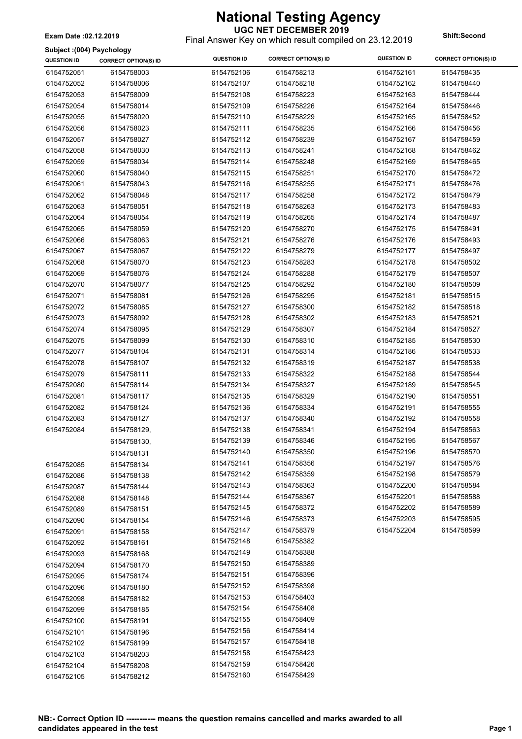# National Testing Agency

## UGC NET DECEMBER 2019

**Exam Date :02.12.2019**

Final Answer Key on which result compiled on 23.12.2019

**Shift:Second**

**Subject :(004) Psychology**

| QUESTION ID | CORRECT OPTION(S) ID | QUESTION ID | CORRECT OPTION(S) ID | QUESTION ID | CORRECT OPTION(S) ID |
|---|---|---|---|---|---|
| 6154752051 | 6154758003 | 6154752106 | 6154758213 | 6154752161 | 6154758435 |
| 6154752052 | 6154758006 | 6154752107 | 6154758218 | 6154752162 | 6154758440 |
| 6154752053 | 6154758009 | 6154752108 | 6154758223 | 6154752163 | 6154758444 |
| 6154752054 | 6154758014 | 6154752109 | 6154758226 | 6154752164 | 6154758446 |
| 6154752055 | 6154758020 | 6154752110 | 6154758229 | 6154752165 | 6154758452 |
| 6154752056 | 6154758023 | 6154752111 | 6154758235 | 6154752166 | 6154758456 |
| 6154752057 | 6154758027 | 6154752112 | 6154758239 | 6154752167 | 6154758459 |
| 6154752058 | 6154758030 | 6154752113 | 6154758241 | 6154752168 | 6154758462 |
| 6154752059 | 6154758034 | 6154752114 | 6154758248 | 6154752169 | 6154758465 |
| 6154752060 | 6154758040 | 6154752115 | 6154758251 | 6154752170 | 6154758472 |
| 6154752061 | 6154758043 | 6154752116 | 6154758255 | 6154752171 | 6154758476 |
| 6154752062 | 6154758048 | 6154752117 | 6154758258 | 6154752172 | 6154758479 |
| 6154752063 | 6154758051 | 6154752118 | 6154758263 | 6154752173 | 6154758483 |
| 6154752064 | 6154758054 | 6154752119 | 6154758265 | 6154752174 | 6154758487 |
| 6154752065 | 6154758059 | 6154752120 | 6154758270 | 6154752175 | 6154758491 |
| 6154752066 | 6154758063 | 6154752121 | 6154758276 | 6154752176 | 6154758493 |
| 6154752067 | 6154758067 | 6154752122 | 6154758279 | 6154752177 | 6154758497 |
| 6154752068 | 6154758070 | 6154752123 | 6154758283 | 6154752178 | 6154758502 |
| 6154752069 | 6154758076 | 6154752124 | 6154758288 | 6154752179 | 6154758507 |
| 6154752070 | 6154758077 | 6154752125 | 6154758292 | 6154752180 | 6154758509 |
| 6154752071 | 6154758081 | 6154752126 | 6154758295 | 6154752181 | 6154758515 |
| 6154752072 | 6154758085 | 6154752127 | 6154758300 | 6154752182 | 6154758518 |
| 6154752073 | 6154758092 | 6154752128 | 6154758302 | 6154752183 | 6154758521 |
| 6154752074 | 6154758095 | 6154752129 | 6154758307 | 6154752184 | 6154758527 |
| 6154752075 | 6154758099 | 6154752130 | 6154758310 | 6154752185 | 6154758530 |
| 6154752077 | 6154758104 | 6154752131 | 6154758314 | 6154752186 | 6154758533 |
| 6154752078 | 6154758107 | 6154752132 | 6154758319 | 6154752187 | 6154758538 |
| 6154752079 | 6154758111 | 6154752133 | 6154758322 | 6154752188 | 6154758544 |
| 6154752080 | 6154758114 | 6154752134 | 6154758327 | 6154752189 | 6154758545 |
| 6154752081 | 6154758117 | 6154752135 | 6154758329 | 6154752190 | 6154758551 |
| 6154752082 | 6154758124 | 6154752136 | 6154758334 | 6154752191 | 6154758555 |
| 6154752083 | 6154758127 | 6154752137 | 6154758340 | 6154752192 | 6154758558 |
| 6154752084 | 6154758129, 6154758130, 6154758131 | 6154752138 | 6154758341 | 6154752194 | 6154758563 |
| | | 6154752139 | 6154758346 | 6154752195 | 6154758567 |
| | | 6154752140 | 6154758350 | 6154752196 | 6154758570 |
| 6154752085 | 6154758134 | 6154752141 | 6154758356 | 6154752197 | 6154758576 |
| 6154752086 | 6154758138 | 6154752142 | 6154758359 | 6154752198 | 6154758579 |
| 6154752087 | 6154758144 | 6154752143 | 6154758363 | 6154752200 | 6154758584 |
| 6154752088 | 6154758148 | 6154752144 | 6154758367 | 6154752201 | 6154758588 |
| 6154752089 | 6154758151 | 6154752145 | 6154758372 | 6154752202 | 6154758589 |
| 6154752090 | 6154758154 | 6154752146 | 6154758373 | 6154752203 | 6154758595 |
| 6154752091 | 6154758158 | 6154752147 | 6154758379 | 6154752204 | 6154758599 |
| 6154752092 | 6154758161 | 6154752148 | 6154758382 | | |
| 6154752093 | 6154758168 | 6154752149 | 6154758388 | | |
| 6154752094 | 6154758170 | 6154752150 | 6154758389 | | |
| 6154752095 | 6154758174 | 6154752151 | 6154758396 | | |
| 6154752096 | 6154758180 | 6154752152 | 6154758398 | | |
| 6154752098 | 6154758182 | 6154752153 | 6154758403 | | |
| 6154752099 | 6154758185 | 6154752154 | 6154758408 | | |
| 6154752100 | 6154758191 | 6154752155 | 6154758409 | | |
| 6154752101 | 6154758196 | 6154752156 | 6154758414 | | |
| 6154752102 | 6154758199 | 6154752157 | 6154758418 | | |
| 6154752103 | 6154758203 | 6154752158 | 6154758423 | | |
| 6154752104 | 6154758208 | 6154752159 | 6154758426 | | |
| 6154752105 | 6154758212 | 6154752160 | 6154758429 | | |

**NB:- Correct Option ID ----------- means the question remains cancelled and marks awarded to all candidates appeared in the test**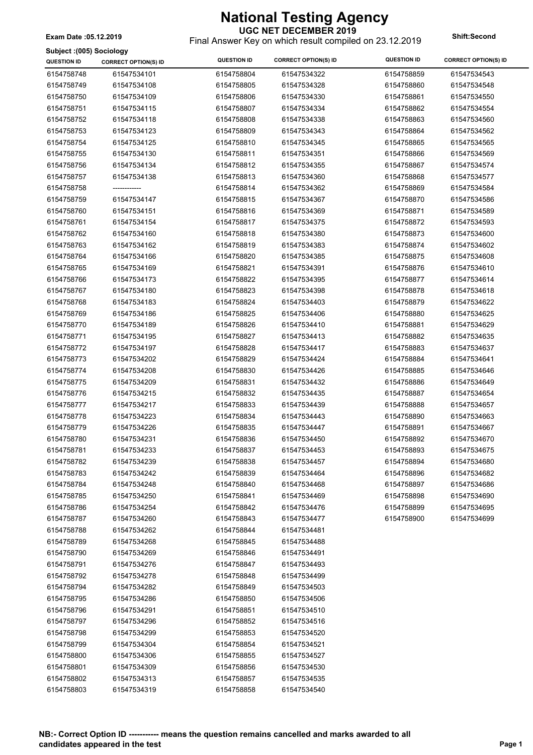# National Testing Agency

**UGC NET DECEMBER 2019**

Final Answer Key on which result compiled on 23.12.2019

**Exam Date :05.12.2019**

**Shift:Second**

**Subject :(005) Sociology**

| QUESTION ID | CORRECT OPTION(S) ID | QUESTION ID | CORRECT OPTION(S) ID | QUESTION ID | CORRECT OPTION(S) ID |
|---|---|---|---|---|---|
| 6154758748 | 61547534101 | 6154758804 | 61547534322 | 6154758859 | 61547534543 |
| 6154758749 | 61547534108 | 6154758805 | 61547534328 | 6154758860 | 61547534548 |
| 6154758750 | 61547534109 | 6154758806 | 61547534330 | 6154758861 | 61547534550 |
| 6154758751 | 61547534115 | 6154758807 | 61547534334 | 6154758862 | 61547534554 |
| 6154758752 | 61547534118 | 6154758808 | 61547534338 | 6154758863 | 61547534560 |
| 6154758753 | 61547534123 | 6154758809 | 61547534343 | 6154758864 | 61547534562 |
| 6154758754 | 61547534125 | 6154758810 | 61547534345 | 6154758865 | 61547534565 |
| 6154758755 | 61547534130 | 6154758811 | 61547534351 | 6154758866 | 61547534569 |
| 6154758756 | 61547534134 | 6154758812 | 61547534355 | 6154758867 | 61547534574 |
| 6154758757 | 61547534138 | 6154758813 | 61547534360 | 6154758868 | 61547534577 |
| 6154758758 | ------------ | 6154758814 | 61547534362 | 6154758869 | 61547534584 |
| 6154758759 | 61547534147 | 6154758815 | 61547534367 | 6154758870 | 61547534586 |
| 6154758760 | 61547534151 | 6154758816 | 61547534369 | 6154758871 | 61547534589 |
| 6154758761 | 61547534154 | 6154758817 | 61547534375 | 6154758872 | 61547534593 |
| 6154758762 | 61547534160 | 6154758818 | 61547534380 | 6154758873 | 61547534600 |
| 6154758763 | 61547534162 | 6154758819 | 61547534383 | 6154758874 | 61547534602 |
| 6154758764 | 61547534166 | 6154758820 | 61547534385 | 6154758875 | 61547534608 |
| 6154758765 | 61547534169 | 6154758821 | 61547534391 | 6154758876 | 61547534610 |
| 6154758766 | 61547534173 | 6154758822 | 61547534395 | 6154758877 | 61547534614 |
| 6154758767 | 61547534180 | 6154758823 | 61547534398 | 6154758878 | 61547534618 |
| 6154758768 | 61547534183 | 6154758824 | 61547534403 | 6154758879 | 61547534622 |
| 6154758769 | 61547534186 | 6154758825 | 61547534406 | 6154758880 | 61547534625 |
| 6154758770 | 61547534189 | 6154758826 | 61547534410 | 6154758881 | 61547534629 |
| 6154758771 | 61547534195 | 6154758827 | 61547534413 | 6154758882 | 61547534635 |
| 6154758772 | 61547534197 | 6154758828 | 61547534417 | 6154758883 | 61547534637 |
| 6154758773 | 61547534202 | 6154758829 | 61547534424 | 6154758884 | 61547534641 |
| 6154758774 | 61547534208 | 6154758830 | 61547534426 | 6154758885 | 61547534646 |
| 6154758775 | 61547534209 | 6154758831 | 61547534432 | 6154758886 | 61547534649 |
| 6154758776 | 61547534215 | 6154758832 | 61547534435 | 6154758887 | 61547534654 |
| 6154758777 | 61547534217 | 6154758833 | 61547534439 | 6154758888 | 61547534657 |
| 6154758778 | 61547534223 | 6154758834 | 61547534443 | 6154758890 | 61547534663 |
| 6154758779 | 61547534226 | 6154758835 | 61547534447 | 6154758891 | 61547534667 |
| 6154758780 | 61547534231 | 6154758836 | 61547534450 | 6154758892 | 61547534670 |
| 6154758781 | 61547534233 | 6154758837 | 61547534453 | 6154758893 | 61547534675 |
| 6154758782 | 61547534239 | 6154758838 | 61547534457 | 6154758894 | 61547534680 |
| 6154758783 | 61547534242 | 6154758839 | 61547534464 | 6154758896 | 61547534682 |
| 6154758784 | 61547534248 | 6154758840 | 61547534468 | 6154758897 | 61547534686 |
| 6154758785 | 61547534250 | 6154758841 | 61547534469 | 6154758898 | 61547534690 |
| 6154758786 | 61547534254 | 6154758842 | 61547534476 | 6154758899 | 61547534695 |
| 6154758787 | 61547534260 | 6154758843 | 61547534477 | 6154758900 | 61547534699 |
| 6154758788 | 61547534262 | 6154758844 | 61547534481 | | |
| 6154758789 | 61547534268 | 6154758845 | 61547534488 | | |
| 6154758790 | 61547534269 | 6154758846 | 61547534491 | | |
| 6154758791 | 61547534276 | 6154758847 | 61547534493 | | |
| 6154758792 | 61547534278 | 6154758848 | 61547534499 | | |
| 6154758794 | 61547534282 | 6154758849 | 61547534503 | | |
| 6154758795 | 61547534286 | 6154758850 | 61547534506 | | |
| 6154758796 | 61547534291 | 6154758851 | 61547534510 | | |
| 6154758797 | 61547534296 | 6154758852 | 61547534516 | | |
| 6154758798 | 61547534299 | 6154758853 | 61547534520 | | |
| 6154758799 | 61547534304 | 6154758854 | 61547534521 | | |
| 6154758800 | 61547534306 | 6154758855 | 61547534527 | | |
| 6154758801 | 61547534309 | 6154758856 | 61547534530 | | |
| 6154758802 | 61547534313 | 6154758857 | 61547534535 | | |
| 6154758803 | 61547534319 | 6154758858 | 61547534540 | | |

**NB:- Correct Option ID ----------- means the question remains cancelled and marks awarded to all candidates appeared in the test**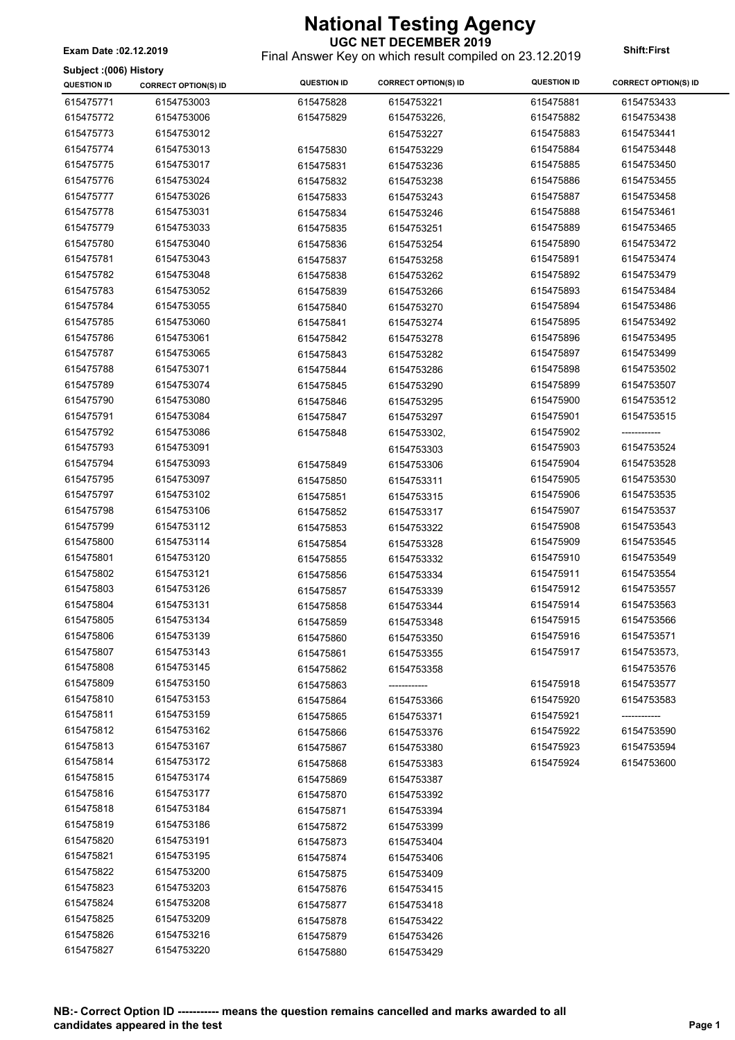# National Testing Agency

## UGC NET DECEMBER 2019

Exam Date :02.12.2019

Final Answer Key on which result compiled on 23.12.2019

Shift:First

Subject :(006) History

| QUESTION ID | CORRECT OPTION(S) ID |
|---|---|
| 615475771 | 6154753003 |
| 615475772 | 6154753006 |
| 615475773 | 6154753012 |
| 615475774 | 6154753013 |
| 615475775 | 6154753017 |
| 615475776 | 6154753024 |
| 615475777 | 6154753026 |
| 615475778 | 6154753031 |
| 615475779 | 6154753033 |
| 615475780 | 6154753040 |
| 615475781 | 6154753043 |
| 615475782 | 6154753048 |
| 615475783 | 6154753052 |
| 615475784 | 6154753055 |
| 615475785 | 6154753060 |
| 615475786 | 6154753061 |
| 615475787 | 6154753065 |
| 615475788 | 6154753071 |
| 615475789 | 6154753074 |
| 615475790 | 6154753080 |
| 615475791 | 6154753084 |
| 615475792 | 6154753086 |
| 615475793 | 6154753091 |
| 615475794 | 6154753093 |
| 615475795 | 6154753097 |
| 615475797 | 6154753102 |
| 615475798 | 6154753106 |
| 615475799 | 6154753112 |
| 615475800 | 6154753114 |
| 615475801 | 6154753120 |
| 615475802 | 6154753121 |
| 615475803 | 6154753126 |
| 615475804 | 6154753131 |
| 615475805 | 6154753134 |
| 615475806 | 6154753139 |
| 615475807 | 6154753143 |
| 615475808 | 6154753145 |
| 615475809 | 6154753150 |
| 615475810 | 6154753153 |
| 615475811 | 6154753159 |
| 615475812 | 6154753162 |
| 615475813 | 6154753167 |
| 615475814 | 6154753172 |
| 615475815 | 6154753174 |
| 615475816 | 6154753177 |
| 615475818 | 6154753184 |
| 615475819 | 6154753186 |
| 615475820 | 6154753191 |
| 615475821 | 6154753195 |
| 615475822 | 6154753200 |
| 615475823 | 6154753203 |
| 615475824 | 6154753208 |
| 615475825 | 6154753209 |
| 615475826 | 6154753216 |
| 615475827 | 6154753220 |
| 615475828 | 6154753221 |
| 615475829 | 6154753226, 6154753227 |
| 615475830 | 6154753229 |
| 615475831 | 6154753236 |
| 615475832 | 6154753238 |
| 615475833 | 6154753243 |
| 615475834 | 6154753246 |
| 615475835 | 6154753251 |
| 615475836 | 6154753254 |
| 615475837 | 6154753258 |
| 615475838 | 6154753262 |
| 615475839 | 6154753266 |
| 615475840 | 6154753270 |
| 615475841 | 6154753274 |
| 615475842 | 6154753278 |
| 615475843 | 6154753282 |
| 615475844 | 6154753286 |
| 615475845 | 6154753290 |
| 615475846 | 6154753295 |
| 615475847 | 6154753297 |
| 615475848 | 6154753302, 6154753303 |
| 615475849 | 6154753306 |
| 615475850 | 6154753311 |
| 615475851 | 6154753315 |
| 615475852 | 6154753317 |
| 615475853 | 6154753322 |
| 615475854 | 6154753328 |
| 615475855 | 6154753332 |
| 615475856 | 6154753334 |
| 615475857 | 6154753339 |
| 615475858 | 6154753344 |
| 615475859 | 6154753348 |
| 615475860 | 6154753350 |
| 615475861 | 6154753355 |
| 615475862 | 6154753358 |
| 615475863 | ------------ |
| 615475864 | 6154753366 |
| 615475865 | 6154753371 |
| 615475866 | 6154753376 |
| 615475867 | 6154753380 |
| 615475868 | 6154753383 |
| 615475869 | 6154753387 |
| 615475870 | 6154753392 |
| 615475871 | 6154753394 |
| 615475872 | 6154753399 |
| 615475873 | 6154753404 |
| 615475874 | 6154753406 |
| 615475875 | 6154753409 |
| 615475876 | 6154753415 |
| 615475877 | 6154753418 |
| 615475878 | 6154753422 |
| 615475879 | 6154753426 |
| 615475880 | 6154753429 |
| 615475881 | 6154753433 |
| 615475882 | 6154753438 |
| 615475883 | 6154753441 |
| 615475884 | 6154753448 |
| 615475885 | 6154753450 |
| 615475886 | 6154753455 |
| 615475887 | 6154753458 |
| 615475888 | 6154753461 |
| 615475889 | 6154753465 |
| 615475890 | 6154753472 |
| 615475891 | 6154753474 |
| 615475892 | 6154753479 |
| 615475893 | 6154753484 |
| 615475894 | 6154753486 |
| 615475895 | 6154753492 |
| 615475896 | 6154753495 |
| 615475897 | 6154753499 |
| 615475898 | 6154753502 |
| 615475899 | 6154753507 |
| 615475900 | 6154753512 |
| 615475901 | 6154753515 |
| 615475902 | ------------ |
| 615475903 | 6154753524 |
| 615475904 | 6154753528 |
| 615475905 | 6154753530 |
| 615475906 | 6154753535 |
| 615475907 | 6154753537 |
| 615475908 | 6154753543 |
| 615475909 | 6154753545 |
| 615475910 | 6154753549 |
| 615475911 | 6154753554 |
| 615475912 | 6154753557 |
| 615475914 | 6154753563 |
| 615475915 | 6154753566 |
| 615475916 | 6154753571 |
| 615475917 | 6154753573, 6154753576 |
| 615475918 | 6154753577 |
| 615475920 | 6154753583 |
| 615475921 | ------------ |
| 615475922 | 6154753590 |
| 615475923 | 6154753594 |
| 615475924 | 6154753600 |

**NB:- Correct Option ID ----------- means the question remains cancelled and marks awarded to all candidates appeared in the test**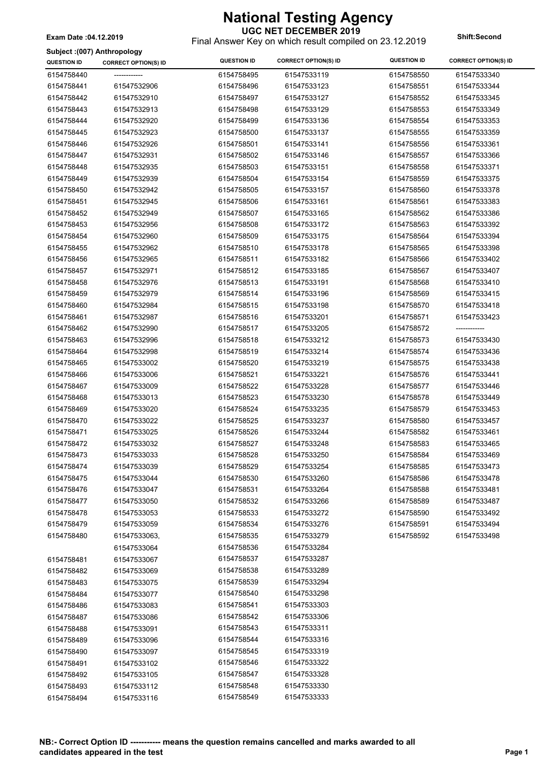# National Testing Agency

**UGC NET DECEMBER 2019**

Final Answer Key on which result compiled on 23.12.2019

**Exam Date :04.12.2019**

**Shift:Second**

**Subject :(007) Anthropology**

| QUESTION ID | CORRECT OPTION(S) ID | QUESTION ID | CORRECT OPTION(S) ID | QUESTION ID | CORRECT OPTION(S) ID |
|---|---|---|---|---|---|
| 6154758440 | ------------ | 6154758495 | 61547533119 | 6154758550 | 61547533340 |
| 6154758441 | 61547532906 | 6154758496 | 61547533123 | 6154758551 | 61547533344 |
| 6154758442 | 61547532910 | 6154758497 | 61547533127 | 6154758552 | 61547533345 |
| 6154758443 | 61547532913 | 6154758498 | 61547533129 | 6154758553 | 61547533349 |
| 6154758444 | 61547532920 | 6154758499 | 61547533136 | 6154758554 | 61547533353 |
| 6154758445 | 61547532923 | 6154758500 | 61547533137 | 6154758555 | 61547533359 |
| 6154758446 | 61547532926 | 6154758501 | 61547533141 | 6154758556 | 61547533361 |
| 6154758447 | 61547532931 | 6154758502 | 61547533146 | 6154758557 | 61547533366 |
| 6154758448 | 61547532935 | 6154758503 | 61547533151 | 6154758558 | 61547533371 |
| 6154758449 | 61547532939 | 6154758504 | 61547533154 | 6154758559 | 61547533375 |
| 6154758450 | 61547532942 | 6154758505 | 61547533157 | 6154758560 | 61547533378 |
| 6154758451 | 61547532945 | 6154758506 | 61547533161 | 6154758561 | 61547533383 |
| 6154758452 | 61547532949 | 6154758507 | 61547533165 | 6154758562 | 61547533386 |
| 6154758453 | 61547532956 | 6154758508 | 61547533172 | 6154758563 | 61547533392 |
| 6154758454 | 61547532960 | 6154758509 | 61547533175 | 6154758564 | 61547533394 |
| 6154758455 | 61547532962 | 6154758510 | 61547533178 | 6154758565 | 61547533398 |
| 6154758456 | 61547532965 | 6154758511 | 61547533182 | 6154758566 | 61547533402 |
| 6154758457 | 61547532971 | 6154758512 | 61547533185 | 6154758567 | 61547533407 |
| 6154758458 | 61547532976 | 6154758513 | 61547533191 | 6154758568 | 61547533410 |
| 6154758459 | 61547532979 | 6154758514 | 61547533196 | 6154758569 | 61547533415 |
| 6154758460 | 61547532984 | 6154758515 | 61547533198 | 6154758570 | 61547533418 |
| 6154758461 | 61547532987 | 6154758516 | 61547533201 | 6154758571 | 61547533423 |
| 6154758462 | 61547532990 | 6154758517 | 61547533205 | 6154758572 | ------------ |
| 6154758463 | 61547532996 | 6154758518 | 61547533212 | 6154758573 | 61547533430 |
| 6154758464 | 61547532998 | 6154758519 | 61547533214 | 6154758574 | 61547533436 |
| 6154758465 | 61547533002 | 6154758520 | 61547533219 | 6154758575 | 61547533438 |
| 6154758466 | 61547533006 | 6154758521 | 61547533221 | 6154758576 | 61547533441 |
| 6154758467 | 61547533009 | 6154758522 | 61547533228 | 6154758577 | 61547533446 |
| 6154758468 | 61547533013 | 6154758523 | 61547533230 | 6154758578 | 61547533449 |
| 6154758469 | 61547533020 | 6154758524 | 61547533235 | 6154758579 | 61547533453 |
| 6154758470 | 61547533022 | 6154758525 | 61547533237 | 6154758580 | 61547533457 |
| 6154758471 | 61547533025 | 6154758526 | 61547533244 | 6154758582 | 61547533461 |
| 6154758472 | 61547533032 | 6154758527 | 61547533248 | 6154758583 | 61547533465 |
| 6154758473 | 61547533033 | 6154758528 | 61547533250 | 6154758584 | 61547533469 |
| 6154758474 | 61547533039 | 6154758529 | 61547533254 | 6154758585 | 61547533473 |
| 6154758475 | 61547533044 | 6154758530 | 61547533260 | 6154758586 | 61547533478 |
| 6154758476 | 61547533047 | 6154758531 | 61547533264 | 6154758588 | 61547533481 |
| 6154758477 | 61547533050 | 6154758532 | 61547533266 | 6154758589 | 61547533487 |
| 6154758478 | 61547533053 | 6154758533 | 61547533272 | 6154758590 | 61547533492 |
| 6154758479 | 61547533059 | 6154758534 | 61547533276 | 6154758591 | 61547533494 |
| 6154758480 | 61547533063, 61547533064 | 6154758535 | 61547533279 | 6154758592 | 61547533498 |
| | | 6154758536 | 61547533284 | | |
| 6154758481 | 61547533067 | 6154758537 | 61547533287 | | |
| 6154758482 | 61547533069 | 6154758538 | 61547533289 | | |
| 6154758483 | 61547533075 | 6154758539 | 61547533294 | | |
| 6154758484 | 61547533077 | 6154758540 | 61547533298 | | |
| 6154758486 | 61547533083 | 6154758541 | 61547533303 | | |
| 6154758487 | 61547533086 | 6154758542 | 61547533306 | | |
| 6154758488 | 61547533091 | 6154758543 | 61547533311 | | |
| 6154758489 | 61547533096 | 6154758544 | 61547533316 | | |
| 6154758490 | 61547533097 | 6154758545 | 61547533319 | | |
| 6154758491 | 61547533102 | 6154758546 | 61547533322 | | |
| 6154758492 | 61547533105 | 6154758547 | 61547533328 | | |
| 6154758493 | 61547533112 | 6154758548 | 61547533330 | | |
| 6154758494 | 61547533116 | 6154758549 | 61547533333 | | |

**NB:- Correct Option ID ----------- means the question remains cancelled and marks awarded to all candidates appeared in the test**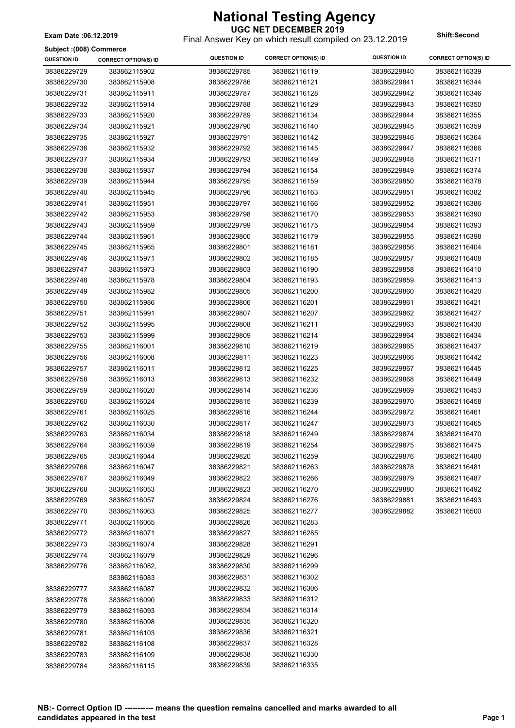# National Testing Agency

**UGC NET DECEMBER 2019**

Final Answer Key on which result compiled on 23.12.2019

**Exam Date :06.12.2019**

**Shift:Second**

**Subject :(008) Commerce**

| QUESTION ID | CORRECT OPTION(S) ID | QUESTION ID | CORRECT OPTION(S) ID | QUESTION ID | CORRECT OPTION(S) ID |
|---|---|---|---|---|---|
| 38386229729 | 383862115902 | 38386229785 | 383862116119 | 38386229840 | 383862116339 |
| 38386229730 | 383862115908 | 38386229786 | 383862116121 | 38386229841 | 383862116344 |
| 38386229731 | 383862115911 | 38386229787 | 383862116128 | 38386229842 | 383862116346 |
| 38386229732 | 383862115914 | 38386229788 | 383862116129 | 38386229843 | 383862116350 |
| 38386229733 | 383862115920 | 38386229789 | 383862116134 | 38386229844 | 383862116355 |
| 38386229734 | 383862115921 | 38386229790 | 383862116140 | 38386229845 | 383862116359 |
| 38386229735 | 383862115927 | 38386229791 | 383862116142 | 38386229846 | 383862116364 |
| 38386229736 | 383862115932 | 38386229792 | 383862116145 | 38386229847 | 383862116366 |
| 38386229737 | 383862115934 | 38386229793 | 383862116149 | 38386229848 | 383862116371 |
| 38386229738 | 383862115937 | 38386229794 | 383862116154 | 38386229849 | 383862116374 |
| 38386229739 | 383862115944 | 38386229795 | 383862116159 | 38386229850 | 383862116378 |
| 38386229740 | 383862115945 | 38386229796 | 383862116163 | 38386229851 | 383862116382 |
| 38386229741 | 383862115951 | 38386229797 | 383862116166 | 38386229852 | 383862116386 |
| 38386229742 | 383862115953 | 38386229798 | 383862116170 | 38386229853 | 383862116390 |
| 38386229743 | 383862115959 | 38386229799 | 383862116175 | 38386229854 | 383862116393 |
| 38386229744 | 383862115961 | 38386229800 | 383862116179 | 38386229855 | 383862116398 |
| 38386229745 | 383862115965 | 38386229801 | 383862116181 | 38386229856 | 383862116404 |
| 38386229746 | 383862115971 | 38386229802 | 383862116185 | 38386229857 | 383862116408 |
| 38386229747 | 383862115973 | 38386229803 | 383862116190 | 38386229858 | 383862116410 |
| 38386229748 | 383862115978 | 38386229804 | 383862116193 | 38386229859 | 383862116413 |
| 38386229749 | 383862115982 | 38386229805 | 383862116200 | 38386229860 | 383862116420 |
| 38386229750 | 383862115986 | 38386229806 | 383862116201 | 38386229861 | 383862116421 |
| 38386229751 | 383862115991 | 38386229807 | 383862116207 | 38386229862 | 383862116427 |
| 38386229752 | 383862115995 | 38386229808 | 383862116211 | 38386229863 | 383862116430 |
| 38386229753 | 383862115999 | 38386229809 | 383862116214 | 38386229864 | 383862116434 |
| 38386229755 | 383862116001 | 38386229810 | 383862116219 | 38386229865 | 383862116437 |
| 38386229756 | 383862116008 | 38386229811 | 383862116223 | 38386229866 | 383862116442 |
| 38386229757 | 383862116011 | 38386229812 | 383862116225 | 38386229867 | 383862116445 |
| 38386229758 | 383862116013 | 38386229813 | 383862116232 | 38386229868 | 383862116449 |
| 38386229759 | 383862116020 | 38386229814 | 383862116236 | 38386229869 | 383862116453 |
| 38386229760 | 383862116024 | 38386229815 | 383862116239 | 38386229870 | 383862116458 |
| 38386229761 | 383862116025 | 38386229816 | 383862116244 | 38386229872 | 383862116461 |
| 38386229762 | 383862116030 | 38386229817 | 383862116247 | 38386229873 | 383862116465 |
| 38386229763 | 383862116034 | 38386229818 | 383862116249 | 38386229874 | 383862116470 |
| 38386229764 | 383862116039 | 38386229819 | 383862116254 | 38386229875 | 383862116475 |
| 38386229765 | 383862116044 | 38386229820 | 383862116259 | 38386229876 | 383862116480 |
| 38386229766 | 383862116047 | 38386229821 | 383862116263 | 38386229878 | 383862116481 |
| 38386229767 | 383862116049 | 38386229822 | 383862116266 | 38386229879 | 383862116487 |
| 38386229768 | 383862116053 | 38386229823 | 383862116270 | 38386229880 | 383862116492 |
| 38386229769 | 383862116057 | 38386229824 | 383862116276 | 38386229881 | 383862116493 |
| 38386229770 | 383862116063 | 38386229825 | 383862116277 | 38386229882 | 383862116500 |
| 38386229771 | 383862116065 | 38386229826 | 383862116283 | | |
| 38386229772 | 383862116071 | 38386229827 | 383862116285 | | |
| 38386229773 | 383862116074 | 38386229828 | 383862116291 | | |
| 38386229774 | 383862116079 | 38386229829 | 383862116296 | | |
| 38386229776 | 383862116082, 383862116083 | 38386229830 | 383862116299 | | |
| | | 38386229831 | 383862116302 | | |
| 38386229777 | 383862116087 | 38386229832 | 383862116306 | | |
| 38386229778 | 383862116090 | 38386229833 | 383862116312 | | |
| 38386229779 | 383862116093 | 38386229834 | 383862116314 | | |
| 38386229780 | 383862116098 | 38386229835 | 383862116320 | | |
| 38386229781 | 383862116103 | 38386229836 | 383862116321 | | |
| 38386229782 | 383862116108 | 38386229837 | 383862116328 | | |
| 38386229783 | 383862116109 | 38386229838 | 383862116330 | | |
| 38386229784 | 383862116115 | 38386229839 | 383862116335 | | |

**NB:- Correct Option ID ----------- means the question remains cancelled and marks awarded to all candidates appeared in the test**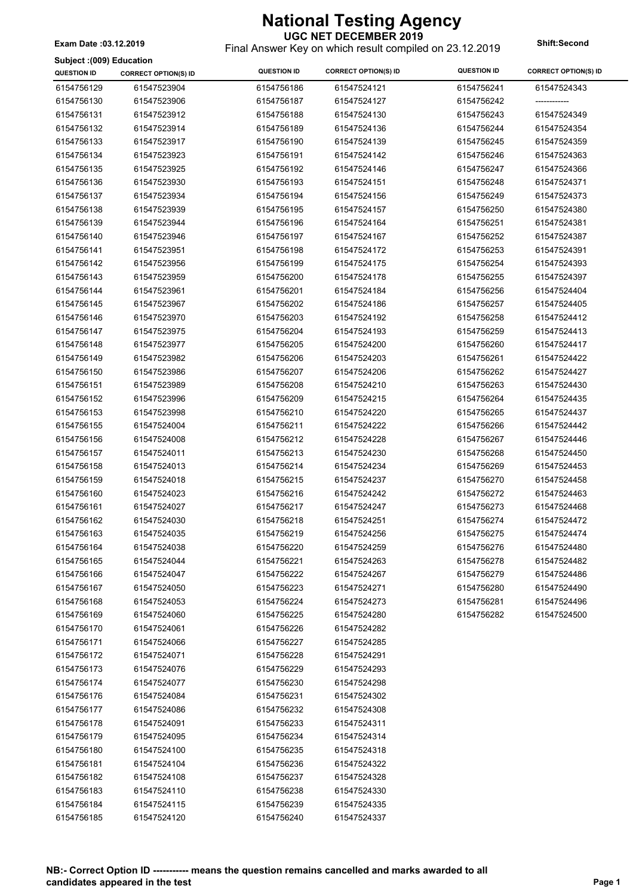# National Testing Agency

**UGC NET DECEMBER 2019**

Final Answer Key on which result compiled on 23.12.2019

**Exam Date :03.12.2019**

**Shift:Second**

**Subject :(009) Education**

| QUESTION ID | CORRECT OPTION(S) ID | QUESTION ID | CORRECT OPTION(S) ID | QUESTION ID | CORRECT OPTION(S) ID |
|---|---|---|---|---|---|
| 6154756129 | 61547523904 | 6154756186 | 61547524121 | 6154756241 | 61547524343 |
| 6154756130 | 61547523906 | 6154756187 | 61547524127 | 6154756242 | ------------ |
| 6154756131 | 61547523912 | 6154756188 | 61547524130 | 6154756243 | 61547524349 |
| 6154756132 | 61547523914 | 6154756189 | 61547524136 | 6154756244 | 61547524354 |
| 6154756133 | 61547523917 | 6154756190 | 61547524139 | 6154756245 | 61547524359 |
| 6154756134 | 61547523923 | 6154756191 | 61547524142 | 6154756246 | 61547524363 |
| 6154756135 | 61547523925 | 6154756192 | 61547524146 | 6154756247 | 61547524366 |
| 6154756136 | 61547523930 | 6154756193 | 61547524151 | 6154756248 | 61547524371 |
| 6154756137 | 61547523934 | 6154756194 | 61547524156 | 6154756249 | 61547524373 |
| 6154756138 | 61547523939 | 6154756195 | 61547524157 | 6154756250 | 61547524380 |
| 6154756139 | 61547523944 | 6154756196 | 61547524164 | 6154756251 | 61547524381 |
| 6154756140 | 61547523946 | 6154756197 | 61547524167 | 6154756252 | 61547524387 |
| 6154756141 | 61547523951 | 6154756198 | 61547524172 | 6154756253 | 61547524391 |
| 6154756142 | 61547523956 | 6154756199 | 61547524175 | 6154756254 | 61547524393 |
| 6154756143 | 61547523959 | 6154756200 | 61547524178 | 6154756255 | 61547524397 |
| 6154756144 | 61547523961 | 6154756201 | 61547524184 | 6154756256 | 61547524404 |
| 6154756145 | 61547523967 | 6154756202 | 61547524186 | 6154756257 | 61547524405 |
| 6154756146 | 61547523970 | 6154756203 | 61547524192 | 6154756258 | 61547524412 |
| 6154756147 | 61547523975 | 6154756204 | 61547524193 | 6154756259 | 61547524413 |
| 6154756148 | 61547523977 | 6154756205 | 61547524200 | 6154756260 | 61547524417 |
| 6154756149 | 61547523982 | 6154756206 | 61547524203 | 6154756261 | 61547524422 |
| 6154756150 | 61547523986 | 6154756207 | 61547524206 | 6154756262 | 61547524427 |
| 6154756151 | 61547523989 | 6154756208 | 61547524210 | 6154756263 | 61547524430 |
| 6154756152 | 61547523996 | 6154756209 | 61547524215 | 6154756264 | 61547524435 |
| 6154756153 | 61547523998 | 6154756210 | 61547524220 | 6154756265 | 61547524437 |
| 6154756155 | 61547524004 | 6154756211 | 61547524222 | 6154756266 | 61547524442 |
| 6154756156 | 61547524008 | 6154756212 | 61547524228 | 6154756267 | 61547524446 |
| 6154756157 | 61547524011 | 6154756213 | 61547524230 | 6154756268 | 61547524450 |
| 6154756158 | 61547524013 | 6154756214 | 61547524234 | 6154756269 | 61547524453 |
| 6154756159 | 61547524018 | 6154756215 | 61547524237 | 6154756270 | 61547524458 |
| 6154756160 | 61547524023 | 6154756216 | 61547524242 | 6154756272 | 61547524463 |
| 6154756161 | 61547524027 | 6154756217 | 61547524247 | 6154756273 | 61547524468 |
| 6154756162 | 61547524030 | 6154756218 | 61547524251 | 6154756274 | 61547524472 |
| 6154756163 | 61547524035 | 6154756219 | 61547524256 | 6154756275 | 61547524474 |
| 6154756164 | 61547524038 | 6154756220 | 61547524259 | 6154756276 | 61547524480 |
| 6154756165 | 61547524044 | 6154756221 | 61547524263 | 6154756278 | 61547524482 |
| 6154756166 | 61547524047 | 6154756222 | 61547524267 | 6154756279 | 61547524486 |
| 6154756167 | 61547524050 | 6154756223 | 61547524271 | 6154756280 | 61547524490 |
| 6154756168 | 61547524053 | 6154756224 | 61547524273 | 6154756281 | 61547524496 |
| 6154756169 | 61547524060 | 6154756225 | 61547524280 | 6154756282 | 61547524500 |
| 6154756170 | 61547524061 | 6154756226 | 61547524282 | | |
| 6154756171 | 61547524066 | 6154756227 | 61547524285 | | |
| 6154756172 | 61547524071 | 6154756228 | 61547524291 | | |
| 6154756173 | 61547524076 | 6154756229 | 61547524293 | | |
| 6154756174 | 61547524077 | 6154756230 | 61547524298 | | |
| 6154756176 | 61547524084 | 6154756231 | 61547524302 | | |
| 6154756177 | 61547524086 | 6154756232 | 61547524308 | | |
| 6154756178 | 61547524091 | 6154756233 | 61547524311 | | |
| 6154756179 | 61547524095 | 6154756234 | 61547524314 | | |
| 6154756180 | 61547524100 | 6154756235 | 61547524318 | | |
| 6154756181 | 61547524104 | 6154756236 | 61547524322 | | |
| 6154756182 | 61547524108 | 6154756237 | 61547524328 | | |
| 6154756183 | 61547524110 | 6154756238 | 61547524330 | | |
| 6154756184 | 61547524115 | 6154756239 | 61547524335 | | |
| 6154756185 | 61547524120 | 6154756240 | 61547524337 | | |

**NB:- Correct Option ID ----------- means the question remains cancelled and marks awarded to all candidates appeared in the test**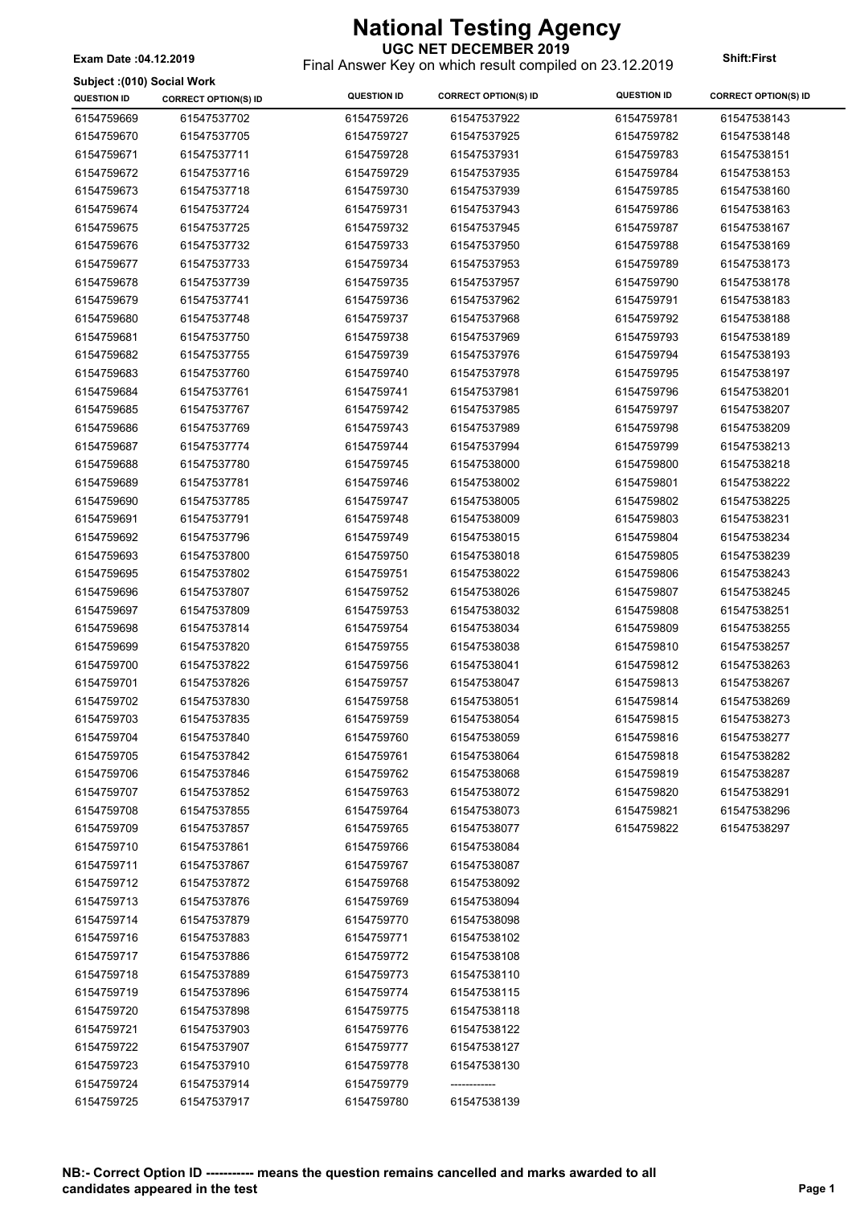# National Testing Agency

**UGC NET DECEMBER 2019**

Final Answer Key on which result compiled on 23.12.2019

**Exam Date :04.12.2019** **Shift:First**

**Subject :(010) Social Work**

| QUESTION ID | CORRECT OPTION(S) ID | QUESTION ID | CORRECT OPTION(S) ID | QUESTION ID | CORRECT OPTION(S) ID |
|---|---|---|---|---|---|
| 6154759669 | 61547537702 | 6154759726 | 61547537922 | 6154759781 | 61547538143 |
| 6154759670 | 61547537705 | 6154759727 | 61547537925 | 6154759782 | 61547538148 |
| 6154759671 | 61547537711 | 6154759728 | 61547537931 | 6154759783 | 61547538151 |
| 6154759672 | 61547537716 | 6154759729 | 61547537935 | 6154759784 | 61547538153 |
| 6154759673 | 61547537718 | 6154759730 | 61547537939 | 6154759785 | 61547538160 |
| 6154759674 | 61547537724 | 6154759731 | 61547537943 | 6154759786 | 61547538163 |
| 6154759675 | 61547537725 | 6154759732 | 61547537945 | 6154759787 | 61547538167 |
| 6154759676 | 61547537732 | 6154759733 | 61547537950 | 6154759788 | 61547538169 |
| 6154759677 | 61547537733 | 6154759734 | 61547537953 | 6154759789 | 61547538173 |
| 6154759678 | 61547537739 | 6154759735 | 61547537957 | 6154759790 | 61547538178 |
| 6154759679 | 61547537741 | 6154759736 | 61547537962 | 6154759791 | 61547538183 |
| 6154759680 | 61547537748 | 6154759737 | 61547537968 | 6154759792 | 61547538188 |
| 6154759681 | 61547537750 | 6154759738 | 61547537969 | 6154759793 | 61547538189 |
| 6154759682 | 61547537755 | 6154759739 | 61547537976 | 6154759794 | 61547538193 |
| 6154759683 | 61547537760 | 6154759740 | 61547537978 | 6154759795 | 61547538197 |
| 6154759684 | 61547537761 | 6154759741 | 61547537981 | 6154759796 | 61547538201 |
| 6154759685 | 61547537767 | 6154759742 | 61547537985 | 6154759797 | 61547538207 |
| 6154759686 | 61547537769 | 6154759743 | 61547537989 | 6154759798 | 61547538209 |
| 6154759687 | 61547537774 | 6154759744 | 61547537994 | 6154759799 | 61547538213 |
| 6154759688 | 61547537780 | 6154759745 | 61547538000 | 6154759800 | 61547538218 |
| 6154759689 | 61547537781 | 6154759746 | 61547538002 | 6154759801 | 61547538222 |
| 6154759690 | 61547537785 | 6154759747 | 61547538005 | 6154759802 | 61547538225 |
| 6154759691 | 61547537791 | 6154759748 | 61547538009 | 6154759803 | 61547538231 |
| 6154759692 | 61547537796 | 6154759749 | 61547538015 | 6154759804 | 61547538234 |
| 6154759693 | 61547537800 | 6154759750 | 61547538018 | 6154759805 | 61547538239 |
| 6154759695 | 61547537802 | 6154759751 | 61547538022 | 6154759806 | 61547538243 |
| 6154759696 | 61547537807 | 6154759752 | 61547538026 | 6154759807 | 61547538245 |
| 6154759697 | 61547537809 | 6154759753 | 61547538032 | 6154759808 | 61547538251 |
| 6154759698 | 61547537814 | 6154759754 | 61547538034 | 6154759809 | 61547538255 |
| 6154759699 | 61547537820 | 6154759755 | 61547538038 | 6154759810 | 61547538257 |
| 6154759700 | 61547537822 | 6154759756 | 61547538041 | 6154759812 | 61547538263 |
| 6154759701 | 61547537826 | 6154759757 | 61547538047 | 6154759813 | 61547538267 |
| 6154759702 | 61547537830 | 6154759758 | 61547538051 | 6154759814 | 61547538269 |
| 6154759703 | 61547537835 | 6154759759 | 61547538054 | 6154759815 | 61547538273 |
| 6154759704 | 61547537840 | 6154759760 | 61547538059 | 6154759816 | 61547538277 |
| 6154759705 | 61547537842 | 6154759761 | 61547538064 | 6154759818 | 61547538282 |
| 6154759706 | 61547537846 | 6154759762 | 61547538068 | 6154759819 | 61547538287 |
| 6154759707 | 61547537852 | 6154759763 | 61547538072 | 6154759820 | 61547538291 |
| 6154759708 | 61547537855 | 6154759764 | 61547538073 | 6154759821 | 61547538296 |
| 6154759709 | 61547537857 | 6154759765 | 61547538077 | 6154759822 | 61547538297 |
| 6154759710 | 61547537861 | 6154759766 | 61547538084 | | |
| 6154759711 | 61547537867 | 6154759767 | 61547538087 | | |
| 6154759712 | 61547537872 | 6154759768 | 61547538092 | | |
| 6154759713 | 61547537876 | 6154759769 | 61547538094 | | |
| 6154759714 | 61547537879 | 6154759770 | 61547538098 | | |
| 6154759716 | 61547537883 | 6154759771 | 61547538102 | | |
| 6154759717 | 61547537886 | 6154759772 | 61547538108 | | |
| 6154759718 | 61547537889 | 6154759773 | 61547538110 | | |
| 6154759719 | 61547537896 | 6154759774 | 61547538115 | | |
| 6154759720 | 61547537898 | 6154759775 | 61547538118 | | |
| 6154759721 | 61547537903 | 6154759776 | 61547538122 | | |
| 6154759722 | 61547537907 | 6154759777 | 61547538127 | | |
| 6154759723 | 61547537910 | 6154759778 | 61547538130 | | |
| 6154759724 | 61547537914 | 6154759779 | ------------ | | |
| 6154759725 | 61547537917 | 6154759780 | 61547538139 | | |

**NB:- Correct Option ID ----------- means the question remains cancelled and marks awarded to all candidates appeared in the test**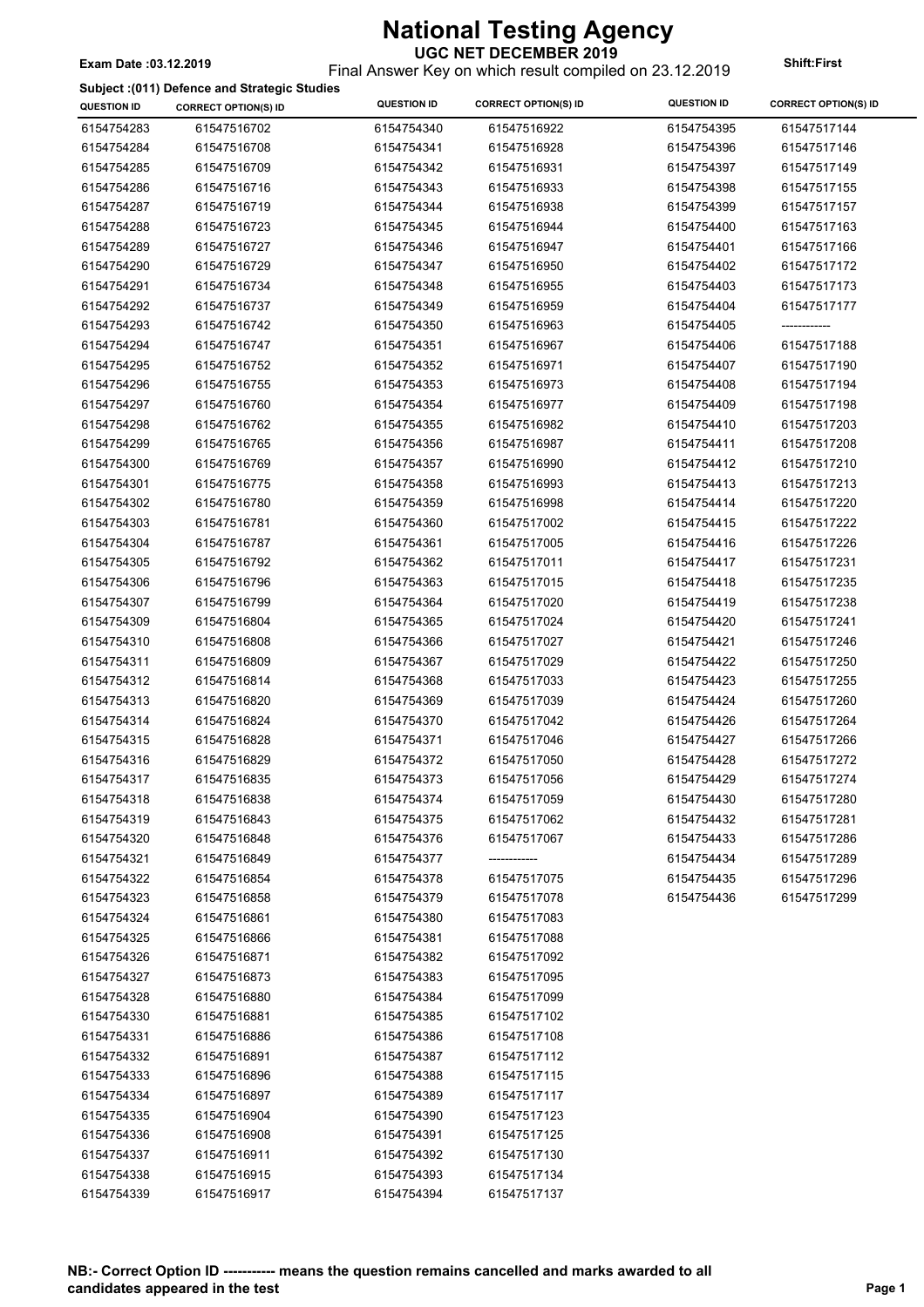# National Testing Agency

**UGC NET DECEMBER 2019**

**Exam Date :03.12.2019**

Final Answer Key on which result compiled on 23.12.2019

**Shift:First**

**Subject :(011) Defence and Strategic Studies**

| QUESTION ID | CORRECT OPTION(S) ID | QUESTION ID | CORRECT OPTION(S) ID | QUESTION ID | CORRECT OPTION(S) ID |
|---|---|---|---|---|---|
| 6154754283 | 61547516702 | 6154754340 | 61547516922 | 6154754395 | 61547517144 |
| 6154754284 | 61547516708 | 6154754341 | 61547516928 | 6154754396 | 61547517146 |
| 6154754285 | 61547516709 | 6154754342 | 61547516931 | 6154754397 | 61547517149 |
| 6154754286 | 61547516716 | 6154754343 | 61547516933 | 6154754398 | 61547517155 |
| 6154754287 | 61547516719 | 6154754344 | 61547516938 | 6154754399 | 61547517157 |
| 6154754288 | 61547516723 | 6154754345 | 61547516944 | 6154754400 | 61547517163 |
| 6154754289 | 61547516727 | 6154754346 | 61547516947 | 6154754401 | 61547517166 |
| 6154754290 | 61547516729 | 6154754347 | 61547516950 | 6154754402 | 61547517172 |
| 6154754291 | 61547516734 | 6154754348 | 61547516955 | 6154754403 | 61547517173 |
| 6154754292 | 61547516737 | 6154754349 | 61547516959 | 6154754404 | 61547517177 |
| 6154754293 | 61547516742 | 6154754350 | 61547516963 | 6154754405 | ----------- |
| 6154754294 | 61547516747 | 6154754351 | 61547516967 | 6154754406 | 61547517188 |
| 6154754295 | 61547516752 | 6154754352 | 61547516971 | 6154754407 | 61547517190 |
| 6154754296 | 61547516755 | 6154754353 | 61547516973 | 6154754408 | 61547517194 |
| 6154754297 | 61547516760 | 6154754354 | 61547516977 | 6154754409 | 61547517198 |
| 6154754298 | 61547516762 | 6154754355 | 61547516982 | 6154754410 | 61547517203 |
| 6154754299 | 61547516765 | 6154754356 | 61547516987 | 6154754411 | 61547517208 |
| 6154754300 | 61547516769 | 6154754357 | 61547516990 | 6154754412 | 61547517210 |
| 6154754301 | 61547516775 | 6154754358 | 61547516993 | 6154754413 | 61547517213 |
| 6154754302 | 61547516780 | 6154754359 | 61547516998 | 6154754414 | 61547517220 |
| 6154754303 | 61547516781 | 6154754360 | 61547517002 | 6154754415 | 61547517222 |
| 6154754304 | 61547516787 | 6154754361 | 61547517005 | 6154754416 | 61547517226 |
| 6154754305 | 61547516792 | 6154754362 | 61547517011 | 6154754417 | 61547517231 |
| 6154754306 | 61547516796 | 6154754363 | 61547517015 | 6154754418 | 61547517235 |
| 6154754307 | 61547516799 | 6154754364 | 61547517020 | 6154754419 | 61547517238 |
| 6154754309 | 61547516804 | 6154754365 | 61547517024 | 6154754420 | 61547517241 |
| 6154754310 | 61547516808 | 6154754366 | 61547517027 | 6154754421 | 61547517246 |
| 6154754311 | 61547516809 | 6154754367 | 61547517029 | 6154754422 | 61547517250 |
| 6154754312 | 61547516814 | 6154754368 | 61547517033 | 6154754423 | 61547517255 |
| 6154754313 | 61547516820 | 6154754369 | 61547517039 | 6154754424 | 61547517260 |
| 6154754314 | 61547516824 | 6154754370 | 61547517042 | 6154754426 | 61547517264 |
| 6154754315 | 61547516828 | 6154754371 | 61547517046 | 6154754427 | 61547517266 |
| 6154754316 | 61547516829 | 6154754372 | 61547517050 | 6154754428 | 61547517272 |
| 6154754317 | 61547516835 | 6154754373 | 61547517056 | 6154754429 | 61547517274 |
| 6154754318 | 61547516838 | 6154754374 | 61547517059 | 6154754430 | 61547517280 |
| 6154754319 | 61547516843 | 6154754375 | 61547517062 | 6154754432 | 61547517281 |
| 6154754320 | 61547516848 | 6154754376 | 61547517067 | 6154754433 | 61547517286 |
| 6154754321 | 61547516849 | 6154754377 | ----------- | 6154754434 | 61547517289 |
| 6154754322 | 61547516854 | 6154754378 | 61547517075 | 6154754435 | 61547517296 |
| 6154754323 | 61547516858 | 6154754379 | 61547517078 | 6154754436 | 61547517299 |
| 6154754324 | 61547516861 | 6154754380 | 61547517083 | | |
| 6154754325 | 61547516866 | 6154754381 | 61547517088 | | |
| 6154754326 | 61547516871 | 6154754382 | 61547517092 | | |
| 6154754327 | 61547516873 | 6154754383 | 61547517095 | | |
| 6154754328 | 61547516880 | 6154754384 | 61547517099 | | |
| 6154754330 | 61547516881 | 6154754385 | 61547517102 | | |
| 6154754331 | 61547516886 | 6154754386 | 61547517108 | | |
| 6154754332 | 61547516891 | 6154754387 | 61547517112 | | |
| 6154754333 | 61547516896 | 6154754388 | 61547517115 | | |
| 6154754334 | 61547516897 | 6154754389 | 61547517117 | | |
| 6154754335 | 61547516904 | 6154754390 | 61547517123 | | |
| 6154754336 | 61547516908 | 6154754391 | 61547517125 | | |
| 6154754337 | 61547516911 | 6154754392 | 61547517130 | | |
| 6154754338 | 61547516915 | 6154754393 | 61547517134 | | |
| 6154754339 | 61547516917 | 6154754394 | 61547517137 | | |

**NB:- Correct Option ID ----------- means the question remains cancelled and marks awarded to all candidates appeared in the test**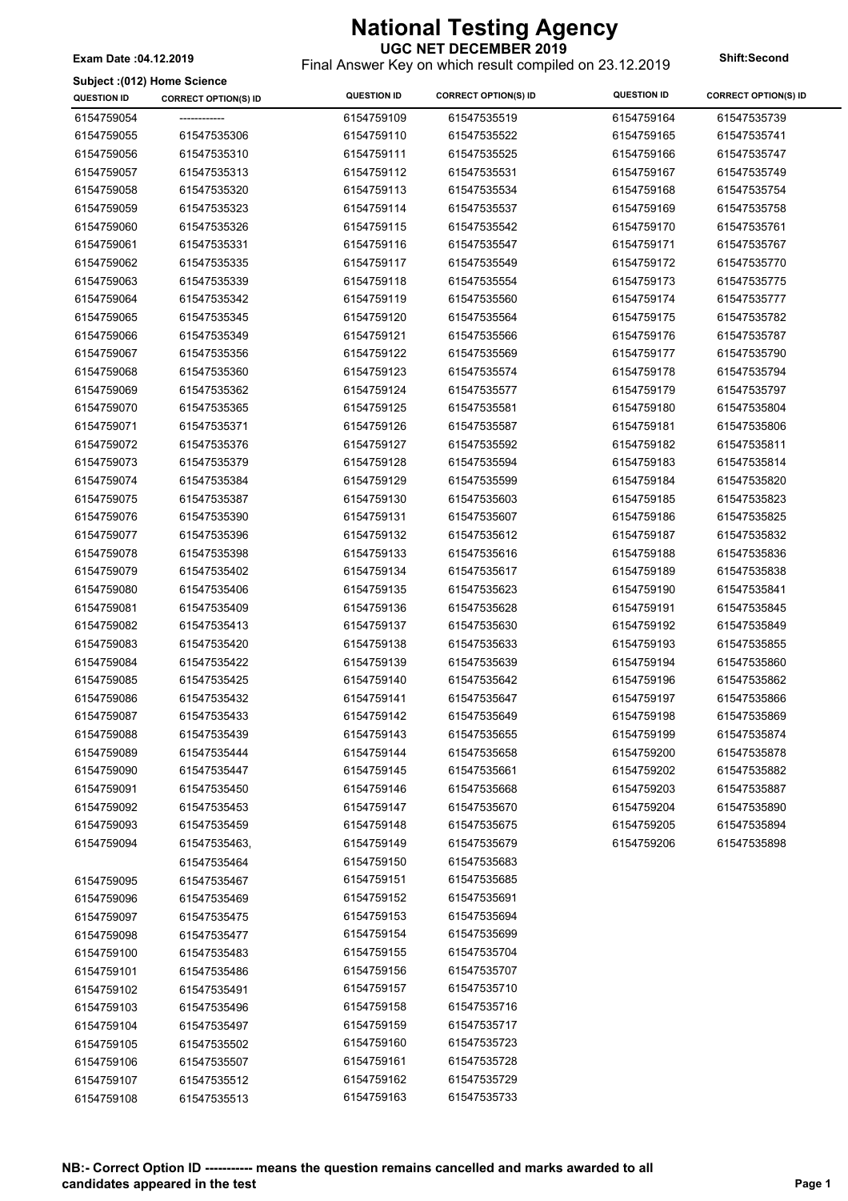# National Testing Agency

**UGC NET DECEMBER 2019**

Final Answer Key on which result compiled on 23.12.2019

**Exam Date :04.12.2019**

**Shift:Second**

**Subject :(012) Home Science**

| QUESTION ID | CORRECT OPTION(S) ID | QUESTION ID | CORRECT OPTION(S) ID | QUESTION ID | CORRECT OPTION(S) ID |
|---|---|---|---|---|---|
| 6154759054 | ------------ | 6154759109 | 61547535519 | 6154759164 | 61547535739 |
| 6154759055 | 61547535306 | 6154759110 | 61547535522 | 6154759165 | 61547535741 |
| 6154759056 | 61547535310 | 6154759111 | 61547535525 | 6154759166 | 61547535747 |
| 6154759057 | 61547535313 | 6154759112 | 61547535531 | 6154759167 | 61547535749 |
| 6154759058 | 61547535320 | 6154759113 | 61547535534 | 6154759168 | 61547535754 |
| 6154759059 | 61547535323 | 6154759114 | 61547535537 | 6154759169 | 61547535758 |
| 6154759060 | 61547535326 | 6154759115 | 61547535542 | 6154759170 | 61547535761 |
| 6154759061 | 61547535331 | 6154759116 | 61547535547 | 6154759171 | 61547535767 |
| 6154759062 | 61547535335 | 6154759117 | 61547535549 | 6154759172 | 61547535770 |
| 6154759063 | 61547535339 | 6154759118 | 61547535554 | 6154759173 | 61547535775 |
| 6154759064 | 61547535342 | 6154759119 | 61547535560 | 6154759174 | 61547535777 |
| 6154759065 | 61547535345 | 6154759120 | 61547535564 | 6154759175 | 61547535782 |
| 6154759066 | 61547535349 | 6154759121 | 61547535566 | 6154759176 | 61547535787 |
| 6154759067 | 61547535356 | 6154759122 | 61547535569 | 6154759177 | 61547535790 |
| 6154759068 | 61547535360 | 6154759123 | 61547535574 | 6154759178 | 61547535794 |
| 6154759069 | 61547535362 | 6154759124 | 61547535577 | 6154759179 | 61547535797 |
| 6154759070 | 61547535365 | 6154759125 | 61547535581 | 6154759180 | 61547535804 |
| 6154759071 | 61547535371 | 6154759126 | 61547535587 | 6154759181 | 61547535806 |
| 6154759072 | 61547535376 | 6154759127 | 61547535592 | 6154759182 | 61547535811 |
| 6154759073 | 61547535379 | 6154759128 | 61547535594 | 6154759183 | 61547535814 |
| 6154759074 | 61547535384 | 6154759129 | 61547535599 | 6154759184 | 61547535820 |
| 6154759075 | 61547535387 | 6154759130 | 61547535603 | 6154759185 | 61547535823 |
| 6154759076 | 61547535390 | 6154759131 | 61547535607 | 6154759186 | 61547535825 |
| 6154759077 | 61547535396 | 6154759132 | 61547535612 | 6154759187 | 61547535832 |
| 6154759078 | 61547535398 | 6154759133 | 61547535616 | 6154759188 | 61547535836 |
| 6154759079 | 61547535402 | 6154759134 | 61547535617 | 6154759189 | 61547535838 |
| 6154759080 | 61547535406 | 6154759135 | 61547535623 | 6154759190 | 61547535841 |
| 6154759081 | 61547535409 | 6154759136 | 61547535628 | 6154759191 | 61547535845 |
| 6154759082 | 61547535413 | 6154759137 | 61547535630 | 6154759192 | 61547535849 |
| 6154759083 | 61547535420 | 6154759138 | 61547535633 | 6154759193 | 61547535855 |
| 6154759084 | 61547535422 | 6154759139 | 61547535639 | 6154759194 | 61547535860 |
| 6154759085 | 61547535425 | 6154759140 | 61547535642 | 6154759196 | 61547535862 |
| 6154759086 | 61547535432 | 6154759141 | 61547535647 | 6154759197 | 61547535866 |
| 6154759087 | 61547535433 | 6154759142 | 61547535649 | 6154759198 | 61547535869 |
| 6154759088 | 61547535439 | 6154759143 | 61547535655 | 6154759199 | 61547535874 |
| 6154759089 | 61547535444 | 6154759144 | 61547535658 | 6154759200 | 61547535878 |
| 6154759090 | 61547535447 | 6154759145 | 61547535661 | 6154759202 | 61547535882 |
| 6154759091 | 61547535450 | 6154759146 | 61547535668 | 6154759203 | 61547535887 |
| 6154759092 | 61547535453 | 6154759147 | 61547535670 | 6154759204 | 61547535890 |
| 6154759093 | 61547535459 | 6154759148 | 61547535675 | 6154759205 | 61547535894 |
| 6154759094 | 61547535463, 61547535464 | 6154759149 | 61547535679 | 6154759206 | 61547535898 |
| | | 6154759150 | 61547535683 | | |
| 6154759095 | 61547535467 | 6154759151 | 61547535685 | | |
| 6154759096 | 61547535469 | 6154759152 | 61547535691 | | |
| 6154759097 | 61547535475 | 6154759153 | 61547535694 | | |
| 6154759098 | 61547535477 | 6154759154 | 61547535699 | | |
| 6154759100 | 61547535483 | 6154759155 | 61547535704 | | |
| 6154759101 | 61547535486 | 6154759156 | 61547535707 | | |
| 6154759102 | 61547535491 | 6154759157 | 61547535710 | | |
| 6154759103 | 61547535496 | 6154759158 | 61547535716 | | |
| 6154759104 | 61547535497 | 6154759159 | 61547535717 | | |
| 6154759105 | 61547535502 | 6154759160 | 61547535723 | | |
| 6154759106 | 61547535507 | 6154759161 | 61547535728 | | |
| 6154759107 | 61547535512 | 6154759162 | 61547535729 | | |
| 6154759108 | 61547535513 | 6154759163 | 61547535733 | | |

**NB:- Correct Option ID ----------- means the question remains cancelled and marks awarded to all candidates appeared in the test**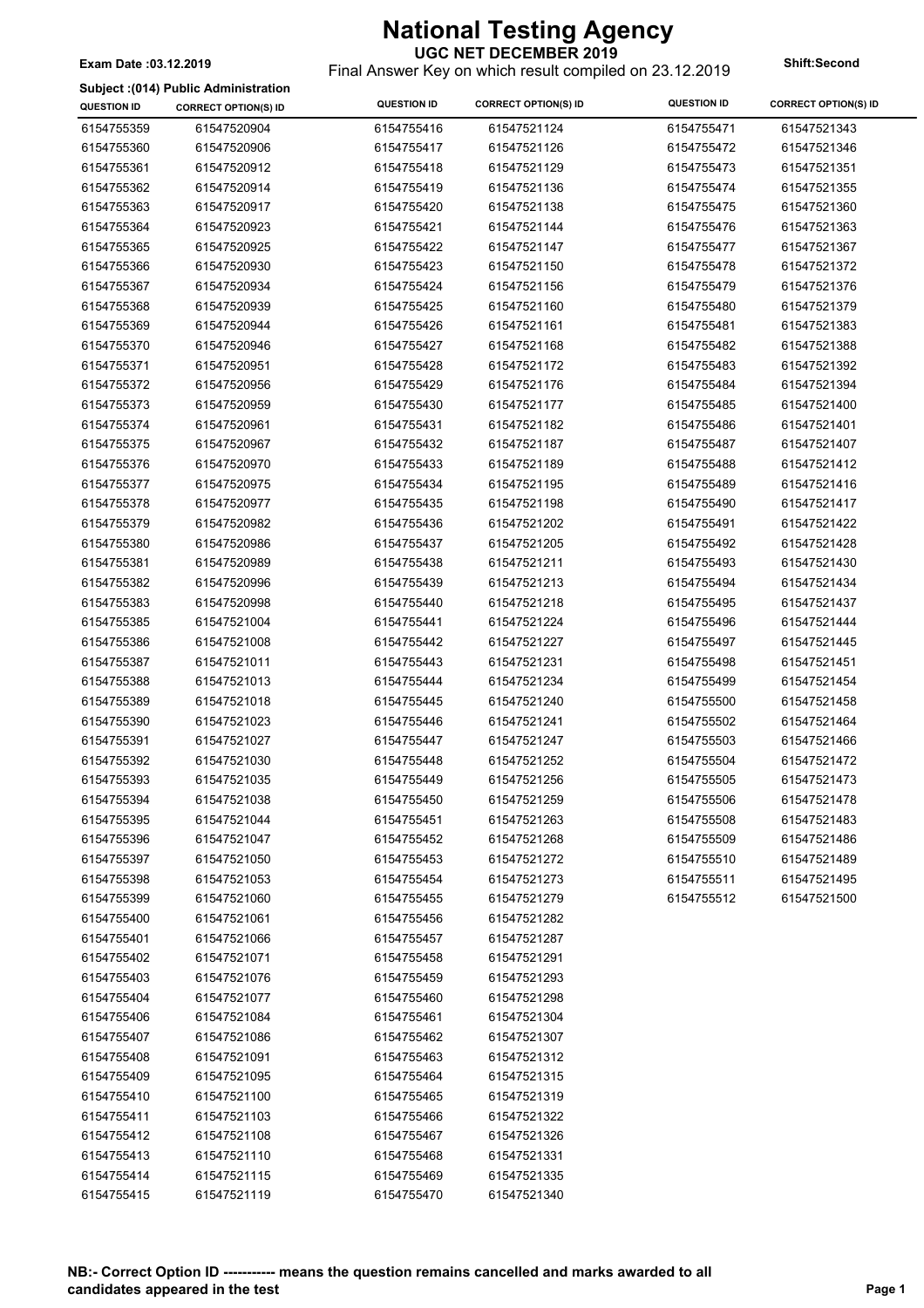# National Testing Agency

**UGC NET DECEMBER 2019**

Final Answer Key on which result compiled on 23.12.2019

**Exam Date :03.12.2019**

**Shift:Second**

**Subject :(014) Public Administration**

| QUESTION ID | CORRECT OPTION(S) ID | QUESTION ID | CORRECT OPTION(S) ID | QUESTION ID | CORRECT OPTION(S) ID |
|---|---|---|---|---|---|
| 6154755359 | 61547520904 | 6154755416 | 61547521124 | 6154755471 | 61547521343 |
| 6154755360 | 61547520906 | 6154755417 | 61547521126 | 6154755472 | 61547521346 |
| 6154755361 | 61547520912 | 6154755418 | 61547521129 | 6154755473 | 61547521351 |
| 6154755362 | 61547520914 | 6154755419 | 61547521136 | 6154755474 | 61547521355 |
| 6154755363 | 61547520917 | 6154755420 | 61547521138 | 6154755475 | 61547521360 |
| 6154755364 | 61547520923 | 6154755421 | 61547521144 | 6154755476 | 61547521363 |
| 6154755365 | 61547520925 | 6154755422 | 61547521147 | 6154755477 | 61547521367 |
| 6154755366 | 61547520930 | 6154755423 | 61547521150 | 6154755478 | 61547521372 |
| 6154755367 | 61547520934 | 6154755424 | 61547521156 | 6154755479 | 61547521376 |
| 6154755368 | 61547520939 | 6154755425 | 61547521160 | 6154755480 | 61547521379 |
| 6154755369 | 61547520944 | 6154755426 | 61547521161 | 6154755481 | 61547521383 |
| 6154755370 | 61547520946 | 6154755427 | 61547521168 | 6154755482 | 61547521388 |
| 6154755371 | 61547520951 | 6154755428 | 61547521172 | 6154755483 | 61547521392 |
| 6154755372 | 61547520956 | 6154755429 | 61547521176 | 6154755484 | 61547521394 |
| 6154755373 | 61547520959 | 6154755430 | 61547521177 | 6154755485 | 61547521400 |
| 6154755374 | 61547520961 | 6154755431 | 61547521182 | 6154755486 | 61547521401 |
| 6154755375 | 61547520967 | 6154755432 | 61547521187 | 6154755487 | 61547521407 |
| 6154755376 | 61547520970 | 6154755433 | 61547521189 | 6154755488 | 61547521412 |
| 6154755377 | 61547520975 | 6154755434 | 61547521195 | 6154755489 | 61547521416 |
| 6154755378 | 61547520977 | 6154755435 | 61547521198 | 6154755490 | 61547521417 |
| 6154755379 | 61547520982 | 6154755436 | 61547521202 | 6154755491 | 61547521422 |
| 6154755380 | 61547520986 | 6154755437 | 61547521205 | 6154755492 | 61547521428 |
| 6154755381 | 61547520989 | 6154755438 | 61547521211 | 6154755493 | 61547521430 |
| 6154755382 | 61547520996 | 6154755439 | 61547521213 | 6154755494 | 61547521434 |
| 6154755383 | 61547520998 | 6154755440 | 61547521218 | 6154755495 | 61547521437 |
| 6154755385 | 61547521004 | 6154755441 | 61547521224 | 6154755496 | 61547521444 |
| 6154755386 | 61547521008 | 6154755442 | 61547521227 | 6154755497 | 61547521445 |
| 6154755387 | 61547521011 | 6154755443 | 61547521231 | 6154755498 | 61547521451 |
| 6154755388 | 61547521013 | 6154755444 | 61547521234 | 6154755499 | 61547521454 |
| 6154755389 | 61547521018 | 6154755445 | 61547521240 | 6154755500 | 61547521458 |
| 6154755390 | 61547521023 | 6154755446 | 61547521241 | 6154755502 | 61547521464 |
| 6154755391 | 61547521027 | 6154755447 | 61547521247 | 6154755503 | 61547521466 |
| 6154755392 | 61547521030 | 6154755448 | 61547521252 | 6154755504 | 61547521472 |
| 6154755393 | 61547521035 | 6154755449 | 61547521256 | 6154755505 | 61547521473 |
| 6154755394 | 61547521038 | 6154755450 | 61547521259 | 6154755506 | 61547521478 |
| 6154755395 | 61547521044 | 6154755451 | 61547521263 | 6154755508 | 61547521483 |
| 6154755396 | 61547521047 | 6154755452 | 61547521268 | 6154755509 | 61547521486 |
| 6154755397 | 61547521050 | 6154755453 | 61547521272 | 6154755510 | 61547521489 |
| 6154755398 | 61547521053 | 6154755454 | 61547521273 | 6154755511 | 61547521495 |
| 6154755399 | 61547521060 | 6154755455 | 61547521279 | 6154755512 | 61547521500 |
| 6154755400 | 61547521061 | 6154755456 | 61547521282 | | |
| 6154755401 | 61547521066 | 6154755457 | 61547521287 | | |
| 6154755402 | 61547521071 | 6154755458 | 61547521291 | | |
| 6154755403 | 61547521076 | 6154755459 | 61547521293 | | |
| 6154755404 | 61547521077 | 6154755460 | 61547521298 | | |
| 6154755406 | 61547521084 | 6154755461 | 61547521304 | | |
| 6154755407 | 61547521086 | 6154755462 | 61547521307 | | |
| 6154755408 | 61547521091 | 6154755463 | 61547521312 | | |
| 6154755409 | 61547521095 | 6154755464 | 61547521315 | | |
| 6154755410 | 61547521100 | 6154755465 | 61547521319 | | |
| 6154755411 | 61547521103 | 6154755466 | 61547521322 | | |
| 6154755412 | 61547521108 | 6154755467 | 61547521326 | | |
| 6154755413 | 61547521110 | 6154755468 | 61547521331 | | |
| 6154755414 | 61547521115 | 6154755469 | 61547521335 | | |
| 6154755415 | 61547521119 | 6154755470 | 61547521340 | | |

**NB:- Correct Option ID ----------- means the question remains cancelled and marks awarded to all candidates appeared in the test**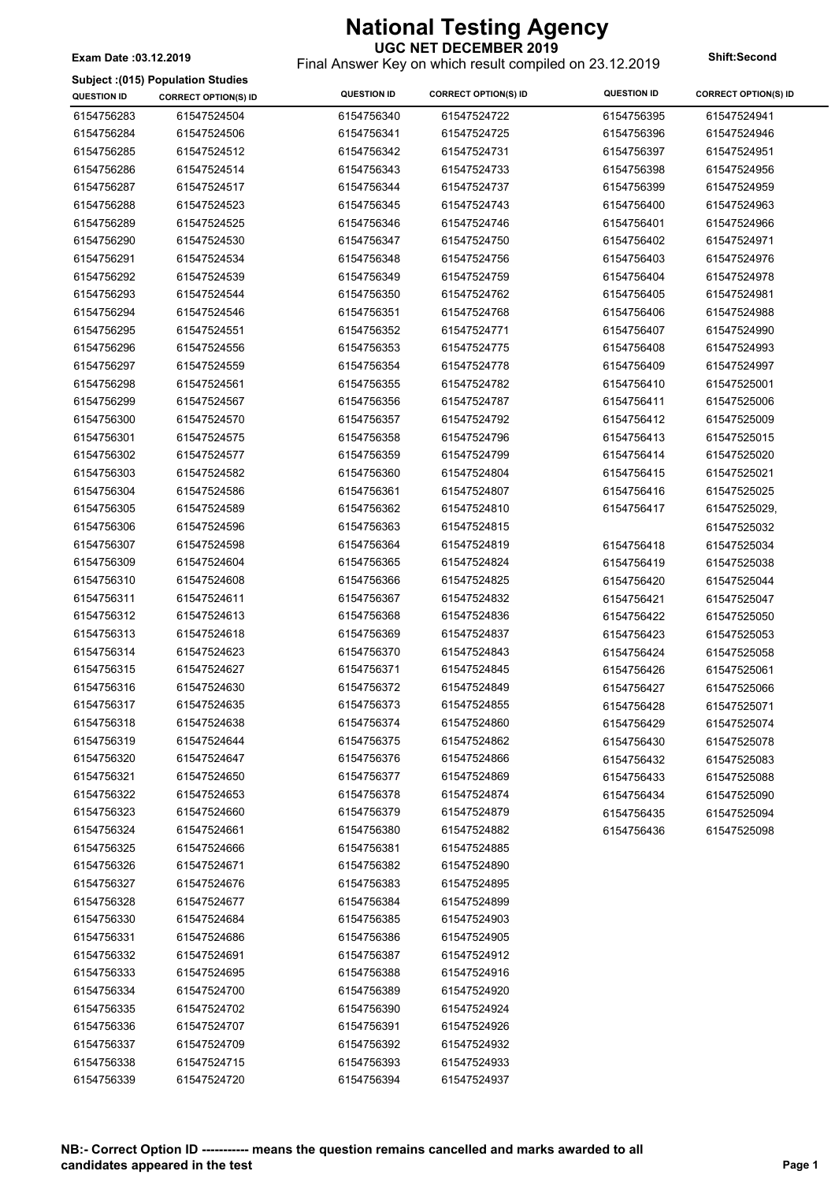# National Testing Agency

**UGC NET DECEMBER 2019**

**Exam Date :03.12.2019**

Final Answer Key on which result compiled on 23.12.2019

**Shift:Second**

**Subject :(015) Population Studies**

| QUESTION ID | CORRECT OPTION(S) ID | QUESTION ID | CORRECT OPTION(S) ID | QUESTION ID | CORRECT OPTION(S) ID |
|---|---|---|---|---|---|
| 6154756283 | 61547524504 | 6154756340 | 61547524722 | 6154756395 | 61547524941 |
| 6154756284 | 61547524506 | 6154756341 | 61547524725 | 6154756396 | 61547524946 |
| 6154756285 | 61547524512 | 6154756342 | 61547524731 | 6154756397 | 61547524951 |
| 6154756286 | 61547524514 | 6154756343 | 61547524733 | 6154756398 | 61547524956 |
| 6154756287 | 61547524517 | 6154756344 | 61547524737 | 6154756399 | 61547524959 |
| 6154756288 | 61547524523 | 6154756345 | 61547524743 | 6154756400 | 61547524963 |
| 6154756289 | 61547524525 | 6154756346 | 61547524746 | 6154756401 | 61547524966 |
| 6154756290 | 61547524530 | 6154756347 | 61547524750 | 6154756402 | 61547524971 |
| 6154756291 | 61547524534 | 6154756348 | 61547524756 | 6154756403 | 61547524976 |
| 6154756292 | 61547524539 | 6154756349 | 61547524759 | 6154756404 | 61547524978 |
| 6154756293 | 61547524544 | 6154756350 | 61547524762 | 6154756405 | 61547524981 |
| 6154756294 | 61547524546 | 6154756351 | 61547524768 | 6154756406 | 61547524988 |
| 6154756295 | 61547524551 | 6154756352 | 61547524771 | 6154756407 | 61547524990 |
| 6154756296 | 61547524556 | 6154756353 | 61547524775 | 6154756408 | 61547524993 |
| 6154756297 | 61547524559 | 6154756354 | 61547524778 | 6154756409 | 61547524997 |
| 6154756298 | 61547524561 | 6154756355 | 61547524782 | 6154756410 | 61547525001 |
| 6154756299 | 61547524567 | 6154756356 | 61547524787 | 6154756411 | 61547525006 |
| 6154756300 | 61547524570 | 6154756357 | 61547524792 | 6154756412 | 61547525009 |
| 6154756301 | 61547524575 | 6154756358 | 61547524796 | 6154756413 | 61547525015 |
| 6154756302 | 61547524577 | 6154756359 | 61547524799 | 6154756414 | 61547525020 |
| 6154756303 | 61547524582 | 6154756360 | 61547524804 | 6154756415 | 61547525021 |
| 6154756304 | 61547524586 | 6154756361 | 61547524807 | 6154756416 | 61547525025 |
| 6154756305 | 61547524589 | 6154756362 | 61547524810 | 6154756417 | 61547525029, 61547525032 |
| 6154756306 | 61547524596 | 6154756363 | 61547524815 | | |
| 6154756307 | 61547524598 | 6154756364 | 61547524819 | 6154756418 | 61547525034 |
| 6154756309 | 61547524604 | 6154756365 | 61547524824 | 6154756419 | 61547525038 |
| 6154756310 | 61547524608 | 6154756366 | 61547524825 | 6154756420 | 61547525044 |
| 6154756311 | 61547524611 | 6154756367 | 61547524832 | 6154756421 | 61547525047 |
| 6154756312 | 61547524613 | 6154756368 | 61547524836 | 6154756422 | 61547525050 |
| 6154756313 | 61547524618 | 6154756369 | 61547524837 | 6154756423 | 61547525053 |
| 6154756314 | 61547524623 | 6154756370 | 61547524843 | 6154756424 | 61547525058 |
| 6154756315 | 61547524627 | 6154756371 | 61547524845 | 6154756426 | 61547525061 |
| 6154756316 | 61547524630 | 6154756372 | 61547524849 | 6154756427 | 61547525066 |
| 6154756317 | 61547524635 | 6154756373 | 61547524855 | 6154756428 | 61547525071 |
| 6154756318 | 61547524638 | 6154756374 | 61547524860 | 6154756429 | 61547525074 |
| 6154756319 | 61547524644 | 6154756375 | 61547524862 | 6154756430 | 61547525078 |
| 6154756320 | 61547524647 | 6154756376 | 61547524866 | 6154756432 | 61547525083 |
| 6154756321 | 61547524650 | 6154756377 | 61547524869 | 6154756433 | 61547525088 |
| 6154756322 | 61547524653 | 6154756378 | 61547524874 | 6154756434 | 61547525090 |
| 6154756323 | 61547524660 | 6154756379 | 61547524879 | 6154756435 | 61547525094 |
| 6154756324 | 61547524661 | 6154756380 | 61547524882 | 6154756436 | 61547525098 |
| 6154756325 | 61547524666 | 6154756381 | 61547524885 | | |
| 6154756326 | 61547524671 | 6154756382 | 61547524890 | | |
| 6154756327 | 61547524676 | 6154756383 | 61547524895 | | |
| 6154756328 | 61547524677 | 6154756384 | 61547524899 | | |
| 6154756330 | 61547524684 | 6154756385 | 61547524903 | | |
| 6154756331 | 61547524686 | 6154756386 | 61547524905 | | |
| 6154756332 | 61547524691 | 6154756387 | 61547524912 | | |
| 6154756333 | 61547524695 | 6154756388 | 61547524916 | | |
| 6154756334 | 61547524700 | 6154756389 | 61547524920 | | |
| 6154756335 | 61547524702 | 6154756390 | 61547524924 | | |
| 6154756336 | 61547524707 | 6154756391 | 61547524926 | | |
| 6154756337 | 61547524709 | 6154756392 | 61547524932 | | |
| 6154756338 | 61547524715 | 6154756393 | 61547524933 | | |
| 6154756339 | 61547524720 | 6154756394 | 61547524937 | | |

**NB:- Correct Option ID ----------- means the question remains cancelled and marks awarded to all candidates appeared in the test**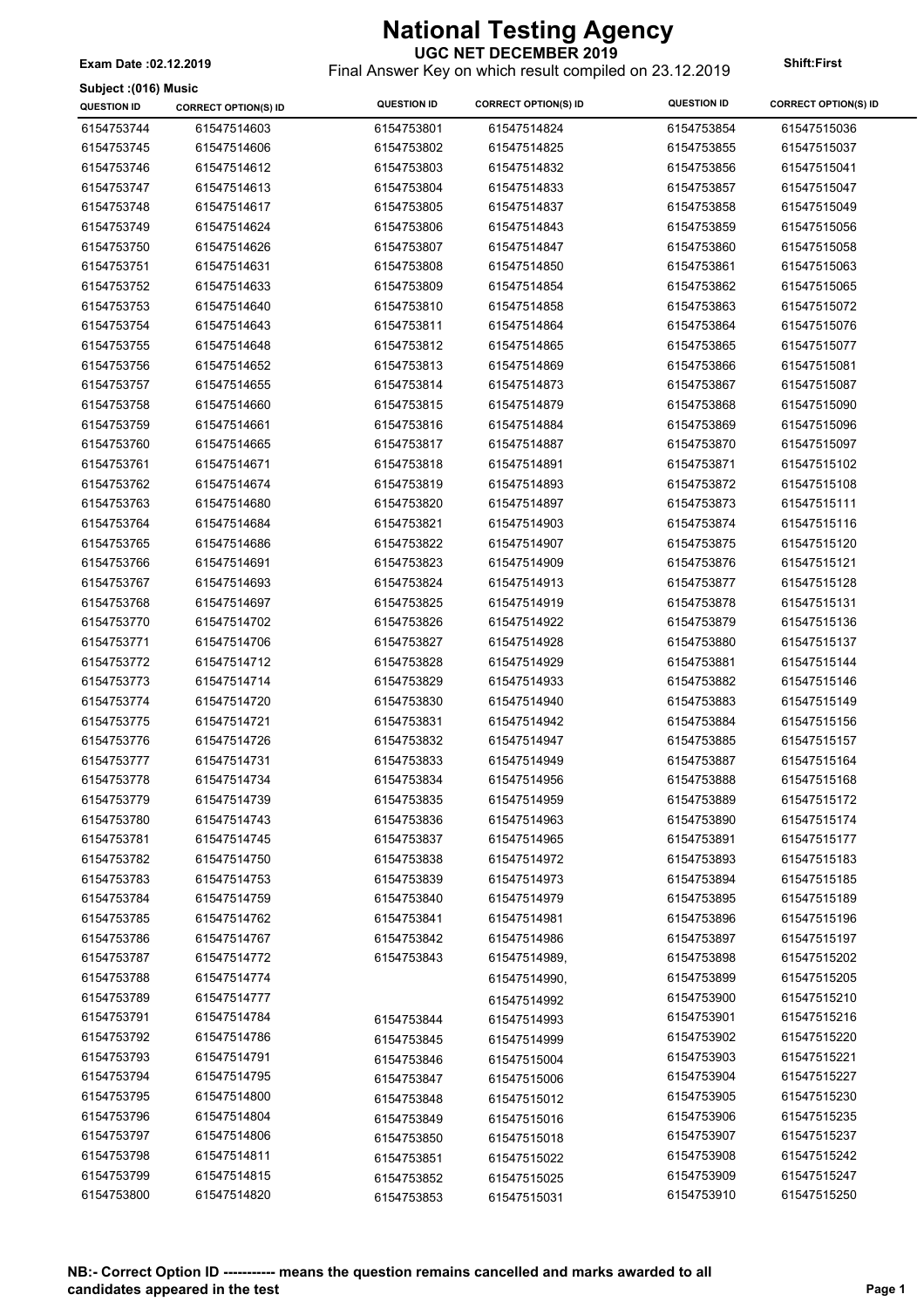# National Testing Agency

**UGC NET DECEMBER 2019**

**Exam Date :02.12.2019**

Final Answer Key on which result compiled on 23.12.2019

**Shift:First**

**Subject :(016) Music**

| QUESTION ID | CORRECT OPTION(S) ID | QUESTION ID | CORRECT OPTION(S) ID | QUESTION ID | CORRECT OPTION(S) ID |
|---|---|---|---|---|---|
| 6154753744 | 61547514603 | 6154753801 | 61547514824 | 6154753854 | 61547515036 |
| 6154753745 | 61547514606 | 6154753802 | 61547514825 | 6154753855 | 61547515037 |
| 6154753746 | 61547514612 | 6154753803 | 61547514832 | 6154753856 | 61547515041 |
| 6154753747 | 61547514613 | 6154753804 | 61547514833 | 6154753857 | 61547515047 |
| 6154753748 | 61547514617 | 6154753805 | 61547514837 | 6154753858 | 61547515049 |
| 6154753749 | 61547514624 | 6154753806 | 61547514843 | 6154753859 | 61547515056 |
| 6154753750 | 61547514626 | 6154753807 | 61547514847 | 6154753860 | 61547515058 |
| 6154753751 | 61547514631 | 6154753808 | 61547514850 | 6154753861 | 61547515063 |
| 6154753752 | 61547514633 | 6154753809 | 61547514854 | 6154753862 | 61547515065 |
| 6154753753 | 61547514640 | 6154753810 | 61547514858 | 6154753863 | 61547515072 |
| 6154753754 | 61547514643 | 6154753811 | 61547514864 | 6154753864 | 61547515076 |
| 6154753755 | 61547514648 | 6154753812 | 61547514865 | 6154753865 | 61547515077 |
| 6154753756 | 61547514652 | 6154753813 | 61547514869 | 6154753866 | 61547515081 |
| 6154753757 | 61547514655 | 6154753814 | 61547514873 | 6154753867 | 61547515087 |
| 6154753758 | 61547514660 | 6154753815 | 61547514879 | 6154753868 | 61547515090 |
| 6154753759 | 61547514661 | 6154753816 | 61547514884 | 6154753869 | 61547515096 |
| 6154753760 | 61547514665 | 6154753817 | 61547514887 | 6154753870 | 61547515097 |
| 6154753761 | 61547514671 | 6154753818 | 61547514891 | 6154753871 | 61547515102 |
| 6154753762 | 61547514674 | 6154753819 | 61547514893 | 6154753872 | 61547515108 |
| 6154753763 | 61547514680 | 6154753820 | 61547514897 | 6154753873 | 61547515111 |
| 6154753764 | 61547514684 | 6154753821 | 61547514903 | 6154753874 | 61547515116 |
| 6154753765 | 61547514686 | 6154753822 | 61547514907 | 6154753875 | 61547515120 |
| 6154753766 | 61547514691 | 6154753823 | 61547514909 | 6154753876 | 61547515121 |
| 6154753767 | 61547514693 | 6154753824 | 61547514913 | 6154753877 | 61547515128 |
| 6154753768 | 61547514697 | 6154753825 | 61547514919 | 6154753878 | 61547515131 |
| 6154753770 | 61547514702 | 6154753826 | 61547514922 | 6154753879 | 61547515136 |
| 6154753771 | 61547514706 | 6154753827 | 61547514928 | 6154753880 | 61547515137 |
| 6154753772 | 61547514712 | 6154753828 | 61547514929 | 6154753881 | 61547515144 |
| 6154753773 | 61547514714 | 6154753829 | 61547514933 | 6154753882 | 61547515146 |
| 6154753774 | 61547514720 | 6154753830 | 61547514940 | 6154753883 | 61547515149 |
| 6154753775 | 61547514721 | 6154753831 | 61547514942 | 6154753884 | 61547515156 |
| 6154753776 | 61547514726 | 6154753832 | 61547514947 | 6154753885 | 61547515157 |
| 6154753777 | 61547514731 | 6154753833 | 61547514949 | 6154753887 | 61547515164 |
| 6154753778 | 61547514734 | 6154753834 | 61547514956 | 6154753888 | 61547515168 |
| 6154753779 | 61547514739 | 6154753835 | 61547514959 | 6154753889 | 61547515172 |
| 6154753780 | 61547514743 | 6154753836 | 61547514963 | 6154753890 | 61547515174 |
| 6154753781 | 61547514745 | 6154753837 | 61547514965 | 6154753891 | 61547515177 |
| 6154753782 | 61547514750 | 6154753838 | 61547514972 | 6154753893 | 61547515183 |
| 6154753783 | 61547514753 | 6154753839 | 61547514973 | 6154753894 | 61547515185 |
| 6154753784 | 61547514759 | 6154753840 | 61547514979 | 6154753895 | 61547515189 |
| 6154753785 | 61547514762 | 6154753841 | 61547514981 | 6154753896 | 61547515196 |
| 6154753786 | 61547514767 | 6154753842 | 61547514986 | 6154753897 | 61547515197 |
| 6154753787 | 61547514772 | 6154753843 | 61547514989, 61547514990, 61547514992 | 6154753898 | 61547515202 |
| 6154753788 | 61547514774 | | | 6154753899 | 61547515205 |
| 6154753789 | 61547514777 | | | 6154753900 | 61547515210 |
| 6154753791 | 61547514784 | 6154753844 | 61547514993 | 6154753901 | 61547515216 |
| 6154753792 | 61547514786 | 6154753845 | 61547514999 | 6154753902 | 61547515220 |
| 6154753793 | 61547514791 | 6154753846 | 61547515004 | 6154753903 | 61547515221 |
| 6154753794 | 61547514795 | 6154753847 | 61547515006 | 6154753904 | 61547515227 |
| 6154753795 | 61547514800 | 6154753848 | 61547515012 | 6154753905 | 61547515230 |
| 6154753796 | 61547514804 | 6154753849 | 61547515016 | 6154753906 | 61547515235 |
| 6154753797 | 61547514806 | 6154753850 | 61547515018 | 6154753907 | 61547515237 |
| 6154753798 | 61547514811 | 6154753851 | 61547515022 | 6154753908 | 61547515242 |
| 6154753799 | 61547514815 | 6154753852 | 61547515025 | 6154753909 | 61547515247 |
| 6154753800 | 61547514820 | 6154753853 | 61547515031 | 6154753910 | 61547515250 |

**NB:- Correct Option ID ----------- means the question remains cancelled and marks awarded to all candidates appeared in the test**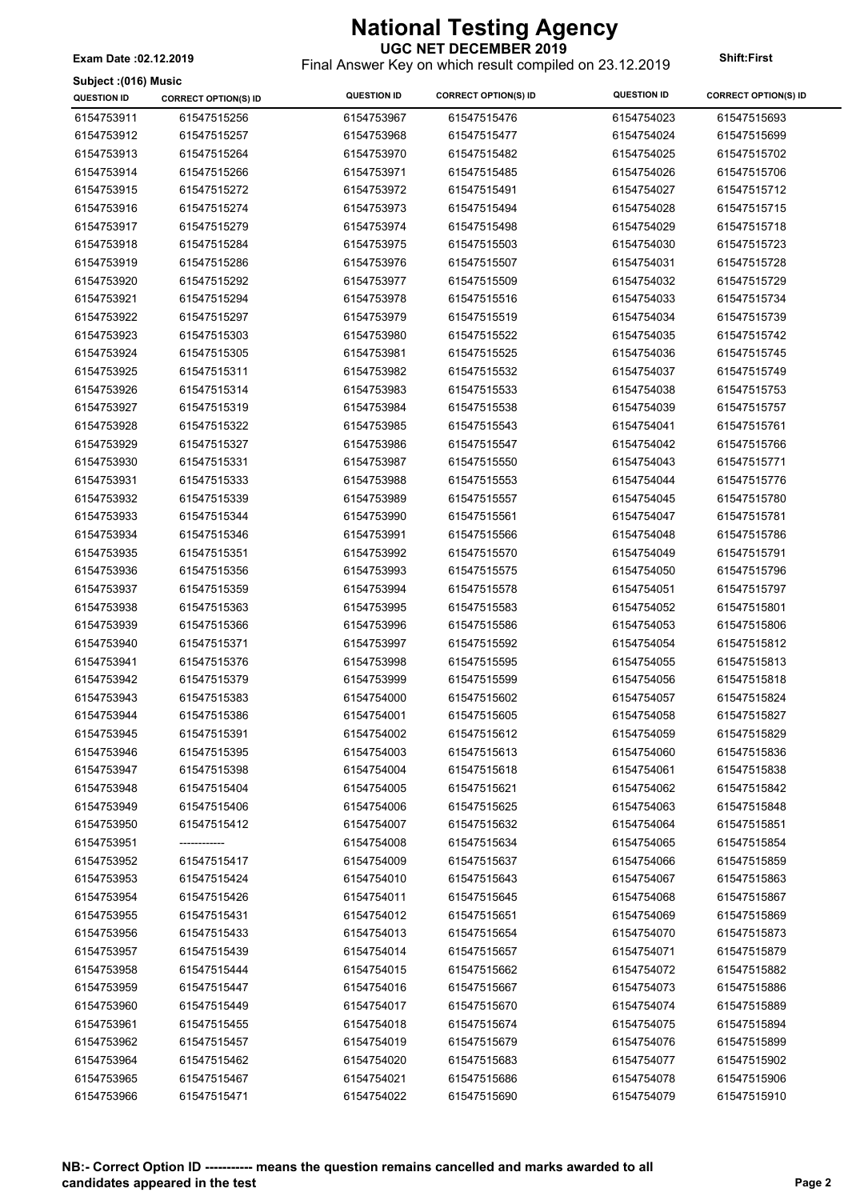# National Testing Agency

## UGC NET DECEMBER 2019

Exam Date :02.12.2019

Final Answer Key on which result compiled on 23.12.2019

Shift:First

Subject :(016) Music

| QUESTION ID | CORRECT OPTION(S) ID | QUESTION ID | CORRECT OPTION(S) ID | QUESTION ID | CORRECT OPTION(S) ID |
|---|---|---|---|---|---|
| 6154753911 | 61547515256 | 6154753967 | 61547515476 | 6154754023 | 61547515693 |
| 6154753912 | 61547515257 | 6154753968 | 61547515477 | 6154754024 | 61547515699 |
| 6154753913 | 61547515264 | 6154753970 | 61547515482 | 6154754025 | 61547515702 |
| 6154753914 | 61547515266 | 6154753971 | 61547515485 | 6154754026 | 61547515706 |
| 6154753915 | 61547515272 | 6154753972 | 61547515491 | 6154754027 | 61547515712 |
| 6154753916 | 61547515274 | 6154753973 | 61547515494 | 6154754028 | 61547515715 |
| 6154753917 | 61547515279 | 6154753974 | 61547515498 | 6154754029 | 61547515718 |
| 6154753918 | 61547515284 | 6154753975 | 61547515503 | 6154754030 | 61547515723 |
| 6154753919 | 61547515286 | 6154753976 | 61547515507 | 6154754031 | 61547515728 |
| 6154753920 | 61547515292 | 6154753977 | 61547515509 | 6154754032 | 61547515729 |
| 6154753921 | 61547515294 | 6154753978 | 61547515516 | 6154754033 | 61547515734 |
| 6154753922 | 61547515297 | 6154753979 | 61547515519 | 6154754034 | 61547515739 |
| 6154753923 | 61547515303 | 6154753980 | 61547515522 | 6154754035 | 61547515742 |
| 6154753924 | 61547515305 | 6154753981 | 61547515525 | 6154754036 | 61547515745 |
| 6154753925 | 61547515311 | 6154753982 | 61547515532 | 6154754037 | 61547515749 |
| 6154753926 | 61547515314 | 6154753983 | 61547515533 | 6154754038 | 61547515753 |
| 6154753927 | 61547515319 | 6154753984 | 61547515538 | 6154754039 | 61547515757 |
| 6154753928 | 61547515322 | 6154753985 | 61547515543 | 6154754041 | 61547515761 |
| 6154753929 | 61547515327 | 6154753986 | 61547515547 | 6154754042 | 61547515766 |
| 6154753930 | 61547515331 | 6154753987 | 61547515550 | 6154754043 | 61547515771 |
| 6154753931 | 61547515333 | 6154753988 | 61547515553 | 6154754044 | 61547515776 |
| 6154753932 | 61547515339 | 6154753989 | 61547515557 | 6154754045 | 61547515780 |
| 6154753933 | 61547515344 | 6154753990 | 61547515561 | 6154754047 | 61547515781 |
| 6154753934 | 61547515346 | 6154753991 | 61547515566 | 6154754048 | 61547515786 |
| 6154753935 | 61547515351 | 6154753992 | 61547515570 | 6154754049 | 61547515791 |
| 6154753936 | 61547515356 | 6154753993 | 61547515575 | 6154754050 | 61547515796 |
| 6154753937 | 61547515359 | 6154753994 | 61547515578 | 6154754051 | 61547515797 |
| 6154753938 | 61547515363 | 6154753995 | 61547515583 | 6154754052 | 61547515801 |
| 6154753939 | 61547515366 | 6154753996 | 61547515586 | 6154754053 | 61547515806 |
| 6154753940 | 61547515371 | 6154753997 | 61547515592 | 6154754054 | 61547515812 |
| 6154753941 | 61547515376 | 6154753998 | 61547515595 | 6154754055 | 61547515813 |
| 6154753942 | 61547515379 | 6154753999 | 61547515599 | 6154754056 | 61547515818 |
| 6154753943 | 61547515383 | 6154754000 | 61547515602 | 6154754057 | 61547515824 |
| 6154753944 | 61547515386 | 6154754001 | 61547515605 | 6154754058 | 61547515827 |
| 6154753945 | 61547515391 | 6154754002 | 61547515612 | 6154754059 | 61547515829 |
| 6154753946 | 61547515395 | 6154754003 | 61547515613 | 6154754060 | 61547515836 |
| 6154753947 | 61547515398 | 6154754004 | 61547515618 | 6154754061 | 61547515838 |
| 6154753948 | 61547515404 | 6154754005 | 61547515621 | 6154754062 | 61547515842 |
| 6154753949 | 61547515406 | 6154754006 | 61547515625 | 6154754063 | 61547515848 |
| 6154753950 | 61547515412 | 6154754007 | 61547515632 | 6154754064 | 61547515851 |
| 6154753951 | ----------- | 6154754008 | 61547515634 | 6154754065 | 61547515854 |
| 6154753952 | 61547515417 | 6154754009 | 61547515637 | 6154754066 | 61547515859 |
| 6154753953 | 61547515424 | 6154754010 | 61547515643 | 6154754067 | 61547515863 |
| 6154753954 | 61547515426 | 6154754011 | 61547515645 | 6154754068 | 61547515867 |
| 6154753955 | 61547515431 | 6154754012 | 61547515651 | 6154754069 | 61547515869 |
| 6154753956 | 61547515433 | 6154754013 | 61547515654 | 6154754070 | 61547515873 |
| 6154753957 | 61547515439 | 6154754014 | 61547515657 | 6154754071 | 61547515879 |
| 6154753958 | 61547515444 | 6154754015 | 61547515662 | 6154754072 | 61547515882 |
| 6154753959 | 61547515447 | 6154754016 | 61547515667 | 6154754073 | 61547515886 |
| 6154753960 | 61547515449 | 6154754017 | 61547515670 | 6154754074 | 61547515889 |
| 6154753961 | 61547515455 | 6154754018 | 61547515674 | 6154754075 | 61547515894 |
| 6154753962 | 61547515457 | 6154754019 | 61547515679 | 6154754076 | 61547515899 |
| 6154753964 | 61547515462 | 6154754020 | 61547515683 | 6154754077 | 61547515902 |
| 6154753965 | 61547515467 | 6154754021 | 61547515686 | 6154754078 | 61547515906 |
| 6154753966 | 61547515471 | 6154754022 | 61547515690 | 6154754079 | 61547515910 |

**NB:- Correct Option ID ----------- means the question remains cancelled and marks awarded to all candidates appeared in the test**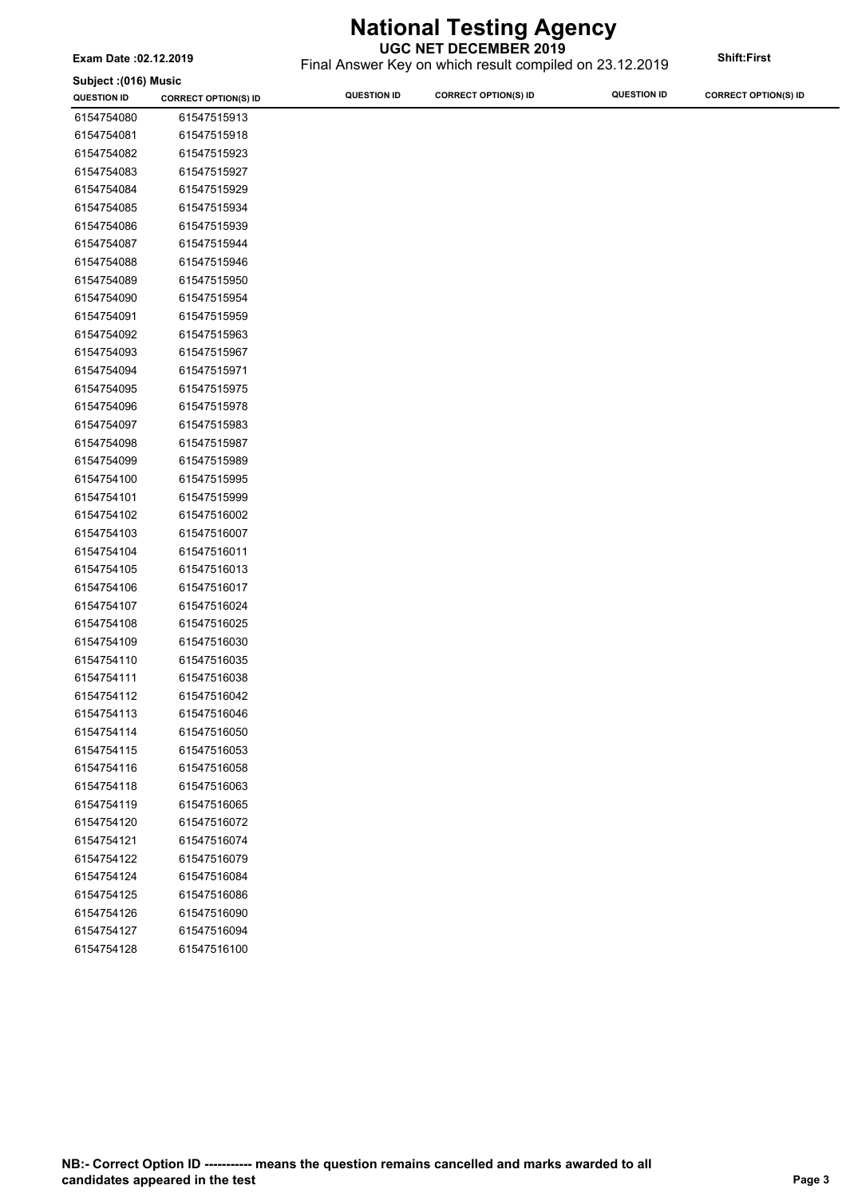# National Testing Agency

## UGC NET DECEMBER 2019

Final Answer Key on which result compiled on 23.12.2019

**Exam Date :02.12.2019**

**Shift:First**

**Subject :(016) Music**

| QUESTION ID | CORRECT OPTION(S) ID | QUESTION ID | CORRECT OPTION(S) ID | QUESTION ID | CORRECT OPTION(S) ID |
|---|---|---|---|---|---|
| 6154754080 | 61547515913 | | | | |
| 6154754081 | 61547515918 | | | | |
| 6154754082 | 61547515923 | | | | |
| 6154754083 | 61547515927 | | | | |
| 6154754084 | 61547515929 | | | | |
| 6154754085 | 61547515934 | | | | |
| 6154754086 | 61547515939 | | | | |
| 6154754087 | 61547515944 | | | | |
| 6154754088 | 61547515946 | | | | |
| 6154754089 | 61547515950 | | | | |
| 6154754090 | 61547515954 | | | | |
| 6154754091 | 61547515959 | | | | |
| 6154754092 | 61547515963 | | | | |
| 6154754093 | 61547515967 | | | | |
| 6154754094 | 61547515971 | | | | |
| 6154754095 | 61547515975 | | | | |
| 6154754096 | 61547515978 | | | | |
| 6154754097 | 61547515983 | | | | |
| 6154754098 | 61547515987 | | | | |
| 6154754099 | 61547515989 | | | | |
| 6154754100 | 61547515995 | | | | |
| 6154754101 | 61547515999 | | | | |
| 6154754102 | 61547516002 | | | | |
| 6154754103 | 61547516007 | | | | |
| 6154754104 | 61547516011 | | | | |
| 6154754105 | 61547516013 | | | | |
| 6154754106 | 61547516017 | | | | |
| 6154754107 | 61547516024 | | | | |
| 6154754108 | 61547516025 | | | | |
| 6154754109 | 61547516030 | | | | |
| 6154754110 | 61547516035 | | | | |
| 6154754111 | 61547516038 | | | | |
| 6154754112 | 61547516042 | | | | |
| 6154754113 | 61547516046 | | | | |
| 6154754114 | 61547516050 | | | | |
| 6154754115 | 61547516053 | | | | |
| 6154754116 | 61547516058 | | | | |
| 6154754118 | 61547516063 | | | | |
| 6154754119 | 61547516065 | | | | |
| 6154754120 | 61547516072 | | | | |
| 6154754121 | 61547516074 | | | | |
| 6154754122 | 61547516079 | | | | |
| 6154754124 | 61547516084 | | | | |
| 6154754125 | 61547516086 | | | | |
| 6154754126 | 61547516090 | | | | |
| 6154754127 | 61547516094 | | | | |
| 6154754128 | 61547516100 | | | | |

**NB:- Correct Option ID ----------- means the question remains cancelled and marks awarded to all candidates appeared in the test**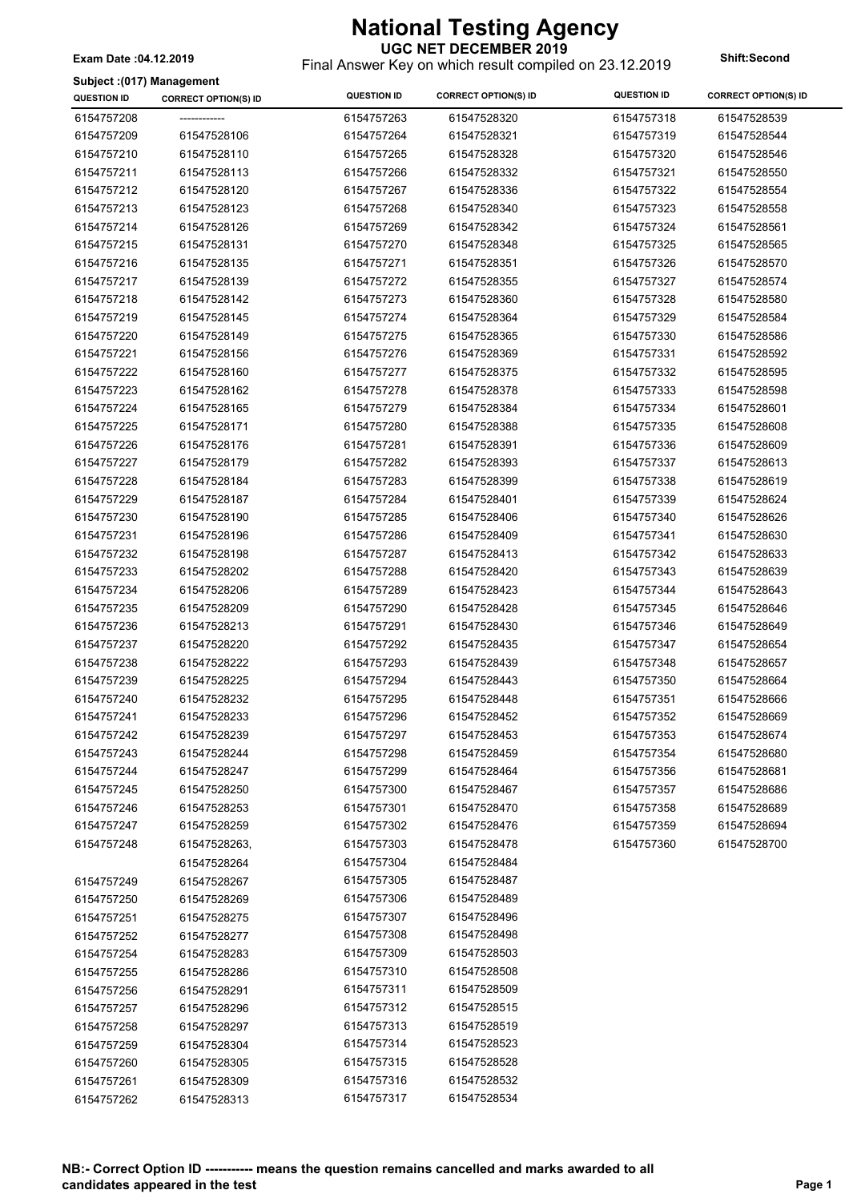# National Testing Agency

**UGC NET DECEMBER 2019**

Final Answer Key on which result compiled on 23.12.2019

**Exam Date :04.12.2019**

**Shift:Second**

**Subject :(017) Management**

| QUESTION ID | CORRECT OPTION(S) ID | QUESTION ID | CORRECT OPTION(S) ID | QUESTION ID | CORRECT OPTION(S) ID |
|---|---|---|---|---|---|
| 6154757208 | ------------ | 6154757263 | 61547528320 | 6154757318 | 61547528539 |
| 6154757209 | 61547528106 | 6154757264 | 61547528321 | 6154757319 | 61547528544 |
| 6154757210 | 61547528110 | 6154757265 | 61547528328 | 6154757320 | 61547528546 |
| 6154757211 | 61547528113 | 6154757266 | 61547528332 | 6154757321 | 61547528550 |
| 6154757212 | 61547528120 | 6154757267 | 61547528336 | 6154757322 | 61547528554 |
| 6154757213 | 61547528123 | 6154757268 | 61547528340 | 6154757323 | 61547528558 |
| 6154757214 | 61547528126 | 6154757269 | 61547528342 | 6154757324 | 61547528561 |
| 6154757215 | 61547528131 | 6154757270 | 61547528348 | 6154757325 | 61547528565 |
| 6154757216 | 61547528135 | 6154757271 | 61547528351 | 6154757326 | 61547528570 |
| 6154757217 | 61547528139 | 6154757272 | 61547528355 | 6154757327 | 61547528574 |
| 6154757218 | 61547528142 | 6154757273 | 61547528360 | 6154757328 | 61547528580 |
| 6154757219 | 61547528145 | 6154757274 | 61547528364 | 6154757329 | 61547528584 |
| 6154757220 | 61547528149 | 6154757275 | 61547528365 | 6154757330 | 61547528586 |
| 6154757221 | 61547528156 | 6154757276 | 61547528369 | 6154757331 | 61547528592 |
| 6154757222 | 61547528160 | 6154757277 | 61547528375 | 6154757332 | 61547528595 |
| 6154757223 | 61547528162 | 6154757278 | 61547528378 | 6154757333 | 61547528598 |
| 6154757224 | 61547528165 | 6154757279 | 61547528384 | 6154757334 | 61547528601 |
| 6154757225 | 61547528171 | 6154757280 | 61547528388 | 6154757335 | 61547528608 |
| 6154757226 | 61547528176 | 6154757281 | 61547528391 | 6154757336 | 61547528609 |
| 6154757227 | 61547528179 | 6154757282 | 61547528393 | 6154757337 | 61547528613 |
| 6154757228 | 61547528184 | 6154757283 | 61547528399 | 6154757338 | 61547528619 |
| 6154757229 | 61547528187 | 6154757284 | 61547528401 | 6154757339 | 61547528624 |
| 6154757230 | 61547528190 | 6154757285 | 61547528406 | 6154757340 | 61547528626 |
| 6154757231 | 61547528196 | 6154757286 | 61547528409 | 6154757341 | 61547528630 |
| 6154757232 | 61547528198 | 6154757287 | 61547528413 | 6154757342 | 61547528633 |
| 6154757233 | 61547528202 | 6154757288 | 61547528420 | 6154757343 | 61547528639 |
| 6154757234 | 61547528206 | 6154757289 | 61547528423 | 6154757344 | 61547528643 |
| 6154757235 | 61547528209 | 6154757290 | 61547528428 | 6154757345 | 61547528646 |
| 6154757236 | 61547528213 | 6154757291 | 61547528430 | 6154757346 | 61547528649 |
| 6154757237 | 61547528220 | 6154757292 | 61547528435 | 6154757347 | 61547528654 |
| 6154757238 | 61547528222 | 6154757293 | 61547528439 | 6154757348 | 61547528657 |
| 6154757239 | 61547528225 | 6154757294 | 61547528443 | 6154757350 | 61547528664 |
| 6154757240 | 61547528232 | 6154757295 | 61547528448 | 6154757351 | 61547528666 |
| 6154757241 | 61547528233 | 6154757296 | 61547528452 | 6154757352 | 61547528669 |
| 6154757242 | 61547528239 | 6154757297 | 61547528453 | 6154757353 | 61547528674 |
| 6154757243 | 61547528244 | 6154757298 | 61547528459 | 6154757354 | 61547528680 |
| 6154757244 | 61547528247 | 6154757299 | 61547528464 | 6154757356 | 61547528681 |
| 6154757245 | 61547528250 | 6154757300 | 61547528467 | 6154757357 | 61547528686 |
| 6154757246 | 61547528253 | 6154757301 | 61547528470 | 6154757358 | 61547528689 |
| 6154757247 | 61547528259 | 6154757302 | 61547528476 | 6154757359 | 61547528694 |
| 6154757248 | 61547528263, 61547528264 | 6154757303 | 61547528478 | 6154757360 | 61547528700 |
| | | 6154757304 | 61547528484 | | |
| 6154757249 | 61547528267 | 6154757305 | 61547528487 | | |
| 6154757250 | 61547528269 | 6154757306 | 61547528489 | | |
| 6154757251 | 61547528275 | 6154757307 | 61547528496 | | |
| 6154757252 | 61547528277 | 6154757308 | 61547528498 | | |
| 6154757254 | 61547528283 | 6154757309 | 61547528503 | | |
| 6154757255 | 61547528286 | 6154757310 | 61547528508 | | |
| 6154757256 | 61547528291 | 6154757311 | 61547528509 | | |
| 6154757257 | 61547528296 | 6154757312 | 61547528515 | | |
| 6154757258 | 61547528297 | 6154757313 | 61547528519 | | |
| 6154757259 | 61547528304 | 6154757314 | 61547528523 | | |
| 6154757260 | 61547528305 | 6154757315 | 61547528528 | | |
| 6154757261 | 61547528309 | 6154757316 | 61547528532 | | |
| 6154757262 | 61547528313 | 6154757317 | 61547528534 | | |

**NB:- Correct Option ID ----------- means the question remains cancelled and marks awarded to all candidates appeared in the test**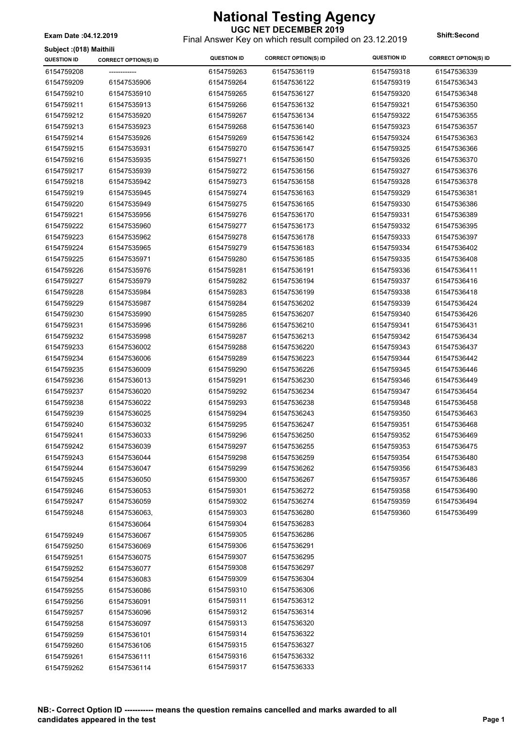# National Testing Agency

**UGC NET DECEMBER 2019**

Final Answer Key on which result compiled on 23.12.2019

**Exam Date :04.12.2019** **Shift:Second**

**Subject :(018) Maithili**

| QUESTION ID | CORRECT OPTION(S) ID | QUESTION ID | CORRECT OPTION(S) ID | QUESTION ID | CORRECT OPTION(S) ID |
|---|---|---|---|---|---|
| 6154759208 | ------------ | 6154759263 | 61547536119 | 6154759318 | 61547536339 |
| 6154759209 | 61547535906 | 6154759264 | 61547536122 | 6154759319 | 61547536343 |
| 6154759210 | 61547535910 | 6154759265 | 61547536127 | 6154759320 | 61547536348 |
| 6154759211 | 61547535913 | 6154759266 | 61547536132 | 6154759321 | 61547536350 |
| 6154759212 | 61547535920 | 6154759267 | 61547536134 | 6154759322 | 61547536355 |
| 6154759213 | 61547535923 | 6154759268 | 61547536140 | 6154759323 | 61547536357 |
| 6154759214 | 61547535926 | 6154759269 | 61547536142 | 6154759324 | 61547536363 |
| 6154759215 | 61547535931 | 6154759270 | 61547536147 | 6154759325 | 61547536366 |
| 6154759216 | 61547535935 | 6154759271 | 61547536150 | 6154759326 | 61547536370 |
| 6154759217 | 61547535939 | 6154759272 | 61547536156 | 6154759327 | 61547536376 |
| 6154759218 | 61547535942 | 6154759273 | 61547536158 | 6154759328 | 61547536378 |
| 6154759219 | 61547535945 | 6154759274 | 61547536163 | 6154759329 | 61547536381 |
| 6154759220 | 61547535949 | 6154759275 | 61547536165 | 6154759330 | 61547536386 |
| 6154759221 | 61547535956 | 6154759276 | 61547536170 | 6154759331 | 61547536389 |
| 6154759222 | 61547535960 | 6154759277 | 61547536173 | 6154759332 | 61547536395 |
| 6154759223 | 61547535962 | 6154759278 | 61547536178 | 6154759333 | 61547536397 |
| 6154759224 | 61547535965 | 6154759279 | 61547536183 | 6154759334 | 61547536402 |
| 6154759225 | 61547535971 | 6154759280 | 61547536185 | 6154759335 | 61547536408 |
| 6154759226 | 61547535976 | 6154759281 | 61547536191 | 6154759336 | 61547536411 |
| 6154759227 | 61547535979 | 6154759282 | 61547536194 | 6154759337 | 61547536416 |
| 6154759228 | 61547535984 | 6154759283 | 61547536199 | 6154759338 | 61547536418 |
| 6154759229 | 61547535987 | 6154759284 | 61547536202 | 6154759339 | 61547536424 |
| 6154759230 | 61547535990 | 6154759285 | 61547536207 | 6154759340 | 61547536426 |
| 6154759231 | 61547535996 | 6154759286 | 61547536210 | 6154759341 | 61547536431 |
| 6154759232 | 61547535998 | 6154759287 | 61547536213 | 6154759342 | 61547536434 |
| 6154759233 | 61547536002 | 6154759288 | 61547536220 | 6154759343 | 61547536437 |
| 6154759234 | 61547536006 | 6154759289 | 61547536223 | 6154759344 | 61547536442 |
| 6154759235 | 61547536009 | 6154759290 | 61547536226 | 6154759345 | 61547536446 |
| 6154759236 | 61547536013 | 6154759291 | 61547536230 | 6154759346 | 61547536449 |
| 6154759237 | 61547536020 | 6154759292 | 61547536234 | 6154759347 | 61547536454 |
| 6154759238 | 61547536022 | 6154759293 | 61547536238 | 6154759348 | 61547536458 |
| 6154759239 | 61547536025 | 6154759294 | 61547536243 | 6154759350 | 61547536463 |
| 6154759240 | 61547536032 | 6154759295 | 61547536247 | 6154759351 | 61547536468 |
| 6154759241 | 61547536033 | 6154759296 | 61547536250 | 6154759352 | 61547536469 |
| 6154759242 | 61547536039 | 6154759297 | 61547536255 | 6154759353 | 61547536475 |
| 6154759243 | 61547536044 | 6154759298 | 61547536259 | 6154759354 | 61547536480 |
| 6154759244 | 61547536047 | 6154759299 | 61547536262 | 6154759356 | 61547536483 |
| 6154759245 | 61547536050 | 6154759300 | 61547536267 | 6154759357 | 61547536486 |
| 6154759246 | 61547536053 | 6154759301 | 61547536272 | 6154759358 | 61547536490 |
| 6154759247 | 61547536059 | 6154759302 | 61547536274 | 6154759359 | 61547536494 |
| 6154759248 | 61547536063, 61547536064 | 6154759303 | 61547536280 | 6154759360 | 61547536499 |
| | | 6154759304 | 61547536283 | | |
| 6154759249 | 61547536067 | 6154759305 | 61547536286 | | |
| 6154759250 | 61547536069 | 6154759306 | 61547536291 | | |
| 6154759251 | 61547536075 | 6154759307 | 61547536295 | | |
| 6154759252 | 61547536077 | 6154759308 | 61547536297 | | |
| 6154759254 | 61547536083 | 6154759309 | 61547536304 | | |
| 6154759255 | 61547536086 | 6154759310 | 61547536306 | | |
| 6154759256 | 61547536091 | 6154759311 | 61547536312 | | |
| 6154759257 | 61547536096 | 6154759312 | 61547536314 | | |
| 6154759258 | 61547536097 | 6154759313 | 61547536320 | | |
| 6154759259 | 61547536101 | 6154759314 | 61547536322 | | |
| 6154759260 | 61547536106 | 6154759315 | 61547536327 | | |
| 6154759261 | 61547536111 | 6154759316 | 61547536332 | | |
| 6154759262 | 61547536114 | 6154759317 | 61547536333 | | |

**NB:- Correct Option ID ----------- means the question remains cancelled and marks awarded to all candidates appeared in the test**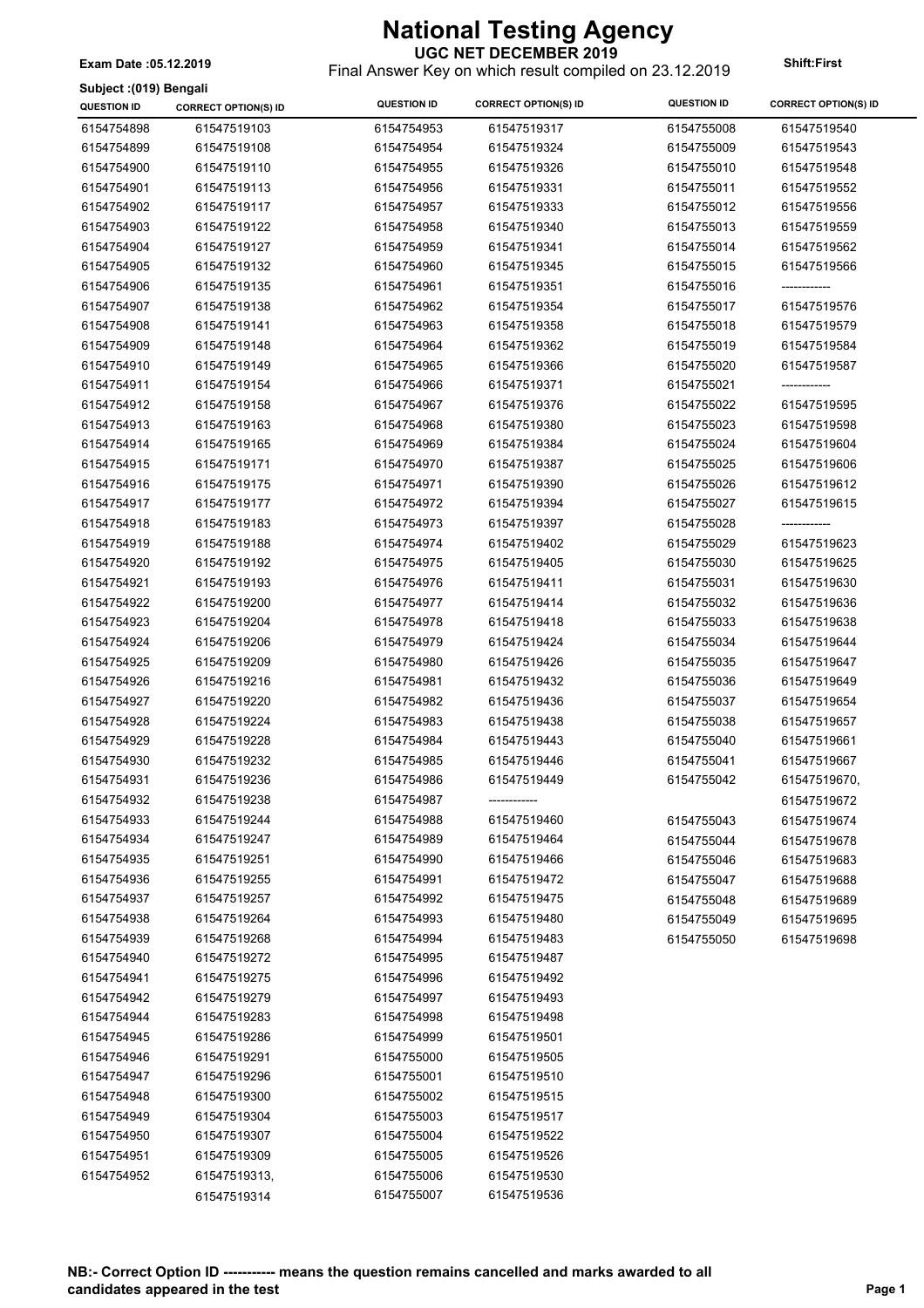# National Testing Agency

**UGC NET DECEMBER 2019**

Final Answer Key on which result compiled on 23.12.2019

**Exam Date :05.12.2019**

**Shift:First**

**Subject :(019) Bengali**

| QUESTION ID | CORRECT OPTION(S) ID | QUESTION ID | CORRECT OPTION(S) ID | QUESTION ID | CORRECT OPTION(S) ID |
|---|---|---|---|---|---|
| 6154754898 | 61547519103 | 6154754953 | 61547519317 | 6154755008 | 61547519540 |
| 6154754899 | 61547519108 | 6154754954 | 61547519324 | 6154755009 | 61547519543 |
| 6154754900 | 61547519110 | 6154754955 | 61547519326 | 6154755010 | 61547519548 |
| 6154754901 | 61547519113 | 6154754956 | 61547519331 | 6154755011 | 61547519552 |
| 6154754902 | 61547519117 | 6154754957 | 61547519333 | 6154755012 | 61547519556 |
| 6154754903 | 61547519122 | 6154754958 | 61547519340 | 6154755013 | 61547519559 |
| 6154754904 | 61547519127 | 6154754959 | 61547519341 | 6154755014 | 61547519562 |
| 6154754905 | 61547519132 | 6154754960 | 61547519345 | 6154755015 | 61547519566 |
| 6154754906 | 61547519135 | 6154754961 | 61547519351 | 6154755016 | ------------ |
| 6154754907 | 61547519138 | 6154754962 | 61547519354 | 6154755017 | 61547519576 |
| 6154754908 | 61547519141 | 6154754963 | 61547519358 | 6154755018 | 61547519579 |
| 6154754909 | 61547519148 | 6154754964 | 61547519362 | 6154755019 | 61547519584 |
| 6154754910 | 61547519149 | 6154754965 | 61547519366 | 6154755020 | 61547519587 |
| 6154754911 | 61547519154 | 6154754966 | 61547519371 | 6154755021 | ------------ |
| 6154754912 | 61547519158 | 6154754967 | 61547519376 | 6154755022 | 61547519595 |
| 6154754913 | 61547519163 | 6154754968 | 61547519380 | 6154755023 | 61547519598 |
| 6154754914 | 61547519165 | 6154754969 | 61547519384 | 6154755024 | 61547519604 |
| 6154754915 | 61547519171 | 6154754970 | 61547519387 | 6154755025 | 61547519606 |
| 6154754916 | 61547519175 | 6154754971 | 61547519390 | 6154755026 | 61547519612 |
| 6154754917 | 61547519177 | 6154754972 | 61547519394 | 6154755027 | 61547519615 |
| 6154754918 | 61547519183 | 6154754973 | 61547519397 | 6154755028 | ------------ |
| 6154754919 | 61547519188 | 6154754974 | 61547519402 | 6154755029 | 61547519623 |
| 6154754920 | 61547519192 | 6154754975 | 61547519405 | 6154755030 | 61547519625 |
| 6154754921 | 61547519193 | 6154754976 | 61547519411 | 6154755031 | 61547519630 |
| 6154754922 | 61547519200 | 6154754977 | 61547519414 | 6154755032 | 61547519636 |
| 6154754923 | 61547519204 | 6154754978 | 61547519418 | 6154755033 | 61547519638 |
| 6154754924 | 61547519206 | 6154754979 | 61547519424 | 6154755034 | 61547519644 |
| 6154754925 | 61547519209 | 6154754980 | 61547519426 | 6154755035 | 61547519647 |
| 6154754926 | 61547519216 | 6154754981 | 61547519432 | 6154755036 | 61547519649 |
| 6154754927 | 61547519220 | 6154754982 | 61547519436 | 6154755037 | 61547519654 |
| 6154754928 | 61547519224 | 6154754983 | 61547519438 | 6154755038 | 61547519657 |
| 6154754929 | 61547519228 | 6154754984 | 61547519443 | 6154755040 | 61547519661 |
| 6154754930 | 61547519232 | 6154754985 | 61547519446 | 6154755041 | 61547519667 |
| 6154754931 | 61547519236 | 6154754986 | 61547519449 | 6154755042 | 61547519670, 61547519672 |
| 6154754932 | 61547519238 | 6154754987 | ------------ | | |
| 6154754933 | 61547519244 | 6154754988 | 61547519460 | 6154755043 | 61547519674 |
| 6154754934 | 61547519247 | 6154754989 | 61547519464 | 6154755044 | 61547519678 |
| 6154754935 | 61547519251 | 6154754990 | 61547519466 | 6154755046 | 61547519683 |
| 6154754936 | 61547519255 | 6154754991 | 61547519472 | 6154755047 | 61547519688 |
| 6154754937 | 61547519257 | 6154754992 | 61547519475 | 6154755048 | 61547519689 |
| 6154754938 | 61547519264 | 6154754993 | 61547519480 | 6154755049 | 61547519695 |
| 6154754939 | 61547519268 | 6154754994 | 61547519483 | 6154755050 | 61547519698 |
| 6154754940 | 61547519272 | 6154754995 | 61547519487 | | |
| 6154754941 | 61547519275 | 6154754996 | 61547519492 | | |
| 6154754942 | 61547519279 | 6154754997 | 61547519493 | | |
| 6154754944 | 61547519283 | 6154754998 | 61547519498 | | |
| 6154754945 | 61547519286 | 6154754999 | 61547519501 | | |
| 6154754946 | 61547519291 | 6154755000 | 61547519505 | | |
| 6154754947 | 61547519296 | 6154755001 | 61547519510 | | |
| 6154754948 | 61547519300 | 6154755002 | 61547519515 | | |
| 6154754949 | 61547519304 | 6154755003 | 61547519517 | | |
| 6154754950 | 61547519307 | 6154755004 | 61547519522 | | |
| 6154754951 | 61547519309 | 6154755005 | 61547519526 | | |
| 6154754952 | 61547519313, 61547519314 | 6154755006 | 61547519530 | | |
| | | 6154755007 | 61547519536 | | |

**NB:- Correct Option ID ----------- means the question remains cancelled and marks awarded to all candidates appeared in the test**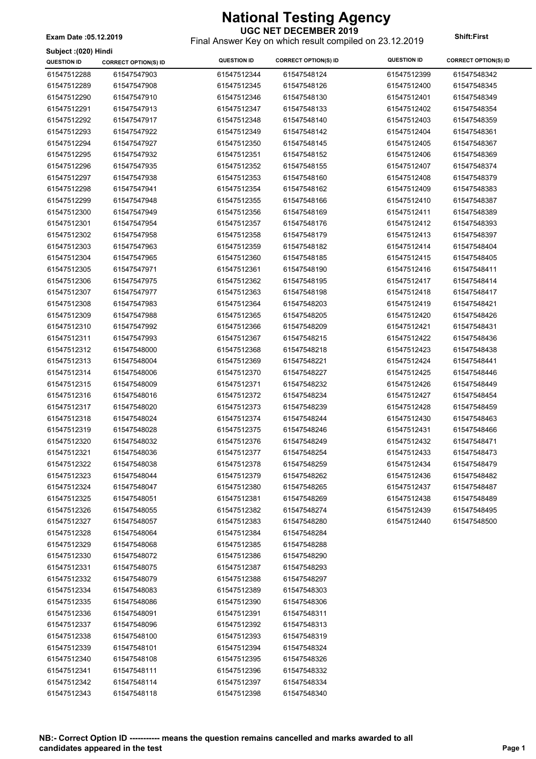# National Testing Agency

## UGC NET DECEMBER 2019

Final Answer Key on which result compiled on 23.12.2019

**Exam Date :05.12.2019** **Shift:First**

**Subject :(020) Hindi**

| QUESTION ID | CORRECT OPTION(S) ID | QUESTION ID | CORRECT OPTION(S) ID | QUESTION ID | CORRECT OPTION(S) ID |
|---|---|---|---|---|---|
| 61547512288 | 61547547903 | 61547512344 | 61547548124 | 61547512399 | 61547548342 |
| 61547512289 | 61547547908 | 61547512345 | 61547548126 | 61547512400 | 61547548345 |
| 61547512290 | 61547547910 | 61547512346 | 61547548130 | 61547512401 | 61547548349 |
| 61547512291 | 61547547913 | 61547512347 | 61547548133 | 61547512402 | 61547548354 |
| 61547512292 | 61547547917 | 61547512348 | 61547548140 | 61547512403 | 61547548359 |
| 61547512293 | 61547547922 | 61547512349 | 61547548142 | 61547512404 | 61547548361 |
| 61547512294 | 61547547927 | 61547512350 | 61547548145 | 61547512405 | 61547548367 |
| 61547512295 | 61547547932 | 61547512351 | 61547548152 | 61547512406 | 61547548369 |
| 61547512296 | 61547547935 | 61547512352 | 61547548155 | 61547512407 | 61547548374 |
| 61547512297 | 61547547938 | 61547512353 | 61547548160 | 61547512408 | 61547548379 |
| 61547512298 | 61547547941 | 61547512354 | 61547548162 | 61547512409 | 61547548383 |
| 61547512299 | 61547547948 | 61547512355 | 61547548166 | 61547512410 | 61547548387 |
| 61547512300 | 61547547949 | 61547512356 | 61547548169 | 61547512411 | 61547548389 |
| 61547512301 | 61547547954 | 61547512357 | 61547548176 | 61547512412 | 61547548393 |
| 61547512302 | 61547547958 | 61547512358 | 61547548179 | 61547512413 | 61547548397 |
| 61547512303 | 61547547963 | 61547512359 | 61547548182 | 61547512414 | 61547548404 |
| 61547512304 | 61547547965 | 61547512360 | 61547548185 | 61547512415 | 61547548405 |
| 61547512305 | 61547547971 | 61547512361 | 61547548190 | 61547512416 | 61547548411 |
| 61547512306 | 61547547975 | 61547512362 | 61547548195 | 61547512417 | 61547548414 |
| 61547512307 | 61547547977 | 61547512363 | 61547548198 | 61547512418 | 61547548417 |
| 61547512308 | 61547547983 | 61547512364 | 61547548203 | 61547512419 | 61547548421 |
| 61547512309 | 61547547988 | 61547512365 | 61547548205 | 61547512420 | 61547548426 |
| 61547512310 | 61547547992 | 61547512366 | 61547548209 | 61547512421 | 61547548431 |
| 61547512311 | 61547547993 | 61547512367 | 61547548215 | 61547512422 | 61547548436 |
| 61547512312 | 61547548000 | 61547512368 | 61547548218 | 61547512423 | 61547548438 |
| 61547512313 | 61547548004 | 61547512369 | 61547548221 | 61547512424 | 61547548441 |
| 61547512314 | 61547548006 | 61547512370 | 61547548227 | 61547512425 | 61547548446 |
| 61547512315 | 61547548009 | 61547512371 | 61547548232 | 61547512426 | 61547548449 |
| 61547512316 | 61547548016 | 61547512372 | 61547548234 | 61547512427 | 61547548454 |
| 61547512317 | 61547548020 | 61547512373 | 61547548239 | 61547512428 | 61547548459 |
| 61547512318 | 61547548024 | 61547512374 | 61547548244 | 61547512430 | 61547548463 |
| 61547512319 | 61547548028 | 61547512375 | 61547548246 | 61547512431 | 61547548466 |
| 61547512320 | 61547548032 | 61547512376 | 61547548249 | 61547512432 | 61547548471 |
| 61547512321 | 61547548036 | 61547512377 | 61547548254 | 61547512433 | 61547548473 |
| 61547512322 | 61547548038 | 61547512378 | 61547548259 | 61547512434 | 61547548479 |
| 61547512323 | 61547548044 | 61547512379 | 61547548262 | 61547512436 | 61547548482 |
| 61547512324 | 61547548047 | 61547512380 | 61547548265 | 61547512437 | 61547548487 |
| 61547512325 | 61547548051 | 61547512381 | 61547548269 | 61547512438 | 61547548489 |
| 61547512326 | 61547548055 | 61547512382 | 61547548274 | 61547512439 | 61547548495 |
| 61547512327 | 61547548057 | 61547512383 | 61547548280 | 61547512440 | 61547548500 |
| 61547512328 | 61547548064 | 61547512384 | 61547548284 | | |
| 61547512329 | 61547548068 | 61547512385 | 61547548288 | | |
| 61547512330 | 61547548072 | 61547512386 | 61547548290 | | |
| 61547512331 | 61547548075 | 61547512387 | 61547548293 | | |
| 61547512332 | 61547548079 | 61547512388 | 61547548297 | | |
| 61547512334 | 61547548083 | 61547512389 | 61547548303 | | |
| 61547512335 | 61547548086 | 61547512390 | 61547548306 | | |
| 61547512336 | 61547548091 | 61547512391 | 61547548311 | | |
| 61547512337 | 61547548096 | 61547512392 | 61547548313 | | |
| 61547512338 | 61547548100 | 61547512393 | 61547548319 | | |
| 61547512339 | 61547548101 | 61547512394 | 61547548324 | | |
| 61547512340 | 61547548108 | 61547512395 | 61547548326 | | |
| 61547512341 | 61547548111 | 61547512396 | 61547548332 | | |
| 61547512342 | 61547548114 | 61547512397 | 61547548334 | | |
| 61547512343 | 61547548118 | 61547512398 | 61547548340 | | |

**NB:- Correct Option ID ----------- means the question remains cancelled and marks awarded to all candidates appeared in the test**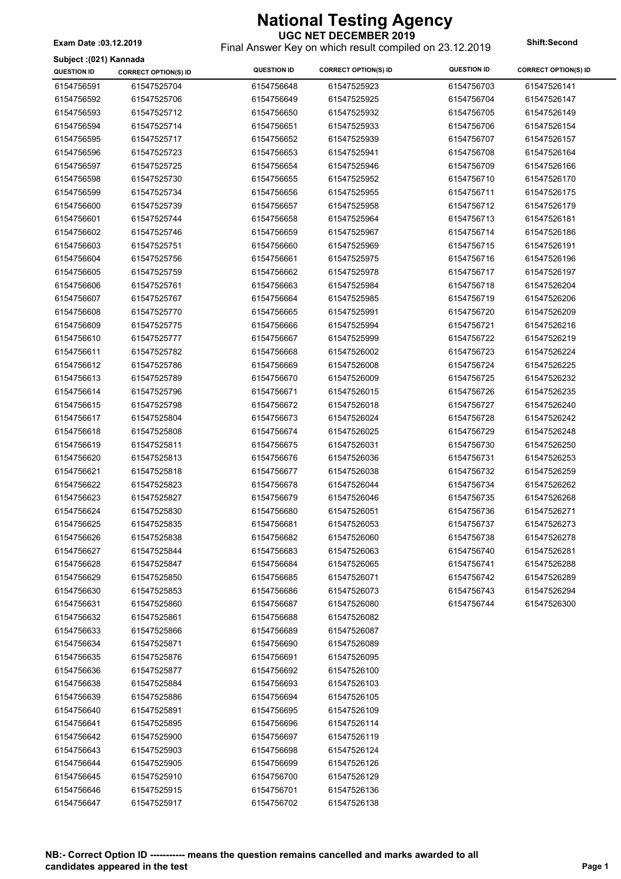# National Testing Agency

**UGC NET DECEMBER 2019**

Final Answer Key on which result compiled on 23.12.2019

**Exam Date :03.12.2019**

**Shift:Second**

**Subject :(021) Kannada**

| QUESTION ID | CORRECT OPTION(S) ID | QUESTION ID | CORRECT OPTION(S) ID | QUESTION ID | CORRECT OPTION(S) ID |
|---|---|---|---|---|---|
| 6154756591 | 61547525704 | 6154756648 | 61547525923 | 6154756703 | 61547526141 |
| 6154756592 | 61547525706 | 6154756649 | 61547525925 | 6154756704 | 61547526147 |
| 6154756593 | 61547525712 | 6154756650 | 61547525932 | 6154756705 | 61547526149 |
| 6154756594 | 61547525714 | 6154756651 | 61547525933 | 6154756706 | 61547526154 |
| 6154756595 | 61547525717 | 6154756652 | 61547525939 | 6154756707 | 61547526157 |
| 6154756596 | 61547525723 | 6154756653 | 61547525941 | 6154756708 | 61547526164 |
| 6154756597 | 61547525725 | 6154756654 | 61547525946 | 6154756709 | 61547526166 |
| 6154756598 | 61547525730 | 6154756655 | 61547525952 | 6154756710 | 61547526170 |
| 6154756599 | 61547525734 | 6154756656 | 61547525955 | 6154756711 | 61547526175 |
| 6154756600 | 61547525739 | 6154756657 | 61547525958 | 6154756712 | 61547526179 |
| 6154756601 | 61547525744 | 6154756658 | 61547525964 | 6154756713 | 61547526181 |
| 6154756602 | 61547525746 | 6154756659 | 61547525967 | 6154756714 | 61547526186 |
| 6154756603 | 61547525751 | 6154756660 | 61547525969 | 6154756715 | 61547526191 |
| 6154756604 | 61547525756 | 6154756661 | 61547525975 | 6154756716 | 61547526196 |
| 6154756605 | 61547525759 | 6154756662 | 61547525978 | 6154756717 | 61547526197 |
| 6154756606 | 61547525761 | 6154756663 | 61547525984 | 6154756718 | 61547526204 |
| 6154756607 | 61547525767 | 6154756664 | 61547525985 | 6154756719 | 61547526206 |
| 6154756608 | 61547525770 | 6154756665 | 61547525991 | 6154756720 | 61547526209 |
| 6154756609 | 61547525775 | 6154756666 | 61547525994 | 6154756721 | 61547526216 |
| 6154756610 | 61547525777 | 6154756667 | 61547525999 | 6154756722 | 61547526219 |
| 6154756611 | 61547525782 | 6154756668 | 61547526002 | 6154756723 | 61547526224 |
| 6154756612 | 61547525786 | 6154756669 | 61547526008 | 6154756724 | 61547526225 |
| 6154756613 | 61547525789 | 6154756670 | 61547526009 | 6154756725 | 61547526232 |
| 6154756614 | 61547525796 | 6154756671 | 61547526015 | 6154756726 | 61547526235 |
| 6154756615 | 61547525798 | 6154756672 | 61547526018 | 6154756727 | 61547526240 |
| 6154756617 | 61547525804 | 6154756673 | 61547526024 | 6154756728 | 61547526242 |
| 6154756618 | 61547525808 | 6154756674 | 61547526025 | 6154756729 | 61547526248 |
| 6154756619 | 61547525811 | 6154756675 | 61547526031 | 6154756730 | 61547526250 |
| 6154756620 | 61547525813 | 6154756676 | 61547526036 | 6154756731 | 61547526253 |
| 6154756621 | 61547525818 | 6154756677 | 61547526038 | 6154756732 | 61547526259 |
| 6154756622 | 61547525823 | 6154756678 | 61547526044 | 6154756734 | 61547526262 |
| 6154756623 | 61547525827 | 6154756679 | 61547526046 | 6154756735 | 61547526268 |
| 6154756624 | 61547525830 | 6154756680 | 61547526051 | 6154756736 | 61547526271 |
| 6154756625 | 61547525835 | 6154756681 | 61547526053 | 6154756737 | 61547526273 |
| 6154756626 | 61547525838 | 6154756682 | 61547526060 | 6154756738 | 61547526278 |
| 6154756627 | 61547525844 | 6154756683 | 61547526063 | 6154756740 | 61547526281 |
| 6154756628 | 61547525847 | 6154756684 | 61547526065 | 6154756741 | 61547526288 |
| 6154756629 | 61547525850 | 6154756685 | 61547526071 | 6154756742 | 61547526289 |
| 6154756630 | 61547525853 | 6154756686 | 61547526073 | 6154756743 | 61547526294 |
| 6154756631 | 61547525860 | 6154756687 | 61547526080 | 6154756744 | 61547526300 |
| 6154756632 | 61547525861 | 6154756688 | 61547526082 | | |
| 6154756633 | 61547525866 | 6154756689 | 61547526087 | | |
| 6154756634 | 61547525871 | 6154756690 | 61547526089 | | |
| 6154756635 | 61547525876 | 6154756691 | 61547526095 | | |
| 6154756636 | 61547525877 | 6154756692 | 61547526100 | | |
| 6154756638 | 61547525884 | 6154756693 | 61547526103 | | |
| 6154756639 | 61547525886 | 6154756694 | 61547526105 | | |
| 6154756640 | 61547525891 | 6154756695 | 61547526109 | | |
| 6154756641 | 61547525895 | 6154756696 | 61547526114 | | |
| 6154756642 | 61547525900 | 6154756697 | 61547526119 | | |
| 6154756643 | 61547525903 | 6154756698 | 61547526124 | | |
| 6154756644 | 61547525905 | 6154756699 | 61547526126 | | |
| 6154756645 | 61547525910 | 6154756700 | 61547526129 | | |
| 6154756646 | 61547525915 | 6154756701 | 61547526136 | | |
| 6154756647 | 61547525917 | 6154756702 | 61547526138 | | |

**NB:- Correct Option ID ----------- means the question remains cancelled and marks awarded to all candidates appeared in the test**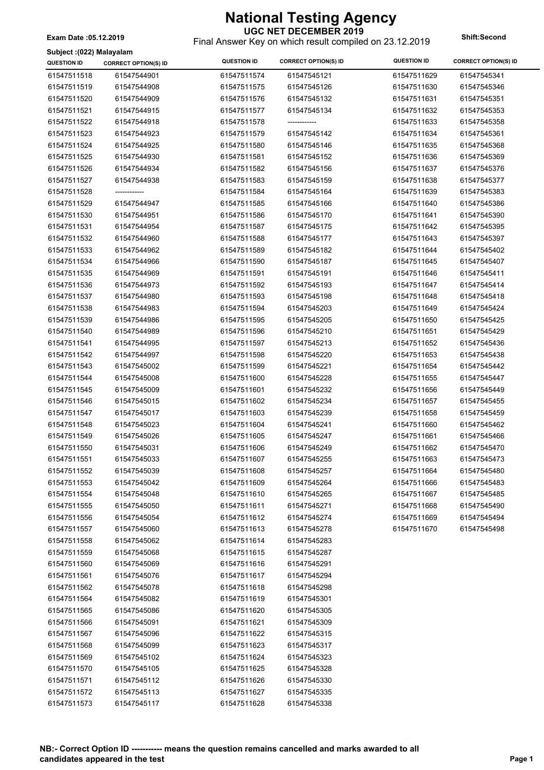# National Testing Agency

**UGC NET DECEMBER 2019**

Final Answer Key on which result compiled on 23.12.2019

**Exam Date :05.12.2019**

**Shift:Second**

**Subject :(022) Malayalam**

| QUESTION ID | CORRECT OPTION(S) ID | QUESTION ID | CORRECT OPTION(S) ID | QUESTION ID | CORRECT OPTION(S) ID |
|---|---|---|---|---|---|
| 61547511518 | 61547544901 | 61547511574 | 61547545121 | 61547511629 | 61547545341 |
| 61547511519 | 61547544908 | 61547511575 | 61547545126 | 61547511630 | 61547545346 |
| 61547511520 | 61547544909 | 61547511576 | 61547545132 | 61547511631 | 61547545351 |
| 61547511521 | 61547544915 | 61547511577 | 61547545134 | 61547511632 | 61547545353 |
| 61547511522 | 61547544918 | 61547511578 | ------------ | 61547511633 | 61547545358 |
| 61547511523 | 61547544923 | 61547511579 | 61547545142 | 61547511634 | 61547545361 |
| 61547511524 | 61547544925 | 61547511580 | 61547545146 | 61547511635 | 61547545368 |
| 61547511525 | 61547544930 | 61547511581 | 61547545152 | 61547511636 | 61547545369 |
| 61547511526 | 61547544934 | 61547511582 | 61547545156 | 61547511637 | 61547545376 |
| 61547511527 | 61547544938 | 61547511583 | 61547545159 | 61547511638 | 61547545377 |
| 61547511528 | ------------ | 61547511584 | 61547545164 | 61547511639 | 61547545383 |
| 61547511529 | 61547544947 | 61547511585 | 61547545166 | 61547511640 | 61547545386 |
| 61547511530 | 61547544951 | 61547511586 | 61547545170 | 61547511641 | 61547545390 |
| 61547511531 | 61547544954 | 61547511587 | 61547545175 | 61547511642 | 61547545395 |
| 61547511532 | 61547544960 | 61547511588 | 61547545177 | 61547511643 | 61547545397 |
| 61547511533 | 61547544962 | 61547511589 | 61547545182 | 61547511644 | 61547545402 |
| 61547511534 | 61547544966 | 61547511590 | 61547545187 | 61547511645 | 61547545407 |
| 61547511535 | 61547544969 | 61547511591 | 61547545191 | 61547511646 | 61547545411 |
| 61547511536 | 61547544973 | 61547511592 | 61547545193 | 61547511647 | 61547545414 |
| 61547511537 | 61547544980 | 61547511593 | 61547545198 | 61547511648 | 61547545418 |
| 61547511538 | 61547544983 | 61547511594 | 61547545203 | 61547511649 | 61547545424 |
| 61547511539 | 61547544986 | 61547511595 | 61547545205 | 61547511650 | 61547545425 |
| 61547511540 | 61547544989 | 61547511596 | 61547545210 | 61547511651 | 61547545429 |
| 61547511541 | 61547544995 | 61547511597 | 61547545213 | 61547511652 | 61547545436 |
| 61547511542 | 61547544997 | 61547511598 | 61547545220 | 61547511653 | 61547545438 |
| 61547511543 | 61547545002 | 61547511599 | 61547545221 | 61547511654 | 61547545442 |
| 61547511544 | 61547545008 | 61547511600 | 61547545228 | 61547511655 | 61547545447 |
| 61547511545 | 61547545009 | 61547511601 | 61547545232 | 61547511656 | 61547545449 |
| 61547511546 | 61547545015 | 61547511602 | 61547545234 | 61547511657 | 61547545455 |
| 61547511547 | 61547545017 | 61547511603 | 61547545239 | 61547511658 | 61547545459 |
| 61547511548 | 61547545023 | 61547511604 | 61547545241 | 61547511660 | 61547545462 |
| 61547511549 | 61547545026 | 61547511605 | 61547545247 | 61547511661 | 61547545466 |
| 61547511550 | 61547545031 | 61547511606 | 61547545249 | 61547511662 | 61547545470 |
| 61547511551 | 61547545033 | 61547511607 | 61547545255 | 61547511663 | 61547545473 |
| 61547511552 | 61547545039 | 61547511608 | 61547545257 | 61547511664 | 61547545480 |
| 61547511553 | 61547545042 | 61547511609 | 61547545264 | 61547511666 | 61547545483 |
| 61547511554 | 61547545048 | 61547511610 | 61547545265 | 61547511667 | 61547545485 |
| 61547511555 | 61547545050 | 61547511611 | 61547545271 | 61547511668 | 61547545490 |
| 61547511556 | 61547545054 | 61547511612 | 61547545274 | 61547511669 | 61547545494 |
| 61547511557 | 61547545060 | 61547511613 | 61547545278 | 61547511670 | 61547545498 |
| 61547511558 | 61547545062 | 61547511614 | 61547545283 | | |
| 61547511559 | 61547545068 | 61547511615 | 61547545287 | | |
| 61547511560 | 61547545069 | 61547511616 | 61547545291 | | |
| 61547511561 | 61547545076 | 61547511617 | 61547545294 | | |
| 61547511562 | 61547545078 | 61547511618 | 61547545298 | | |
| 61547511564 | 61547545082 | 61547511619 | 61547545301 | | |
| 61547511565 | 61547545086 | 61547511620 | 61547545305 | | |
| 61547511566 | 61547545091 | 61547511621 | 61547545309 | | |
| 61547511567 | 61547545096 | 61547511622 | 61547545315 | | |
| 61547511568 | 61547545099 | 61547511623 | 61547545317 | | |
| 61547511569 | 61547545102 | 61547511624 | 61547545323 | | |
| 61547511570 | 61547545105 | 61547511625 | 61547545328 | | |
| 61547511571 | 61547545112 | 61547511626 | 61547545330 | | |
| 61547511572 | 61547545113 | 61547511627 | 61547545335 | | |
| 61547511573 | 61547545117 | 61547511628 | 61547545338 | | |

**NB:- Correct Option ID ----------- means the question remains cancelled and marks awarded to all candidates appeared in the test**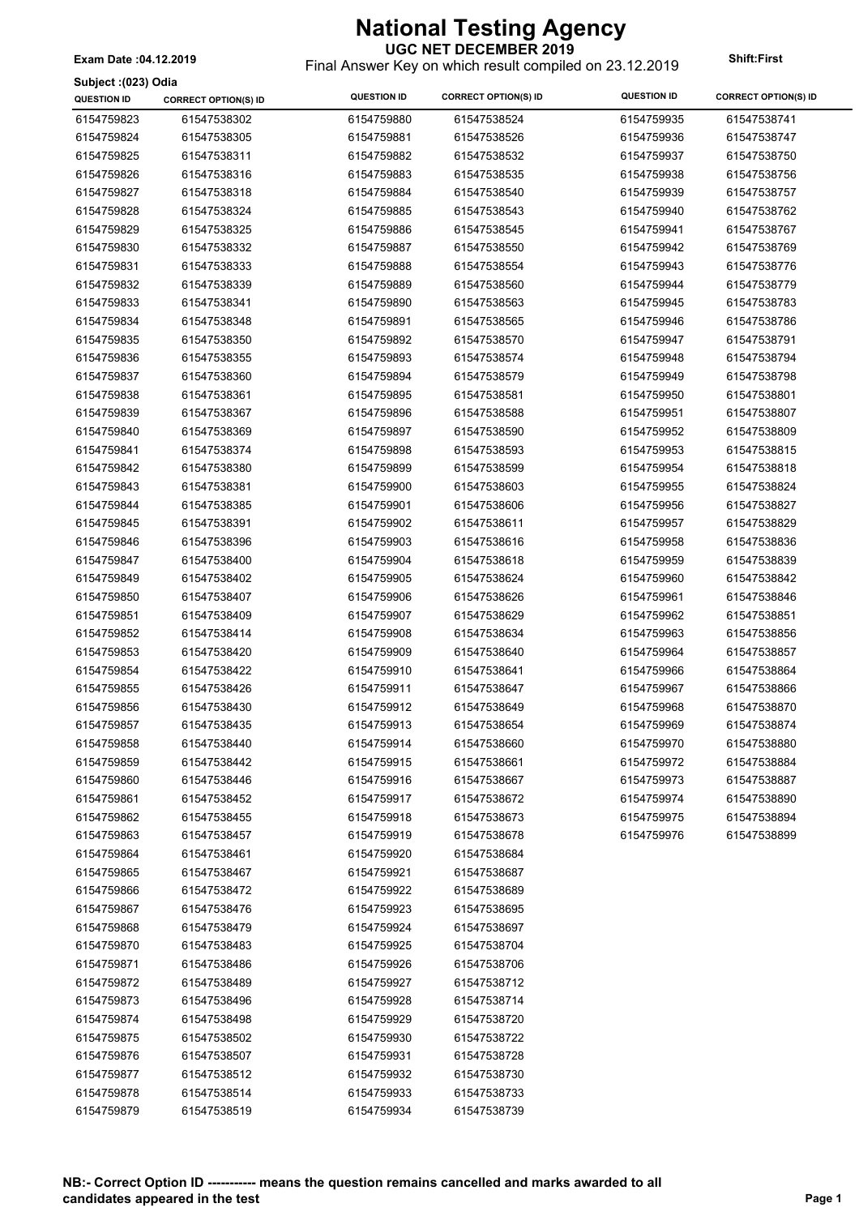# National Testing Agency

**UGC NET DECEMBER 2019**

Final Answer Key on which result compiled on 23.12.2019

**Exam Date :04.12.2019**

**Shift:First**

**Subject :(023) Odia**

| QUESTION ID | CORRECT OPTION(S) ID | QUESTION ID | CORRECT OPTION(S) ID | QUESTION ID | CORRECT OPTION(S) ID |
|---|---|---|---|---|---|
| 6154759823 | 61547538302 | 6154759880 | 61547538524 | 6154759935 | 61547538741 |
| 6154759824 | 61547538305 | 6154759881 | 61547538526 | 6154759936 | 61547538747 |
| 6154759825 | 61547538311 | 6154759882 | 61547538532 | 6154759937 | 61547538750 |
| 6154759826 | 61547538316 | 6154759883 | 61547538535 | 6154759938 | 61547538756 |
| 6154759827 | 61547538318 | 6154759884 | 61547538540 | 6154759939 | 61547538757 |
| 6154759828 | 61547538324 | 6154759885 | 61547538543 | 6154759940 | 61547538762 |
| 6154759829 | 61547538325 | 6154759886 | 61547538545 | 6154759941 | 61547538767 |
| 6154759830 | 61547538332 | 6154759887 | 61547538550 | 6154759942 | 61547538769 |
| 6154759831 | 61547538333 | 6154759888 | 61547538554 | 6154759943 | 61547538776 |
| 6154759832 | 61547538339 | 6154759889 | 61547538560 | 6154759944 | 61547538779 |
| 6154759833 | 61547538341 | 6154759890 | 61547538563 | 6154759945 | 61547538783 |
| 6154759834 | 61547538348 | 6154759891 | 61547538565 | 6154759946 | 61547538786 |
| 6154759835 | 61547538350 | 6154759892 | 61547538570 | 6154759947 | 61547538791 |
| 6154759836 | 61547538355 | 6154759893 | 61547538574 | 6154759948 | 61547538794 |
| 6154759837 | 61547538360 | 6154759894 | 61547538579 | 6154759949 | 61547538798 |
| 6154759838 | 61547538361 | 6154759895 | 61547538581 | 6154759950 | 61547538801 |
| 6154759839 | 61547538367 | 6154759896 | 61547538588 | 6154759951 | 61547538807 |
| 6154759840 | 61547538369 | 6154759897 | 61547538590 | 6154759952 | 61547538809 |
| 6154759841 | 61547538374 | 6154759898 | 61547538593 | 6154759953 | 61547538815 |
| 6154759842 | 61547538380 | 6154759899 | 61547538599 | 6154759954 | 61547538818 |
| 6154759843 | 61547538381 | 6154759900 | 61547538603 | 6154759955 | 61547538824 |
| 6154759844 | 61547538385 | 6154759901 | 61547538606 | 6154759956 | 61547538827 |
| 6154759845 | 61547538391 | 6154759902 | 61547538611 | 6154759957 | 61547538829 |
| 6154759846 | 61547538396 | 6154759903 | 61547538616 | 6154759958 | 61547538836 |
| 6154759847 | 61547538400 | 6154759904 | 61547538618 | 6154759959 | 61547538839 |
| 6154759849 | 61547538402 | 6154759905 | 61547538624 | 6154759960 | 61547538842 |
| 6154759850 | 61547538407 | 6154759906 | 61547538626 | 6154759961 | 61547538846 |
| 6154759851 | 61547538409 | 6154759907 | 61547538629 | 6154759962 | 61547538851 |
| 6154759852 | 61547538414 | 6154759908 | 61547538634 | 6154759963 | 61547538856 |
| 6154759853 | 61547538420 | 6154759909 | 61547538640 | 6154759964 | 61547538857 |
| 6154759854 | 61547538422 | 6154759910 | 61547538641 | 6154759966 | 61547538864 |
| 6154759855 | 61547538426 | 6154759911 | 61547538647 | 6154759967 | 61547538866 |
| 6154759856 | 61547538430 | 6154759912 | 61547538649 | 6154759968 | 61547538870 |
| 6154759857 | 61547538435 | 6154759913 | 61547538654 | 6154759969 | 61547538874 |
| 6154759858 | 61547538440 | 6154759914 | 61547538660 | 6154759970 | 61547538880 |
| 6154759859 | 61547538442 | 6154759915 | 61547538661 | 6154759972 | 61547538884 |
| 6154759860 | 61547538446 | 6154759916 | 61547538667 | 6154759973 | 61547538887 |
| 6154759861 | 61547538452 | 6154759917 | 61547538672 | 6154759974 | 61547538890 |
| 6154759862 | 61547538455 | 6154759918 | 61547538673 | 6154759975 | 61547538894 |
| 6154759863 | 61547538457 | 6154759919 | 61547538678 | 6154759976 | 61547538899 |
| 6154759864 | 61547538461 | 6154759920 | 61547538684 | | |
| 6154759865 | 61547538467 | 6154759921 | 61547538687 | | |
| 6154759866 | 61547538472 | 6154759922 | 61547538689 | | |
| 6154759867 | 61547538476 | 6154759923 | 61547538695 | | |
| 6154759868 | 61547538479 | 6154759924 | 61547538697 | | |
| 6154759870 | 61547538483 | 6154759925 | 61547538704 | | |
| 6154759871 | 61547538486 | 6154759926 | 61547538706 | | |
| 6154759872 | 61547538489 | 6154759927 | 61547538712 | | |
| 6154759873 | 61547538496 | 6154759928 | 61547538714 | | |
| 6154759874 | 61547538498 | 6154759929 | 61547538720 | | |
| 6154759875 | 61547538502 | 6154759930 | 61547538722 | | |
| 6154759876 | 61547538507 | 6154759931 | 61547538728 | | |
| 6154759877 | 61547538512 | 6154759932 | 61547538730 | | |
| 6154759878 | 61547538514 | 6154759933 | 61547538733 | | |
| 6154759879 | 61547538519 | 6154759934 | 61547538739 | | |

**NB:- Correct Option ID ----------- means the question remains cancelled and marks awarded to all candidates appeared in the test**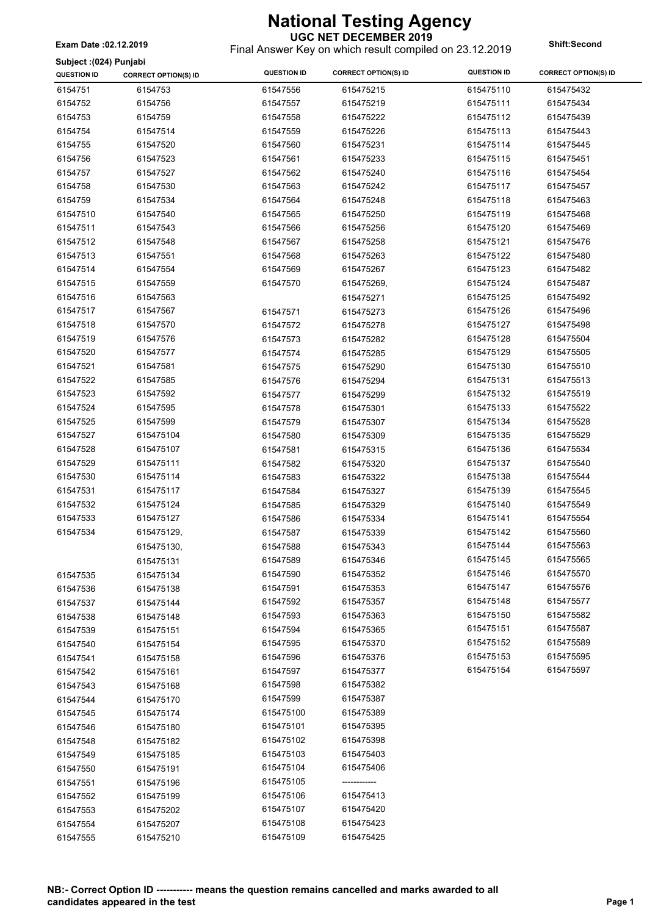# National Testing Agency

**UGC NET DECEMBER 2019**

Final Answer Key on which result compiled on 23.12.2019

**Exam Date :02.12.2019**

**Shift:Second**

**Subject :(024) Punjabi**

| QUESTION ID | CORRECT OPTION(S) ID | QUESTION ID | CORRECT OPTION(S) ID | QUESTION ID | CORRECT OPTION(S) ID |
|---|---|---|---|---|---|
| 6154751 | 6154753 | 61547556 | 615475215 | 615475110 | 615475432 |
| 6154752 | 6154756 | 61547557 | 615475219 | 615475111 | 615475434 |
| 6154753 | 6154759 | 61547558 | 615475222 | 615475112 | 615475439 |
| 6154754 | 61547514 | 61547559 | 615475226 | 615475113 | 615475443 |
| 6154755 | 61547520 | 61547560 | 615475231 | 615475114 | 615475445 |
| 6154756 | 61547523 | 61547561 | 615475233 | 615475115 | 615475451 |
| 6154757 | 61547527 | 61547562 | 615475240 | 615475116 | 615475454 |
| 6154758 | 61547530 | 61547563 | 615475242 | 615475117 | 615475457 |
| 6154759 | 61547534 | 61547564 | 615475248 | 615475118 | 615475463 |
| 61547510 | 61547540 | 61547565 | 615475250 | 615475119 | 615475468 |
| 61547511 | 61547543 | 61547566 | 615475256 | 615475120 | 615475469 |
| 61547512 | 61547548 | 61547567 | 615475258 | 615475121 | 615475476 |
| 61547513 | 61547551 | 61547568 | 615475263 | 615475122 | 615475480 |
| 61547514 | 61547554 | 61547569 | 615475267 | 615475123 | 615475482 |
| 61547515 | 61547559 | 61547570 | 615475269, 615475271 | 615475124 | 615475487 |
| 61547516 | 61547563 | | | 615475125 | 615475492 |
| 61547517 | 61547567 | 61547571 | 615475273 | 615475126 | 615475496 |
| 61547518 | 61547570 | 61547572 | 615475278 | 615475127 | 615475498 |
| 61547519 | 61547576 | 61547573 | 615475282 | 615475128 | 615475504 |
| 61547520 | 61547577 | 61547574 | 615475285 | 615475129 | 615475505 |
| 61547521 | 61547581 | 61547575 | 615475290 | 615475130 | 615475510 |
| 61547522 | 61547585 | 61547576 | 615475294 | 615475131 | 615475513 |
| 61547523 | 61547592 | 61547577 | 615475299 | 615475132 | 615475519 |
| 61547524 | 61547595 | 61547578 | 615475301 | 615475133 | 615475522 |
| 61547525 | 61547599 | 61547579 | 615475307 | 615475134 | 615475528 |
| 61547527 | 615475104 | 61547580 | 615475309 | 615475135 | 615475529 |
| 61547528 | 615475107 | 61547581 | 615475315 | 615475136 | 615475534 |
| 61547529 | 615475111 | 61547582 | 615475320 | 615475137 | 615475540 |
| 61547530 | 615475114 | 61547583 | 615475322 | 615475138 | 615475544 |
| 61547531 | 615475117 | 61547584 | 615475327 | 615475139 | 615475545 |
| 61547532 | 615475124 | 61547585 | 615475329 | 615475140 | 615475549 |
| 61547533 | 615475127 | 61547586 | 615475334 | 615475141 | 615475554 |
| 61547534 | 615475129, 615475130, 615475131 | 61547587 | 615475339 | 615475142 | 615475560 |
| | | 61547588 | 615475343 | 615475144 | 615475563 |
| | | 61547589 | 615475346 | 615475145 | 615475565 |
| 61547535 | 615475134 | 61547590 | 615475352 | 615475146 | 615475570 |
| 61547536 | 615475138 | 61547591 | 615475353 | 615475147 | 615475576 |
| 61547537 | 615475144 | 61547592 | 615475357 | 615475148 | 615475577 |
| 61547538 | 615475148 | 61547593 | 615475363 | 615475150 | 615475582 |
| 61547539 | 615475151 | 61547594 | 615475365 | 615475151 | 615475587 |
| 61547540 | 615475154 | 61547595 | 615475370 | 615475152 | 615475589 |
| 61547541 | 615475158 | 61547596 | 615475376 | 615475153 | 615475595 |
| 61547542 | 615475161 | 61547597 | 615475377 | 615475154 | 615475597 |
| 61547543 | 615475168 | 61547598 | 615475382 | | |
| 61547544 | 615475170 | 61547599 | 615475387 | | |
| 61547545 | 615475174 | 615475100 | 615475389 | | |
| 61547546 | 615475180 | 615475101 | 615475395 | | |
| 61547548 | 615475182 | 615475102 | 615475398 | | |
| 61547549 | 615475185 | 615475103 | 615475403 | | |
| 61547550 | 615475191 | 615475104 | 615475406 | | |
| 61547551 | 615475196 | 615475105 | ------------ | | |
| 61547552 | 615475199 | 615475106 | 615475413 | | |
| 61547553 | 615475202 | 615475107 | 615475420 | | |
| 61547554 | 615475207 | 615475108 | 615475423 | | |
| 61547555 | 615475210 | 615475109 | 615475425 | | |

**NB:- Correct Option ID ----------- means the question remains cancelled and marks awarded to all candidates appeared in the test**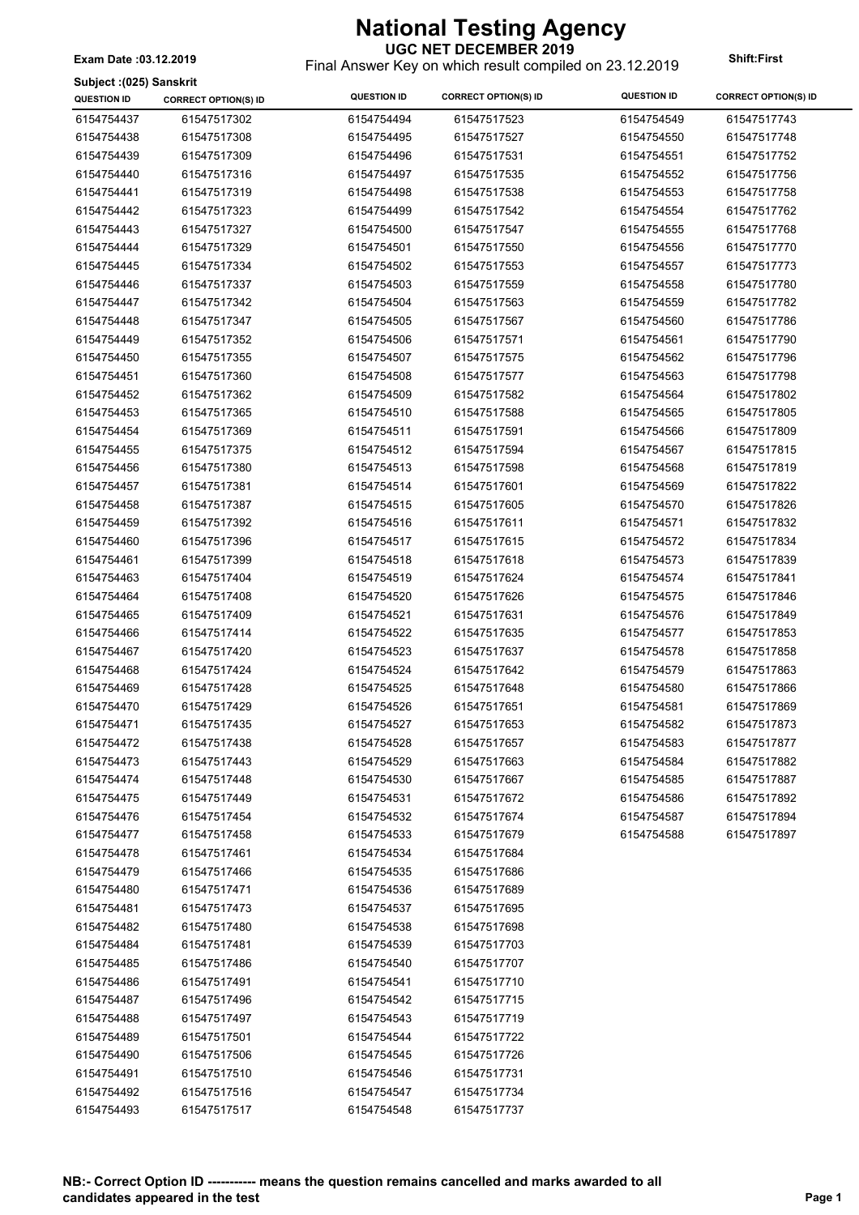# National Testing Agency

**UGC NET DECEMBER 2019**

Final Answer Key on which result compiled on 23.12.2019

**Exam Date :03.12.2019**

**Shift:First**

**Subject :(025) Sanskrit**

| QUESTION ID | CORRECT OPTION(S) ID | QUESTION ID | CORRECT OPTION(S) ID | QUESTION ID | CORRECT OPTION(S) ID |
|---|---|---|---|---|---|
| 6154754437 | 61547517302 | 6154754494 | 61547517523 | 6154754549 | 61547517743 |
| 6154754438 | 61547517308 | 6154754495 | 61547517527 | 6154754550 | 61547517748 |
| 6154754439 | 61547517309 | 6154754496 | 61547517531 | 6154754551 | 61547517752 |
| 6154754440 | 61547517316 | 6154754497 | 61547517535 | 6154754552 | 61547517756 |
| 6154754441 | 61547517319 | 6154754498 | 61547517538 | 6154754553 | 61547517758 |
| 6154754442 | 61547517323 | 6154754499 | 61547517542 | 6154754554 | 61547517762 |
| 6154754443 | 61547517327 | 6154754500 | 61547517547 | 6154754555 | 61547517768 |
| 6154754444 | 61547517329 | 6154754501 | 61547517550 | 6154754556 | 61547517770 |
| 6154754445 | 61547517334 | 6154754502 | 61547517553 | 6154754557 | 61547517773 |
| 6154754446 | 61547517337 | 6154754503 | 61547517559 | 6154754558 | 61547517780 |
| 6154754447 | 61547517342 | 6154754504 | 61547517563 | 6154754559 | 61547517782 |
| 6154754448 | 61547517347 | 6154754505 | 61547517567 | 6154754560 | 61547517786 |
| 6154754449 | 61547517352 | 6154754506 | 61547517571 | 6154754561 | 61547517790 |
| 6154754450 | 61547517355 | 6154754507 | 61547517575 | 6154754562 | 61547517796 |
| 6154754451 | 61547517360 | 6154754508 | 61547517577 | 6154754563 | 61547517798 |
| 6154754452 | 61547517362 | 6154754509 | 61547517582 | 6154754564 | 61547517802 |
| 6154754453 | 61547517365 | 6154754510 | 61547517588 | 6154754565 | 61547517805 |
| 6154754454 | 61547517369 | 6154754511 | 61547517591 | 6154754566 | 61547517809 |
| 6154754455 | 61547517375 | 6154754512 | 61547517594 | 6154754567 | 61547517815 |
| 6154754456 | 61547517380 | 6154754513 | 61547517598 | 6154754568 | 61547517819 |
| 6154754457 | 61547517381 | 6154754514 | 61547517601 | 6154754569 | 61547517822 |
| 6154754458 | 61547517387 | 6154754515 | 61547517605 | 6154754570 | 61547517826 |
| 6154754459 | 61547517392 | 6154754516 | 61547517611 | 6154754571 | 61547517832 |
| 6154754460 | 61547517396 | 6154754517 | 61547517615 | 6154754572 | 61547517834 |
| 6154754461 | 61547517399 | 6154754518 | 61547517618 | 6154754573 | 61547517839 |
| 6154754463 | 61547517404 | 6154754519 | 61547517624 | 6154754574 | 61547517841 |
| 6154754464 | 61547517408 | 6154754520 | 61547517626 | 6154754575 | 61547517846 |
| 6154754465 | 61547517409 | 6154754521 | 61547517631 | 6154754576 | 61547517849 |
| 6154754466 | 61547517414 | 6154754522 | 61547517635 | 6154754577 | 61547517853 |
| 6154754467 | 61547517420 | 6154754523 | 61547517637 | 6154754578 | 61547517858 |
| 6154754468 | 61547517424 | 6154754524 | 61547517642 | 6154754579 | 61547517863 |
| 6154754469 | 61547517428 | 6154754525 | 61547517648 | 6154754580 | 61547517866 |
| 6154754470 | 61547517429 | 6154754526 | 61547517651 | 6154754581 | 61547517869 |
| 6154754471 | 61547517435 | 6154754527 | 61547517653 | 6154754582 | 61547517873 |
| 6154754472 | 61547517438 | 6154754528 | 61547517657 | 6154754583 | 61547517877 |
| 6154754473 | 61547517443 | 6154754529 | 61547517663 | 6154754584 | 61547517882 |
| 6154754474 | 61547517448 | 6154754530 | 61547517667 | 6154754585 | 61547517887 |
| 6154754475 | 61547517449 | 6154754531 | 61547517672 | 6154754586 | 61547517892 |
| 6154754476 | 61547517454 | 6154754532 | 61547517674 | 6154754587 | 61547517894 |
| 6154754477 | 61547517458 | 6154754533 | 61547517679 | 6154754588 | 61547517897 |
| 6154754478 | 61547517461 | 6154754534 | 61547517684 | | |
| 6154754479 | 61547517466 | 6154754535 | 61547517686 | | |
| 6154754480 | 61547517471 | 6154754536 | 61547517689 | | |
| 6154754481 | 61547517473 | 6154754537 | 61547517695 | | |
| 6154754482 | 61547517480 | 6154754538 | 61547517698 | | |
| 6154754484 | 61547517481 | 6154754539 | 61547517703 | | |
| 6154754485 | 61547517486 | 6154754540 | 61547517707 | | |
| 6154754486 | 61547517491 | 6154754541 | 61547517710 | | |
| 6154754487 | 61547517496 | 6154754542 | 61547517715 | | |
| 6154754488 | 61547517497 | 6154754543 | 61547517719 | | |
| 6154754489 | 61547517501 | 6154754544 | 61547517722 | | |
| 6154754490 | 61547517506 | 6154754545 | 61547517726 | | |
| 6154754491 | 61547517510 | 6154754546 | 61547517731 | | |
| 6154754492 | 61547517516 | 6154754547 | 61547517734 | | |
| 6154754493 | 61547517517 | 6154754548 | 61547517737 | | |

**NB:- Correct Option ID ----------- means the question remains cancelled and marks awarded to all candidates appeared in the test**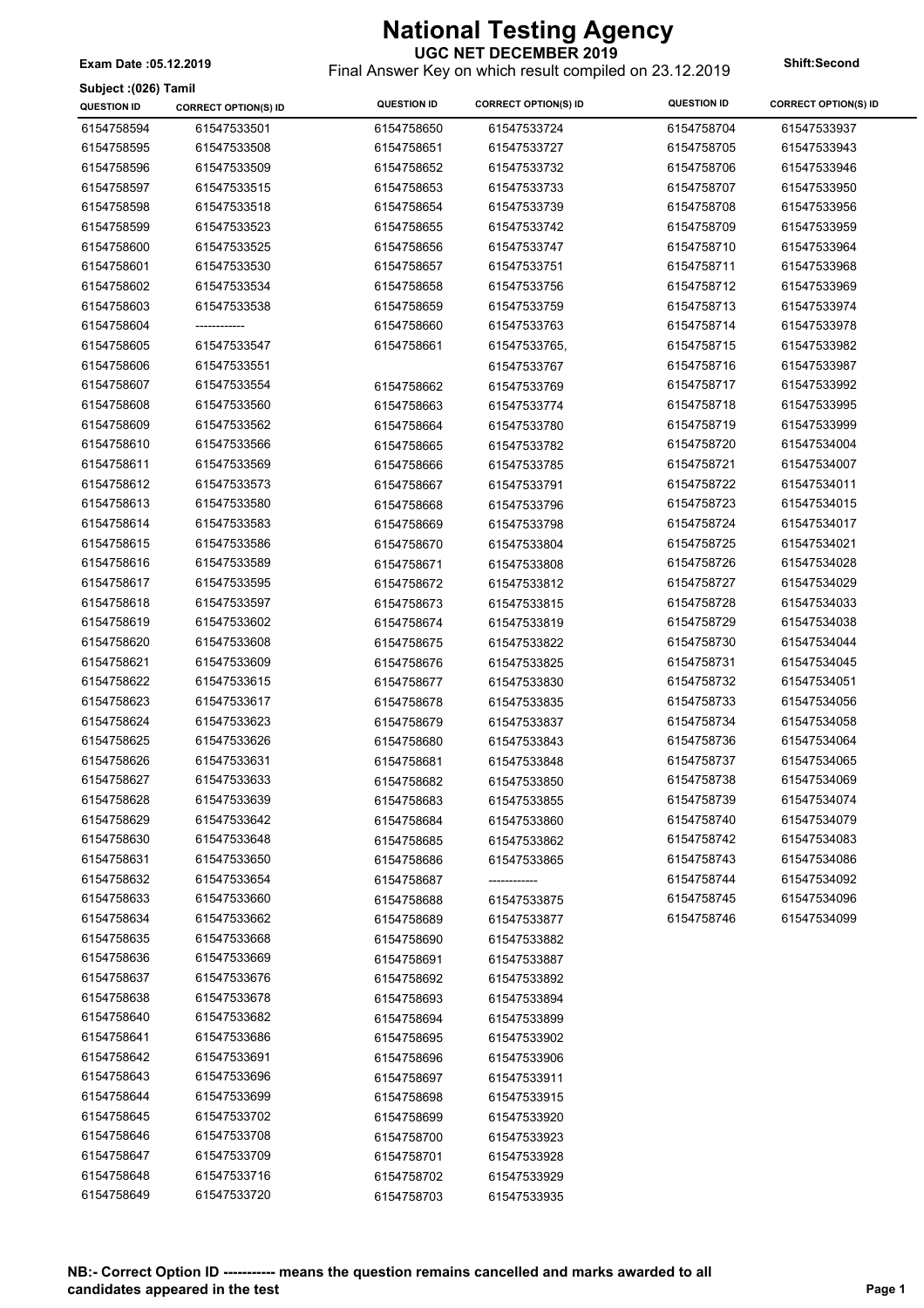# National Testing Agency

**UGC NET DECEMBER 2019**

Final Answer Key on which result compiled on 23.12.2019

**Exam Date :05.12.2019**

**Shift:Second**

**Subject :(026) Tamil**

| QUESTION ID | CORRECT OPTION(S) ID | QUESTION ID | CORRECT OPTION(S) ID | QUESTION ID | CORRECT OPTION(S) ID |
|---|---|---|---|---|---|
| 6154758594 | 61547533501 | 6154758650 | 61547533724 | 6154758704 | 61547533937 |
| 6154758595 | 61547533508 | 6154758651 | 61547533727 | 6154758705 | 61547533943 |
| 6154758596 | 61547533509 | 6154758652 | 61547533732 | 6154758706 | 61547533946 |
| 6154758597 | 61547533515 | 6154758653 | 61547533733 | 6154758707 | 61547533950 |
| 6154758598 | 61547533518 | 6154758654 | 61547533739 | 6154758708 | 61547533956 |
| 6154758599 | 61547533523 | 6154758655 | 61547533742 | 6154758709 | 61547533959 |
| 6154758600 | 61547533525 | 6154758656 | 61547533747 | 6154758710 | 61547533964 |
| 6154758601 | 61547533530 | 6154758657 | 61547533751 | 6154758711 | 61547533968 |
| 6154758602 | 61547533534 | 6154758658 | 61547533756 | 6154758712 | 61547533969 |
| 6154758603 | 61547533538 | 6154758659 | 61547533759 | 6154758713 | 61547533974 |
| 6154758604 | ------------ | 6154758660 | 61547533763 | 6154758714 | 61547533978 |
| 6154758605 | 61547533547 | 6154758661 | 61547533765, 61547533767 | 6154758715 | 61547533982 |
| 6154758606 | 61547533551 | | | 6154758716 | 61547533987 |
| 6154758607 | 61547533554 | 6154758662 | 61547533769 | 6154758717 | 61547533992 |
| 6154758608 | 61547533560 | 6154758663 | 61547533774 | 6154758718 | 61547533995 |
| 6154758609 | 61547533562 | 6154758664 | 61547533780 | 6154758719 | 61547533999 |
| 6154758610 | 61547533566 | 6154758665 | 61547533782 | 6154758720 | 61547534004 |
| 6154758611 | 61547533569 | 6154758666 | 61547533785 | 6154758721 | 61547534007 |
| 6154758612 | 61547533573 | 6154758667 | 61547533791 | 6154758722 | 61547534011 |
| 6154758613 | 61547533580 | 6154758668 | 61547533796 | 6154758723 | 61547534015 |
| 6154758614 | 61547533583 | 6154758669 | 61547533798 | 6154758724 | 61547534017 |
| 6154758615 | 61547533586 | 6154758670 | 61547533804 | 6154758725 | 61547534021 |
| 6154758616 | 61547533589 | 6154758671 | 61547533808 | 6154758726 | 61547534028 |
| 6154758617 | 61547533595 | 6154758672 | 61547533812 | 6154758727 | 61547534029 |
| 6154758618 | 61547533597 | 6154758673 | 61547533815 | 6154758728 | 61547534033 |
| 6154758619 | 61547533602 | 6154758674 | 61547533819 | 6154758729 | 61547534038 |
| 6154758620 | 61547533608 | 6154758675 | 61547533822 | 6154758730 | 61547534044 |
| 6154758621 | 61547533609 | 6154758676 | 61547533825 | 6154758731 | 61547534045 |
| 6154758622 | 61547533615 | 6154758677 | 61547533830 | 6154758732 | 61547534051 |
| 6154758623 | 61547533617 | 6154758678 | 61547533835 | 6154758733 | 61547534056 |
| 6154758624 | 61547533623 | 6154758679 | 61547533837 | 6154758734 | 61547534058 |
| 6154758625 | 61547533626 | 6154758680 | 61547533843 | 6154758736 | 61547534064 |
| 6154758626 | 61547533631 | 6154758681 | 61547533848 | 6154758737 | 61547534065 |
| 6154758627 | 61547533633 | 6154758682 | 61547533850 | 6154758738 | 61547534069 |
| 6154758628 | 61547533639 | 6154758683 | 61547533855 | 6154758739 | 61547534074 |
| 6154758629 | 61547533642 | 6154758684 | 61547533860 | 6154758740 | 61547534079 |
| 6154758630 | 61547533648 | 6154758685 | 61547533862 | 6154758742 | 61547534083 |
| 6154758631 | 61547533650 | 6154758686 | 61547533865 | 6154758743 | 61547534086 |
| 6154758632 | 61547533654 | 6154758687 | ------------ | 6154758744 | 61547534092 |
| 6154758633 | 61547533660 | 6154758688 | 61547533875 | 6154758745 | 61547534096 |
| 6154758634 | 61547533662 | 6154758689 | 61547533877 | 6154758746 | 61547534099 |
| 6154758635 | 61547533668 | 6154758690 | 61547533882 | | |
| 6154758636 | 61547533669 | 6154758691 | 61547533887 | | |
| 6154758637 | 61547533676 | 6154758692 | 61547533892 | | |
| 6154758638 | 61547533678 | 6154758693 | 61547533894 | | |
| 6154758640 | 61547533682 | 6154758694 | 61547533899 | | |
| 6154758641 | 61547533686 | 6154758695 | 61547533902 | | |
| 6154758642 | 61547533691 | 6154758696 | 61547533906 | | |
| 6154758643 | 61547533696 | 6154758697 | 61547533911 | | |
| 6154758644 | 61547533699 | 6154758698 | 61547533915 | | |
| 6154758645 | 61547533702 | 6154758699 | 61547533920 | | |
| 6154758646 | 61547533708 | 6154758700 | 61547533923 | | |
| 6154758647 | 61547533709 | 6154758701 | 61547533928 | | |
| 6154758648 | 61547533716 | 6154758702 | 61547533929 | | |
| 6154758649 | 61547533720 | 6154758703 | 61547533935 | | |

**NB:- Correct Option ID ----------- means the question remains cancelled and marks awarded to all candidates appeared in the test**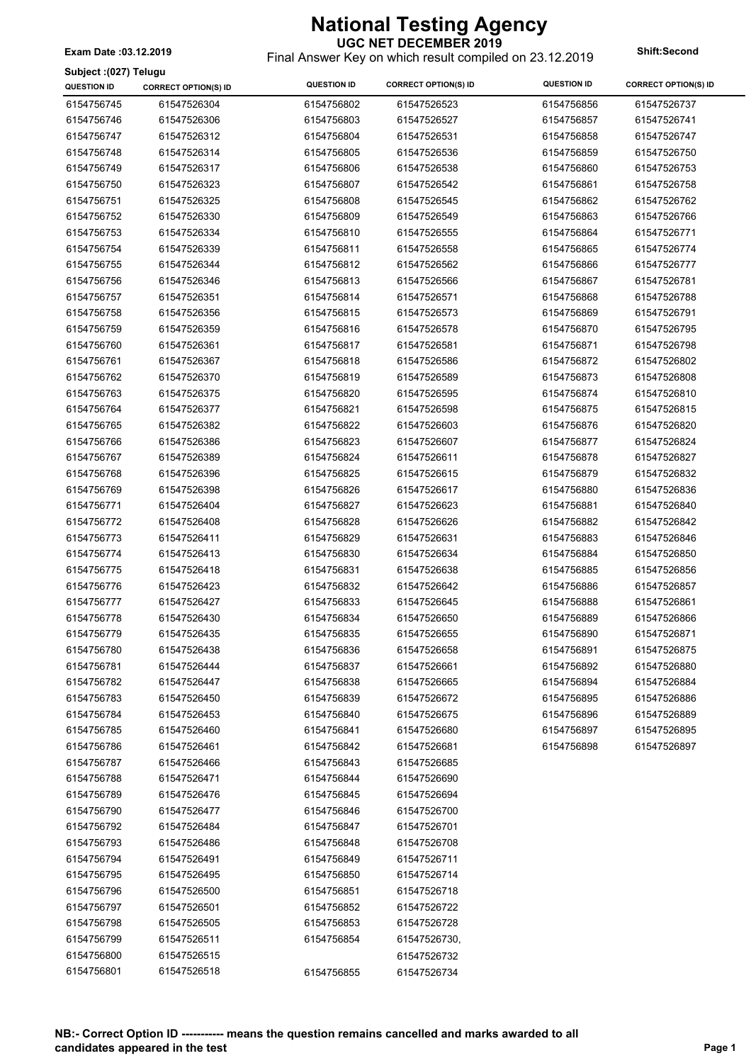# National Testing Agency

**UGC NET DECEMBER 2019**

Final Answer Key on which result compiled on 23.12.2019

**Exam Date :03.12.2019**

**Shift:Second**

**Subject :(027) Telugu**

| QUESTION ID | CORRECT OPTION(S) ID | QUESTION ID | CORRECT OPTION(S) ID | QUESTION ID | CORRECT OPTION(S) ID |
|---|---|---|---|---|---|
| 6154756745 | 61547526304 | 6154756802 | 61547526523 | 6154756856 | 61547526737 |
| 6154756746 | 61547526306 | 6154756803 | 61547526527 | 6154756857 | 61547526741 |
| 6154756747 | 61547526312 | 6154756804 | 61547526531 | 6154756858 | 61547526747 |
| 6154756748 | 61547526314 | 6154756805 | 61547526536 | 6154756859 | 61547526750 |
| 6154756749 | 61547526317 | 6154756806 | 61547526538 | 6154756860 | 61547526753 |
| 6154756750 | 61547526323 | 6154756807 | 61547526542 | 6154756861 | 61547526758 |
| 6154756751 | 61547526325 | 6154756808 | 61547526545 | 6154756862 | 61547526762 |
| 6154756752 | 61547526330 | 6154756809 | 61547526549 | 6154756863 | 61547526766 |
| 6154756753 | 61547526334 | 6154756810 | 61547526555 | 6154756864 | 61547526771 |
| 6154756754 | 61547526339 | 6154756811 | 61547526558 | 6154756865 | 61547526774 |
| 6154756755 | 61547526344 | 6154756812 | 61547526562 | 6154756866 | 61547526777 |
| 6154756756 | 61547526346 | 6154756813 | 61547526566 | 6154756867 | 61547526781 |
| 6154756757 | 61547526351 | 6154756814 | 61547526571 | 6154756868 | 61547526788 |
| 6154756758 | 61547526356 | 6154756815 | 61547526573 | 6154756869 | 61547526791 |
| 6154756759 | 61547526359 | 6154756816 | 61547526578 | 6154756870 | 61547526795 |
| 6154756760 | 61547526361 | 6154756817 | 61547526581 | 6154756871 | 61547526798 |
| 6154756761 | 61547526367 | 6154756818 | 61547526586 | 6154756872 | 61547526802 |
| 6154756762 | 61547526370 | 6154756819 | 61547526589 | 6154756873 | 61547526808 |
| 6154756763 | 61547526375 | 6154756820 | 61547526595 | 6154756874 | 61547526810 |
| 6154756764 | 61547526377 | 6154756821 | 61547526598 | 6154756875 | 61547526815 |
| 6154756765 | 61547526382 | 6154756822 | 61547526603 | 6154756876 | 61547526820 |
| 6154756766 | 61547526386 | 6154756823 | 61547526607 | 6154756877 | 61547526824 |
| 6154756767 | 61547526389 | 6154756824 | 61547526611 | 6154756878 | 61547526827 |
| 6154756768 | 61547526396 | 6154756825 | 61547526615 | 6154756879 | 61547526832 |
| 6154756769 | 61547526398 | 6154756826 | 61547526617 | 6154756880 | 61547526836 |
| 6154756771 | 61547526404 | 6154756827 | 61547526623 | 6154756881 | 61547526840 |
| 6154756772 | 61547526408 | 6154756828 | 61547526626 | 6154756882 | 61547526842 |
| 6154756773 | 61547526411 | 6154756829 | 61547526631 | 6154756883 | 61547526846 |
| 6154756774 | 61547526413 | 6154756830 | 61547526634 | 6154756884 | 61547526850 |
| 6154756775 | 61547526418 | 6154756831 | 61547526638 | 6154756885 | 61547526856 |
| 6154756776 | 61547526423 | 6154756832 | 61547526642 | 6154756886 | 61547526857 |
| 6154756777 | 61547526427 | 6154756833 | 61547526645 | 6154756888 | 61547526861 |
| 6154756778 | 61547526430 | 6154756834 | 61547526650 | 6154756889 | 61547526866 |
| 6154756779 | 61547526435 | 6154756835 | 61547526655 | 6154756890 | 61547526871 |
| 6154756780 | 61547526438 | 6154756836 | 61547526658 | 6154756891 | 61547526875 |
| 6154756781 | 61547526444 | 6154756837 | 61547526661 | 6154756892 | 61547526880 |
| 6154756782 | 61547526447 | 6154756838 | 61547526665 | 6154756894 | 61547526884 |
| 6154756783 | 61547526450 | 6154756839 | 61547526672 | 6154756895 | 61547526886 |
| 6154756784 | 61547526453 | 6154756840 | 61547526675 | 6154756896 | 61547526889 |
| 6154756785 | 61547526460 | 6154756841 | 61547526680 | 6154756897 | 61547526895 |
| 6154756786 | 61547526461 | 6154756842 | 61547526681 | 6154756898 | 61547526897 |
| 6154756787 | 61547526466 | 6154756843 | 61547526685 | | |
| 6154756788 | 61547526471 | 6154756844 | 61547526690 | | |
| 6154756789 | 61547526476 | 6154756845 | 61547526694 | | |
| 6154756790 | 61547526477 | 6154756846 | 61547526700 | | |
| 6154756792 | 61547526484 | 6154756847 | 61547526701 | | |
| 6154756793 | 61547526486 | 6154756848 | 61547526708 | | |
| 6154756794 | 61547526491 | 6154756849 | 61547526711 | | |
| 6154756795 | 61547526495 | 6154756850 | 61547526714 | | |
| 6154756796 | 61547526500 | 6154756851 | 61547526718 | | |
| 6154756797 | 61547526501 | 6154756852 | 61547526722 | | |
| 6154756798 | 61547526505 | 6154756853 | 61547526728 | | |
| 6154756799 | 61547526511 | 6154756854 | 61547526730, 61547526732 | | |
| 6154756800 | 61547526515 | | | | |
| 6154756801 | 61547526518 | 6154756855 | 61547526734 | | |

**NB:- Correct Option ID ----------- means the question remains cancelled and marks awarded to all candidates appeared in the test**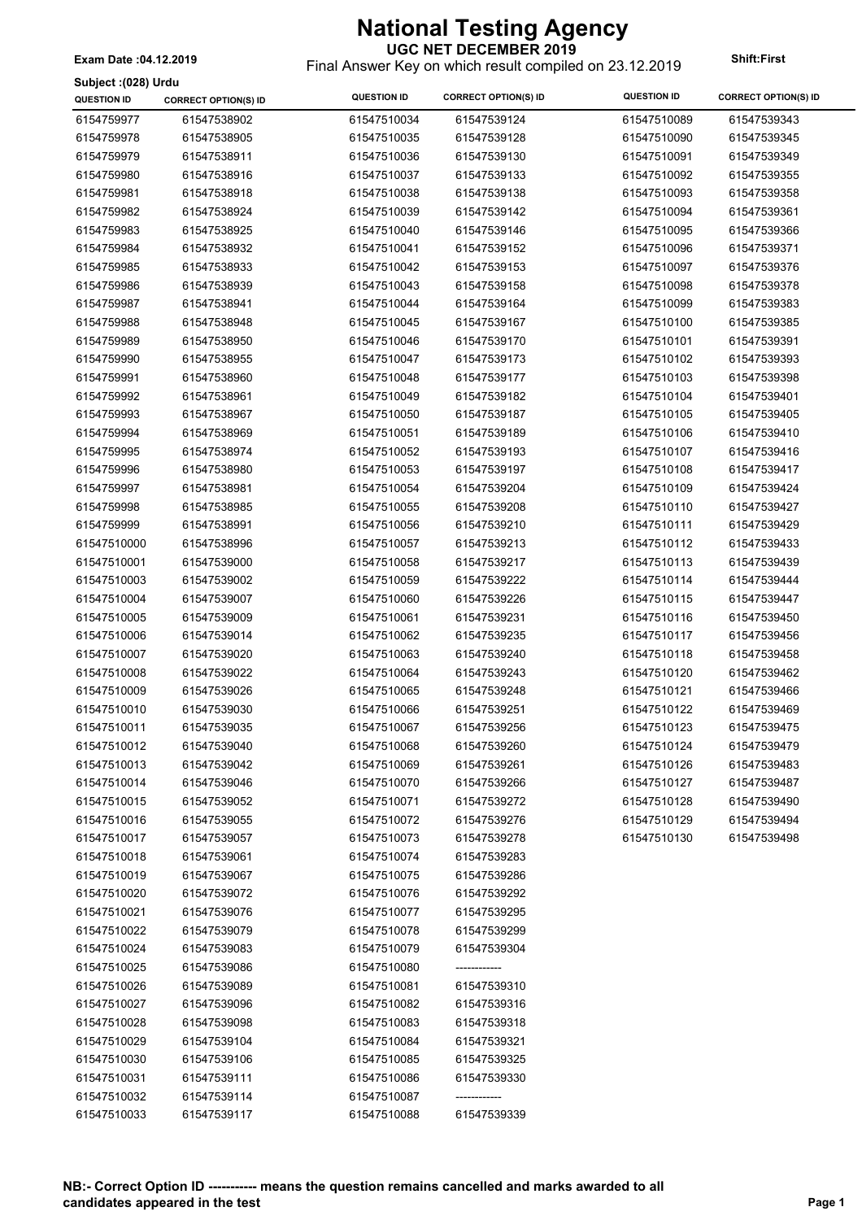# National Testing Agency

## UGC NET DECEMBER 2019

Final Answer Key on which result compiled on 23.12.2019

**Exam Date :04.12.2019** **Shift:First**

**Subject :(028) Urdu**

| QUESTION ID | CORRECT OPTION(S) ID | QUESTION ID | CORRECT OPTION(S) ID | QUESTION ID | CORRECT OPTION(S) ID |
|---|---|---|---|---|---|
| 6154759977 | 61547538902 | 61547510034 | 61547539124 | 61547510089 | 61547539343 |
| 6154759978 | 61547538905 | 61547510035 | 61547539128 | 61547510090 | 61547539345 |
| 6154759979 | 61547538911 | 61547510036 | 61547539130 | 61547510091 | 61547539349 |
| 6154759980 | 61547538916 | 61547510037 | 61547539133 | 61547510092 | 61547539355 |
| 6154759981 | 61547538918 | 61547510038 | 61547539138 | 61547510093 | 61547539358 |
| 6154759982 | 61547538924 | 61547510039 | 61547539142 | 61547510094 | 61547539361 |
| 6154759983 | 61547538925 | 61547510040 | 61547539146 | 61547510095 | 61547539366 |
| 6154759984 | 61547538932 | 61547510041 | 61547539152 | 61547510096 | 61547539371 |
| 6154759985 | 61547538933 | 61547510042 | 61547539153 | 61547510097 | 61547539376 |
| 6154759986 | 61547538939 | 61547510043 | 61547539158 | 61547510098 | 61547539378 |
| 6154759987 | 61547538941 | 61547510044 | 61547539164 | 61547510099 | 61547539383 |
| 6154759988 | 61547538948 | 61547510045 | 61547539167 | 61547510100 | 61547539385 |
| 6154759989 | 61547538950 | 61547510046 | 61547539170 | 61547510101 | 61547539391 |
| 6154759990 | 61547538955 | 61547510047 | 61547539173 | 61547510102 | 61547539393 |
| 6154759991 | 61547538960 | 61547510048 | 61547539177 | 61547510103 | 61547539398 |
| 6154759992 | 61547538961 | 61547510049 | 61547539182 | 61547510104 | 61547539401 |
| 6154759993 | 61547538967 | 61547510050 | 61547539187 | 61547510105 | 61547539405 |
| 6154759994 | 61547538969 | 61547510051 | 61547539189 | 61547510106 | 61547539410 |
| 6154759995 | 61547538974 | 61547510052 | 61547539193 | 61547510107 | 61547539416 |
| 6154759996 | 61547538980 | 61547510053 | 61547539197 | 61547510108 | 61547539417 |
| 6154759997 | 61547538981 | 61547510054 | 61547539204 | 61547510109 | 61547539424 |
| 6154759998 | 61547538985 | 61547510055 | 61547539208 | 61547510110 | 61547539427 |
| 6154759999 | 61547538991 | 61547510056 | 61547539210 | 61547510111 | 61547539429 |
| 61547510000 | 61547538996 | 61547510057 | 61547539213 | 61547510112 | 61547539433 |
| 61547510001 | 61547539000 | 61547510058 | 61547539217 | 61547510113 | 61547539439 |
| 61547510003 | 61547539002 | 61547510059 | 61547539222 | 61547510114 | 61547539444 |
| 61547510004 | 61547539007 | 61547510060 | 61547539226 | 61547510115 | 61547539447 |
| 61547510005 | 61547539009 | 61547510061 | 61547539231 | 61547510116 | 61547539450 |
| 61547510006 | 61547539014 | 61547510062 | 61547539235 | 61547510117 | 61547539456 |
| 61547510007 | 61547539020 | 61547510063 | 61547539240 | 61547510118 | 61547539458 |
| 61547510008 | 61547539022 | 61547510064 | 61547539243 | 61547510120 | 61547539462 |
| 61547510009 | 61547539026 | 61547510065 | 61547539248 | 61547510121 | 61547539466 |
| 61547510010 | 61547539030 | 61547510066 | 61547539251 | 61547510122 | 61547539469 |
| 61547510011 | 61547539035 | 61547510067 | 61547539256 | 61547510123 | 61547539475 |
| 61547510012 | 61547539040 | 61547510068 | 61547539260 | 61547510124 | 61547539479 |
| 61547510013 | 61547539042 | 61547510069 | 61547539261 | 61547510126 | 61547539483 |
| 61547510014 | 61547539046 | 61547510070 | 61547539266 | 61547510127 | 61547539487 |
| 61547510015 | 61547539052 | 61547510071 | 61547539272 | 61547510128 | 61547539490 |
| 61547510016 | 61547539055 | 61547510072 | 61547539276 | 61547510129 | 61547539494 |
| 61547510017 | 61547539057 | 61547510073 | 61547539278 | 61547510130 | 61547539498 |
| 61547510018 | 61547539061 | 61547510074 | 61547539283 | | |
| 61547510019 | 61547539067 | 61547510075 | 61547539286 | | |
| 61547510020 | 61547539072 | 61547510076 | 61547539292 | | |
| 61547510021 | 61547539076 | 61547510077 | 61547539295 | | |
| 61547510022 | 61547539079 | 61547510078 | 61547539299 | | |
| 61547510024 | 61547539083 | 61547510079 | 61547539304 | | |
| 61547510025 | 61547539086 | 61547510080 | ------------ | | |
| 61547510026 | 61547539089 | 61547510081 | 61547539310 | | |
| 61547510027 | 61547539096 | 61547510082 | 61547539316 | | |
| 61547510028 | 61547539098 | 61547510083 | 61547539318 | | |
| 61547510029 | 61547539104 | 61547510084 | 61547539321 | | |
| 61547510030 | 61547539106 | 61547510085 | 61547539325 | | |
| 61547510031 | 61547539111 | 61547510086 | 61547539330 | | |
| 61547510032 | 61547539114 | 61547510087 | ------------ | | |
| 61547510033 | 61547539117 | 61547510088 | 61547539339 | | |

**NB:- Correct Option ID ----------- means the question remains cancelled and marks awarded to all candidates appeared in the test**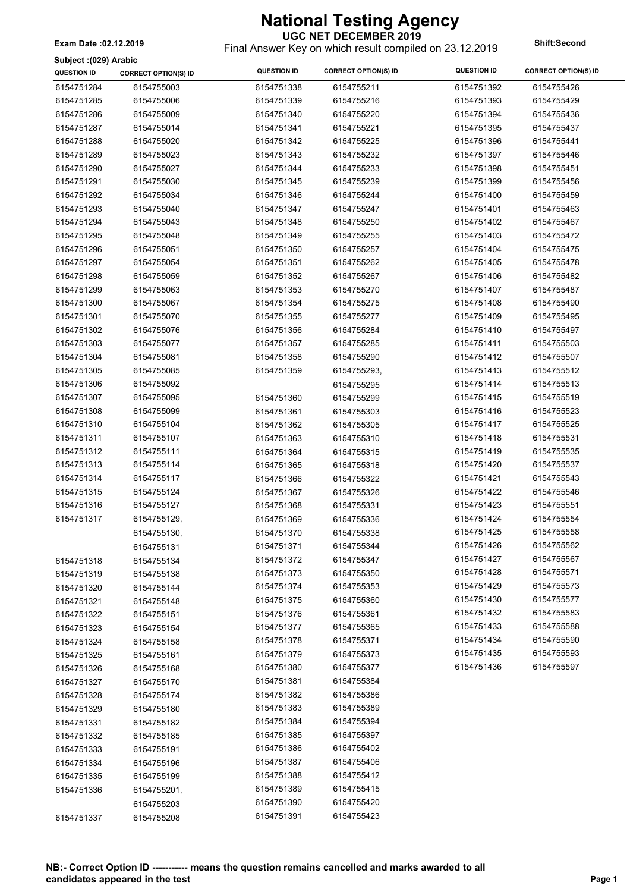# National Testing Agency

**UGC NET DECEMBER 2019**

Final Answer Key on which result compiled on 23.12.2019

**Exam Date :02.12.2019**

**Shift:Second**

**Subject :(029) Arabic**

| QUESTION ID | CORRECT OPTION(S) ID | QUESTION ID | CORRECT OPTION(S) ID | QUESTION ID | CORRECT OPTION(S) ID |
|---|---|---|---|---|---|
| 6154751284 | 6154755003 | 6154751338 | 6154755211 | 6154751392 | 6154755426 |
| 6154751285 | 6154755006 | 6154751339 | 6154755216 | 6154751393 | 6154755429 |
| 6154751286 | 6154755009 | 6154751340 | 6154755220 | 6154751394 | 6154755436 |
| 6154751287 | 6154755014 | 6154751341 | 6154755221 | 6154751395 | 6154755437 |
| 6154751288 | 6154755020 | 6154751342 | 6154755225 | 6154751396 | 6154755441 |
| 6154751289 | 6154755023 | 6154751343 | 6154755232 | 6154751397 | 6154755446 |
| 6154751290 | 6154755027 | 6154751344 | 6154755233 | 6154751398 | 6154755451 |
| 6154751291 | 6154755030 | 6154751345 | 6154755239 | 6154751399 | 6154755456 |
| 6154751292 | 6154755034 | 6154751346 | 6154755244 | 6154751400 | 6154755459 |
| 6154751293 | 6154755040 | 6154751347 | 6154755247 | 6154751401 | 6154755463 |
| 6154751294 | 6154755043 | 6154751348 | 6154755250 | 6154751402 | 6154755467 |
| 6154751295 | 6154755048 | 6154751349 | 6154755255 | 6154751403 | 6154755472 |
| 6154751296 | 6154755051 | 6154751350 | 6154755257 | 6154751404 | 6154755475 |
| 6154751297 | 6154755054 | 6154751351 | 6154755262 | 6154751405 | 6154755478 |
| 6154751298 | 6154755059 | 6154751352 | 6154755267 | 6154751406 | 6154755482 |
| 6154751299 | 6154755063 | 6154751353 | 6154755270 | 6154751407 | 6154755487 |
| 6154751300 | 6154755067 | 6154751354 | 6154755275 | 6154751408 | 6154755490 |
| 6154751301 | 6154755070 | 6154751355 | 6154755277 | 6154751409 | 6154755495 |
| 6154751302 | 6154755076 | 6154751356 | 6154755284 | 6154751410 | 6154755497 |
| 6154751303 | 6154755077 | 6154751357 | 6154755285 | 6154751411 | 6154755503 |
| 6154751304 | 6154755081 | 6154751358 | 6154755290 | 6154751412 | 6154755507 |
| 6154751305 | 6154755085 | 6154751359 | 6154755293, 6154755295 | 6154751413 | 6154755512 |
| 6154751306 | 6154755092 | 6154751360 | 6154755299 | 6154751414 | 6154755513 |
| 6154751307 | 6154755095 | 6154751361 | 6154755303 | 6154751415 | 6154755519 |
| 6154751308 | 6154755099 | 6154751362 | 6154755305 | 6154751416 | 6154755523 |
| 6154751310 | 6154755104 | 6154751363 | 6154755310 | 6154751417 | 6154755525 |
| 6154751311 | 6154755107 | 6154751364 | 6154755315 | 6154751418 | 6154755531 |
| 6154751312 | 6154755111 | 6154751365 | 6154755318 | 6154751419 | 6154755535 |
| 6154751313 | 6154755114 | 6154751366 | 6154755322 | 6154751420 | 6154755537 |
| 6154751314 | 6154755117 | 6154751367 | 6154755326 | 6154751421 | 6154755543 |
| 6154751315 | 6154755124 | 6154751368 | 6154755331 | 6154751422 | 6154755546 |
| 6154751316 | 6154755127 | 6154751369 | 6154755336 | 6154751423 | 6154755551 |
| 6154751317 | 6154755129, 6154755130, 6154755131 | 6154751370 | 6154755338 | 6154751424 | 6154755554 |
| 6154751318 | 6154755134 | 6154751371 | 6154755344 | 6154751425 | 6154755558 |
| 6154751319 | 6154755138 | 6154751372 | 6154755347 | 6154751426 | 6154755562 |
| 6154751320 | 6154755144 | 6154751373 | 6154755350 | 6154751427 | 6154755567 |
| 6154751321 | 6154755148 | 6154751374 | 6154755353 | 6154751428 | 6154755571 |
| 6154751322 | 6154755151 | 6154751375 | 6154755360 | 6154751429 | 6154755573 |
| 6154751323 | 6154755154 | 6154751376 | 6154755361 | 6154751430 | 6154755577 |
| 6154751324 | 6154755158 | 6154751377 | 6154755365 | 6154751432 | 6154755583 |
| 6154751325 | 6154755161 | 6154751378 | 6154755371 | 6154751433 | 6154755588 |
| 6154751326 | 6154755168 | 6154751379 | 6154755373 | 6154751434 | 6154755590 |
| 6154751327 | 6154755170 | 6154751380 | 6154755377 | 6154751435 | 6154755593 |
| 6154751328 | 6154755174 | 6154751381 | 6154755384 | 6154751436 | 6154755597 |
| 6154751329 | 6154755180 | 6154751382 | 6154755386 | | |
| 6154751331 | 6154755182 | 6154751383 | 6154755389 | | |
| 6154751332 | 6154755185 | 6154751384 | 6154755394 | | |
| 6154751333 | 6154755191 | 6154751385 | 6154755397 | | |
| 6154751334 | 6154755196 | 6154751386 | 6154755402 | | |
| 6154751335 | 6154755199 | 6154751387 | 6154755406 | | |
| 6154751336 | 6154755201, 6154755203 | 6154751388 | 6154755412 | | |
| 6154751337 | 6154755208 | 6154751389 | 6154755415 | | |
| | | 6154751390 | 6154755420 | | |
| | | 6154751391 | 6154755423 | | |

**NB:- Correct Option ID ----------- means the question remains cancelled and marks awarded to all candidates appeared in the test**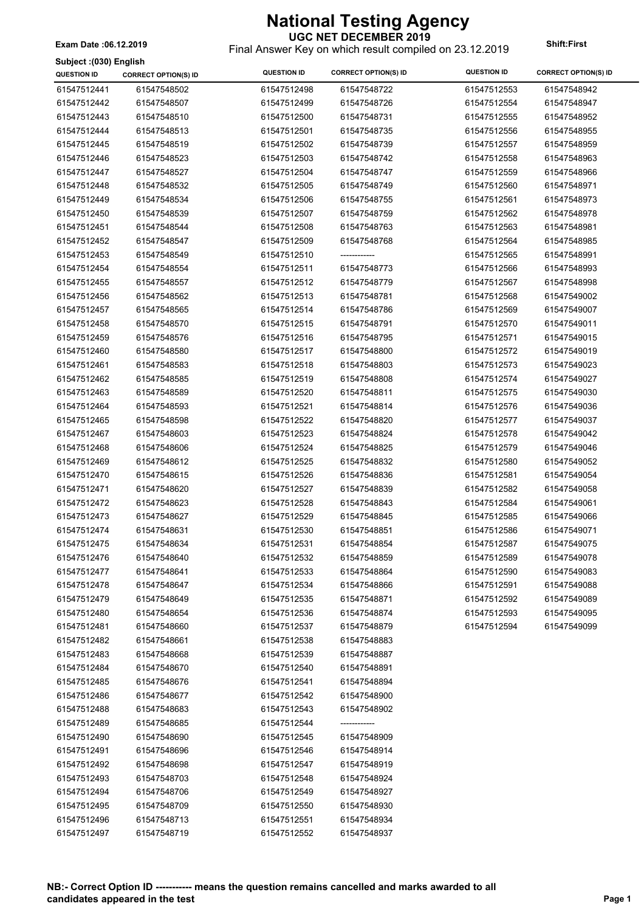# National Testing Agency

**UGC NET DECEMBER 2019**

Final Answer Key on which result compiled on 23.12.2019

**Exam Date :06.12.2019**

**Shift:First**

**Subject :(030) English**

| QUESTION ID | CORRECT OPTION(S) ID | QUESTION ID | CORRECT OPTION(S) ID | QUESTION ID | CORRECT OPTION(S) ID |
|---|---|---|---|---|---|
| 61547512441 | 61547548502 | 61547512498 | 61547548722 | 61547512553 | 61547548942 |
| 61547512442 | 61547548507 | 61547512499 | 61547548726 | 61547512554 | 61547548947 |
| 61547512443 | 61547548510 | 61547512500 | 61547548731 | 61547512555 | 61547548952 |
| 61547512444 | 61547548513 | 61547512501 | 61547548735 | 61547512556 | 61547548955 |
| 61547512445 | 61547548519 | 61547512502 | 61547548739 | 61547512557 | 61547548959 |
| 61547512446 | 61547548523 | 61547512503 | 61547548742 | 61547512558 | 61547548963 |
| 61547512447 | 61547548527 | 61547512504 | 61547548747 | 61547512559 | 61547548966 |
| 61547512448 | 61547548532 | 61547512505 | 61547548749 | 61547512560 | 61547548971 |
| 61547512449 | 61547548534 | 61547512506 | 61547548755 | 61547512561 | 61547548973 |
| 61547512450 | 61547548539 | 61547512507 | 61547548759 | 61547512562 | 61547548978 |
| 61547512451 | 61547548544 | 61547512508 | 61547548763 | 61547512563 | 61547548981 |
| 61547512452 | 61547548547 | 61547512509 | 61547548768 | 61547512564 | 61547548985 |
| 61547512453 | 61547548549 | 61547512510 | ------------ | 61547512565 | 61547548991 |
| 61547512454 | 61547548554 | 61547512511 | 61547548773 | 61547512566 | 61547548993 |
| 61547512455 | 61547548557 | 61547512512 | 61547548779 | 61547512567 | 61547548998 |
| 61547512456 | 61547548562 | 61547512513 | 61547548781 | 61547512568 | 61547549002 |
| 61547512457 | 61547548565 | 61547512514 | 61547548786 | 61547512569 | 61547549007 |
| 61547512458 | 61547548570 | 61547512515 | 61547548791 | 61547512570 | 61547549011 |
| 61547512459 | 61547548576 | 61547512516 | 61547548795 | 61547512571 | 61547549015 |
| 61547512460 | 61547548580 | 61547512517 | 61547548800 | 61547512572 | 61547549019 |
| 61547512461 | 61547548583 | 61547512518 | 61547548803 | 61547512573 | 61547549023 |
| 61547512462 | 61547548585 | 61547512519 | 61547548808 | 61547512574 | 61547549027 |
| 61547512463 | 61547548589 | 61547512520 | 61547548811 | 61547512575 | 61547549030 |
| 61547512464 | 61547548593 | 61547512521 | 61547548814 | 61547512576 | 61547549036 |
| 61547512465 | 61547548598 | 61547512522 | 61547548820 | 61547512577 | 61547549037 |
| 61547512467 | 61547548603 | 61547512523 | 61547548824 | 61547512578 | 61547549042 |
| 61547512468 | 61547548606 | 61547512524 | 61547548825 | 61547512579 | 61547549046 |
| 61547512469 | 61547548612 | 61547512525 | 61547548832 | 61547512580 | 61547549052 |
| 61547512470 | 61547548615 | 61547512526 | 61547548836 | 61547512581 | 61547549054 |
| 61547512471 | 61547548620 | 61547512527 | 61547548839 | 61547512582 | 61547549058 |
| 61547512472 | 61547548623 | 61547512528 | 61547548843 | 61547512584 | 61547549061 |
| 61547512473 | 61547548627 | 61547512529 | 61547548845 | 61547512585 | 61547549066 |
| 61547512474 | 61547548631 | 61547512530 | 61547548851 | 61547512586 | 61547549071 |
| 61547512475 | 61547548634 | 61547512531 | 61547548854 | 61547512587 | 61547549075 |
| 61547512476 | 61547548640 | 61547512532 | 61547548859 | 61547512589 | 61547549078 |
| 61547512477 | 61547548641 | 61547512533 | 61547548864 | 61547512590 | 61547549083 |
| 61547512478 | 61547548647 | 61547512534 | 61547548866 | 61547512591 | 61547549088 |
| 61547512479 | 61547548649 | 61547512535 | 61547548871 | 61547512592 | 61547549089 |
| 61547512480 | 61547548654 | 61547512536 | 61547548874 | 61547512593 | 61547549095 |
| 61547512481 | 61547548660 | 61547512537 | 61547548879 | 61547512594 | 61547549099 |
| 61547512482 | 61547548661 | 61547512538 | 61547548883 | | |
| 61547512483 | 61547548668 | 61547512539 | 61547548887 | | |
| 61547512484 | 61547548670 | 61547512540 | 61547548891 | | |
| 61547512485 | 61547548676 | 61547512541 | 61547548894 | | |
| 61547512486 | 61547548677 | 61547512542 | 61547548900 | | |
| 61547512488 | 61547548683 | 61547512543 | 61547548902 | | |
| 61547512489 | 61547548685 | 61547512544 | ------------ | | |
| 61547512490 | 61547548690 | 61547512545 | 61547548909 | | |
| 61547512491 | 61547548696 | 61547512546 | 61547548914 | | |
| 61547512492 | 61547548698 | 61547512547 | 61547548919 | | |
| 61547512493 | 61547548703 | 61547512548 | 61547548924 | | |
| 61547512494 | 61547548706 | 61547512549 | 61547548927 | | |
| 61547512495 | 61547548709 | 61547512550 | 61547548930 | | |
| 61547512496 | 61547548713 | 61547512551 | 61547548934 | | |
| 61547512497 | 61547548719 | 61547512552 | 61547548937 | | |

**NB:- Correct Option ID ----------- means the question remains cancelled and marks awarded to all candidates appeared in the test**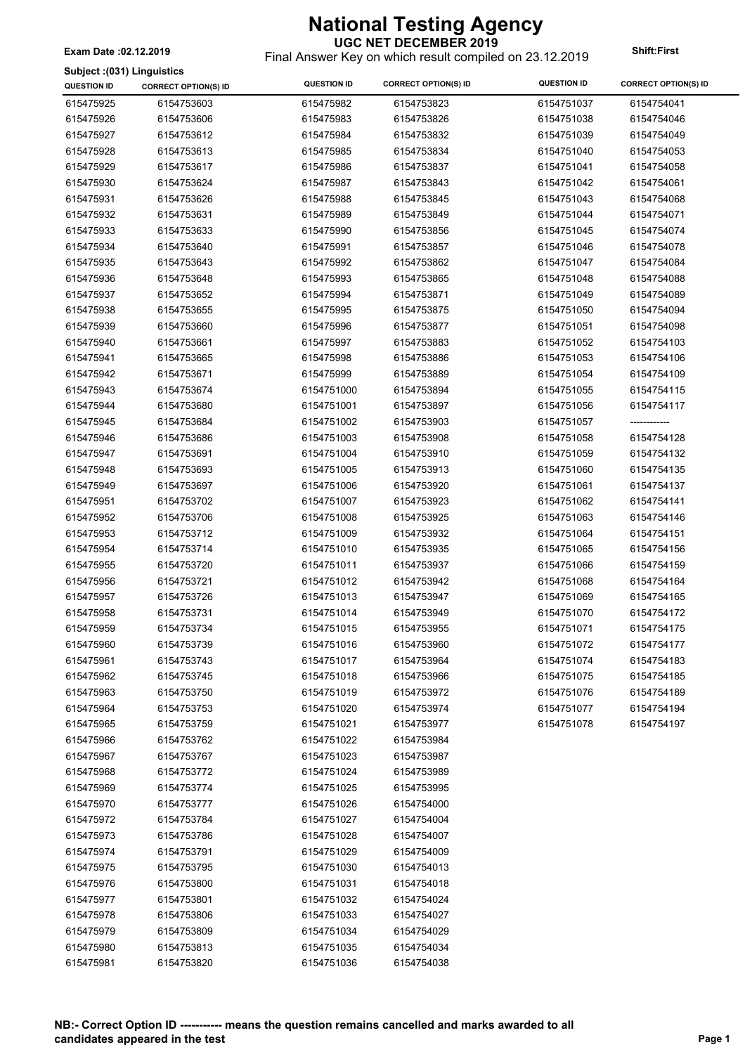# National Testing Agency

**UGC NET DECEMBER 2019**

Final Answer Key on which result compiled on 23.12.2019

**Exam Date :02.12.2019**

**Shift:First**

**Subject :(031) Linguistics**

| QUESTION ID | CORRECT OPTION(S) ID | QUESTION ID | CORRECT OPTION(S) ID | QUESTION ID | CORRECT OPTION(S) ID |
|---|---|---|---|---|---|
| 615475925 | 6154753603 | 615475982 | 6154753823 | 6154751037 | 6154754041 |
| 615475926 | 6154753606 | 615475983 | 6154753826 | 6154751038 | 6154754046 |
| 615475927 | 6154753612 | 615475984 | 6154753832 | 6154751039 | 6154754049 |
| 615475928 | 6154753613 | 615475985 | 6154753834 | 6154751040 | 6154754053 |
| 615475929 | 6154753617 | 615475986 | 6154753837 | 6154751041 | 6154754058 |
| 615475930 | 6154753624 | 615475987 | 6154753843 | 6154751042 | 6154754061 |
| 615475931 | 6154753626 | 615475988 | 6154753845 | 6154751043 | 6154754068 |
| 615475932 | 6154753631 | 615475989 | 6154753849 | 6154751044 | 6154754071 |
| 615475933 | 6154753633 | 615475990 | 6154753856 | 6154751045 | 6154754074 |
| 615475934 | 6154753640 | 615475991 | 6154753857 | 6154751046 | 6154754078 |
| 615475935 | 6154753643 | 615475992 | 6154753862 | 6154751047 | 6154754084 |
| 615475936 | 6154753648 | 615475993 | 6154753865 | 6154751048 | 6154754088 |
| 615475937 | 6154753652 | 615475994 | 6154753871 | 6154751049 | 6154754089 |
| 615475938 | 6154753655 | 615475995 | 6154753875 | 6154751050 | 6154754094 |
| 615475939 | 6154753660 | 615475996 | 6154753877 | 6154751051 | 6154754098 |
| 615475940 | 6154753661 | 615475997 | 6154753883 | 6154751052 | 6154754103 |
| 615475941 | 6154753665 | 615475998 | 6154753886 | 6154751053 | 6154754106 |
| 615475942 | 6154753671 | 615475999 | 6154753889 | 6154751054 | 6154754109 |
| 615475943 | 6154753674 | 6154751000 | 6154753894 | 6154751055 | 6154754115 |
| 615475944 | 6154753680 | 6154751001 | 6154753897 | 6154751056 | 6154754117 |
| 615475945 | 6154753684 | 6154751002 | 6154753903 | 6154751057 | ----------- |
| 615475946 | 6154753686 | 6154751003 | 6154753908 | 6154751058 | 6154754128 |
| 615475947 | 6154753691 | 6154751004 | 6154753910 | 6154751059 | 6154754132 |
| 615475948 | 6154753693 | 6154751005 | 6154753913 | 6154751060 | 6154754135 |
| 615475949 | 6154753697 | 6154751006 | 6154753920 | 6154751061 | 6154754137 |
| 615475951 | 6154753702 | 6154751007 | 6154753923 | 6154751062 | 6154754141 |
| 615475952 | 6154753706 | 6154751008 | 6154753925 | 6154751063 | 6154754146 |
| 615475953 | 6154753712 | 6154751009 | 6154753932 | 6154751064 | 6154754151 |
| 615475954 | 6154753714 | 6154751010 | 6154753935 | 6154751065 | 6154754156 |
| 615475955 | 6154753720 | 6154751011 | 6154753937 | 6154751066 | 6154754159 |
| 615475956 | 6154753721 | 6154751012 | 6154753942 | 6154751068 | 6154754164 |
| 615475957 | 6154753726 | 6154751013 | 6154753947 | 6154751069 | 6154754165 |
| 615475958 | 6154753731 | 6154751014 | 6154753949 | 6154751070 | 6154754172 |
| 615475959 | 6154753734 | 6154751015 | 6154753955 | 6154751071 | 6154754175 |
| 615475960 | 6154753739 | 6154751016 | 6154753960 | 6154751072 | 6154754177 |
| 615475961 | 6154753743 | 6154751017 | 6154753964 | 6154751074 | 6154754183 |
| 615475962 | 6154753745 | 6154751018 | 6154753966 | 6154751075 | 6154754185 |
| 615475963 | 6154753750 | 6154751019 | 6154753972 | 6154751076 | 6154754189 |
| 615475964 | 6154753753 | 6154751020 | 6154753974 | 6154751077 | 6154754194 |
| 615475965 | 6154753759 | 6154751021 | 6154753977 | 6154751078 | 6154754197 |
| 615475966 | 6154753762 | 6154751022 | 6154753984 | | |
| 615475967 | 6154753767 | 6154751023 | 6154753987 | | |
| 615475968 | 6154753772 | 6154751024 | 6154753989 | | |
| 615475969 | 6154753774 | 6154751025 | 6154753995 | | |
| 615475970 | 6154753777 | 6154751026 | 6154754000 | | |
| 615475972 | 6154753784 | 6154751027 | 6154754004 | | |
| 615475973 | 6154753786 | 6154751028 | 6154754007 | | |
| 615475974 | 6154753791 | 6154751029 | 6154754009 | | |
| 615475975 | 6154753795 | 6154751030 | 6154754013 | | |
| 615475976 | 6154753800 | 6154751031 | 6154754018 | | |
| 615475977 | 6154753801 | 6154751032 | 6154754024 | | |
| 615475978 | 6154753806 | 6154751033 | 6154754027 | | |
| 615475979 | 6154753809 | 6154751034 | 6154754029 | | |
| 615475980 | 6154753813 | 6154751035 | 6154754034 | | |
| 615475981 | 6154753820 | 6154751036 | 6154754038 | | |

**NB:- Correct Option ID ----------- means the question remains cancelled and marks awarded to all candidates appeared in the test**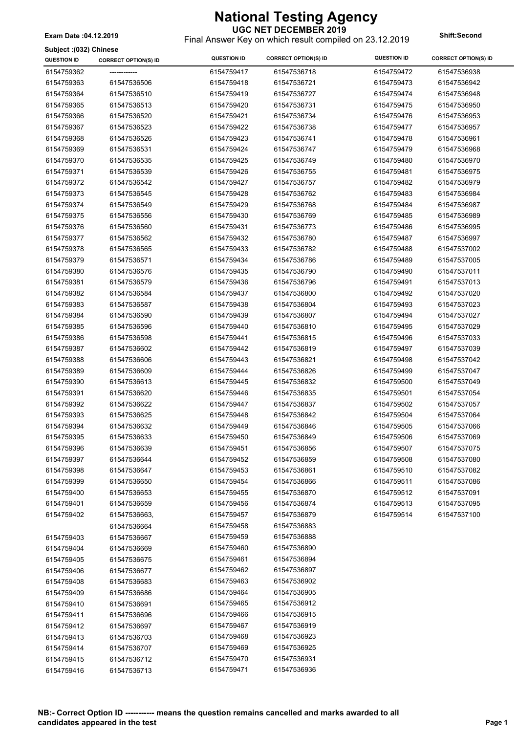# National Testing Agency

**UGC NET DECEMBER 2019**

Final Answer Key on which result compiled on 23.12.2019

**Exam Date :04.12.2019** **Shift:Second**

**Subject :(032) Chinese**

| QUESTION ID | CORRECT OPTION(S) ID | QUESTION ID | CORRECT OPTION(S) ID | QUESTION ID | CORRECT OPTION(S) ID |
|---|---|---|---|---|---|
| 6154759362 | ------------ | 6154759417 | 61547536718 | 6154759472 | 61547536938 |
| 6154759363 | 61547536506 | 6154759418 | 61547536721 | 6154759473 | 61547536942 |
| 6154759364 | 61547536510 | 6154759419 | 61547536727 | 6154759474 | 61547536948 |
| 6154759365 | 61547536513 | 6154759420 | 61547536731 | 6154759475 | 61547536950 |
| 6154759366 | 61547536520 | 6154759421 | 61547536734 | 6154759476 | 61547536953 |
| 6154759367 | 61547536523 | 6154759422 | 61547536738 | 6154759477 | 61547536957 |
| 6154759368 | 61547536526 | 6154759423 | 61547536741 | 6154759478 | 61547536961 |
| 6154759369 | 61547536531 | 6154759424 | 61547536747 | 6154759479 | 61547536968 |
| 6154759370 | 61547536535 | 6154759425 | 61547536749 | 6154759480 | 61547536970 |
| 6154759371 | 61547536539 | 6154759426 | 61547536755 | 6154759481 | 61547536975 |
| 6154759372 | 61547536542 | 6154759427 | 61547536757 | 6154759482 | 61547536979 |
| 6154759373 | 61547536545 | 6154759428 | 61547536762 | 6154759483 | 61547536984 |
| 6154759374 | 61547536549 | 6154759429 | 61547536768 | 6154759484 | 61547536987 |
| 6154759375 | 61547536556 | 6154759430 | 61547536769 | 6154759485 | 61547536989 |
| 6154759376 | 61547536560 | 6154759431 | 61547536773 | 6154759486 | 61547536995 |
| 6154759377 | 61547536562 | 6154759432 | 61547536780 | 6154759487 | 61547536997 |
| 6154759378 | 61547536565 | 6154759433 | 61547536782 | 6154759488 | 61547537002 |
| 6154759379 | 61547536571 | 6154759434 | 61547536786 | 6154759489 | 61547537005 |
| 6154759380 | 61547536576 | 6154759435 | 61547536790 | 6154759490 | 61547537011 |
| 6154759381 | 61547536579 | 6154759436 | 61547536796 | 6154759491 | 61547537013 |
| 6154759382 | 61547536584 | 6154759437 | 61547536800 | 6154759492 | 61547537020 |
| 6154759383 | 61547536587 | 6154759438 | 61547536804 | 6154759493 | 61547537023 |
| 6154759384 | 61547536590 | 6154759439 | 61547536807 | 6154759494 | 61547537027 |
| 6154759385 | 61547536596 | 6154759440 | 61547536810 | 6154759495 | 61547537029 |
| 6154759386 | 61547536598 | 6154759441 | 61547536815 | 6154759496 | 61547537033 |
| 6154759387 | 61547536602 | 6154759442 | 61547536819 | 6154759497 | 61547537039 |
| 6154759388 | 61547536606 | 6154759443 | 61547536821 | 6154759498 | 61547537042 |
| 6154759389 | 61547536609 | 6154759444 | 61547536826 | 6154759499 | 61547537047 |
| 6154759390 | 61547536613 | 6154759445 | 61547536832 | 6154759500 | 61547537049 |
| 6154759391 | 61547536620 | 6154759446 | 61547536835 | 6154759501 | 61547537054 |
| 6154759392 | 61547536622 | 6154759447 | 61547536837 | 6154759502 | 61547537057 |
| 6154759393 | 61547536625 | 6154759448 | 61547536842 | 6154759504 | 61547537064 |
| 6154759394 | 61547536632 | 6154759449 | 61547536846 | 6154759505 | 61547537066 |
| 6154759395 | 61547536633 | 6154759450 | 61547536849 | 6154759506 | 61547537069 |
| 6154759396 | 61547536639 | 6154759451 | 61547536856 | 6154759507 | 61547537075 |
| 6154759397 | 61547536644 | 6154759452 | 61547536859 | 6154759508 | 61547537080 |
| 6154759398 | 61547536647 | 6154759453 | 61547536861 | 6154759510 | 61547537082 |
| 6154759399 | 61547536650 | 6154759454 | 61547536866 | 6154759511 | 61547537086 |
| 6154759400 | 61547536653 | 6154759455 | 61547536870 | 6154759512 | 61547537091 |
| 6154759401 | 61547536659 | 6154759456 | 61547536874 | 6154759513 | 61547537095 |
| 6154759402 | 61547536663, 61547536664 | 6154759457 | 61547536879 | 6154759514 | 61547537100 |
| | | 6154759458 | 61547536883 | | |
| 6154759403 | 61547536667 | 6154759459 | 61547536888 | | |
| 6154759404 | 61547536669 | 6154759460 | 61547536890 | | |
| 6154759405 | 61547536675 | 6154759461 | 61547536894 | | |
| 6154759406 | 61547536677 | 6154759462 | 61547536897 | | |
| 6154759408 | 61547536683 | 6154759463 | 61547536902 | | |
| 6154759409 | 61547536686 | 6154759464 | 61547536905 | | |
| 6154759410 | 61547536691 | 6154759465 | 61547536912 | | |
| 6154759411 | 61547536696 | 6154759466 | 61547536915 | | |
| 6154759412 | 61547536697 | 6154759467 | 61547536919 | | |
| 6154759413 | 61547536703 | 6154759468 | 61547536923 | | |
| 6154759414 | 61547536707 | 6154759469 | 61547536925 | | |
| 6154759415 | 61547536712 | 6154759470 | 61547536931 | | |
| 6154759416 | 61547536713 | 6154759471 | 61547536936 | | |

**NB:- Correct Option ID ----------- means the question remains cancelled and marks awarded to all candidates appeared in the test**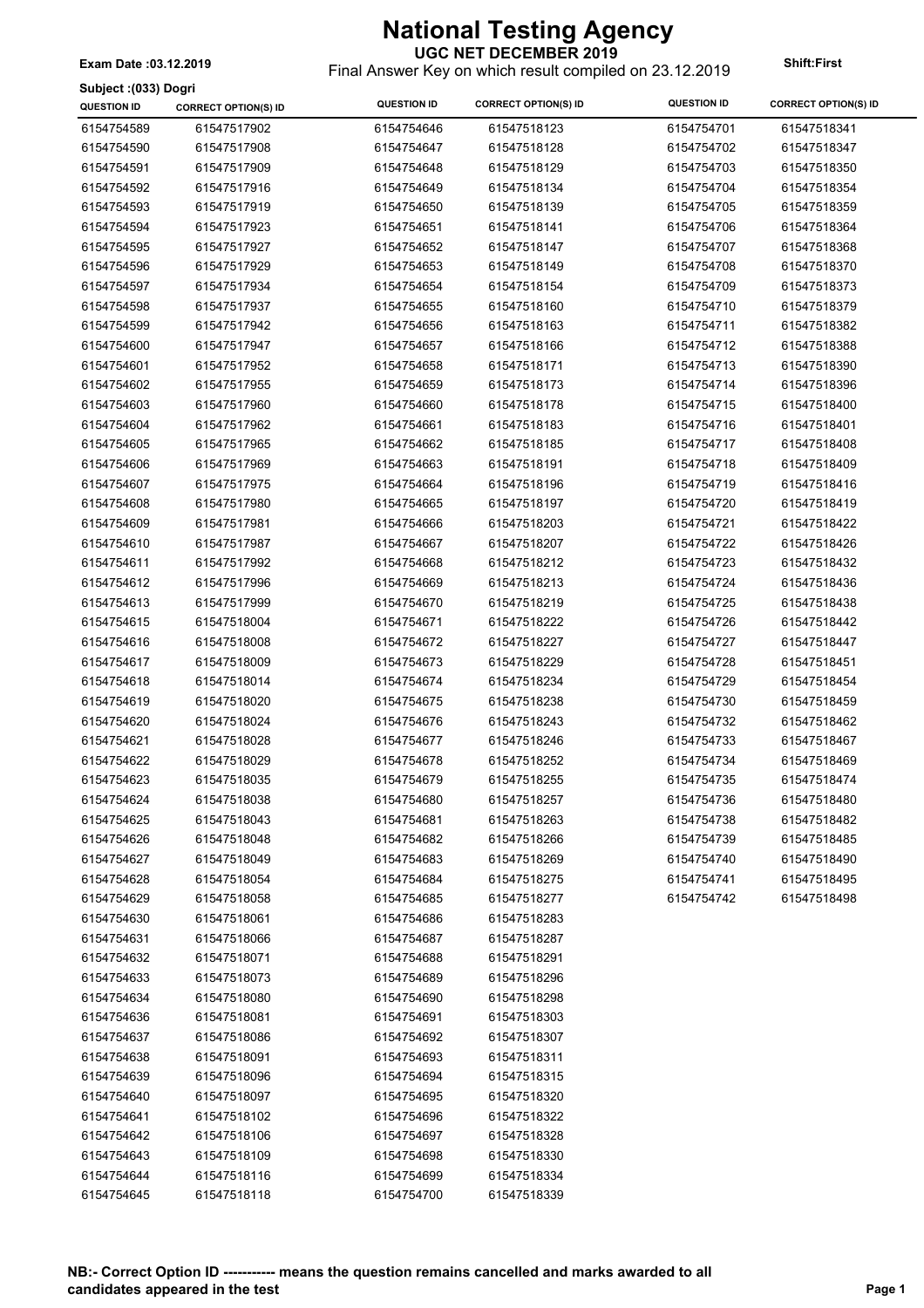# National Testing Agency

**UGC NET DECEMBER 2019**

Final Answer Key on which result compiled on 23.12.2019

**Exam Date :03.12.2019**

**Shift:First**

**Subject :(033) Dogri**

| QUESTION ID | CORRECT OPTION(S) ID | QUESTION ID | CORRECT OPTION(S) ID | QUESTION ID | CORRECT OPTION(S) ID |
|---|---|---|---|---|---|
| 6154754589 | 61547517902 | 6154754646 | 61547518123 | 6154754701 | 61547518341 |
| 6154754590 | 61547517908 | 6154754647 | 61547518128 | 6154754702 | 61547518347 |
| 6154754591 | 61547517909 | 6154754648 | 61547518129 | 6154754703 | 61547518350 |
| 6154754592 | 61547517916 | 6154754649 | 61547518134 | 6154754704 | 61547518354 |
| 6154754593 | 61547517919 | 6154754650 | 61547518139 | 6154754705 | 61547518359 |
| 6154754594 | 61547517923 | 6154754651 | 61547518141 | 6154754706 | 61547518364 |
| 6154754595 | 61547517927 | 6154754652 | 61547518147 | 6154754707 | 61547518368 |
| 6154754596 | 61547517929 | 6154754653 | 61547518149 | 6154754708 | 61547518370 |
| 6154754597 | 61547517934 | 6154754654 | 61547518154 | 6154754709 | 61547518373 |
| 6154754598 | 61547517937 | 6154754655 | 61547518160 | 6154754710 | 61547518379 |
| 6154754599 | 61547517942 | 6154754656 | 61547518163 | 6154754711 | 61547518382 |
| 6154754600 | 61547517947 | 6154754657 | 61547518166 | 6154754712 | 61547518388 |
| 6154754601 | 61547517952 | 6154754658 | 61547518171 | 6154754713 | 61547518390 |
| 6154754602 | 61547517955 | 6154754659 | 61547518173 | 6154754714 | 61547518396 |
| 6154754603 | 61547517960 | 6154754660 | 61547518178 | 6154754715 | 61547518400 |
| 6154754604 | 61547517962 | 6154754661 | 61547518183 | 6154754716 | 61547518401 |
| 6154754605 | 61547517965 | 6154754662 | 61547518185 | 6154754717 | 61547518408 |
| 6154754606 | 61547517969 | 6154754663 | 61547518191 | 6154754718 | 61547518409 |
| 6154754607 | 61547517975 | 6154754664 | 61547518196 | 6154754719 | 61547518416 |
| 6154754608 | 61547517980 | 6154754665 | 61547518197 | 6154754720 | 61547518419 |
| 6154754609 | 61547517981 | 6154754666 | 61547518203 | 6154754721 | 61547518422 |
| 6154754610 | 61547517987 | 6154754667 | 61547518207 | 6154754722 | 61547518426 |
| 6154754611 | 61547517992 | 6154754668 | 61547518212 | 6154754723 | 61547518432 |
| 6154754612 | 61547517996 | 6154754669 | 61547518213 | 6154754724 | 61547518436 |
| 6154754613 | 61547517999 | 6154754670 | 61547518219 | 6154754725 | 61547518438 |
| 6154754615 | 61547518004 | 6154754671 | 61547518222 | 6154754726 | 61547518442 |
| 6154754616 | 61547518008 | 6154754672 | 61547518227 | 6154754727 | 61547518447 |
| 6154754617 | 61547518009 | 6154754673 | 61547518229 | 6154754728 | 61547518451 |
| 6154754618 | 61547518014 | 6154754674 | 61547518234 | 6154754729 | 61547518454 |
| 6154754619 | 61547518020 | 6154754675 | 61547518238 | 6154754730 | 61547518459 |
| 6154754620 | 61547518024 | 6154754676 | 61547518243 | 6154754732 | 61547518462 |
| 6154754621 | 61547518028 | 6154754677 | 61547518246 | 6154754733 | 61547518467 |
| 6154754622 | 61547518029 | 6154754678 | 61547518252 | 6154754734 | 61547518469 |
| 6154754623 | 61547518035 | 6154754679 | 61547518255 | 6154754735 | 61547518474 |
| 6154754624 | 61547518038 | 6154754680 | 61547518257 | 6154754736 | 61547518480 |
| 6154754625 | 61547518043 | 6154754681 | 61547518263 | 6154754738 | 61547518482 |
| 6154754626 | 61547518048 | 6154754682 | 61547518266 | 6154754739 | 61547518485 |
| 6154754627 | 61547518049 | 6154754683 | 61547518269 | 6154754740 | 61547518490 |
| 6154754628 | 61547518054 | 6154754684 | 61547518275 | 6154754741 | 61547518495 |
| 6154754629 | 61547518058 | 6154754685 | 61547518277 | 6154754742 | 61547518498 |
| 6154754630 | 61547518061 | 6154754686 | 61547518283 | | |
| 6154754631 | 61547518066 | 6154754687 | 61547518287 | | |
| 6154754632 | 61547518071 | 6154754688 | 61547518291 | | |
| 6154754633 | 61547518073 | 6154754689 | 61547518296 | | |
| 6154754634 | 61547518080 | 6154754690 | 61547518298 | | |
| 6154754636 | 61547518081 | 6154754691 | 61547518303 | | |
| 6154754637 | 61547518086 | 6154754692 | 61547518307 | | |
| 6154754638 | 61547518091 | 6154754693 | 61547518311 | | |
| 6154754639 | 61547518096 | 6154754694 | 61547518315 | | |
| 6154754640 | 61547518097 | 6154754695 | 61547518320 | | |
| 6154754641 | 61547518102 | 6154754696 | 61547518322 | | |
| 6154754642 | 61547518106 | 6154754697 | 61547518328 | | |
| 6154754643 | 61547518109 | 6154754698 | 61547518330 | | |
| 6154754644 | 61547518116 | 6154754699 | 61547518334 | | |
| 6154754645 | 61547518118 | 6154754700 | 61547518339 | | |

**NB:- Correct Option ID ----------- means the question remains cancelled and marks awarded to all candidates appeared in the test**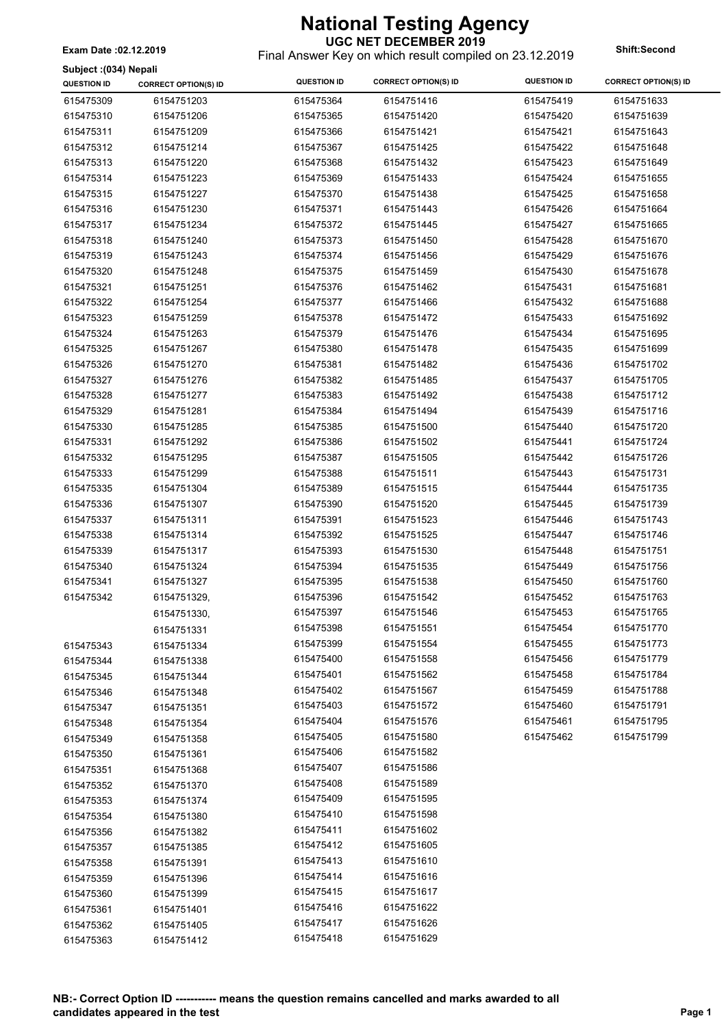# National Testing Agency

## UGC NET DECEMBER 2019

Final Answer Key on which result compiled on 23.12.2019

**Exam Date :02.12.2019**

**Shift:Second**

**Subject :(034) Nepali**

| QUESTION ID | CORRECT OPTION(S) ID |
|---|---|
| 615475309 | 6154751203 |
| 615475310 | 6154751206 |
| 615475311 | 6154751209 |
| 615475312 | 6154751214 |
| 615475313 | 6154751220 |
| 615475314 | 6154751223 |
| 615475315 | 6154751227 |
| 615475316 | 6154751230 |
| 615475317 | 6154751234 |
| 615475318 | 6154751240 |
| 615475319 | 6154751243 |
| 615475320 | 6154751248 |
| 615475321 | 6154751251 |
| 615475322 | 6154751254 |
| 615475323 | 6154751259 |
| 615475324 | 6154751263 |
| 615475325 | 6154751267 |
| 615475326 | 6154751270 |
| 615475327 | 6154751276 |
| 615475328 | 6154751277 |
| 615475329 | 6154751281 |
| 615475330 | 6154751285 |
| 615475331 | 6154751292 |
| 615475332 | 6154751295 |
| 615475333 | 6154751299 |
| 615475335 | 6154751304 |
| 615475336 | 6154751307 |
| 615475337 | 6154751311 |
| 615475338 | 6154751314 |
| 615475339 | 6154751317 |
| 615475340 | 6154751324 |
| 615475341 | 6154751327 |
| 615475342 | 6154751329, 6154751330, 6154751331 |
| 615475343 | 6154751334 |
| 615475344 | 6154751338 |
| 615475345 | 6154751344 |
| 615475346 | 6154751348 |
| 615475347 | 6154751351 |
| 615475348 | 6154751354 |
| 615475349 | 6154751358 |
| 615475350 | 6154751361 |
| 615475351 | 6154751368 |
| 615475352 | 6154751370 |
| 615475353 | 6154751374 |
| 615475354 | 6154751380 |
| 615475356 | 6154751382 |
| 615475357 | 6154751385 |
| 615475358 | 6154751391 |
| 615475359 | 6154751396 |
| 615475360 | 6154751399 |
| 615475361 | 6154751401 |
| 615475362 | 6154751405 |
| 615475363 | 6154751412 |
| 615475364 | 6154751416 |
| 615475365 | 6154751420 |
| 615475366 | 6154751421 |
| 615475367 | 6154751425 |
| 615475368 | 6154751432 |
| 615475369 | 6154751433 |
| 615475370 | 6154751438 |
| 615475371 | 6154751443 |
| 615475372 | 6154751445 |
| 615475373 | 6154751450 |
| 615475374 | 6154751456 |
| 615475375 | 6154751459 |
| 615475376 | 6154751462 |
| 615475377 | 6154751466 |
| 615475378 | 6154751472 |
| 615475379 | 6154751476 |
| 615475380 | 6154751478 |
| 615475381 | 6154751482 |
| 615475382 | 6154751485 |
| 615475383 | 6154751492 |
| 615475384 | 6154751494 |
| 615475385 | 6154751500 |
| 615475386 | 6154751502 |
| 615475387 | 6154751505 |
| 615475388 | 6154751511 |
| 615475389 | 6154751515 |
| 615475390 | 6154751520 |
| 615475391 | 6154751523 |
| 615475392 | 6154751525 |
| 615475393 | 6154751530 |
| 615475394 | 6154751535 |
| 615475395 | 6154751538 |
| 615475396 | 6154751542 |
| 615475397 | 6154751546 |
| 615475398 | 6154751551 |
| 615475399 | 6154751554 |
| 615475400 | 6154751558 |
| 615475401 | 6154751562 |
| 615475402 | 6154751567 |
| 615475403 | 6154751572 |
| 615475404 | 6154751576 |
| 615475405 | 6154751580 |
| 615475406 | 6154751582 |
| 615475407 | 6154751586 |
| 615475408 | 6154751589 |
| 615475409 | 6154751595 |
| 615475410 | 6154751598 |
| 615475411 | 6154751602 |
| 615475412 | 6154751605 |
| 615475413 | 6154751610 |
| 615475414 | 6154751616 |
| 615475415 | 6154751617 |
| 615475416 | 6154751622 |
| 615475417 | 6154751626 |
| 615475418 | 6154751629 |
| 615475419 | 6154751633 |
| 615475420 | 6154751639 |
| 615475421 | 6154751643 |
| 615475422 | 6154751648 |
| 615475423 | 6154751649 |
| 615475424 | 6154751655 |
| 615475425 | 6154751658 |
| 615475426 | 6154751664 |
| 615475427 | 6154751665 |
| 615475428 | 6154751670 |
| 615475429 | 6154751676 |
| 615475430 | 6154751678 |
| 615475431 | 6154751681 |
| 615475432 | 6154751688 |
| 615475433 | 6154751692 |
| 615475434 | 6154751695 |
| 615475435 | 6154751699 |
| 615475436 | 6154751702 |
| 615475437 | 6154751705 |
| 615475438 | 6154751712 |
| 615475439 | 6154751716 |
| 615475440 | 6154751720 |
| 615475441 | 6154751724 |
| 615475442 | 6154751726 |
| 615475443 | 6154751731 |
| 615475444 | 6154751735 |
| 615475445 | 6154751739 |
| 615475446 | 6154751743 |
| 615475447 | 6154751746 |
| 615475448 | 6154751751 |
| 615475449 | 6154751756 |
| 615475450 | 6154751760 |
| 615475452 | 6154751763 |
| 615475453 | 6154751765 |
| 615475454 | 6154751770 |
| 615475455 | 6154751773 |
| 615475456 | 6154751779 |
| 615475458 | 6154751784 |
| 615475459 | 6154751788 |
| 615475460 | 6154751791 |
| 615475461 | 6154751795 |
| 615475462 | 6154751799 |

**NB:- Correct Option ID ----------- means the question remains cancelled and marks awarded to all candidates appeared in the test**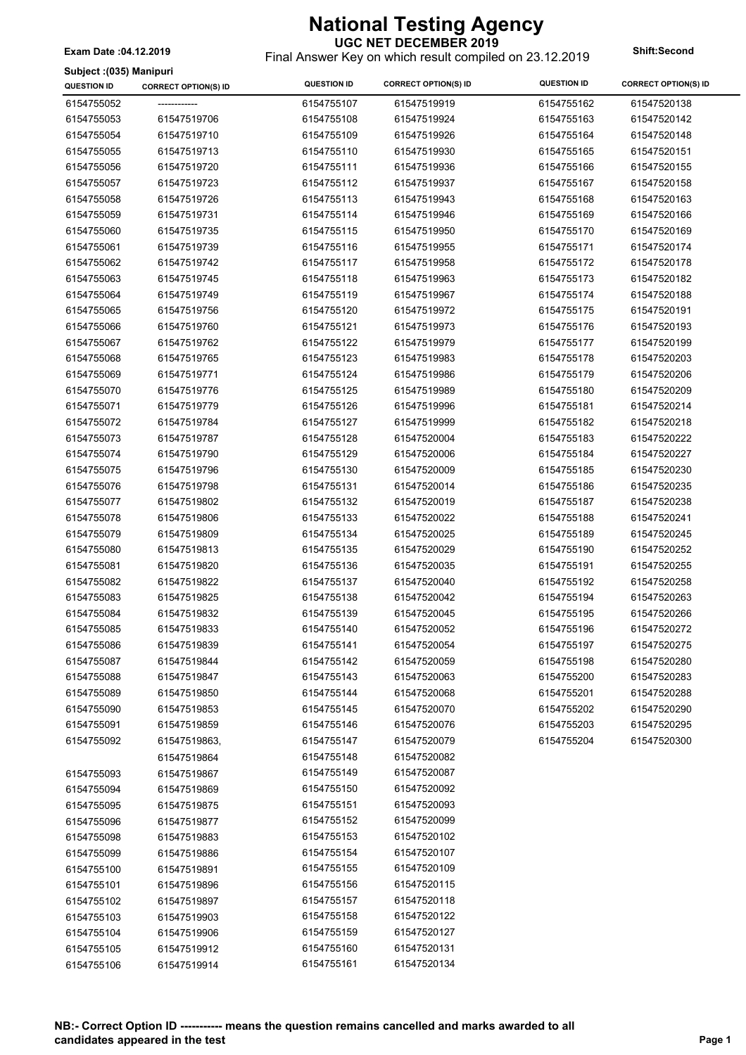# National Testing Agency

**UGC NET DECEMBER 2019**

**Exam Date :04.12.2019** Final Answer Key on which result compiled on 23.12.2019 **Shift:Second**

**Subject :(035) Manipuri**

| QUESTION ID | CORRECT OPTION(S) ID | QUESTION ID | CORRECT OPTION(S) ID | QUESTION ID | CORRECT OPTION(S) ID |
|---|---|---|---|---|---|
| 6154755052 | ------------ | 6154755107 | 61547519919 | 6154755162 | 61547520138 |
| 6154755053 | 61547519706 | 6154755108 | 61547519924 | 6154755163 | 61547520142 |
| 6154755054 | 61547519710 | 6154755109 | 61547519926 | 6154755164 | 61547520148 |
| 6154755055 | 61547519713 | 6154755110 | 61547519930 | 6154755165 | 61547520151 |
| 6154755056 | 61547519720 | 6154755111 | 61547519936 | 6154755166 | 61547520155 |
| 6154755057 | 61547519723 | 6154755112 | 61547519937 | 6154755167 | 61547520158 |
| 6154755058 | 61547519726 | 6154755113 | 61547519943 | 6154755168 | 61547520163 |
| 6154755059 | 61547519731 | 6154755114 | 61547519946 | 6154755169 | 61547520166 |
| 6154755060 | 61547519735 | 6154755115 | 61547519950 | 6154755170 | 61547520169 |
| 6154755061 | 61547519739 | 6154755116 | 61547519955 | 6154755171 | 61547520174 |
| 6154755062 | 61547519742 | 6154755117 | 61547519958 | 6154755172 | 61547520178 |
| 6154755063 | 61547519745 | 6154755118 | 61547519963 | 6154755173 | 61547520182 |
| 6154755064 | 61547519749 | 6154755119 | 61547519967 | 6154755174 | 61547520188 |
| 6154755065 | 61547519756 | 6154755120 | 61547519972 | 6154755175 | 61547520191 |
| 6154755066 | 61547519760 | 6154755121 | 61547519973 | 6154755176 | 61547520193 |
| 6154755067 | 61547519762 | 6154755122 | 61547519979 | 6154755177 | 61547520199 |
| 6154755068 | 61547519765 | 6154755123 | 61547519983 | 6154755178 | 61547520203 |
| 6154755069 | 61547519771 | 6154755124 | 61547519986 | 6154755179 | 61547520206 |
| 6154755070 | 61547519776 | 6154755125 | 61547519989 | 6154755180 | 61547520209 |
| 6154755071 | 61547519779 | 6154755126 | 61547519996 | 6154755181 | 61547520214 |
| 6154755072 | 61547519784 | 6154755127 | 61547519999 | 6154755182 | 61547520218 |
| 6154755073 | 61547519787 | 6154755128 | 61547520004 | 6154755183 | 61547520222 |
| 6154755074 | 61547519790 | 6154755129 | 61547520006 | 6154755184 | 61547520227 |
| 6154755075 | 61547519796 | 6154755130 | 61547520009 | 6154755185 | 61547520230 |
| 6154755076 | 61547519798 | 6154755131 | 61547520014 | 6154755186 | 61547520235 |
| 6154755077 | 61547519802 | 6154755132 | 61547520019 | 6154755187 | 61547520238 |
| 6154755078 | 61547519806 | 6154755133 | 61547520022 | 6154755188 | 61547520241 |
| 6154755079 | 61547519809 | 6154755134 | 61547520025 | 6154755189 | 61547520245 |
| 6154755080 | 61547519813 | 6154755135 | 61547520029 | 6154755190 | 61547520252 |
| 6154755081 | 61547519820 | 6154755136 | 61547520035 | 6154755191 | 61547520255 |
| 6154755082 | 61547519822 | 6154755137 | 61547520040 | 6154755192 | 61547520258 |
| 6154755083 | 61547519825 | 6154755138 | 61547520042 | 6154755194 | 61547520263 |
| 6154755084 | 61547519832 | 6154755139 | 61547520045 | 6154755195 | 61547520266 |
| 6154755085 | 61547519833 | 6154755140 | 61547520052 | 6154755196 | 61547520272 |
| 6154755086 | 61547519839 | 6154755141 | 61547520054 | 6154755197 | 61547520275 |
| 6154755087 | 61547519844 | 6154755142 | 61547520059 | 6154755198 | 61547520280 |
| 6154755088 | 61547519847 | 6154755143 | 61547520063 | 6154755200 | 61547520283 |
| 6154755089 | 61547519850 | 6154755144 | 61547520068 | 6154755201 | 61547520288 |
| 6154755090 | 61547519853 | 6154755145 | 61547520070 | 6154755202 | 61547520290 |
| 6154755091 | 61547519859 | 6154755146 | 61547520076 | 6154755203 | 61547520295 |
| 6154755092 | 61547519863, 61547519864 | 6154755147 | 61547520079 | 6154755204 | 61547520300 |
| 6154755093 | 61547519867 | 6154755148 | 61547520082 | | |
| 6154755094 | 61547519869 | 6154755149 | 61547520087 | | |
| 6154755095 | 61547519875 | 6154755150 | 61547520092 | | |
| 6154755096 | 61547519877 | 6154755151 | 61547520093 | | |
| 6154755098 | 61547519883 | 6154755152 | 61547520099 | | |
| 6154755099 | 61547519886 | 6154755153 | 61547520102 | | |
| 6154755100 | 61547519891 | 6154755154 | 61547520107 | | |
| 6154755101 | 61547519896 | 6154755155 | 61547520109 | | |
| 6154755102 | 61547519897 | 6154755156 | 61547520115 | | |
| 6154755103 | 61547519903 | 6154755157 | 61547520118 | | |
| 6154755104 | 61547519906 | 6154755158 | 61547520122 | | |
| 6154755105 | 61547519912 | 6154755159 | 61547520127 | | |
| 6154755106 | 61547519914 | 6154755160 | 61547520131 | | |
| | | 6154755161 | 61547520134 | | |

**NB:- Correct Option ID ----------- means the question remains cancelled and marks awarded to all candidates appeared in the test**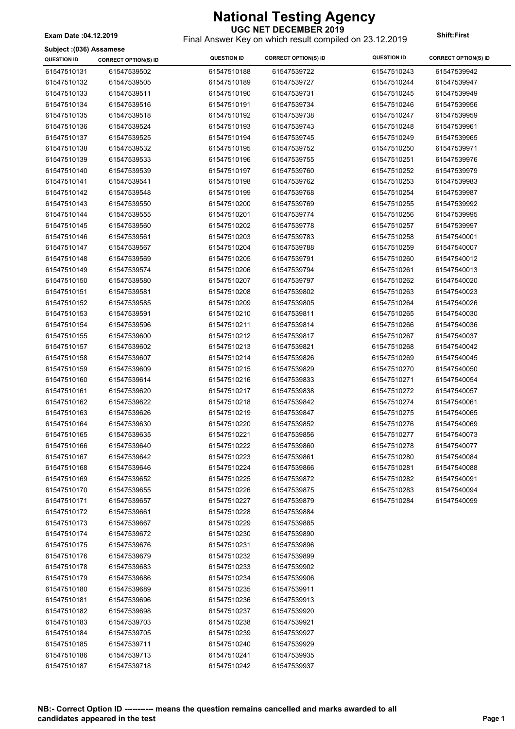# National Testing Agency

## UGC NET DECEMBER 2019

Final Answer Key on which result compiled on 23.12.2019

**Exam Date :04.12.2019**

**Shift:First**

**Subject :(036) Assamese**

| QUESTION ID | CORRECT OPTION(S) ID | QUESTION ID | CORRECT OPTION(S) ID | QUESTION ID | CORRECT OPTION(S) ID |
|---|---|---|---|---|---|
| 61547510131 | 61547539502 | 61547510188 | 61547539722 | 61547510243 | 61547539942 |
| 61547510132 | 61547539505 | 61547510189 | 61547539727 | 61547510244 | 61547539947 |
| 61547510133 | 61547539511 | 61547510190 | 61547539731 | 61547510245 | 61547539949 |
| 61547510134 | 61547539516 | 61547510191 | 61547539734 | 61547510246 | 61547539956 |
| 61547510135 | 61547539518 | 61547510192 | 61547539738 | 61547510247 | 61547539959 |
| 61547510136 | 61547539524 | 61547510193 | 61547539743 | 61547510248 | 61547539961 |
| 61547510137 | 61547539525 | 61547510194 | 61547539745 | 61547510249 | 61547539965 |
| 61547510138 | 61547539532 | 61547510195 | 61547539752 | 61547510250 | 61547539971 |
| 61547510139 | 61547539533 | 61547510196 | 61547539755 | 61547510251 | 61547539976 |
| 61547510140 | 61547539539 | 61547510197 | 61547539760 | 61547510252 | 61547539979 |
| 61547510141 | 61547539541 | 61547510198 | 61547539762 | 61547510253 | 61547539983 |
| 61547510142 | 61547539548 | 61547510199 | 61547539768 | 61547510254 | 61547539987 |
| 61547510143 | 61547539550 | 61547510200 | 61547539769 | 61547510255 | 61547539992 |
| 61547510144 | 61547539555 | 61547510201 | 61547539774 | 61547510256 | 61547539995 |
| 61547510145 | 61547539560 | 61547510202 | 61547539778 | 61547510257 | 61547539997 |
| 61547510146 | 61547539561 | 61547510203 | 61547539783 | 61547510258 | 61547540001 |
| 61547510147 | 61547539567 | 61547510204 | 61547539788 | 61547510259 | 61547540007 |
| 61547510148 | 61547539569 | 61547510205 | 61547539791 | 61547510260 | 61547540012 |
| 61547510149 | 61547539574 | 61547510206 | 61547539794 | 61547510261 | 61547540013 |
| 61547510150 | 61547539580 | 61547510207 | 61547539797 | 61547510262 | 61547540020 |
| 61547510151 | 61547539581 | 61547510208 | 61547539802 | 61547510263 | 61547540023 |
| 61547510152 | 61547539585 | 61547510209 | 61547539805 | 61547510264 | 61547540026 |
| 61547510153 | 61547539591 | 61547510210 | 61547539811 | 61547510265 | 61547540030 |
| 61547510154 | 61547539596 | 61547510211 | 61547539814 | 61547510266 | 61547540036 |
| 61547510155 | 61547539600 | 61547510212 | 61547539817 | 61547510267 | 61547540037 |
| 61547510157 | 61547539602 | 61547510213 | 61547539821 | 61547510268 | 61547540042 |
| 61547510158 | 61547539607 | 61547510214 | 61547539826 | 61547510269 | 61547540045 |
| 61547510159 | 61547539609 | 61547510215 | 61547539829 | 61547510270 | 61547540050 |
| 61547510160 | 61547539614 | 61547510216 | 61547539833 | 61547510271 | 61547540054 |
| 61547510161 | 61547539620 | 61547510217 | 61547539838 | 61547510272 | 61547540057 |
| 61547510162 | 61547539622 | 61547510218 | 61547539842 | 61547510274 | 61547540061 |
| 61547510163 | 61547539626 | 61547510219 | 61547539847 | 61547510275 | 61547540065 |
| 61547510164 | 61547539630 | 61547510220 | 61547539852 | 61547510276 | 61547540069 |
| 61547510165 | 61547539635 | 61547510221 | 61547539856 | 61547510277 | 61547540073 |
| 61547510166 | 61547539640 | 61547510222 | 61547539860 | 61547510278 | 61547540077 |
| 61547510167 | 61547539642 | 61547510223 | 61547539861 | 61547510280 | 61547540084 |
| 61547510168 | 61547539646 | 61547510224 | 61547539866 | 61547510281 | 61547540088 |
| 61547510169 | 61547539652 | 61547510225 | 61547539872 | 61547510282 | 61547540091 |
| 61547510170 | 61547539655 | 61547510226 | 61547539875 | 61547510283 | 61547540094 |
| 61547510171 | 61547539657 | 61547510227 | 61547539879 | 61547510284 | 61547540099 |
| 61547510172 | 61547539661 | 61547510228 | 61547539884 | | |
| 61547510173 | 61547539667 | 61547510229 | 61547539885 | | |
| 61547510174 | 61547539672 | 61547510230 | 61547539890 | | |
| 61547510175 | 61547539676 | 61547510231 | 61547539896 | | |
| 61547510176 | 61547539679 | 61547510232 | 61547539899 | | |
| 61547510178 | 61547539683 | 61547510233 | 61547539902 | | |
| 61547510179 | 61547539686 | 61547510234 | 61547539906 | | |
| 61547510180 | 61547539689 | 61547510235 | 61547539911 | | |
| 61547510181 | 61547539696 | 61547510236 | 61547539913 | | |
| 61547510182 | 61547539698 | 61547510237 | 61547539920 | | |
| 61547510183 | 61547539703 | 61547510238 | 61547539921 | | |
| 61547510184 | 61547539705 | 61547510239 | 61547539927 | | |
| 61547510185 | 61547539711 | 61547510240 | 61547539929 | | |
| 61547510186 | 61547539713 | 61547510241 | 61547539935 | | |
| 61547510187 | 61547539718 | 61547510242 | 61547539937 | | |

**NB:- Correct Option ID ----------- means the question remains cancelled and marks awarded to all candidates appeared in the test**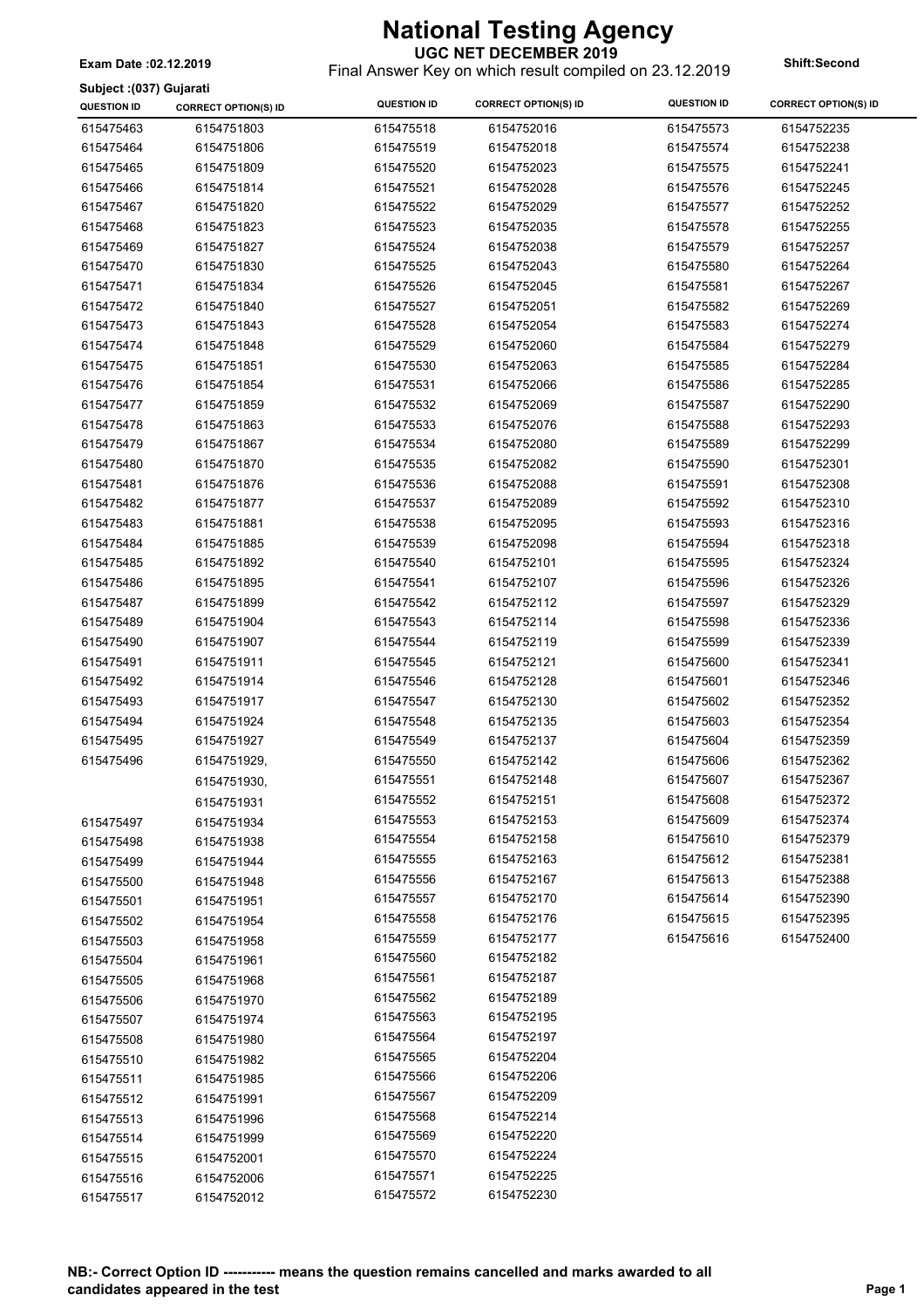# National Testing Agency

**UGC NET DECEMBER 2019**

Final Answer Key on which result compiled on 23.12.2019

**Exam Date :02.12.2019** **Shift:Second**

**Subject :(037) Gujarati**

| QUESTION ID | CORRECT OPTION(S) ID | QUESTION ID | CORRECT OPTION(S) ID | QUESTION ID | CORRECT OPTION(S) ID |
|---|---|---|---|---|---|
| 615475463 | 6154751803 | 615475518 | 6154752016 | 615475573 | 6154752235 |
| 615475464 | 6154751806 | 615475519 | 6154752018 | 615475574 | 6154752238 |
| 615475465 | 6154751809 | 615475520 | 6154752023 | 615475575 | 6154752241 |
| 615475466 | 6154751814 | 615475521 | 6154752028 | 615475576 | 6154752245 |
| 615475467 | 6154751820 | 615475522 | 6154752029 | 615475577 | 6154752252 |
| 615475468 | 6154751823 | 615475523 | 6154752035 | 615475578 | 6154752255 |
| 615475469 | 6154751827 | 615475524 | 6154752038 | 615475579 | 6154752257 |
| 615475470 | 6154751830 | 615475525 | 6154752043 | 615475580 | 6154752264 |
| 615475471 | 6154751834 | 615475526 | 6154752045 | 615475581 | 6154752267 |
| 615475472 | 6154751840 | 615475527 | 6154752051 | 615475582 | 6154752269 |
| 615475473 | 6154751843 | 615475528 | 6154752054 | 615475583 | 6154752274 |
| 615475474 | 6154751848 | 615475529 | 6154752060 | 615475584 | 6154752279 |
| 615475475 | 6154751851 | 615475530 | 6154752063 | 615475585 | 6154752284 |
| 615475476 | 6154751854 | 615475531 | 6154752066 | 615475586 | 6154752285 |
| 615475477 | 6154751859 | 615475532 | 6154752069 | 615475587 | 6154752290 |
| 615475478 | 6154751863 | 615475533 | 6154752076 | 615475588 | 6154752293 |
| 615475479 | 6154751867 | 615475534 | 6154752080 | 615475589 | 6154752299 |
| 615475480 | 6154751870 | 615475535 | 6154752082 | 615475590 | 6154752301 |
| 615475481 | 6154751876 | 615475536 | 6154752088 | 615475591 | 6154752308 |
| 615475482 | 6154751877 | 615475537 | 6154752089 | 615475592 | 6154752310 |
| 615475483 | 6154751881 | 615475538 | 6154752095 | 615475593 | 6154752316 |
| 615475484 | 6154751885 | 615475539 | 6154752098 | 615475594 | 6154752318 |
| 615475485 | 6154751892 | 615475540 | 6154752101 | 615475595 | 6154752324 |
| 615475486 | 6154751895 | 615475541 | 6154752107 | 615475596 | 6154752326 |
| 615475487 | 6154751899 | 615475542 | 6154752112 | 615475597 | 6154752329 |
| 615475489 | 6154751904 | 615475543 | 6154752114 | 615475598 | 6154752336 |
| 615475490 | 6154751907 | 615475544 | 6154752119 | 615475599 | 6154752339 |
| 615475491 | 6154751911 | 615475545 | 6154752121 | 615475600 | 6154752341 |
| 615475492 | 6154751914 | 615475546 | 6154752128 | 615475601 | 6154752346 |
| 615475493 | 6154751917 | 615475547 | 6154752130 | 615475602 | 6154752352 |
| 615475494 | 6154751924 | 615475548 | 6154752135 | 615475603 | 6154752354 |
| 615475495 | 6154751927 | 615475549 | 6154752137 | 615475604 | 6154752359 |
| 615475496 | 6154751929, 6154751930, 6154751931 | 615475550 | 6154752142 | 615475606 | 6154752362 |
| | | 615475551 | 6154752148 | 615475607 | 6154752367 |
| | | 615475552 | 6154752151 | 615475608 | 6154752372 |
| 615475497 | 6154751934 | 615475553 | 6154752153 | 615475609 | 6154752374 |
| 615475498 | 6154751938 | 615475554 | 6154752158 | 615475610 | 6154752379 |
| 615475499 | 6154751944 | 615475555 | 6154752163 | 615475612 | 6154752381 |
| 615475500 | 6154751948 | 615475556 | 6154752167 | 615475613 | 6154752388 |
| 615475501 | 6154751951 | 615475557 | 6154752170 | 615475614 | 6154752390 |
| 615475502 | 6154751954 | 615475558 | 6154752176 | 615475615 | 6154752395 |
| 615475503 | 6154751958 | 615475559 | 6154752177 | 615475616 | 6154752400 |
| 615475504 | 6154751961 | 615475560 | 6154752182 | | |
| 615475505 | 6154751968 | 615475561 | 6154752187 | | |
| 615475506 | 6154751970 | 615475562 | 6154752189 | | |
| 615475507 | 6154751974 | 615475563 | 6154752195 | | |
| 615475508 | 6154751980 | 615475564 | 6154752197 | | |
| 615475510 | 6154751982 | 615475565 | 6154752204 | | |
| 615475511 | 6154751985 | 615475566 | 6154752206 | | |
| 615475512 | 6154751991 | 615475567 | 6154752209 | | |
| 615475513 | 6154751996 | 615475568 | 6154752214 | | |
| 615475514 | 6154751999 | 615475569 | 6154752220 | | |
| 615475515 | 6154752001 | 615475570 | 6154752224 | | |
| 615475516 | 6154752006 | 615475571 | 6154752225 | | |
| 615475517 | 6154752012 | 615475572 | 6154752230 | | |

**NB:- Correct Option ID ----------- means the question remains cancelled and marks awarded to all candidates appeared in the test**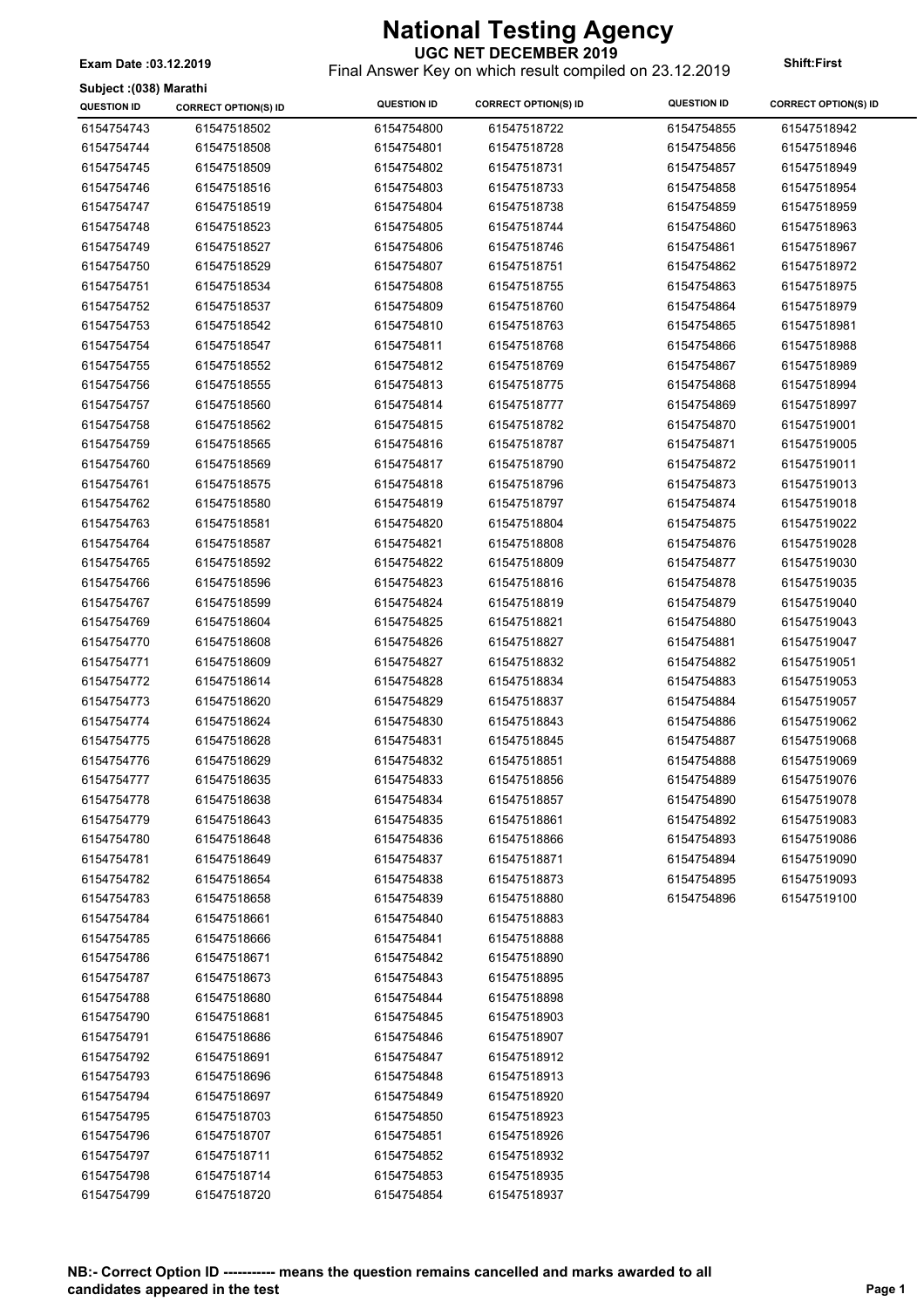# National Testing Agency

**UGC NET DECEMBER 2019**

Final Answer Key on which result compiled on 23.12.2019

**Exam Date :03.12.2019**

**Shift:First**

**Subject :(038) Marathi**

| QUESTION ID | CORRECT OPTION(S) ID |
|---|---|
| 6154754743 | 61547518502 |
| 6154754744 | 61547518508 |
| 6154754745 | 61547518509 |
| 6154754746 | 61547518516 |
| 6154754747 | 61547518519 |
| 6154754748 | 61547518523 |
| 6154754749 | 61547518527 |
| 6154754750 | 61547518529 |
| 6154754751 | 61547518534 |
| 6154754752 | 61547518537 |
| 6154754753 | 61547518542 |
| 6154754754 | 61547518547 |
| 6154754755 | 61547518552 |
| 6154754756 | 61547518555 |
| 6154754757 | 61547518560 |
| 6154754758 | 61547518562 |
| 6154754759 | 61547518565 |
| 6154754760 | 61547518569 |
| 6154754761 | 61547518575 |
| 6154754762 | 61547518580 |
| 6154754763 | 61547518581 |
| 6154754764 | 61547518587 |
| 6154754765 | 61547518592 |
| 6154754766 | 61547518596 |
| 6154754767 | 61547518599 |
| 6154754769 | 61547518604 |
| 6154754770 | 61547518608 |
| 6154754771 | 61547518609 |
| 6154754772 | 61547518614 |
| 6154754773 | 61547518620 |
| 6154754774 | 61547518624 |
| 6154754775 | 61547518628 |
| 6154754776 | 61547518629 |
| 6154754777 | 61547518635 |
| 6154754778 | 61547518638 |
| 6154754779 | 61547518643 |
| 6154754780 | 61547518648 |
| 6154754781 | 61547518649 |
| 6154754782 | 61547518654 |
| 6154754783 | 61547518658 |
| 6154754784 | 61547518661 |
| 6154754785 | 61547518666 |
| 6154754786 | 61547518671 |
| 6154754787 | 61547518673 |
| 6154754788 | 61547518680 |
| 6154754790 | 61547518681 |
| 6154754791 | 61547518686 |
| 6154754792 | 61547518691 |
| 6154754793 | 61547518696 |
| 6154754794 | 61547518697 |
| 6154754795 | 61547518703 |
| 6154754796 | 61547518707 |
| 6154754797 | 61547518711 |
| 6154754798 | 61547518714 |
| 6154754799 | 61547518720 |
| 6154754800 | 61547518722 |
| 6154754801 | 61547518728 |
| 6154754802 | 61547518731 |
| 6154754803 | 61547518733 |
| 6154754804 | 61547518738 |
| 6154754805 | 61547518744 |
| 6154754806 | 61547518746 |
| 6154754807 | 61547518751 |
| 6154754808 | 61547518755 |
| 6154754809 | 61547518760 |
| 6154754810 | 61547518763 |
| 6154754811 | 61547518768 |
| 6154754812 | 61547518769 |
| 6154754813 | 61547518775 |
| 6154754814 | 61547518777 |
| 6154754815 | 61547518782 |
| 6154754816 | 61547518787 |
| 6154754817 | 61547518790 |
| 6154754818 | 61547518796 |
| 6154754819 | 61547518797 |
| 6154754820 | 61547518804 |
| 6154754821 | 61547518808 |
| 6154754822 | 61547518809 |
| 6154754823 | 61547518816 |
| 6154754824 | 61547518819 |
| 6154754825 | 61547518821 |
| 6154754826 | 61547518827 |
| 6154754827 | 61547518832 |
| 6154754828 | 61547518834 |
| 6154754829 | 61547518837 |
| 6154754830 | 61547518843 |
| 6154754831 | 61547518845 |
| 6154754832 | 61547518851 |
| 6154754833 | 61547518856 |
| 6154754834 | 61547518857 |
| 6154754835 | 61547518861 |
| 6154754836 | 61547518866 |
| 6154754837 | 61547518871 |
| 6154754838 | 61547518873 |
| 6154754839 | 61547518880 |
| 6154754840 | 61547518883 |
| 6154754841 | 61547518888 |
| 6154754842 | 61547518890 |
| 6154754843 | 61547518895 |
| 6154754844 | 61547518898 |
| 6154754845 | 61547518903 |
| 6154754846 | 61547518907 |
| 6154754847 | 61547518912 |
| 6154754848 | 61547518913 |
| 6154754849 | 61547518920 |
| 6154754850 | 61547518923 |
| 6154754851 | 61547518926 |
| 6154754852 | 61547518932 |
| 6154754853 | 61547518935 |
| 6154754854 | 61547518937 |
| 6154754855 | 61547518942 |
| 6154754856 | 61547518946 |
| 6154754857 | 61547518949 |
| 6154754858 | 61547518954 |
| 6154754859 | 61547518959 |
| 6154754860 | 61547518963 |
| 6154754861 | 61547518967 |
| 6154754862 | 61547518972 |
| 6154754863 | 61547518975 |
| 6154754864 | 61547518979 |
| 6154754865 | 61547518981 |
| 6154754866 | 61547518988 |
| 6154754867 | 61547518989 |
| 6154754868 | 61547518994 |
| 6154754869 | 61547518997 |
| 6154754870 | 61547519001 |
| 6154754871 | 61547519005 |
| 6154754872 | 61547519011 |
| 6154754873 | 61547519013 |
| 6154754874 | 61547519018 |
| 6154754875 | 61547519022 |
| 6154754876 | 61547519028 |
| 6154754877 | 61547519030 |
| 6154754878 | 61547519035 |
| 6154754879 | 61547519040 |
| 6154754880 | 61547519043 |
| 6154754881 | 61547519047 |
| 6154754882 | 61547519051 |
| 6154754883 | 61547519053 |
| 6154754884 | 61547519057 |
| 6154754886 | 61547519062 |
| 6154754887 | 61547519068 |
| 6154754888 | 61547519069 |
| 6154754889 | 61547519076 |
| 6154754890 | 61547519078 |
| 6154754892 | 61547519083 |
| 6154754893 | 61547519086 |
| 6154754894 | 61547519090 |
| 6154754895 | 61547519093 |
| 6154754896 | 61547519100 |

**NB:- Correct Option ID ----------- means the question remains cancelled and marks awarded to all candidates appeared in the test**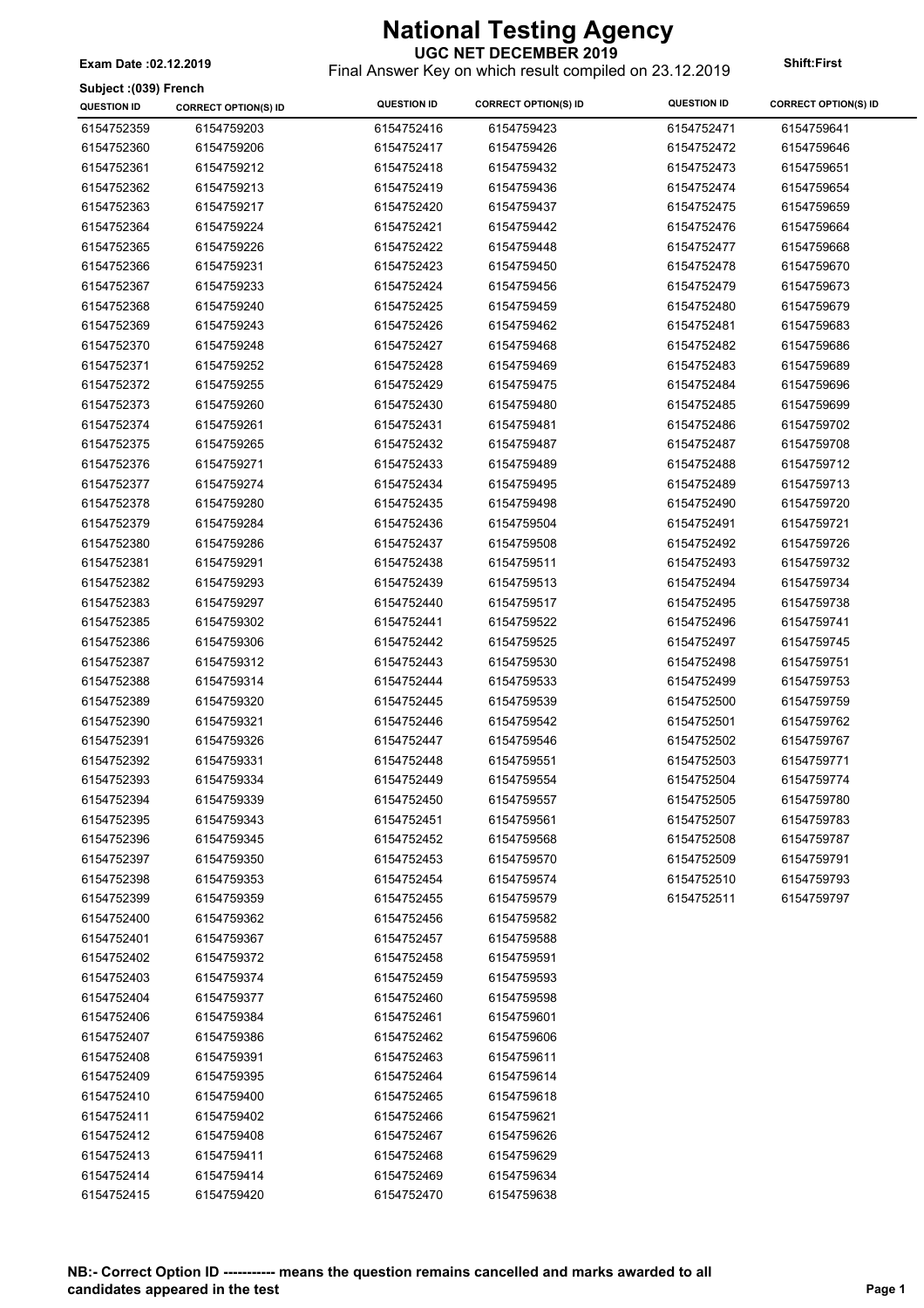# National Testing Agency

**UGC NET DECEMBER 2019**

Final Answer Key on which result compiled on 23.12.2019

**Exam Date :02.12.2019** **Shift:First**

**Subject :(039) French**

| QUESTION ID | CORRECT OPTION(S) ID | QUESTION ID | CORRECT OPTION(S) ID | QUESTION ID | CORRECT OPTION(S) ID |
|---|---|---|---|---|---|
| 6154752359 | 6154759203 | 6154752416 | 6154759423 | 6154752471 | 6154759641 |
| 6154752360 | 6154759206 | 6154752417 | 6154759426 | 6154752472 | 6154759646 |
| 6154752361 | 6154759212 | 6154752418 | 6154759432 | 6154752473 | 6154759651 |
| 6154752362 | 6154759213 | 6154752419 | 6154759436 | 6154752474 | 6154759654 |
| 6154752363 | 6154759217 | 6154752420 | 6154759437 | 6154752475 | 6154759659 |
| 6154752364 | 6154759224 | 6154752421 | 6154759442 | 6154752476 | 6154759664 |
| 6154752365 | 6154759226 | 6154752422 | 6154759448 | 6154752477 | 6154759668 |
| 6154752366 | 6154759231 | 6154752423 | 6154759450 | 6154752478 | 6154759670 |
| 6154752367 | 6154759233 | 6154752424 | 6154759456 | 6154752479 | 6154759673 |
| 6154752368 | 6154759240 | 6154752425 | 6154759459 | 6154752480 | 6154759679 |
| 6154752369 | 6154759243 | 6154752426 | 6154759462 | 6154752481 | 6154759683 |
| 6154752370 | 6154759248 | 6154752427 | 6154759468 | 6154752482 | 6154759686 |
| 6154752371 | 6154759252 | 6154752428 | 6154759469 | 6154752483 | 6154759689 |
| 6154752372 | 6154759255 | 6154752429 | 6154759475 | 6154752484 | 6154759696 |
| 6154752373 | 6154759260 | 6154752430 | 6154759480 | 6154752485 | 6154759699 |
| 6154752374 | 6154759261 | 6154752431 | 6154759481 | 6154752486 | 6154759702 |
| 6154752375 | 6154759265 | 6154752432 | 6154759487 | 6154752487 | 6154759708 |
| 6154752376 | 6154759271 | 6154752433 | 6154759489 | 6154752488 | 6154759712 |
| 6154752377 | 6154759274 | 6154752434 | 6154759495 | 6154752489 | 6154759713 |
| 6154752378 | 6154759280 | 6154752435 | 6154759498 | 6154752490 | 6154759720 |
| 6154752379 | 6154759284 | 6154752436 | 6154759504 | 6154752491 | 6154759721 |
| 6154752380 | 6154759286 | 6154752437 | 6154759508 | 6154752492 | 6154759726 |
| 6154752381 | 6154759291 | 6154752438 | 6154759511 | 6154752493 | 6154759732 |
| 6154752382 | 6154759293 | 6154752439 | 6154759513 | 6154752494 | 6154759734 |
| 6154752383 | 6154759297 | 6154752440 | 6154759517 | 6154752495 | 6154759738 |
| 6154752385 | 6154759302 | 6154752441 | 6154759522 | 6154752496 | 6154759741 |
| 6154752386 | 6154759306 | 6154752442 | 6154759525 | 6154752497 | 6154759745 |
| 6154752387 | 6154759312 | 6154752443 | 6154759530 | 6154752498 | 6154759751 |
| 6154752388 | 6154759314 | 6154752444 | 6154759533 | 6154752499 | 6154759753 |
| 6154752389 | 6154759320 | 6154752445 | 6154759539 | 6154752500 | 6154759759 |
| 6154752390 | 6154759321 | 6154752446 | 6154759542 | 6154752501 | 6154759762 |
| 6154752391 | 6154759326 | 6154752447 | 6154759546 | 6154752502 | 6154759767 |
| 6154752392 | 6154759331 | 6154752448 | 6154759551 | 6154752503 | 6154759771 |
| 6154752393 | 6154759334 | 6154752449 | 6154759554 | 6154752504 | 6154759774 |
| 6154752394 | 6154759339 | 6154752450 | 6154759557 | 6154752505 | 6154759780 |
| 6154752395 | 6154759343 | 6154752451 | 6154759561 | 6154752507 | 6154759783 |
| 6154752396 | 6154759345 | 6154752452 | 6154759568 | 6154752508 | 6154759787 |
| 6154752397 | 6154759350 | 6154752453 | 6154759570 | 6154752509 | 6154759791 |
| 6154752398 | 6154759353 | 6154752454 | 6154759574 | 6154752510 | 6154759793 |
| 6154752399 | 6154759359 | 6154752455 | 6154759579 | 6154752511 | 6154759797 |
| 6154752400 | 6154759362 | 6154752456 | 6154759582 | | |
| 6154752401 | 6154759367 | 6154752457 | 6154759588 | | |
| 6154752402 | 6154759372 | 6154752458 | 6154759591 | | |
| 6154752403 | 6154759374 | 6154752459 | 6154759593 | | |
| 6154752404 | 6154759377 | 6154752460 | 6154759598 | | |
| 6154752406 | 6154759384 | 6154752461 | 6154759601 | | |
| 6154752407 | 6154759386 | 6154752462 | 6154759606 | | |
| 6154752408 | 6154759391 | 6154752463 | 6154759611 | | |
| 6154752409 | 6154759395 | 6154752464 | 6154759614 | | |
| 6154752410 | 6154759400 | 6154752465 | 6154759618 | | |
| 6154752411 | 6154759402 | 6154752466 | 6154759621 | | |
| 6154752412 | 6154759408 | 6154752467 | 6154759626 | | |
| 6154752413 | 6154759411 | 6154752468 | 6154759629 | | |
| 6154752414 | 6154759414 | 6154752469 | 6154759634 | | |
| 6154752415 | 6154759420 | 6154752470 | 6154759638 | | |

**NB:- Correct Option ID ----------- means the question remains cancelled and marks awarded to all candidates appeared in the test**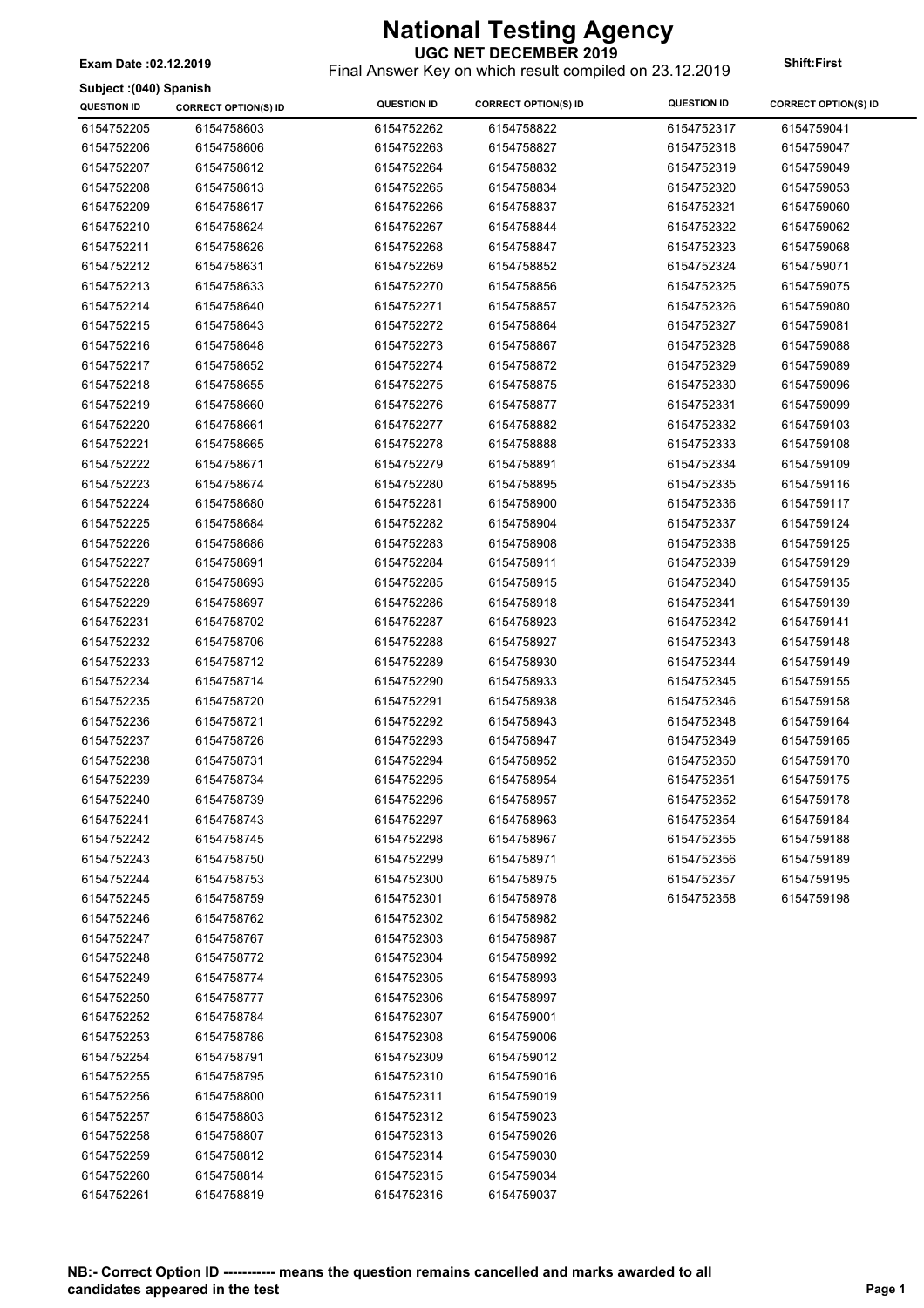# National Testing Agency

**UGC NET DECEMBER 2019**

Final Answer Key on which result compiled on 23.12.2019

**Exam Date :02.12.2019**

**Shift:First**

**Subject :(040) Spanish**

| QUESTION ID | CORRECT OPTION(S) ID | QUESTION ID | CORRECT OPTION(S) ID | QUESTION ID | CORRECT OPTION(S) ID |
|---|---|---|---|---|---|
| 6154752205 | 6154758603 | 6154752262 | 6154758822 | 6154752317 | 6154759041 |
| 6154752206 | 6154758606 | 6154752263 | 6154758827 | 6154752318 | 6154759047 |
| 6154752207 | 6154758612 | 6154752264 | 6154758832 | 6154752319 | 6154759049 |
| 6154752208 | 6154758613 | 6154752265 | 6154758834 | 6154752320 | 6154759053 |
| 6154752209 | 6154758617 | 6154752266 | 6154758837 | 6154752321 | 6154759060 |
| 6154752210 | 6154758624 | 6154752267 | 6154758844 | 6154752322 | 6154759062 |
| 6154752211 | 6154758626 | 6154752268 | 6154758847 | 6154752323 | 6154759068 |
| 6154752212 | 6154758631 | 6154752269 | 6154758852 | 6154752324 | 6154759071 |
| 6154752213 | 6154758633 | 6154752270 | 6154758856 | 6154752325 | 6154759075 |
| 6154752214 | 6154758640 | 6154752271 | 6154758857 | 6154752326 | 6154759080 |
| 6154752215 | 6154758643 | 6154752272 | 6154758864 | 6154752327 | 6154759081 |
| 6154752216 | 6154758648 | 6154752273 | 6154758867 | 6154752328 | 6154759088 |
| 6154752217 | 6154758652 | 6154752274 | 6154758872 | 6154752329 | 6154759089 |
| 6154752218 | 6154758655 | 6154752275 | 6154758875 | 6154752330 | 6154759096 |
| 6154752219 | 6154758660 | 6154752276 | 6154758877 | 6154752331 | 6154759099 |
| 6154752220 | 6154758661 | 6154752277 | 6154758882 | 6154752332 | 6154759103 |
| 6154752221 | 6154758665 | 6154752278 | 6154758888 | 6154752333 | 6154759108 |
| 6154752222 | 6154758671 | 6154752279 | 6154758891 | 6154752334 | 6154759109 |
| 6154752223 | 6154758674 | 6154752280 | 6154758895 | 6154752335 | 6154759116 |
| 6154752224 | 6154758680 | 6154752281 | 6154758900 | 6154752336 | 6154759117 |
| 6154752225 | 6154758684 | 6154752282 | 6154758904 | 6154752337 | 6154759124 |
| 6154752226 | 6154758686 | 6154752283 | 6154758908 | 6154752338 | 6154759125 |
| 6154752227 | 6154758691 | 6154752284 | 6154758911 | 6154752339 | 6154759129 |
| 6154752228 | 6154758693 | 6154752285 | 6154758915 | 6154752340 | 6154759135 |
| 6154752229 | 6154758697 | 6154752286 | 6154758918 | 6154752341 | 6154759139 |
| 6154752231 | 6154758702 | 6154752287 | 6154758923 | 6154752342 | 6154759141 |
| 6154752232 | 6154758706 | 6154752288 | 6154758927 | 6154752343 | 6154759148 |
| 6154752233 | 6154758712 | 6154752289 | 6154758930 | 6154752344 | 6154759149 |
| 6154752234 | 6154758714 | 6154752290 | 6154758933 | 6154752345 | 6154759155 |
| 6154752235 | 6154758720 | 6154752291 | 6154758938 | 6154752346 | 6154759158 |
| 6154752236 | 6154758721 | 6154752292 | 6154758943 | 6154752348 | 6154759164 |
| 6154752237 | 6154758726 | 6154752293 | 6154758947 | 6154752349 | 6154759165 |
| 6154752238 | 6154758731 | 6154752294 | 6154758952 | 6154752350 | 6154759170 |
| 6154752239 | 6154758734 | 6154752295 | 6154758954 | 6154752351 | 6154759175 |
| 6154752240 | 6154758739 | 6154752296 | 6154758957 | 6154752352 | 6154759178 |
| 6154752241 | 6154758743 | 6154752297 | 6154758963 | 6154752354 | 6154759184 |
| 6154752242 | 6154758745 | 6154752298 | 6154758967 | 6154752355 | 6154759188 |
| 6154752243 | 6154758750 | 6154752299 | 6154758971 | 6154752356 | 6154759189 |
| 6154752244 | 6154758753 | 6154752300 | 6154758975 | 6154752357 | 6154759195 |
| 6154752245 | 6154758759 | 6154752301 | 6154758978 | 6154752358 | 6154759198 |
| 6154752246 | 6154758762 | 6154752302 | 6154758982 | | |
| 6154752247 | 6154758767 | 6154752303 | 6154758987 | | |
| 6154752248 | 6154758772 | 6154752304 | 6154758992 | | |
| 6154752249 | 6154758774 | 6154752305 | 6154758993 | | |
| 6154752250 | 6154758777 | 6154752306 | 6154758997 | | |
| 6154752252 | 6154758784 | 6154752307 | 6154759001 | | |
| 6154752253 | 6154758786 | 6154752308 | 6154759006 | | |
| 6154752254 | 6154758791 | 6154752309 | 6154759012 | | |
| 6154752255 | 6154758795 | 6154752310 | 6154759016 | | |
| 6154752256 | 6154758800 | 6154752311 | 6154759019 | | |
| 6154752257 | 6154758803 | 6154752312 | 6154759023 | | |
| 6154752258 | 6154758807 | 6154752313 | 6154759026 | | |
| 6154752259 | 6154758812 | 6154752314 | 6154759030 | | |
| 6154752260 | 6154758814 | 6154752315 | 6154759034 | | |
| 6154752261 | 6154758819 | 6154752316 | 6154759037 | | |

**NB:- Correct Option ID ----------- means the question remains cancelled and marks awarded to all candidates appeared in the test**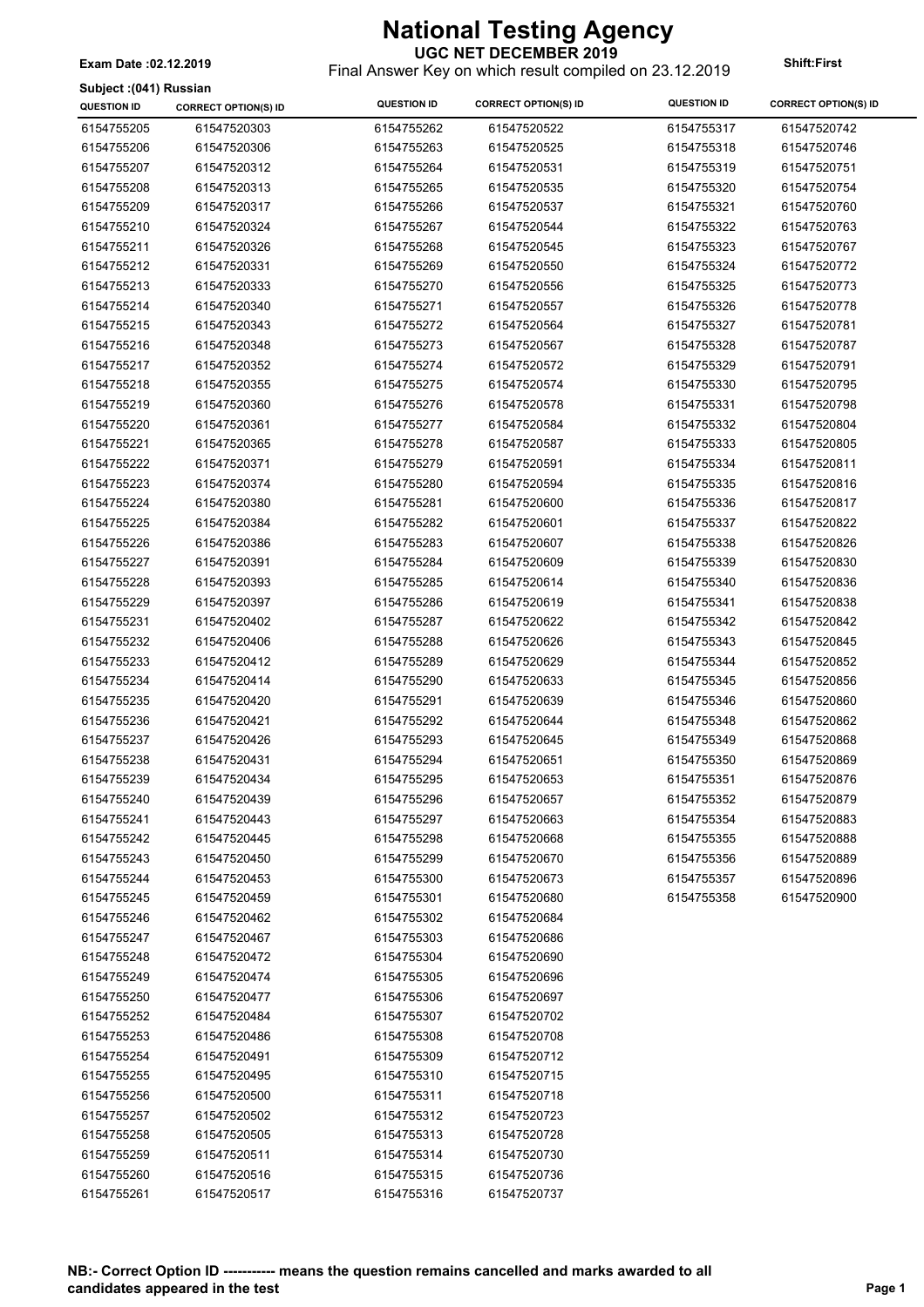# National Testing Agency

**UGC NET DECEMBER 2019**

Final Answer Key on which result compiled on 23.12.2019

**Exam Date :02.12.2019**

**Shift:First**

**Subject :(041) Russian**

| QUESTION ID | CORRECT OPTION(S) ID | QUESTION ID | CORRECT OPTION(S) ID | QUESTION ID | CORRECT OPTION(S) ID |
|---|---|---|---|---|---|
| 6154755205 | 61547520303 | 6154755262 | 61547520522 | 6154755317 | 61547520742 |
| 6154755206 | 61547520306 | 6154755263 | 61547520525 | 6154755318 | 61547520746 |
| 6154755207 | 61547520312 | 6154755264 | 61547520531 | 6154755319 | 61547520751 |
| 6154755208 | 61547520313 | 6154755265 | 61547520535 | 6154755320 | 61547520754 |
| 6154755209 | 61547520317 | 6154755266 | 61547520537 | 6154755321 | 61547520760 |
| 6154755210 | 61547520324 | 6154755267 | 61547520544 | 6154755322 | 61547520763 |
| 6154755211 | 61547520326 | 6154755268 | 61547520545 | 6154755323 | 61547520767 |
| 6154755212 | 61547520331 | 6154755269 | 61547520550 | 6154755324 | 61547520772 |
| 6154755213 | 61547520333 | 6154755270 | 61547520556 | 6154755325 | 61547520773 |
| 6154755214 | 61547520340 | 6154755271 | 61547520557 | 6154755326 | 61547520778 |
| 6154755215 | 61547520343 | 6154755272 | 61547520564 | 6154755327 | 61547520781 |
| 6154755216 | 61547520348 | 6154755273 | 61547520567 | 6154755328 | 61547520787 |
| 6154755217 | 61547520352 | 6154755274 | 61547520572 | 6154755329 | 61547520791 |
| 6154755218 | 61547520355 | 6154755275 | 61547520574 | 6154755330 | 61547520795 |
| 6154755219 | 61547520360 | 6154755276 | 61547520578 | 6154755331 | 61547520798 |
| 6154755220 | 61547520361 | 6154755277 | 61547520584 | 6154755332 | 61547520804 |
| 6154755221 | 61547520365 | 6154755278 | 61547520587 | 6154755333 | 61547520805 |
| 6154755222 | 61547520371 | 6154755279 | 61547520591 | 6154755334 | 61547520811 |
| 6154755223 | 61547520374 | 6154755280 | 61547520594 | 6154755335 | 61547520816 |
| 6154755224 | 61547520380 | 6154755281 | 61547520600 | 6154755336 | 61547520817 |
| 6154755225 | 61547520384 | 6154755282 | 61547520601 | 6154755337 | 61547520822 |
| 6154755226 | 61547520386 | 6154755283 | 61547520607 | 6154755338 | 61547520826 |
| 6154755227 | 61547520391 | 6154755284 | 61547520609 | 6154755339 | 61547520830 |
| 6154755228 | 61547520393 | 6154755285 | 61547520614 | 6154755340 | 61547520836 |
| 6154755229 | 61547520397 | 6154755286 | 61547520619 | 6154755341 | 61547520838 |
| 6154755231 | 61547520402 | 6154755287 | 61547520622 | 6154755342 | 61547520842 |
| 6154755232 | 61547520406 | 6154755288 | 61547520626 | 6154755343 | 61547520845 |
| 6154755233 | 61547520412 | 6154755289 | 61547520629 | 6154755344 | 61547520852 |
| 6154755234 | 61547520414 | 6154755290 | 61547520633 | 6154755345 | 61547520856 |
| 6154755235 | 61547520420 | 6154755291 | 61547520639 | 6154755346 | 61547520860 |
| 6154755236 | 61547520421 | 6154755292 | 61547520644 | 6154755348 | 61547520862 |
| 6154755237 | 61547520426 | 6154755293 | 61547520645 | 6154755349 | 61547520868 |
| 6154755238 | 61547520431 | 6154755294 | 61547520651 | 6154755350 | 61547520869 |
| 6154755239 | 61547520434 | 6154755295 | 61547520653 | 6154755351 | 61547520876 |
| 6154755240 | 61547520439 | 6154755296 | 61547520657 | 6154755352 | 61547520879 |
| 6154755241 | 61547520443 | 6154755297 | 61547520663 | 6154755354 | 61547520883 |
| 6154755242 | 61547520445 | 6154755298 | 61547520668 | 6154755355 | 61547520888 |
| 6154755243 | 61547520450 | 6154755299 | 61547520670 | 6154755356 | 61547520889 |
| 6154755244 | 61547520453 | 6154755300 | 61547520673 | 6154755357 | 61547520896 |
| 6154755245 | 61547520459 | 6154755301 | 61547520680 | 6154755358 | 61547520900 |
| 6154755246 | 61547520462 | 6154755302 | 61547520684 | | |
| 6154755247 | 61547520467 | 6154755303 | 61547520686 | | |
| 6154755248 | 61547520472 | 6154755304 | 61547520690 | | |
| 6154755249 | 61547520474 | 6154755305 | 61547520696 | | |
| 6154755250 | 61547520477 | 6154755306 | 61547520697 | | |
| 6154755252 | 61547520484 | 6154755307 | 61547520702 | | |
| 6154755253 | 61547520486 | 6154755308 | 61547520708 | | |
| 6154755254 | 61547520491 | 6154755309 | 61547520712 | | |
| 6154755255 | 61547520495 | 6154755310 | 61547520715 | | |
| 6154755256 | 61547520500 | 6154755311 | 61547520718 | | |
| 6154755257 | 61547520502 | 6154755312 | 61547520723 | | |
| 6154755258 | 61547520505 | 6154755313 | 61547520728 | | |
| 6154755259 | 61547520511 | 6154755314 | 61547520730 | | |
| 6154755260 | 61547520516 | 6154755315 | 61547520736 | | |
| 6154755261 | 61547520517 | 6154755316 | 61547520737 | | |

**NB:- Correct Option ID ----------- means the question remains cancelled and marks awarded to all candidates appeared in the test**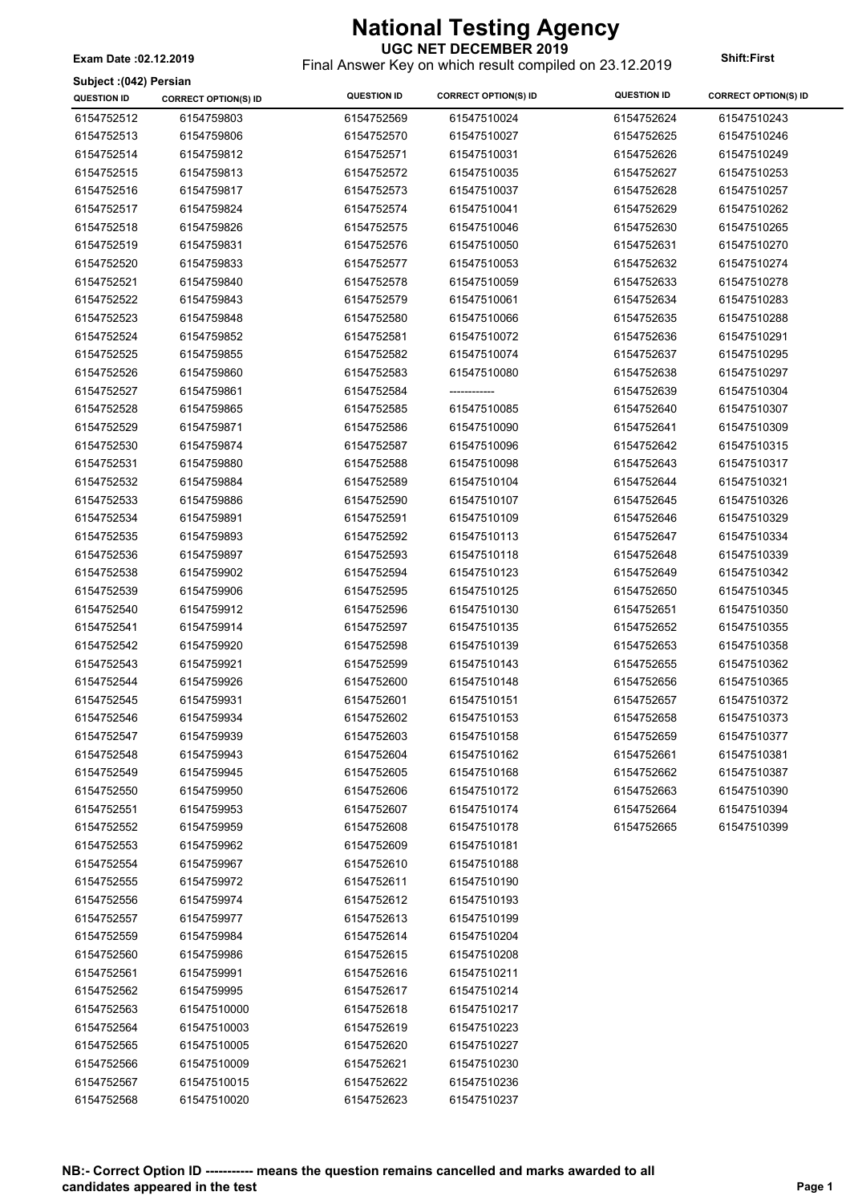# National Testing Agency

**UGC NET DECEMBER 2019**

Final Answer Key on which result compiled on 23.12.2019

**Exam Date :02.12.2019**

**Shift:First**

**Subject :(042) Persian**

| QUESTION ID | CORRECT OPTION(S) ID | QUESTION ID | CORRECT OPTION(S) ID | QUESTION ID | CORRECT OPTION(S) ID |
|---|---|---|---|---|---|
| 6154752512 | 6154759803 | 6154752569 | 61547510024 | 6154752624 | 61547510243 |
| 6154752513 | 6154759806 | 6154752570 | 61547510027 | 6154752625 | 61547510246 |
| 6154752514 | 6154759812 | 6154752571 | 61547510031 | 6154752626 | 61547510249 |
| 6154752515 | 6154759813 | 6154752572 | 61547510035 | 6154752627 | 61547510253 |
| 6154752516 | 6154759817 | 6154752573 | 61547510037 | 6154752628 | 61547510257 |
| 6154752517 | 6154759824 | 6154752574 | 61547510041 | 6154752629 | 61547510262 |
| 6154752518 | 6154759826 | 6154752575 | 61547510046 | 6154752630 | 61547510265 |
| 6154752519 | 6154759831 | 6154752576 | 61547510050 | 6154752631 | 61547510270 |
| 6154752520 | 6154759833 | 6154752577 | 61547510053 | 6154752632 | 61547510274 |
| 6154752521 | 6154759840 | 6154752578 | 61547510059 | 6154752633 | 61547510278 |
| 6154752522 | 6154759843 | 6154752579 | 61547510061 | 6154752634 | 61547510283 |
| 6154752523 | 6154759848 | 6154752580 | 61547510066 | 6154752635 | 61547510288 |
| 6154752524 | 6154759852 | 6154752581 | 61547510072 | 6154752636 | 61547510291 |
| 6154752525 | 6154759855 | 6154752582 | 61547510074 | 6154752637 | 61547510295 |
| 6154752526 | 6154759860 | 6154752583 | 61547510080 | 6154752638 | 61547510297 |
| 6154752527 | 6154759861 | 6154752584 | ------------ | 6154752639 | 61547510304 |
| 6154752528 | 6154759865 | 6154752585 | 61547510085 | 6154752640 | 61547510307 |
| 6154752529 | 6154759871 | 6154752586 | 61547510090 | 6154752641 | 61547510309 |
| 6154752530 | 6154759874 | 6154752587 | 61547510096 | 6154752642 | 61547510315 |
| 6154752531 | 6154759880 | 6154752588 | 61547510098 | 6154752643 | 61547510317 |
| 6154752532 | 6154759884 | 6154752589 | 61547510104 | 6154752644 | 61547510321 |
| 6154752533 | 6154759886 | 6154752590 | 61547510107 | 6154752645 | 61547510326 |
| 6154752534 | 6154759891 | 6154752591 | 61547510109 | 6154752646 | 61547510329 |
| 6154752535 | 6154759893 | 6154752592 | 61547510113 | 6154752647 | 61547510334 |
| 6154752536 | 6154759897 | 6154752593 | 61547510118 | 6154752648 | 61547510339 |
| 6154752538 | 6154759902 | 6154752594 | 61547510123 | 6154752649 | 61547510342 |
| 6154752539 | 6154759906 | 6154752595 | 61547510125 | 6154752650 | 61547510345 |
| 6154752540 | 6154759912 | 6154752596 | 61547510130 | 6154752651 | 61547510350 |
| 6154752541 | 6154759914 | 6154752597 | 61547510135 | 6154752652 | 61547510355 |
| 6154752542 | 6154759920 | 6154752598 | 61547510139 | 6154752653 | 61547510358 |
| 6154752543 | 6154759921 | 6154752599 | 61547510143 | 6154752655 | 61547510362 |
| 6154752544 | 6154759926 | 6154752600 | 61547510148 | 6154752656 | 61547510365 |
| 6154752545 | 6154759931 | 6154752601 | 61547510151 | 6154752657 | 61547510372 |
| 6154752546 | 6154759934 | 6154752602 | 61547510153 | 6154752658 | 61547510373 |
| 6154752547 | 6154759939 | 6154752603 | 61547510158 | 6154752659 | 61547510377 |
| 6154752548 | 6154759943 | 6154752604 | 61547510162 | 6154752661 | 61547510381 |
| 6154752549 | 6154759945 | 6154752605 | 61547510168 | 6154752662 | 61547510387 |
| 6154752550 | 6154759950 | 6154752606 | 61547510172 | 6154752663 | 61547510390 |
| 6154752551 | 6154759953 | 6154752607 | 61547510174 | 6154752664 | 61547510394 |
| 6154752552 | 6154759959 | 6154752608 | 61547510178 | 6154752665 | 61547510399 |
| 6154752553 | 6154759962 | 6154752609 | 61547510181 | | |
| 6154752554 | 6154759967 | 6154752610 | 61547510188 | | |
| 6154752555 | 6154759972 | 6154752611 | 61547510190 | | |
| 6154752556 | 6154759974 | 6154752612 | 61547510193 | | |
| 6154752557 | 6154759977 | 6154752613 | 61547510199 | | |
| 6154752559 | 6154759984 | 6154752614 | 61547510204 | | |
| 6154752560 | 6154759986 | 6154752615 | 61547510208 | | |
| 6154752561 | 6154759991 | 6154752616 | 61547510211 | | |
| 6154752562 | 6154759995 | 6154752617 | 61547510214 | | |
| 6154752563 | 61547510000 | 6154752618 | 61547510217 | | |
| 6154752564 | 61547510003 | 6154752619 | 61547510223 | | |
| 6154752565 | 61547510005 | 6154752620 | 61547510227 | | |
| 6154752566 | 61547510009 | 6154752621 | 61547510230 | | |
| 6154752567 | 61547510015 | 6154752622 | 61547510236 | | |
| 6154752568 | 61547510020 | 6154752623 | 61547510237 | | |

**NB:- Correct Option ID ----------- means the question remains cancelled and marks awarded to all candidates appeared in the test**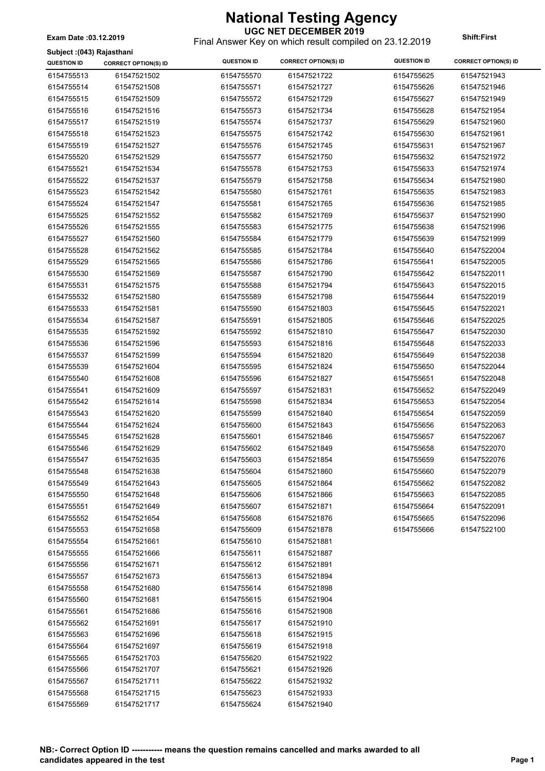# National Testing Agency

**UGC NET DECEMBER 2019**

**Exam Date :03.12.2019**

Final Answer Key on which result compiled on 23.12.2019

**Shift:First**

**Subject :(043) Rajasthani**

| QUESTION ID | CORRECT OPTION(S) ID | QUESTION ID | CORRECT OPTION(S) ID | QUESTION ID | CORRECT OPTION(S) ID |
|---|---|---|---|---|---|
| 6154755513 | 61547521502 | 6154755570 | 61547521722 | 6154755625 | 61547521943 |
| 6154755514 | 61547521508 | 6154755571 | 61547521727 | 6154755626 | 61547521946 |
| 6154755515 | 61547521509 | 6154755572 | 61547521729 | 6154755627 | 61547521949 |
| 6154755516 | 61547521516 | 6154755573 | 61547521734 | 6154755628 | 61547521954 |
| 6154755517 | 61547521519 | 6154755574 | 61547521737 | 6154755629 | 61547521960 |
| 6154755518 | 61547521523 | 6154755575 | 61547521742 | 6154755630 | 61547521961 |
| 6154755519 | 61547521527 | 6154755576 | 61547521745 | 6154755631 | 61547521967 |
| 6154755520 | 61547521529 | 6154755577 | 61547521750 | 6154755632 | 61547521972 |
| 6154755521 | 61547521534 | 6154755578 | 61547521753 | 6154755633 | 61547521974 |
| 6154755522 | 61547521537 | 6154755579 | 61547521758 | 6154755634 | 61547521980 |
| 6154755523 | 61547521542 | 6154755580 | 61547521761 | 6154755635 | 61547521983 |
| 6154755524 | 61547521547 | 6154755581 | 61547521765 | 6154755636 | 61547521985 |
| 6154755525 | 61547521552 | 6154755582 | 61547521769 | 6154755637 | 61547521990 |
| 6154755526 | 61547521555 | 6154755583 | 61547521775 | 6154755638 | 61547521996 |
| 6154755527 | 61547521560 | 6154755584 | 61547521779 | 6154755639 | 61547521999 |
| 6154755528 | 61547521562 | 6154755585 | 61547521784 | 6154755640 | 61547522004 |
| 6154755529 | 61547521565 | 6154755586 | 61547521786 | 6154755641 | 61547522005 |
| 6154755530 | 61547521569 | 6154755587 | 61547521790 | 6154755642 | 61547522011 |
| 6154755531 | 61547521575 | 6154755588 | 61547521794 | 6154755643 | 61547522015 |
| 6154755532 | 61547521580 | 6154755589 | 61547521798 | 6154755644 | 61547522019 |
| 6154755533 | 61547521581 | 6154755590 | 61547521803 | 6154755645 | 61547522021 |
| 6154755534 | 61547521587 | 6154755591 | 61547521805 | 6154755646 | 61547522025 |
| 6154755535 | 61547521592 | 6154755592 | 61547521810 | 6154755647 | 61547522030 |
| 6154755536 | 61547521596 | 6154755593 | 61547521816 | 6154755648 | 61547522033 |
| 6154755537 | 61547521599 | 6154755594 | 61547521820 | 6154755649 | 61547522038 |
| 6154755539 | 61547521604 | 6154755595 | 61547521824 | 6154755650 | 61547522044 |
| 6154755540 | 61547521608 | 6154755596 | 61547521827 | 6154755651 | 61547522048 |
| 6154755541 | 61547521609 | 6154755597 | 61547521831 | 6154755652 | 61547522049 |
| 6154755542 | 61547521614 | 6154755598 | 61547521834 | 6154755653 | 61547522054 |
| 6154755543 | 61547521620 | 6154755599 | 61547521840 | 6154755654 | 61547522059 |
| 6154755544 | 61547521624 | 6154755600 | 61547521843 | 6154755656 | 61547522063 |
| 6154755545 | 61547521628 | 6154755601 | 61547521846 | 6154755657 | 61547522067 |
| 6154755546 | 61547521629 | 6154755602 | 61547521849 | 6154755658 | 61547522070 |
| 6154755547 | 61547521635 | 6154755603 | 61547521854 | 6154755659 | 61547522076 |
| 6154755548 | 61547521638 | 6154755604 | 61547521860 | 6154755660 | 61547522079 |
| 6154755549 | 61547521643 | 6154755605 | 61547521864 | 6154755662 | 61547522082 |
| 6154755550 | 61547521648 | 6154755606 | 61547521866 | 6154755663 | 61547522085 |
| 6154755551 | 61547521649 | 6154755607 | 61547521871 | 6154755664 | 61547522091 |
| 6154755552 | 61547521654 | 6154755608 | 61547521876 | 6154755665 | 61547522096 |
| 6154755553 | 61547521658 | 6154755609 | 61547521878 | 6154755666 | 61547522100 |
| 6154755554 | 61547521661 | 6154755610 | 61547521881 | | |
| 6154755555 | 61547521666 | 6154755611 | 61547521887 | | |
| 6154755556 | 61547521671 | 6154755612 | 61547521891 | | |
| 6154755557 | 61547521673 | 6154755613 | 61547521894 | | |
| 6154755558 | 61547521680 | 6154755614 | 61547521898 | | |
| 6154755560 | 61547521681 | 6154755615 | 61547521904 | | |
| 6154755561 | 61547521686 | 6154755616 | 61547521908 | | |
| 6154755562 | 61547521691 | 6154755617 | 61547521910 | | |
| 6154755563 | 61547521696 | 6154755618 | 61547521915 | | |
| 6154755564 | 61547521697 | 6154755619 | 61547521918 | | |
| 6154755565 | 61547521703 | 6154755620 | 61547521922 | | |
| 6154755566 | 61547521707 | 6154755621 | 61547521926 | | |
| 6154755567 | 61547521711 | 6154755622 | 61547521932 | | |
| 6154755568 | 61547521715 | 6154755623 | 61547521933 | | |
| 6154755569 | 61547521717 | 6154755624 | 61547521940 | | |

**NB:- Correct Option ID ----------- means the question remains cancelled and marks awarded to all candidates appeared in the test**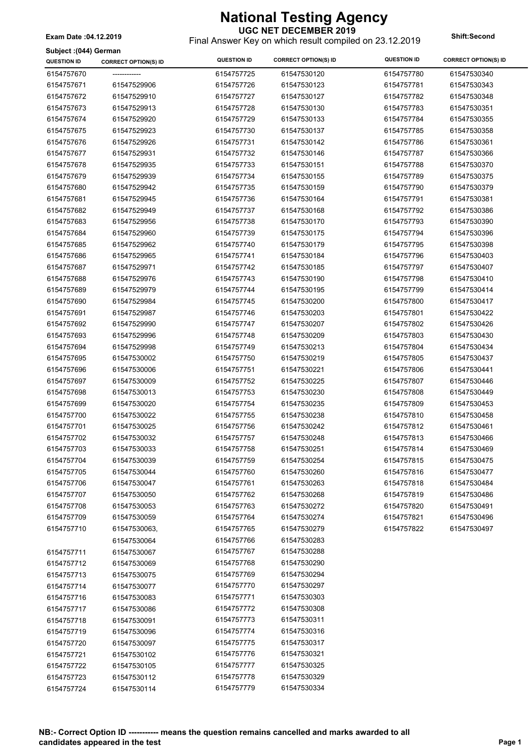# National Testing Agency

**UGC NET DECEMBER 2019**

Final Answer Key on which result compiled on 23.12.2019

**Exam Date :04.12.2019**

**Shift:Second**

**Subject :(044) German**

| QUESTION ID | CORRECT OPTION(S) ID | QUESTION ID | CORRECT OPTION(S) ID | QUESTION ID | CORRECT OPTION(S) ID |
|---|---|---|---|---|---|
| 6154757670 | ------------ | 6154757725 | 61547530120 | 6154757780 | 61547530340 |
| 6154757671 | 61547529906 | 6154757726 | 61547530123 | 6154757781 | 61547530343 |
| 6154757672 | 61547529910 | 6154757727 | 61547530127 | 6154757782 | 61547530348 |
| 6154757673 | 61547529913 | 6154757728 | 61547530130 | 6154757783 | 61547530351 |
| 6154757674 | 61547529920 | 6154757729 | 61547530133 | 6154757784 | 61547530355 |
| 6154757675 | 61547529923 | 6154757730 | 61547530137 | 6154757785 | 61547530358 |
| 6154757676 | 61547529926 | 6154757731 | 61547530142 | 6154757786 | 61547530361 |
| 6154757677 | 61547529931 | 6154757732 | 61547530146 | 6154757787 | 61547530366 |
| 6154757678 | 61547529935 | 6154757733 | 61547530151 | 6154757788 | 61547530370 |
| 6154757679 | 61547529939 | 6154757734 | 61547530155 | 6154757789 | 61547530375 |
| 6154757680 | 61547529942 | 6154757735 | 61547530159 | 6154757790 | 61547530379 |
| 6154757681 | 61547529945 | 6154757736 | 61547530164 | 6154757791 | 61547530381 |
| 6154757682 | 61547529949 | 6154757737 | 61547530168 | 6154757792 | 61547530386 |
| 6154757683 | 61547529956 | 6154757738 | 61547530170 | 6154757793 | 61547530390 |
| 6154757684 | 61547529960 | 6154757739 | 61547530175 | 6154757794 | 61547530396 |
| 6154757685 | 61547529962 | 6154757740 | 61547530179 | 6154757795 | 61547530398 |
| 6154757686 | 61547529965 | 6154757741 | 61547530184 | 6154757796 | 61547530403 |
| 6154757687 | 61547529971 | 6154757742 | 61547530185 | 6154757797 | 61547530407 |
| 6154757688 | 61547529976 | 6154757743 | 61547530190 | 6154757798 | 61547530410 |
| 6154757689 | 61547529979 | 6154757744 | 61547530195 | 6154757799 | 61547530414 |
| 6154757690 | 61547529984 | 6154757745 | 61547530200 | 6154757800 | 61547530417 |
| 6154757691 | 61547529987 | 6154757746 | 61547530203 | 6154757801 | 61547530422 |
| 6154757692 | 61547529990 | 6154757747 | 61547530207 | 6154757802 | 61547530426 |
| 6154757693 | 61547529996 | 6154757748 | 61547530209 | 6154757803 | 61547530430 |
| 6154757694 | 61547529998 | 6154757749 | 61547530213 | 6154757804 | 61547530434 |
| 6154757695 | 61547530002 | 6154757750 | 61547530219 | 6154757805 | 61547530437 |
| 6154757696 | 61547530006 | 6154757751 | 61547530221 | 6154757806 | 61547530441 |
| 6154757697 | 61547530009 | 6154757752 | 61547530225 | 6154757807 | 61547530446 |
| 6154757698 | 61547530013 | 6154757753 | 61547530230 | 6154757808 | 61547530449 |
| 6154757699 | 61547530020 | 6154757754 | 61547530235 | 6154757809 | 61547530453 |
| 6154757700 | 61547530022 | 6154757755 | 61547530238 | 6154757810 | 61547530458 |
| 6154757701 | 61547530025 | 6154757756 | 61547530242 | 6154757812 | 61547530461 |
| 6154757702 | 61547530032 | 6154757757 | 61547530248 | 6154757813 | 61547530466 |
| 6154757703 | 61547530033 | 6154757758 | 61547530251 | 6154757814 | 61547530469 |
| 6154757704 | 61547530039 | 6154757759 | 61547530254 | 6154757815 | 61547530475 |
| 6154757705 | 61547530044 | 6154757760 | 61547530260 | 6154757816 | 61547530477 |
| 6154757706 | 61547530047 | 6154757761 | 61547530263 | 6154757818 | 61547530484 |
| 6154757707 | 61547530050 | 6154757762 | 61547530268 | 6154757819 | 61547530486 |
| 6154757708 | 61547530053 | 6154757763 | 61547530272 | 6154757820 | 61547530491 |
| 6154757709 | 61547530059 | 6154757764 | 61547530274 | 6154757821 | 61547530496 |
| 6154757710 | 61547530063, 61547530064 | 6154757765 | 61547530279 | 6154757822 | 61547530497 |
| | | 6154757766 | 61547530283 | | |
| 6154757711 | 61547530067 | 6154757767 | 61547530288 | | |
| 6154757712 | 61547530069 | 6154757768 | 61547530290 | | |
| 6154757713 | 61547530075 | 6154757769 | 61547530294 | | |
| 6154757714 | 61547530077 | 6154757770 | 61547530297 | | |
| 6154757716 | 61547530083 | 6154757771 | 61547530303 | | |
| 6154757717 | 61547530086 | 6154757772 | 61547530308 | | |
| 6154757718 | 61547530091 | 6154757773 | 61547530311 | | |
| 6154757719 | 61547530096 | 6154757774 | 61547530316 | | |
| 6154757720 | 61547530097 | 6154757775 | 61547530317 | | |
| 6154757721 | 61547530102 | 6154757776 | 61547530321 | | |
| 6154757722 | 61547530105 | 6154757777 | 61547530325 | | |
| 6154757723 | 61547530112 | 6154757778 | 61547530329 | | |
| 6154757724 | 61547530114 | 6154757779 | 61547530334 | | |

**NB:- Correct Option ID ----------- means the question remains cancelled and marks awarded to all candidates appeared in the test**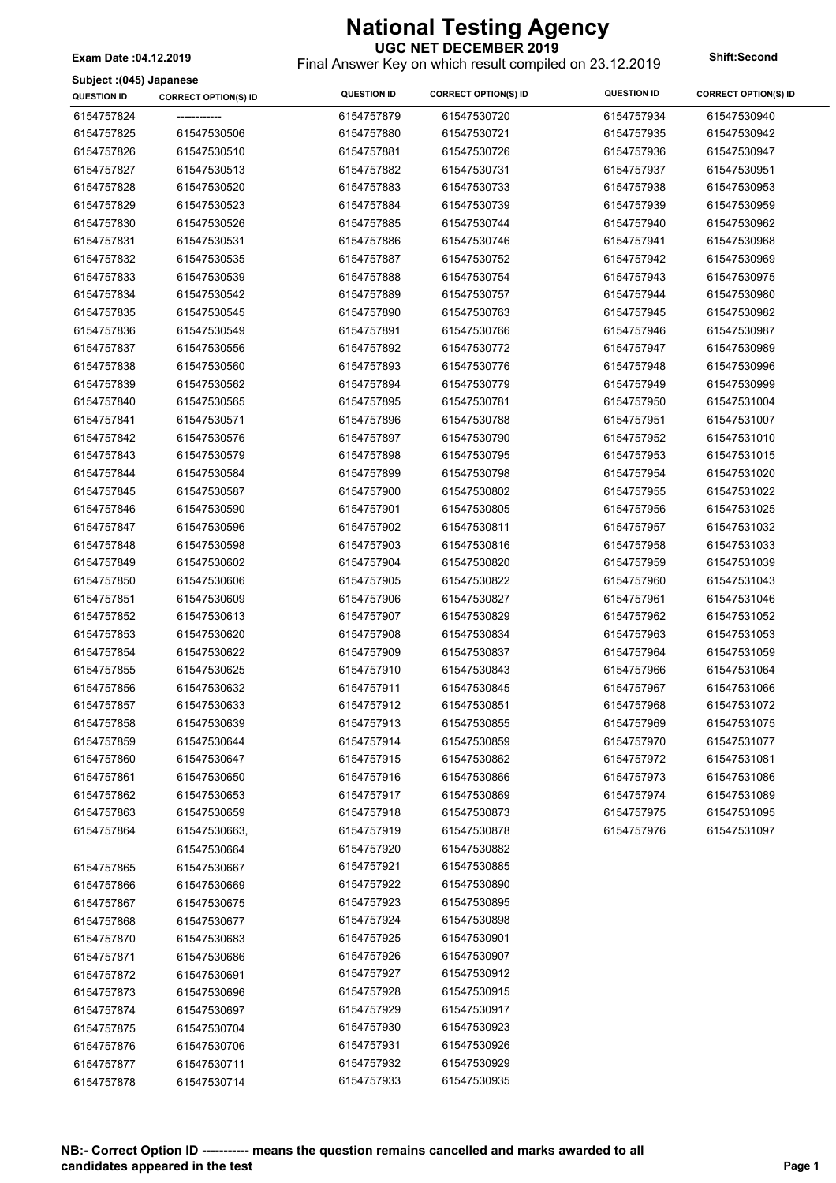# National Testing Agency

**UGC NET DECEMBER 2019**

**Exam Date :04.12.2019**

Final Answer Key on which result compiled on 23.12.2019

**Shift:Second**

**Subject :(045) Japanese**

| QUESTION ID | CORRECT OPTION(S) ID | QUESTION ID | CORRECT OPTION(S) ID | QUESTION ID | CORRECT OPTION(S) ID |
|---|---|---|---|---|---|
| 6154757824 | ------------ | 6154757879 | 61547530720 | 6154757934 | 61547530940 |
| 6154757825 | 61547530506 | 6154757880 | 61547530721 | 6154757935 | 61547530942 |
| 6154757826 | 61547530510 | 6154757881 | 61547530726 | 6154757936 | 61547530947 |
| 6154757827 | 61547530513 | 6154757882 | 61547530731 | 6154757937 | 61547530951 |
| 6154757828 | 61547530520 | 6154757883 | 61547530733 | 6154757938 | 61547530953 |
| 6154757829 | 61547530523 | 6154757884 | 61547530739 | 6154757939 | 61547530959 |
| 6154757830 | 61547530526 | 6154757885 | 61547530744 | 6154757940 | 61547530962 |
| 6154757831 | 61547530531 | 6154757886 | 61547530746 | 6154757941 | 61547530968 |
| 6154757832 | 61547530535 | 6154757887 | 61547530752 | 6154757942 | 61547530969 |
| 6154757833 | 61547530539 | 6154757888 | 61547530754 | 6154757943 | 61547530975 |
| 6154757834 | 61547530542 | 6154757889 | 61547530757 | 6154757944 | 61547530980 |
| 6154757835 | 61547530545 | 6154757890 | 61547530763 | 6154757945 | 61547530982 |
| 6154757836 | 61547530549 | 6154757891 | 61547530766 | 6154757946 | 61547530987 |
| 6154757837 | 61547530556 | 6154757892 | 61547530772 | 6154757947 | 61547530989 |
| 6154757838 | 61547530560 | 6154757893 | 61547530776 | 6154757948 | 61547530996 |
| 6154757839 | 61547530562 | 6154757894 | 61547530779 | 6154757949 | 61547530999 |
| 6154757840 | 61547530565 | 6154757895 | 61547530781 | 6154757950 | 61547531004 |
| 6154757841 | 61547530571 | 6154757896 | 61547530788 | 6154757951 | 61547531007 |
| 6154757842 | 61547530576 | 6154757897 | 61547530790 | 6154757952 | 61547531010 |
| 6154757843 | 61547530579 | 6154757898 | 61547530795 | 6154757953 | 61547531015 |
| 6154757844 | 61547530584 | 6154757899 | 61547530798 | 6154757954 | 61547531020 |
| 6154757845 | 61547530587 | 6154757900 | 61547530802 | 6154757955 | 61547531022 |
| 6154757846 | 61547530590 | 6154757901 | 61547530805 | 6154757956 | 61547531025 |
| 6154757847 | 61547530596 | 6154757902 | 61547530811 | 6154757957 | 61547531032 |
| 6154757848 | 61547530598 | 6154757903 | 61547530816 | 6154757958 | 61547531033 |
| 6154757849 | 61547530602 | 6154757904 | 61547530820 | 6154757959 | 61547531039 |
| 6154757850 | 61547530606 | 6154757905 | 61547530822 | 6154757960 | 61547531043 |
| 6154757851 | 61547530609 | 6154757906 | 61547530827 | 6154757961 | 61547531046 |
| 6154757852 | 61547530613 | 6154757907 | 61547530829 | 6154757962 | 61547531052 |
| 6154757853 | 61547530620 | 6154757908 | 61547530834 | 6154757963 | 61547531053 |
| 6154757854 | 61547530622 | 6154757909 | 61547530837 | 6154757964 | 61547531059 |
| 6154757855 | 61547530625 | 6154757910 | 61547530843 | 6154757966 | 61547531064 |
| 6154757856 | 61547530632 | 6154757911 | 61547530845 | 6154757967 | 61547531066 |
| 6154757857 | 61547530633 | 6154757912 | 61547530851 | 6154757968 | 61547531072 |
| 6154757858 | 61547530639 | 6154757913 | 61547530855 | 6154757969 | 61547531075 |
| 6154757859 | 61547530644 | 6154757914 | 61547530859 | 6154757970 | 61547531077 |
| 6154757860 | 61547530647 | 6154757915 | 61547530862 | 6154757972 | 61547531081 |
| 6154757861 | 61547530650 | 6154757916 | 61547530866 | 6154757973 | 61547531086 |
| 6154757862 | 61547530653 | 6154757917 | 61547530869 | 6154757974 | 61547531089 |
| 6154757863 | 61547530659 | 6154757918 | 61547530873 | 6154757975 | 61547531095 |
| 6154757864 | 61547530663, 61547530664 | 6154757919 | 61547530878 | 6154757976 | 61547531097 |
| 6154757865 | 61547530667 | 6154757920 | 61547530882 | | |
| 6154757866 | 61547530669 | 6154757921 | 61547530885 | | |
| 6154757867 | 61547530675 | 6154757922 | 61547530890 | | |
| 6154757868 | 61547530677 | 6154757923 | 61547530895 | | |
| 6154757870 | 61547530683 | 6154757924 | 61547530898 | | |
| 6154757871 | 61547530686 | 6154757925 | 61547530901 | | |
| 6154757872 | 61547530691 | 6154757926 | 61547530907 | | |
| 6154757873 | 61547530696 | 6154757927 | 61547530912 | | |
| 6154757874 | 61547530697 | 6154757928 | 61547530915 | | |
| 6154757875 | 61547530704 | 6154757929 | 61547530917 | | |
| 6154757876 | 61547530706 | 6154757930 | 61547530923 | | |
| 6154757877 | 61547530711 | 6154757931 | 61547530926 | | |
| 6154757878 | 61547530714 | 6154757932 | 61547530929 | | |
| | | 6154757933 | 61547530935 | | |

**NB:- Correct Option ID ----------- means the question remains cancelled and marks awarded to all candidates appeared in the test**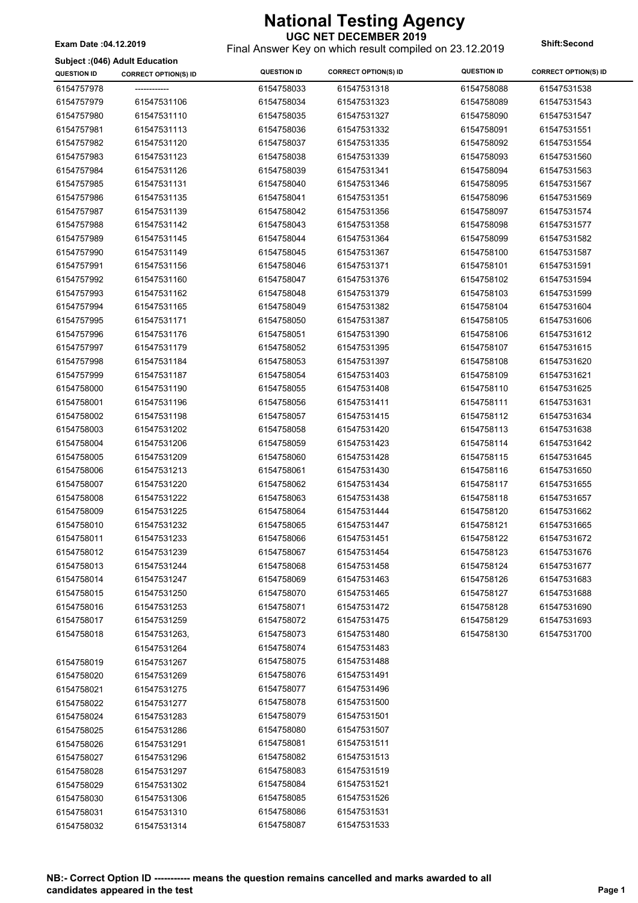# National Testing Agency

**UGC NET DECEMBER 2019**

Final Answer Key on which result compiled on 23.12.2019

**Exam Date :04.12.2019**

**Shift:Second**

**Subject :(046) Adult Education**

| QUESTION ID | CORRECT OPTION(S) ID |
|---|---|
| 6154757978 | ------------ |
| 6154757979 | 61547531106 |
| 6154757980 | 61547531110 |
| 6154757981 | 61547531113 |
| 6154757982 | 61547531120 |
| 6154757983 | 61547531123 |
| 6154757984 | 61547531126 |
| 6154757985 | 61547531131 |
| 6154757986 | 61547531135 |
| 6154757987 | 61547531139 |
| 6154757988 | 61547531142 |
| 6154757989 | 61547531145 |
| 6154757990 | 61547531149 |
| 6154757991 | 61547531156 |
| 6154757992 | 61547531160 |
| 6154757993 | 61547531162 |
| 6154757994 | 61547531165 |
| 6154757995 | 61547531171 |
| 6154757996 | 61547531176 |
| 6154757997 | 61547531179 |
| 6154757998 | 61547531184 |
| 6154757999 | 61547531187 |
| 6154758000 | 61547531190 |
| 6154758001 | 61547531196 |
| 6154758002 | 61547531198 |
| 6154758003 | 61547531202 |
| 6154758004 | 61547531206 |
| 6154758005 | 61547531209 |
| 6154758006 | 61547531213 |
| 6154758007 | 61547531220 |
| 6154758008 | 61547531222 |
| 6154758009 | 61547531225 |
| 6154758010 | 61547531232 |
| 6154758011 | 61547531233 |
| 6154758012 | 61547531239 |
| 6154758013 | 61547531244 |
| 6154758014 | 61547531247 |
| 6154758015 | 61547531250 |
| 6154758016 | 61547531253 |
| 6154758017 | 61547531259 |
| 6154758018 | 61547531263, 61547531264 |
| 6154758019 | 61547531267 |
| 6154758020 | 61547531269 |
| 6154758021 | 61547531275 |
| 6154758022 | 61547531277 |
| 6154758024 | 61547531283 |
| 6154758025 | 61547531286 |
| 6154758026 | 61547531291 |
| 6154758027 | 61547531296 |
| 6154758028 | 61547531297 |
| 6154758029 | 61547531302 |
| 6154758030 | 61547531306 |
| 6154758031 | 61547531310 |
| 6154758032 | 61547531314 |
| 6154758033 | 61547531318 |
| 6154758034 | 61547531323 |
| 6154758035 | 61547531327 |
| 6154758036 | 61547531332 |
| 6154758037 | 61547531335 |
| 6154758038 | 61547531339 |
| 6154758039 | 61547531341 |
| 6154758040 | 61547531346 |
| 6154758041 | 61547531351 |
| 6154758042 | 61547531356 |
| 6154758043 | 61547531358 |
| 6154758044 | 61547531364 |
| 6154758045 | 61547531367 |
| 6154758046 | 61547531371 |
| 6154758047 | 61547531376 |
| 6154758048 | 61547531379 |
| 6154758049 | 61547531382 |
| 6154758050 | 61547531387 |
| 6154758051 | 61547531390 |
| 6154758052 | 61547531395 |
| 6154758053 | 61547531397 |
| 6154758054 | 61547531403 |
| 6154758055 | 61547531408 |
| 6154758056 | 61547531411 |
| 6154758057 | 61547531415 |
| 6154758058 | 61547531420 |
| 6154758059 | 61547531423 |
| 6154758060 | 61547531428 |
| 6154758061 | 61547531430 |
| 6154758062 | 61547531434 |
| 6154758063 | 61547531438 |
| 6154758064 | 61547531444 |
| 6154758065 | 61547531447 |
| 6154758066 | 61547531451 |
| 6154758067 | 61547531454 |
| 6154758068 | 61547531458 |
| 6154758069 | 61547531463 |
| 6154758070 | 61547531465 |
| 6154758071 | 61547531472 |
| 6154758072 | 61547531475 |
| 6154758073 | 61547531480 |
| 6154758074 | 61547531483 |
| 6154758075 | 61547531488 |
| 6154758076 | 61547531491 |
| 6154758077 | 61547531496 |
| 6154758078 | 61547531500 |
| 6154758079 | 61547531501 |
| 6154758080 | 61547531507 |
| 6154758081 | 61547531511 |
| 6154758082 | 61547531513 |
| 6154758083 | 61547531519 |
| 6154758084 | 61547531521 |
| 6154758085 | 61547531526 |
| 6154758086 | 61547531531 |
| 6154758087 | 61547531533 |
| 6154758088 | 61547531538 |
| 6154758089 | 61547531543 |
| 6154758090 | 61547531547 |
| 6154758091 | 61547531551 |
| 6154758092 | 61547531554 |
| 6154758093 | 61547531560 |
| 6154758094 | 61547531563 |
| 6154758095 | 61547531567 |
| 6154758096 | 61547531569 |
| 6154758097 | 61547531574 |
| 6154758098 | 61547531577 |
| 6154758099 | 61547531582 |
| 6154758100 | 61547531587 |
| 6154758101 | 61547531591 |
| 6154758102 | 61547531594 |
| 6154758103 | 61547531599 |
| 6154758104 | 61547531604 |
| 6154758105 | 61547531606 |
| 6154758106 | 61547531612 |
| 6154758107 | 61547531615 |
| 6154758108 | 61547531620 |
| 6154758109 | 61547531621 |
| 6154758110 | 61547531625 |
| 6154758111 | 61547531631 |
| 6154758112 | 61547531634 |
| 6154758113 | 61547531638 |
| 6154758114 | 61547531642 |
| 6154758115 | 61547531645 |
| 6154758116 | 61547531650 |
| 6154758117 | 61547531655 |
| 6154758118 | 61547531657 |
| 6154758120 | 61547531662 |
| 6154758121 | 61547531665 |
| 6154758122 | 61547531672 |
| 6154758123 | 61547531676 |
| 6154758124 | 61547531677 |
| 6154758126 | 61547531683 |
| 6154758127 | 61547531688 |
| 6154758128 | 61547531690 |
| 6154758129 | 61547531693 |
| 6154758130 | 61547531700 |

**NB:- Correct Option ID ----------- means the question remains cancelled and marks awarded to all candidates appeared in the test**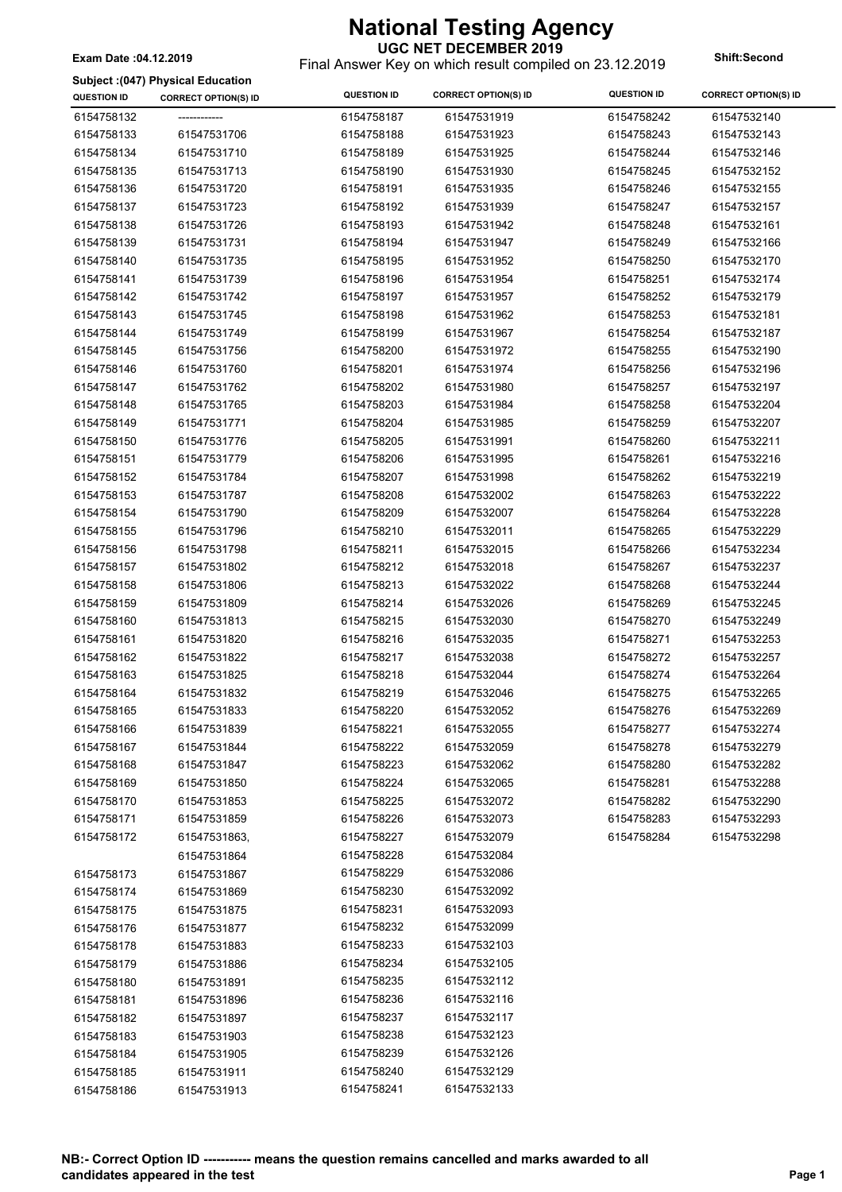# National Testing Agency

**UGC NET DECEMBER 2019**

Final Answer Key on which result compiled on 23.12.2019

**Exam Date :04.12.2019**

**Shift:Second**

**Subject :(047) Physical Education**

| QUESTION ID | CORRECT OPTION(S) ID | QUESTION ID | CORRECT OPTION(S) ID | QUESTION ID | CORRECT OPTION(S) ID |
|---|---|---|---|---|---|
| 6154758132 | ------------ | 6154758187 | 61547531919 | 6154758242 | 61547532140 |
| 6154758133 | 61547531706 | 6154758188 | 61547531923 | 6154758243 | 61547532143 |
| 6154758134 | 61547531710 | 6154758189 | 61547531925 | 6154758244 | 61547532146 |
| 6154758135 | 61547531713 | 6154758190 | 61547531930 | 6154758245 | 61547532152 |
| 6154758136 | 61547531720 | 6154758191 | 61547531935 | 6154758246 | 61547532155 |
| 6154758137 | 61547531723 | 6154758192 | 61547531939 | 6154758247 | 61547532157 |
| 6154758138 | 61547531726 | 6154758193 | 61547531942 | 6154758248 | 61547532161 |
| 6154758139 | 61547531731 | 6154758194 | 61547531947 | 6154758249 | 61547532166 |
| 6154758140 | 61547531735 | 6154758195 | 61547531952 | 6154758250 | 61547532170 |
| 6154758141 | 61547531739 | 6154758196 | 61547531954 | 6154758251 | 61547532174 |
| 6154758142 | 61547531742 | 6154758197 | 61547531957 | 6154758252 | 61547532179 |
| 6154758143 | 61547531745 | 6154758198 | 61547531962 | 6154758253 | 61547532181 |
| 6154758144 | 61547531749 | 6154758199 | 61547531967 | 6154758254 | 61547532187 |
| 6154758145 | 61547531756 | 6154758200 | 61547531972 | 6154758255 | 61547532190 |
| 6154758146 | 61547531760 | 6154758201 | 61547531974 | 6154758256 | 61547532196 |
| 6154758147 | 61547531762 | 6154758202 | 61547531980 | 6154758257 | 61547532197 |
| 6154758148 | 61547531765 | 6154758203 | 61547531984 | 6154758258 | 61547532204 |
| 6154758149 | 61547531771 | 6154758204 | 61547531985 | 6154758259 | 61547532207 |
| 6154758150 | 61547531776 | 6154758205 | 61547531991 | 6154758260 | 61547532211 |
| 6154758151 | 61547531779 | 6154758206 | 61547531995 | 6154758261 | 61547532216 |
| 6154758152 | 61547531784 | 6154758207 | 61547531998 | 6154758262 | 61547532219 |
| 6154758153 | 61547531787 | 6154758208 | 61547532002 | 6154758263 | 61547532222 |
| 6154758154 | 61547531790 | 6154758209 | 61547532007 | 6154758264 | 61547532228 |
| 6154758155 | 61547531796 | 6154758210 | 61547532011 | 6154758265 | 61547532229 |
| 6154758156 | 61547531798 | 6154758211 | 61547532015 | 6154758266 | 61547532234 |
| 6154758157 | 61547531802 | 6154758212 | 61547532018 | 6154758267 | 61547532237 |
| 6154758158 | 61547531806 | 6154758213 | 61547532022 | 6154758268 | 61547532244 |
| 6154758159 | 61547531809 | 6154758214 | 61547532026 | 6154758269 | 61547532245 |
| 6154758160 | 61547531813 | 6154758215 | 61547532030 | 6154758270 | 61547532249 |
| 6154758161 | 61547531820 | 6154758216 | 61547532035 | 6154758271 | 61547532253 |
| 6154758162 | 61547531822 | 6154758217 | 61547532038 | 6154758272 | 61547532257 |
| 6154758163 | 61547531825 | 6154758218 | 61547532044 | 6154758274 | 61547532264 |
| 6154758164 | 61547531832 | 6154758219 | 61547532046 | 6154758275 | 61547532265 |
| 6154758165 | 61547531833 | 6154758220 | 61547532052 | 6154758276 | 61547532269 |
| 6154758166 | 61547531839 | 6154758221 | 61547532055 | 6154758277 | 61547532274 |
| 6154758167 | 61547531844 | 6154758222 | 61547532059 | 6154758278 | 61547532279 |
| 6154758168 | 61547531847 | 6154758223 | 61547532062 | 6154758280 | 61547532282 |
| 6154758169 | 61547531850 | 6154758224 | 61547532065 | 6154758281 | 61547532288 |
| 6154758170 | 61547531853 | 6154758225 | 61547532072 | 6154758282 | 61547532290 |
| 6154758171 | 61547531859 | 6154758226 | 61547532073 | 6154758283 | 61547532293 |
| 6154758172 | 61547531863, 61547531864 | 6154758227 | 61547532079 | 6154758284 | 61547532298 |
| | | 6154758228 | 61547532084 | | |
| 6154758173 | 61547531867 | 6154758229 | 61547532086 | | |
| 6154758174 | 61547531869 | 6154758230 | 61547532092 | | |
| 6154758175 | 61547531875 | 6154758231 | 61547532093 | | |
| 6154758176 | 61547531877 | 6154758232 | 61547532099 | | |
| 6154758178 | 61547531883 | 6154758233 | 61547532103 | | |
| 6154758179 | 61547531886 | 6154758234 | 61547532105 | | |
| 6154758180 | 61547531891 | 6154758235 | 61547532112 | | |
| 6154758181 | 61547531896 | 6154758236 | 61547532116 | | |
| 6154758182 | 61547531897 | 6154758237 | 61547532117 | | |
| 6154758183 | 61547531903 | 6154758238 | 61547532123 | | |
| 6154758184 | 61547531905 | 6154758239 | 61547532126 | | |
| 6154758185 | 61547531911 | 6154758240 | 61547532129 | | |
| 6154758186 | 61547531913 | 6154758241 | 61547532133 | | |

**NB:- Correct Option ID ----------- means the question remains cancelled and marks awarded to all candidates appeared in the test**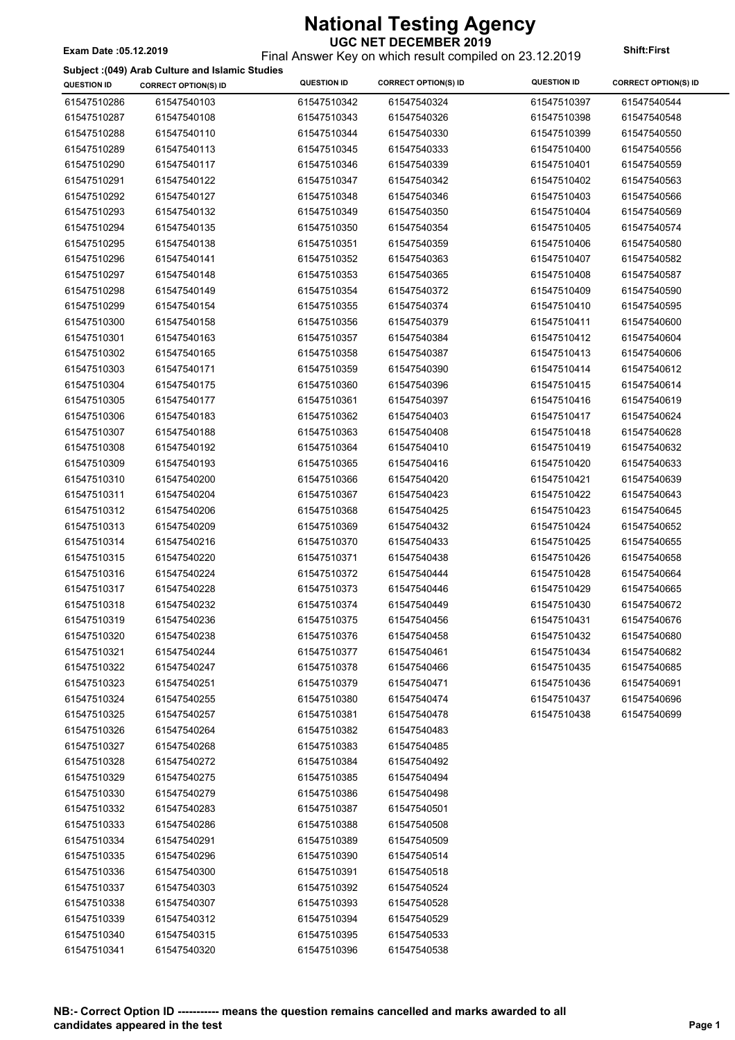# National Testing Agency

**UGC NET DECEMBER 2019**

Final Answer Key on which result compiled on 23.12.2019

**Exam Date :05.12.2019**

**Shift:First**

**Subject :(049) Arab Culture and Islamic Studies**

| QUESTION ID | CORRECT OPTION(S) ID | QUESTION ID | CORRECT OPTION(S) ID | QUESTION ID | CORRECT OPTION(S) ID |
|---|---|---|---|---|---|
| 61547510286 | 61547540103 | 61547510342 | 61547540324 | 61547510397 | 61547540544 |
| 61547510287 | 61547540108 | 61547510343 | 61547540326 | 61547510398 | 61547540548 |
| 61547510288 | 61547540110 | 61547510344 | 61547540330 | 61547510399 | 61547540550 |
| 61547510289 | 61547540113 | 61547510345 | 61547540333 | 61547510400 | 61547540556 |
| 61547510290 | 61547540117 | 61547510346 | 61547540339 | 61547510401 | 61547540559 |
| 61547510291 | 61547540122 | 61547510347 | 61547540342 | 61547510402 | 61547540563 |
| 61547510292 | 61547540127 | 61547510348 | 61547540346 | 61547510403 | 61547540566 |
| 61547510293 | 61547540132 | 61547510349 | 61547540350 | 61547510404 | 61547540569 |
| 61547510294 | 61547540135 | 61547510350 | 61547540354 | 61547510405 | 61547540574 |
| 61547510295 | 61547540138 | 61547510351 | 61547540359 | 61547510406 | 61547540580 |
| 61547510296 | 61547540141 | 61547510352 | 61547540363 | 61547510407 | 61547540582 |
| 61547510297 | 61547540148 | 61547510353 | 61547540365 | 61547510408 | 61547540587 |
| 61547510298 | 61547540149 | 61547510354 | 61547540372 | 61547510409 | 61547540590 |
| 61547510299 | 61547540154 | 61547510355 | 61547540374 | 61547510410 | 61547540595 |
| 61547510300 | 61547540158 | 61547510356 | 61547540379 | 61547510411 | 61547540600 |
| 61547510301 | 61547540163 | 61547510357 | 61547540384 | 61547510412 | 61547540604 |
| 61547510302 | 61547540165 | 61547510358 | 61547540387 | 61547510413 | 61547540606 |
| 61547510303 | 61547540171 | 61547510359 | 61547540390 | 61547510414 | 61547540612 |
| 61547510304 | 61547540175 | 61547510360 | 61547540396 | 61547510415 | 61547540614 |
| 61547510305 | 61547540177 | 61547510361 | 61547540397 | 61547510416 | 61547540619 |
| 61547510306 | 61547540183 | 61547510362 | 61547540403 | 61547510417 | 61547540624 |
| 61547510307 | 61547540188 | 61547510363 | 61547540408 | 61547510418 | 61547540628 |
| 61547510308 | 61547540192 | 61547510364 | 61547540410 | 61547510419 | 61547540632 |
| 61547510309 | 61547540193 | 61547510365 | 61547540416 | 61547510420 | 61547540633 |
| 61547510310 | 61547540200 | 61547510366 | 61547540420 | 61547510421 | 61547540639 |
| 61547510311 | 61547540204 | 61547510367 | 61547540423 | 61547510422 | 61547540643 |
| 61547510312 | 61547540206 | 61547510368 | 61547540425 | 61547510423 | 61547540645 |
| 61547510313 | 61547540209 | 61547510369 | 61547540432 | 61547510424 | 61547540652 |
| 61547510314 | 61547540216 | 61547510370 | 61547540433 | 61547510425 | 61547540655 |
| 61547510315 | 61547540220 | 61547510371 | 61547540438 | 61547510426 | 61547540658 |
| 61547510316 | 61547540224 | 61547510372 | 61547540444 | 61547510428 | 61547540664 |
| 61547510317 | 61547540228 | 61547510373 | 61547540446 | 61547510429 | 61547540665 |
| 61547510318 | 61547540232 | 61547510374 | 61547540449 | 61547510430 | 61547540672 |
| 61547510319 | 61547540236 | 61547510375 | 61547540456 | 61547510431 | 61547540676 |
| 61547510320 | 61547540238 | 61547510376 | 61547540458 | 61547510432 | 61547540680 |
| 61547510321 | 61547540244 | 61547510377 | 61547540461 | 61547510434 | 61547540682 |
| 61547510322 | 61547540247 | 61547510378 | 61547540466 | 61547510435 | 61547540685 |
| 61547510323 | 61547540251 | 61547510379 | 61547540471 | 61547510436 | 61547540691 |
| 61547510324 | 61547540255 | 61547510380 | 61547540474 | 61547510437 | 61547540696 |
| 61547510325 | 61547540257 | 61547510381 | 61547540478 | 61547510438 | 61547540699 |
| 61547510326 | 61547540264 | 61547510382 | 61547540483 | | |
| 61547510327 | 61547540268 | 61547510383 | 61547540485 | | |
| 61547510328 | 61547540272 | 61547510384 | 61547540492 | | |
| 61547510329 | 61547540275 | 61547510385 | 61547540494 | | |
| 61547510330 | 61547540279 | 61547510386 | 61547540498 | | |
| 61547510332 | 61547540283 | 61547510387 | 61547540501 | | |
| 61547510333 | 61547540286 | 61547510388 | 61547540508 | | |
| 61547510334 | 61547540291 | 61547510389 | 61547540509 | | |
| 61547510335 | 61547540296 | 61547510390 | 61547540514 | | |
| 61547510336 | 61547540300 | 61547510391 | 61547540518 | | |
| 61547510337 | 61547540303 | 61547510392 | 61547540524 | | |
| 61547510338 | 61547540307 | 61547510393 | 61547540528 | | |
| 61547510339 | 61547540312 | 61547510394 | 61547540529 | | |
| 61547510340 | 61547540315 | 61547510395 | 61547540533 | | |
| 61547510341 | 61547540320 | 61547510396 | 61547540538 | | |

**NB:- Correct Option ID ----------- means the question remains cancelled and marks awarded to all candidates appeared in the test**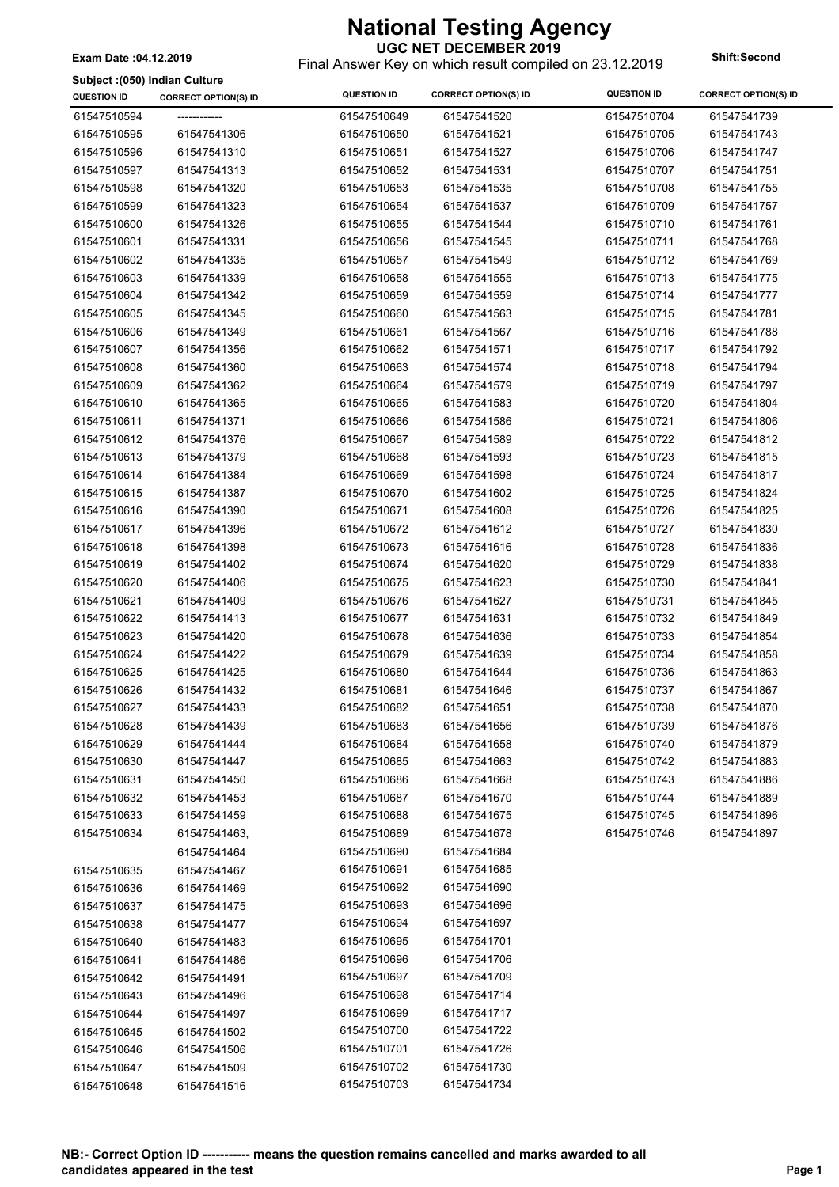# National Testing Agency

**UGC NET DECEMBER 2019**

Final Answer Key on which result compiled on 23.12.2019

**Exam Date :04.12.2019**

**Shift:Second**

**Subject :(050) Indian Culture**

| QUESTION ID | CORRECT OPTION(S) ID | QUESTION ID | CORRECT OPTION(S) ID | QUESTION ID | CORRECT OPTION(S) ID |
|---|---|---|---|---|---|
| 61547510594 | ------------ | 61547510649 | 61547541520 | 61547510704 | 61547541739 |
| 61547510595 | 61547541306 | 61547510650 | 61547541521 | 61547510705 | 61547541743 |
| 61547510596 | 61547541310 | 61547510651 | 61547541527 | 61547510706 | 61547541747 |
| 61547510597 | 61547541313 | 61547510652 | 61547541531 | 61547510707 | 61547541751 |
| 61547510598 | 61547541320 | 61547510653 | 61547541535 | 61547510708 | 61547541755 |
| 61547510599 | 61547541323 | 61547510654 | 61547541537 | 61547510709 | 61547541757 |
| 61547510600 | 61547541326 | 61547510655 | 61547541544 | 61547510710 | 61547541761 |
| 61547510601 | 61547541331 | 61547510656 | 61547541545 | 61547510711 | 61547541768 |
| 61547510602 | 61547541335 | 61547510657 | 61547541549 | 61547510712 | 61547541769 |
| 61547510603 | 61547541339 | 61547510658 | 61547541555 | 61547510713 | 61547541775 |
| 61547510604 | 61547541342 | 61547510659 | 61547541559 | 61547510714 | 61547541777 |
| 61547510605 | 61547541345 | 61547510660 | 61547541563 | 61547510715 | 61547541781 |
| 61547510606 | 61547541349 | 61547510661 | 61547541567 | 61547510716 | 61547541788 |
| 61547510607 | 61547541356 | 61547510662 | 61547541571 | 61547510717 | 61547541792 |
| 61547510608 | 61547541360 | 61547510663 | 61547541574 | 61547510718 | 61547541794 |
| 61547510609 | 61547541362 | 61547510664 | 61547541579 | 61547510719 | 61547541797 |
| 61547510610 | 61547541365 | 61547510665 | 61547541583 | 61547510720 | 61547541804 |
| 61547510611 | 61547541371 | 61547510666 | 61547541586 | 61547510721 | 61547541806 |
| 61547510612 | 61547541376 | 61547510667 | 61547541589 | 61547510722 | 61547541812 |
| 61547510613 | 61547541379 | 61547510668 | 61547541593 | 61547510723 | 61547541815 |
| 61547510614 | 61547541384 | 61547510669 | 61547541598 | 61547510724 | 61547541817 |
| 61547510615 | 61547541387 | 61547510670 | 61547541602 | 61547510725 | 61547541824 |
| 61547510616 | 61547541390 | 61547510671 | 61547541608 | 61547510726 | 61547541825 |
| 61547510617 | 61547541396 | 61547510672 | 61547541612 | 61547510727 | 61547541830 |
| 61547510618 | 61547541398 | 61547510673 | 61547541616 | 61547510728 | 61547541836 |
| 61547510619 | 61547541402 | 61547510674 | 61547541620 | 61547510729 | 61547541838 |
| 61547510620 | 61547541406 | 61547510675 | 61547541623 | 61547510730 | 61547541841 |
| 61547510621 | 61547541409 | 61547510676 | 61547541627 | 61547510731 | 61547541845 |
| 61547510622 | 61547541413 | 61547510677 | 61547541631 | 61547510732 | 61547541849 |
| 61547510623 | 61547541420 | 61547510678 | 61547541636 | 61547510733 | 61547541854 |
| 61547510624 | 61547541422 | 61547510679 | 61547541639 | 61547510734 | 61547541858 |
| 61547510625 | 61547541425 | 61547510680 | 61547541644 | 61547510736 | 61547541863 |
| 61547510626 | 61547541432 | 61547510681 | 61547541646 | 61547510737 | 61547541867 |
| 61547510627 | 61547541433 | 61547510682 | 61547541651 | 61547510738 | 61547541870 |
| 61547510628 | 61547541439 | 61547510683 | 61547541656 | 61547510739 | 61547541876 |
| 61547510629 | 61547541444 | 61547510684 | 61547541658 | 61547510740 | 61547541879 |
| 61547510630 | 61547541447 | 61547510685 | 61547541663 | 61547510742 | 61547541883 |
| 61547510631 | 61547541450 | 61547510686 | 61547541668 | 61547510743 | 61547541886 |
| 61547510632 | 61547541453 | 61547510687 | 61547541670 | 61547510744 | 61547541889 |
| 61547510633 | 61547541459 | 61547510688 | 61547541675 | 61547510745 | 61547541896 |
| 61547510634 | 61547541463, 61547541464 | 61547510689 | 61547541678 | 61547510746 | 61547541897 |
| | | 61547510690 | 61547541684 | | |
| 61547510635 | 61547541467 | 61547510691 | 61547541685 | | |
| 61547510636 | 61547541469 | 61547510692 | 61547541690 | | |
| 61547510637 | 61547541475 | 61547510693 | 61547541696 | | |
| 61547510638 | 61547541477 | 61547510694 | 61547541697 | | |
| 61547510640 | 61547541483 | 61547510695 | 61547541701 | | |
| 61547510641 | 61547541486 | 61547510696 | 61547541706 | | |
| 61547510642 | 61547541491 | 61547510697 | 61547541709 | | |
| 61547510643 | 61547541496 | 61547510698 | 61547541714 | | |
| 61547510644 | 61547541497 | 61547510699 | 61547541717 | | |
| 61547510645 | 61547541502 | 61547510700 | 61547541722 | | |
| 61547510646 | 61547541506 | 61547510701 | 61547541726 | | |
| 61547510647 | 61547541509 | 61547510702 | 61547541730 | | |
| 61547510648 | 61547541516 | 61547510703 | 61547541734 | | |

**NB:- Correct Option ID ----------- means the question remains cancelled and marks awarded to all candidates appeared in the test**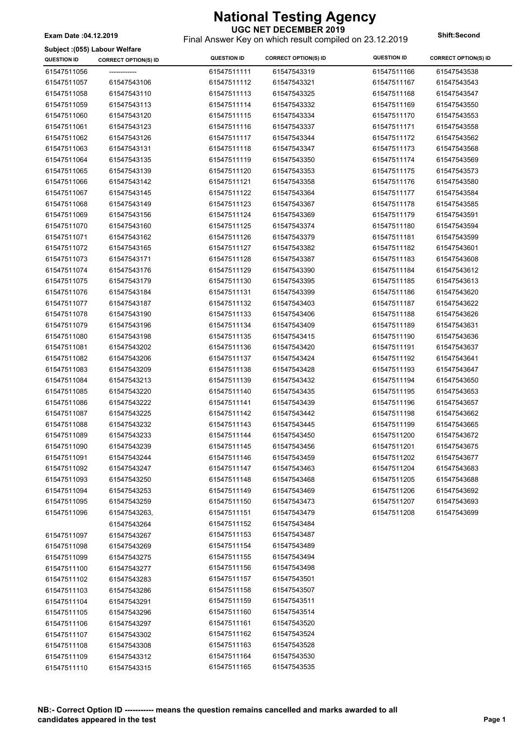# National Testing Agency

**UGC NET DECEMBER 2019**

Final Answer Key on which result compiled on 23.12.2019

**Exam Date :04.12.2019**

**Shift:Second**

**Subject :(055) Labour Welfare**

| QUESTION ID | CORRECT OPTION(S) ID | QUESTION ID | CORRECT OPTION(S) ID | QUESTION ID | CORRECT OPTION(S) ID |
|---|---|---|---|---|---|
| 61547511056 | ------------ | 61547511111 | 61547543319 | 61547511166 | 61547543538 |
| 61547511057 | 61547543106 | 61547511112 | 61547543321 | 61547511167 | 61547543543 |
| 61547511058 | 61547543110 | 61547511113 | 61547543325 | 61547511168 | 61547543547 |
| 61547511059 | 61547543113 | 61547511114 | 61547543332 | 61547511169 | 61547543550 |
| 61547511060 | 61547543120 | 61547511115 | 61547543334 | 61547511170 | 61547543553 |
| 61547511061 | 61547543123 | 61547511116 | 61547543337 | 61547511171 | 61547543558 |
| 61547511062 | 61547543126 | 61547511117 | 61547543344 | 61547511172 | 61547543562 |
| 61547511063 | 61547543131 | 61547511118 | 61547543347 | 61547511173 | 61547543568 |
| 61547511064 | 61547543135 | 61547511119 | 61547543350 | 61547511174 | 61547543569 |
| 61547511065 | 61547543139 | 61547511120 | 61547543353 | 61547511175 | 61547543573 |
| 61547511066 | 61547543142 | 61547511121 | 61547543358 | 61547511176 | 61547543580 |
| 61547511067 | 61547543145 | 61547511122 | 61547543364 | 61547511177 | 61547543584 |
| 61547511068 | 61547543149 | 61547511123 | 61547543367 | 61547511178 | 61547543585 |
| 61547511069 | 61547543156 | 61547511124 | 61547543369 | 61547511179 | 61547543591 |
| 61547511070 | 61547543160 | 61547511125 | 61547543374 | 61547511180 | 61547543594 |
| 61547511071 | 61547543162 | 61547511126 | 61547543379 | 61547511181 | 61547543599 |
| 61547511072 | 61547543165 | 61547511127 | 61547543382 | 61547511182 | 61547543601 |
| 61547511073 | 61547543171 | 61547511128 | 61547543387 | 61547511183 | 61547543608 |
| 61547511074 | 61547543176 | 61547511129 | 61547543390 | 61547511184 | 61547543612 |
| 61547511075 | 61547543179 | 61547511130 | 61547543395 | 61547511185 | 61547543613 |
| 61547511076 | 61547543184 | 61547511131 | 61547543399 | 61547511186 | 61547543620 |
| 61547511077 | 61547543187 | 61547511132 | 61547543403 | 61547511187 | 61547543622 |
| 61547511078 | 61547543190 | 61547511133 | 61547543406 | 61547511188 | 61547543626 |
| 61547511079 | 61547543196 | 61547511134 | 61547543409 | 61547511189 | 61547543631 |
| 61547511080 | 61547543198 | 61547511135 | 61547543415 | 61547511190 | 61547543636 |
| 61547511081 | 61547543202 | 61547511136 | 61547543420 | 61547511191 | 61547543637 |
| 61547511082 | 61547543206 | 61547511137 | 61547543424 | 61547511192 | 61547543641 |
| 61547511083 | 61547543209 | 61547511138 | 61547543428 | 61547511193 | 61547543647 |
| 61547511084 | 61547543213 | 61547511139 | 61547543432 | 61547511194 | 61547543650 |
| 61547511085 | 61547543220 | 61547511140 | 61547543435 | 61547511195 | 61547543653 |
| 61547511086 | 61547543222 | 61547511141 | 61547543439 | 61547511196 | 61547543657 |
| 61547511087 | 61547543225 | 61547511142 | 61547543442 | 61547511198 | 61547543662 |
| 61547511088 | 61547543232 | 61547511143 | 61547543445 | 61547511199 | 61547543665 |
| 61547511089 | 61547543233 | 61547511144 | 61547543450 | 61547511200 | 61547543672 |
| 61547511090 | 61547543239 | 61547511145 | 61547543456 | 61547511201 | 61547543675 |
| 61547511091 | 61547543244 | 61547511146 | 61547543459 | 61547511202 | 61547543677 |
| 61547511092 | 61547543247 | 61547511147 | 61547543463 | 61547511204 | 61547543683 |
| 61547511093 | 61547543250 | 61547511148 | 61547543468 | 61547511205 | 61547543688 |
| 61547511094 | 61547543253 | 61547511149 | 61547543469 | 61547511206 | 61547543692 |
| 61547511095 | 61547543259 | 61547511150 | 61547543473 | 61547511207 | 61547543693 |
| 61547511096 | 61547543263, 61547543264 | 61547511151 | 61547543479 | 61547511208 | 61547543699 |
| | | 61547511152 | 61547543484 | | |
| 61547511097 | 61547543267 | 61547511153 | 61547543487 | | |
| 61547511098 | 61547543269 | 61547511154 | 61547543489 | | |
| 61547511099 | 61547543275 | 61547511155 | 61547543494 | | |
| 61547511100 | 61547543277 | 61547511156 | 61547543498 | | |
| 61547511102 | 61547543283 | 61547511157 | 61547543501 | | |
| 61547511103 | 61547543286 | 61547511158 | 61547543507 | | |
| 61547511104 | 61547543291 | 61547511159 | 61547543511 | | |
| 61547511105 | 61547543296 | 61547511160 | 61547543514 | | |
| 61547511106 | 61547543297 | 61547511161 | 61547543520 | | |
| 61547511107 | 61547543302 | 61547511162 | 61547543524 | | |
| 61547511108 | 61547543308 | 61547511163 | 61547543528 | | |
| 61547511109 | 61547543312 | 61547511164 | 61547543530 | | |
| 61547511110 | 61547543315 | 61547511165 | 61547543535 | | |

**NB:- Correct Option ID ----------- means the question remains cancelled and marks awarded to all candidates appeared in the test**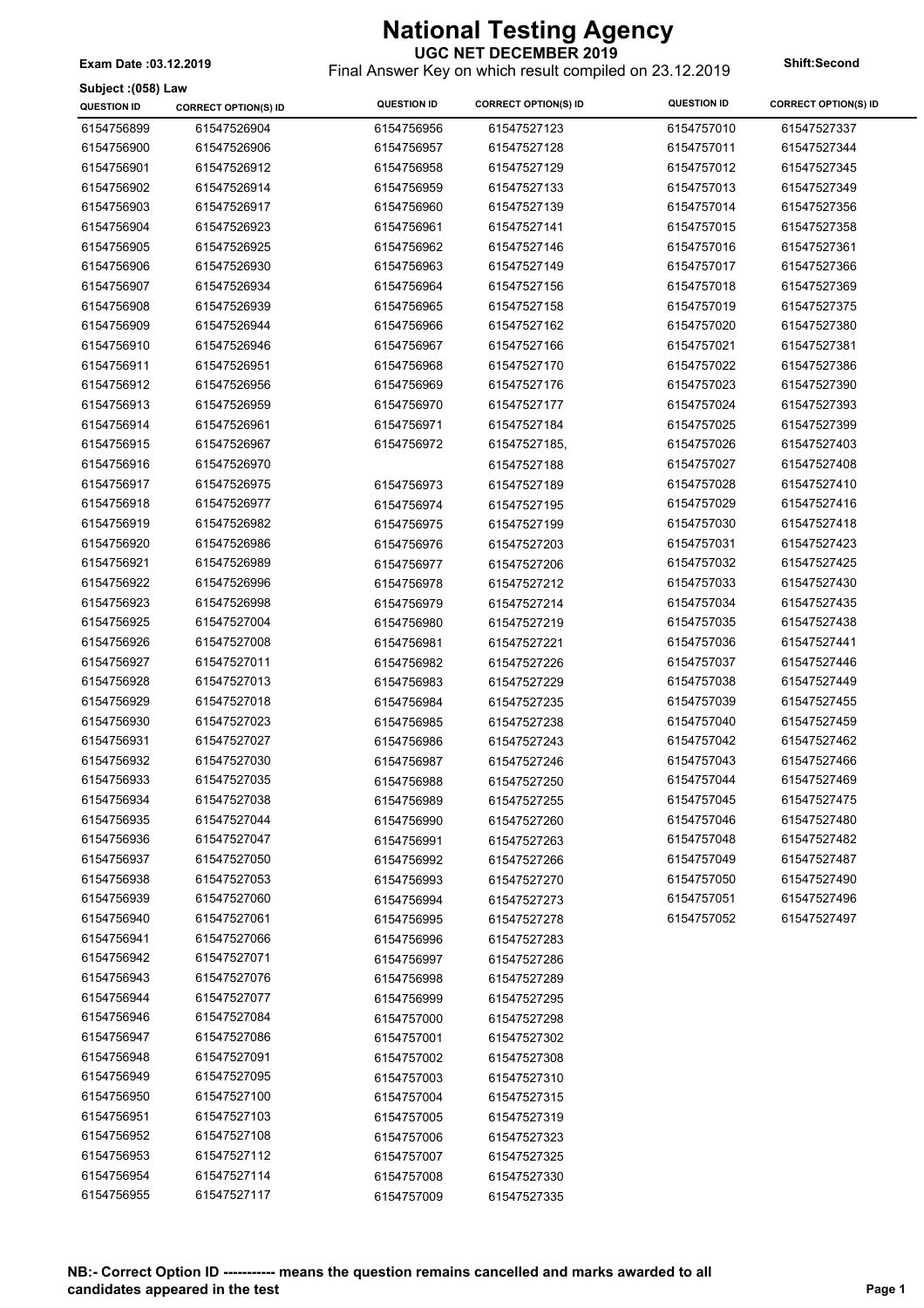# National Testing Agency

**UGC NET DECEMBER 2019**

**Exam Date :03.12.2019**

Final Answer Key on which result compiled on 23.12.2019

**Shift:Second**

**Subject :(058) Law**

| QUESTION ID | CORRECT OPTION(S) ID | QUESTION ID | CORRECT OPTION(S) ID | QUESTION ID | CORRECT OPTION(S) ID |
|---|---|---|---|---|---|
| 6154756899 | 61547526904 | 6154756956 | 61547527123 | 6154757010 | 61547527337 |
| 6154756900 | 61547526906 | 6154756957 | 61547527128 | 6154757011 | 61547527344 |
| 6154756901 | 61547526912 | 6154756958 | 61547527129 | 6154757012 | 61547527345 |
| 6154756902 | 61547526914 | 6154756959 | 61547527133 | 6154757013 | 61547527349 |
| 6154756903 | 61547526917 | 6154756960 | 61547527139 | 6154757014 | 61547527356 |
| 6154756904 | 61547526923 | 6154756961 | 61547527141 | 6154757015 | 61547527358 |
| 6154756905 | 61547526925 | 6154756962 | 61547527146 | 6154757016 | 61547527361 |
| 6154756906 | 61547526930 | 6154756963 | 61547527149 | 6154757017 | 61547527366 |
| 6154756907 | 61547526934 | 6154756964 | 61547527156 | 6154757018 | 61547527369 |
| 6154756908 | 61547526939 | 6154756965 | 61547527158 | 6154757019 | 61547527375 |
| 6154756909 | 61547526944 | 6154756966 | 61547527162 | 6154757020 | 61547527380 |
| 6154756910 | 61547526946 | 6154756967 | 61547527166 | 6154757021 | 61547527381 |
| 6154756911 | 61547526951 | 6154756968 | 61547527170 | 6154757022 | 61547527386 |
| 6154756912 | 61547526956 | 6154756969 | 61547527176 | 6154757023 | 61547527390 |
| 6154756913 | 61547526959 | 6154756970 | 61547527177 | 6154757024 | 61547527393 |
| 6154756914 | 61547526961 | 6154756971 | 61547527184 | 6154757025 | 61547527399 |
| 6154756915 | 61547526967 | 6154756972 | 61547527185, 61547527188 | 6154757026 | 61547527403 |
| 6154756916 | 61547526970 | | | 6154757027 | 61547527408 |
| 6154756917 | 61547526975 | 6154756973 | 61547527189 | 6154757028 | 61547527410 |
| 6154756918 | 61547526977 | 6154756974 | 61547527195 | 6154757029 | 61547527416 |
| 6154756919 | 61547526982 | 6154756975 | 61547527199 | 6154757030 | 61547527418 |
| 6154756920 | 61547526986 | 6154756976 | 61547527203 | 6154757031 | 61547527423 |
| 6154756921 | 61547526989 | 6154756977 | 61547527206 | 6154757032 | 61547527425 |
| 6154756922 | 61547526996 | 6154756978 | 61547527212 | 6154757033 | 61547527430 |
| 6154756923 | 61547526998 | 6154756979 | 61547527214 | 6154757034 | 61547527435 |
| 6154756925 | 61547527004 | 6154756980 | 61547527219 | 6154757035 | 61547527438 |
| 6154756926 | 61547527008 | 6154756981 | 61547527221 | 6154757036 | 61547527441 |
| 6154756927 | 61547527011 | 6154756982 | 61547527226 | 6154757037 | 61547527446 |
| 6154756928 | 61547527013 | 6154756983 | 61547527229 | 6154757038 | 61547527449 |
| 6154756929 | 61547527018 | 6154756984 | 61547527235 | 6154757039 | 61547527455 |
| 6154756930 | 61547527023 | 6154756985 | 61547527238 | 6154757040 | 61547527459 |
| 6154756931 | 61547527027 | 6154756986 | 61547527243 | 6154757042 | 61547527462 |
| 6154756932 | 61547527030 | 6154756987 | 61547527246 | 6154757043 | 61547527466 |
| 6154756933 | 61547527035 | 6154756988 | 61547527250 | 6154757044 | 61547527469 |
| 6154756934 | 61547527038 | 6154756989 | 61547527255 | 6154757045 | 61547527475 |
| 6154756935 | 61547527044 | 6154756990 | 61547527260 | 6154757046 | 61547527480 |
| 6154756936 | 61547527047 | 6154756991 | 61547527263 | 6154757048 | 61547527482 |
| 6154756937 | 61547527050 | 6154756992 | 61547527266 | 6154757049 | 61547527487 |
| 6154756938 | 61547527053 | 6154756993 | 61547527270 | 6154757050 | 61547527490 |
| 6154756939 | 61547527060 | 6154756994 | 61547527273 | 6154757051 | 61547527496 |
| 6154756940 | 61547527061 | 6154756995 | 61547527278 | 6154757052 | 61547527497 |
| 6154756941 | 61547527066 | 6154756996 | 61547527283 | | |
| 6154756942 | 61547527071 | 6154756997 | 61547527286 | | |
| 6154756943 | 61547527076 | 6154756998 | 61547527289 | | |
| 6154756944 | 61547527077 | 6154756999 | 61547527295 | | |
| 6154756946 | 61547527084 | 6154757000 | 61547527298 | | |
| 6154756947 | 61547527086 | 6154757001 | 61547527302 | | |
| 6154756948 | 61547527091 | 6154757002 | 61547527308 | | |
| 6154756949 | 61547527095 | 6154757003 | 61547527310 | | |
| 6154756950 | 61547527100 | 6154757004 | 61547527315 | | |
| 6154756951 | 61547527103 | 6154757005 | 61547527319 | | |
| 6154756952 | 61547527108 | 6154757006 | 61547527323 | | |
| 6154756953 | 61547527112 | 6154757007 | 61547527325 | | |
| 6154756954 | 61547527114 | 6154757008 | 61547527330 | | |
| 6154756955 | 61547527117 | 6154757009 | 61547527335 | | |

**NB:- Correct Option ID ----------- means the question remains cancelled and marks awarded to all candidates appeared in the test**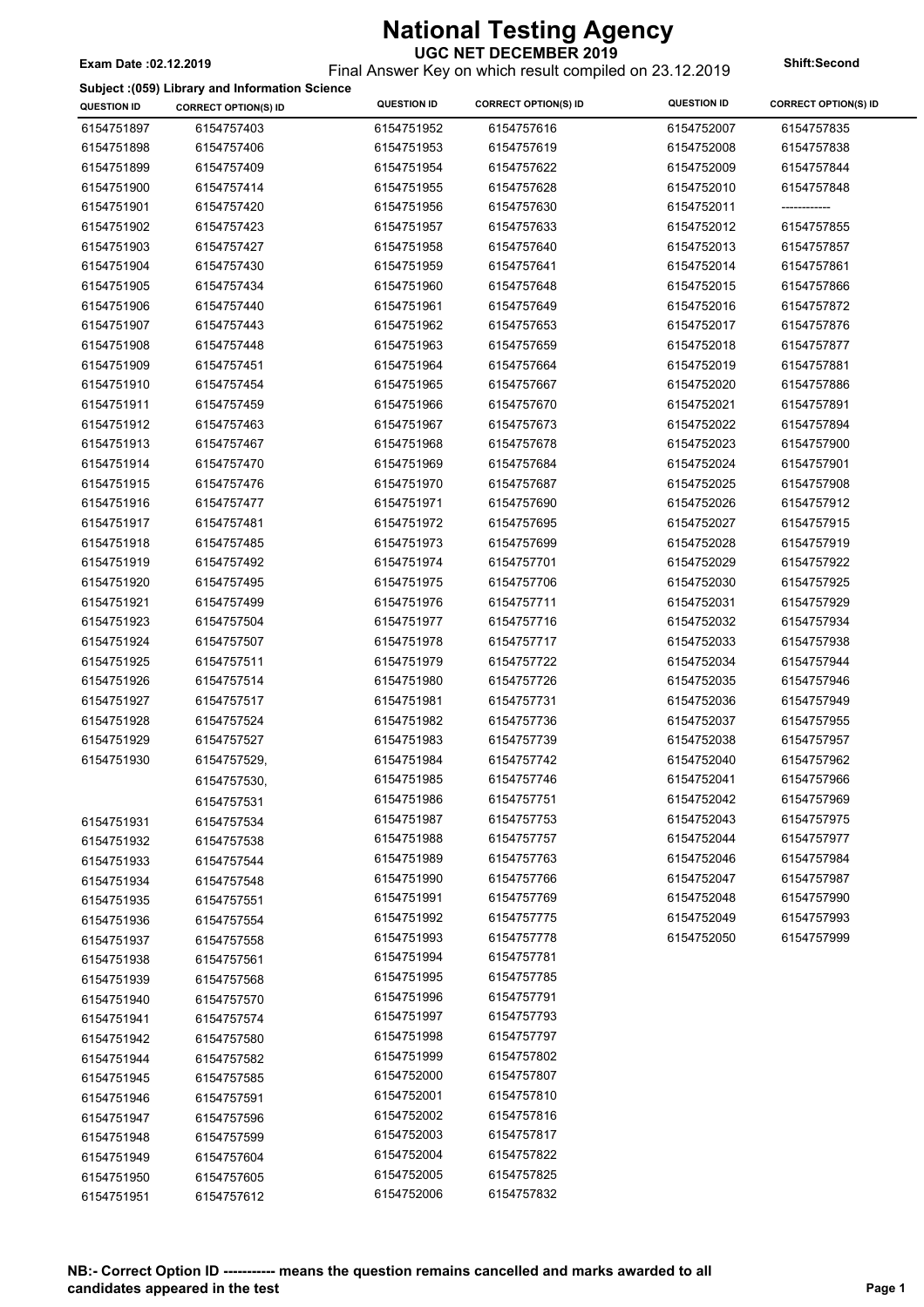# National Testing Agency

**UGC NET DECEMBER 2019**

Final Answer Key on which result compiled on 23.12.2019

**Exam Date :02.12.2019**

**Shift:Second**

**Subject :(059) Library and Information Science**

| QUESTION ID | CORRECT OPTION(S) ID | QUESTION ID | CORRECT OPTION(S) ID | QUESTION ID | CORRECT OPTION(S) ID |
|---|---|---|---|---|---|
| 6154751897 | 6154757403 | 6154751952 | 6154757616 | 6154752007 | 6154757835 |
| 6154751898 | 6154757406 | 6154751953 | 6154757619 | 6154752008 | 6154757838 |
| 6154751899 | 6154757409 | 6154751954 | 6154757622 | 6154752009 | 6154757844 |
| 6154751900 | 6154757414 | 6154751955 | 6154757628 | 6154752010 | 6154757848 |
| 6154751901 | 6154757420 | 6154751956 | 6154757630 | 6154752011 | ------------ |
| 6154751902 | 6154757423 | 6154751957 | 6154757633 | 6154752012 | 6154757855 |
| 6154751903 | 6154757427 | 6154751958 | 6154757640 | 6154752013 | 6154757857 |
| 6154751904 | 6154757430 | 6154751959 | 6154757641 | 6154752014 | 6154757861 |
| 6154751905 | 6154757434 | 6154751960 | 6154757648 | 6154752015 | 6154757866 |
| 6154751906 | 6154757440 | 6154751961 | 6154757649 | 6154752016 | 6154757872 |
| 6154751907 | 6154757443 | 6154751962 | 6154757653 | 6154752017 | 6154757876 |
| 6154751908 | 6154757448 | 6154751963 | 6154757659 | 6154752018 | 6154757877 |
| 6154751909 | 6154757451 | 6154751964 | 6154757664 | 6154752019 | 6154757881 |
| 6154751910 | 6154757454 | 6154751965 | 6154757667 | 6154752020 | 6154757886 |
| 6154751911 | 6154757459 | 6154751966 | 6154757670 | 6154752021 | 6154757891 |
| 6154751912 | 6154757463 | 6154751967 | 6154757673 | 6154752022 | 6154757894 |
| 6154751913 | 6154757467 | 6154751968 | 6154757678 | 6154752023 | 6154757900 |
| 6154751914 | 6154757470 | 6154751969 | 6154757684 | 6154752024 | 6154757901 |
| 6154751915 | 6154757476 | 6154751970 | 6154757687 | 6154752025 | 6154757908 |
| 6154751916 | 6154757477 | 6154751971 | 6154757690 | 6154752026 | 6154757912 |
| 6154751917 | 6154757481 | 6154751972 | 6154757695 | 6154752027 | 6154757915 |
| 6154751918 | 6154757485 | 6154751973 | 6154757699 | 6154752028 | 6154757919 |
| 6154751919 | 6154757492 | 6154751974 | 6154757701 | 6154752029 | 6154757922 |
| 6154751920 | 6154757495 | 6154751975 | 6154757706 | 6154752030 | 6154757925 |
| 6154751921 | 6154757499 | 6154751976 | 6154757711 | 6154752031 | 6154757929 |
| 6154751923 | 6154757504 | 6154751977 | 6154757716 | 6154752032 | 6154757934 |
| 6154751924 | 6154757507 | 6154751978 | 6154757717 | 6154752033 | 6154757938 |
| 6154751925 | 6154757511 | 6154751979 | 6154757722 | 6154752034 | 6154757944 |
| 6154751926 | 6154757514 | 6154751980 | 6154757726 | 6154752035 | 6154757946 |
| 6154751927 | 6154757517 | 6154751981 | 6154757731 | 6154752036 | 6154757949 |
| 6154751928 | 6154757524 | 6154751982 | 6154757736 | 6154752037 | 6154757955 |
| 6154751929 | 6154757527 | 6154751983 | 6154757739 | 6154752038 | 6154757957 |
| 6154751930 | 6154757529, 6154757530, 6154757531 | 6154751984 | 6154757742 | 6154752040 | 6154757962 |
| | | 6154751985 | 6154757746 | 6154752041 | 6154757966 |
| | | 6154751986 | 6154757751 | 6154752042 | 6154757969 |
| 6154751931 | 6154757534 | 6154751987 | 6154757753 | 6154752043 | 6154757975 |
| 6154751932 | 6154757538 | 6154751988 | 6154757757 | 6154752044 | 6154757977 |
| 6154751933 | 6154757544 | 6154751989 | 6154757763 | 6154752046 | 6154757984 |
| 6154751934 | 6154757548 | 6154751990 | 6154757766 | 6154752047 | 6154757987 |
| 6154751935 | 6154757551 | 6154751991 | 6154757769 | 6154752048 | 6154757990 |
| 6154751936 | 6154757554 | 6154751992 | 6154757775 | 6154752049 | 6154757993 |
| 6154751937 | 6154757558 | 6154751993 | 6154757778 | 6154752050 | 6154757999 |
| 6154751938 | 6154757561 | 6154751994 | 6154757781 | | |
| 6154751939 | 6154757568 | 6154751995 | 6154757785 | | |
| 6154751940 | 6154757570 | 6154751996 | 6154757791 | | |
| 6154751941 | 6154757574 | 6154751997 | 6154757793 | | |
| 6154751942 | 6154757580 | 6154751998 | 6154757797 | | |
| 6154751944 | 6154757582 | 6154751999 | 6154757802 | | |
| 6154751945 | 6154757585 | 6154752000 | 6154757807 | | |
| 6154751946 | 6154757591 | 6154752001 | 6154757810 | | |
| 6154751947 | 6154757596 | 6154752002 | 6154757816 | | |
| 6154751948 | 6154757599 | 6154752003 | 6154757817 | | |
| 6154751949 | 6154757604 | 6154752004 | 6154757822 | | |
| 6154751950 | 6154757605 | 6154752005 | 6154757825 | | |
| 6154751951 | 6154757612 | 6154752006 | 6154757832 | | |

**NB:- Correct Option ID ----------- means the question remains cancelled and marks awarded to all candidates appeared in the test**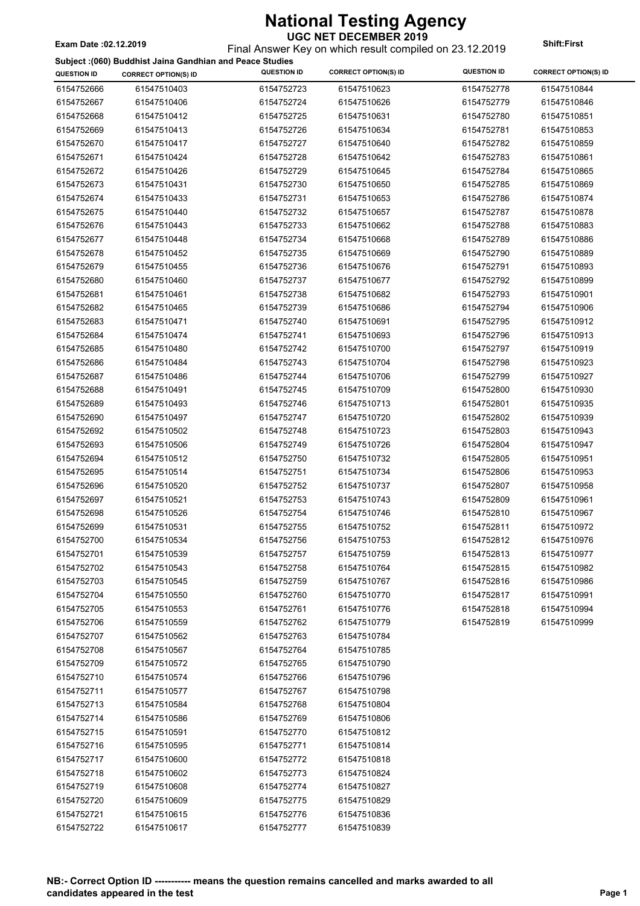# National Testing Agency

**UGC NET DECEMBER 2019**

**Exam Date :02.12.2019** Final Answer Key on which result compiled on 23.12.2019 **Shift:First**

**Subject :(060) Buddhist Jaina Gandhian and Peace Studies**

| QUESTION ID | CORRECT OPTION(S) ID | QUESTION ID | CORRECT OPTION(S) ID | QUESTION ID | CORRECT OPTION(S) ID |
|---|---|---|---|---|---|
| 6154752666 | 61547510403 | 6154752723 | 61547510623 | 6154752778 | 61547510844 |
| 6154752667 | 61547510406 | 6154752724 | 61547510626 | 6154752779 | 61547510846 |
| 6154752668 | 61547510412 | 6154752725 | 61547510631 | 6154752780 | 61547510851 |
| 6154752669 | 61547510413 | 6154752726 | 61547510634 | 6154752781 | 61547510853 |
| 6154752670 | 61547510417 | 6154752727 | 61547510640 | 6154752782 | 61547510859 |
| 6154752671 | 61547510424 | 6154752728 | 61547510642 | 6154752783 | 61547510861 |
| 6154752672 | 61547510426 | 6154752729 | 61547510645 | 6154752784 | 61547510865 |
| 6154752673 | 61547510431 | 6154752730 | 61547510650 | 6154752785 | 61547510869 |
| 6154752674 | 61547510433 | 6154752731 | 61547510653 | 6154752786 | 61547510874 |
| 6154752675 | 61547510440 | 6154752732 | 61547510657 | 6154752787 | 61547510878 |
| 6154752676 | 61547510443 | 6154752733 | 61547510662 | 6154752788 | 61547510883 |
| 6154752677 | 61547510448 | 6154752734 | 61547510668 | 6154752789 | 61547510886 |
| 6154752678 | 61547510452 | 6154752735 | 61547510669 | 6154752790 | 61547510889 |
| 6154752679 | 61547510455 | 6154752736 | 61547510676 | 6154752791 | 61547510893 |
| 6154752680 | 61547510460 | 6154752737 | 61547510677 | 6154752792 | 61547510899 |
| 6154752681 | 61547510461 | 6154752738 | 61547510682 | 6154752793 | 61547510901 |
| 6154752682 | 61547510465 | 6154752739 | 61547510686 | 6154752794 | 61547510906 |
| 6154752683 | 61547510471 | 6154752740 | 61547510691 | 6154752795 | 61547510912 |
| 6154752684 | 61547510474 | 6154752741 | 61547510693 | 6154752796 | 61547510913 |
| 6154752685 | 61547510480 | 6154752742 | 61547510700 | 6154752797 | 61547510919 |
| 6154752686 | 61547510484 | 6154752743 | 61547510704 | 6154752798 | 61547510923 |
| 6154752687 | 61547510486 | 6154752744 | 61547510706 | 6154752799 | 61547510927 |
| 6154752688 | 61547510491 | 6154752745 | 61547510709 | 6154752800 | 61547510930 |
| 6154752689 | 61547510493 | 6154752746 | 61547510713 | 6154752801 | 61547510935 |
| 6154752690 | 61547510497 | 6154752747 | 61547510720 | 6154752802 | 61547510939 |
| 6154752692 | 61547510502 | 6154752748 | 61547510723 | 6154752803 | 61547510943 |
| 6154752693 | 61547510506 | 6154752749 | 61547510726 | 6154752804 | 61547510947 |
| 6154752694 | 61547510512 | 6154752750 | 61547510732 | 6154752805 | 61547510951 |
| 6154752695 | 61547510514 | 6154752751 | 61547510734 | 6154752806 | 61547510953 |
| 6154752696 | 61547510520 | 6154752752 | 61547510737 | 6154752807 | 61547510958 |
| 6154752697 | 61547510521 | 6154752753 | 61547510743 | 6154752809 | 61547510961 |
| 6154752698 | 61547510526 | 6154752754 | 61547510746 | 6154752810 | 61547510967 |
| 6154752699 | 61547510531 | 6154752755 | 61547510752 | 6154752811 | 61547510972 |
| 6154752700 | 61547510534 | 6154752756 | 61547510753 | 6154752812 | 61547510976 |
| 6154752701 | 61547510539 | 6154752757 | 61547510759 | 6154752813 | 61547510977 |
| 6154752702 | 61547510543 | 6154752758 | 61547510764 | 6154752815 | 61547510982 |
| 6154752703 | 61547510545 | 6154752759 | 61547510767 | 6154752816 | 61547510986 |
| 6154752704 | 61547510550 | 6154752760 | 61547510770 | 6154752817 | 61547510991 |
| 6154752705 | 61547510553 | 6154752761 | 61547510776 | 6154752818 | 61547510994 |
| 6154752706 | 61547510559 | 6154752762 | 61547510779 | 6154752819 | 61547510999 |
| 6154752707 | 61547510562 | 6154752763 | 61547510784 | | |
| 6154752708 | 61547510567 | 6154752764 | 61547510785 | | |
| 6154752709 | 61547510572 | 6154752765 | 61547510790 | | |
| 6154752710 | 61547510574 | 6154752766 | 61547510796 | | |
| 6154752711 | 61547510577 | 6154752767 | 61547510798 | | |
| 6154752713 | 61547510584 | 6154752768 | 61547510804 | | |
| 6154752714 | 61547510586 | 6154752769 | 61547510806 | | |
| 6154752715 | 61547510591 | 6154752770 | 61547510812 | | |
| 6154752716 | 61547510595 | 6154752771 | 61547510814 | | |
| 6154752717 | 61547510600 | 6154752772 | 61547510818 | | |
| 6154752718 | 61547510602 | 6154752773 | 61547510824 | | |
| 6154752719 | 61547510608 | 6154752774 | 61547510827 | | |
| 6154752720 | 61547510609 | 6154752775 | 61547510829 | | |
| 6154752721 | 61547510615 | 6154752776 | 61547510836 | | |
| 6154752722 | 61547510617 | 6154752777 | 61547510839 | | |

**NB:- Correct Option ID ----------- means the question remains cancelled and marks awarded to all candidates appeared in the test**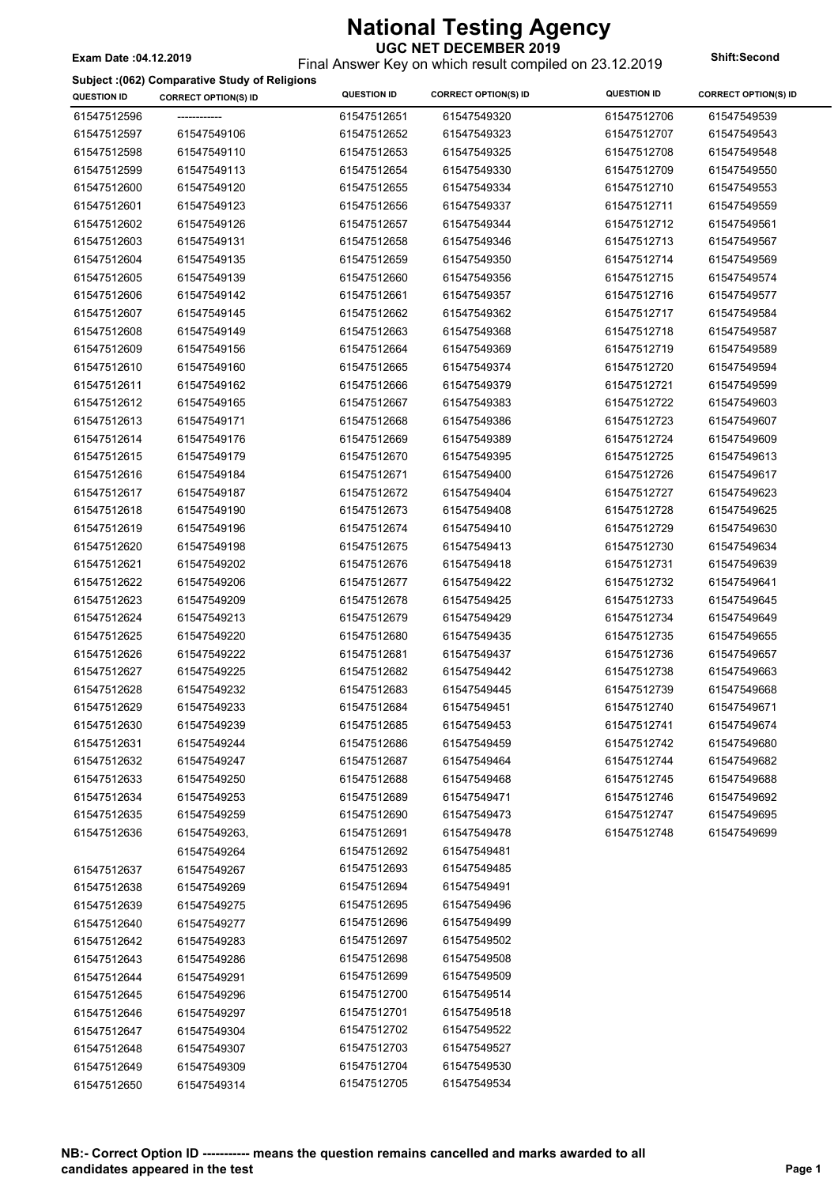# National Testing Agency

**UGC NET DECEMBER 2019**

Final Answer Key on which result compiled on 23.12.2019

**Exam Date :04.12.2019**

**Shift:Second**

**Subject :(062) Comparative Study of Religions**

| QUESTION ID | CORRECT OPTION(S) ID | QUESTION ID | CORRECT OPTION(S) ID | QUESTION ID | CORRECT OPTION(S) ID |
|---|---|---|---|---|---|
| 61547512596 | ------------ | 61547512651 | 61547549320 | 61547512706 | 61547549539 |
| 61547512597 | 61547549106 | 61547512652 | 61547549323 | 61547512707 | 61547549543 |
| 61547512598 | 61547549110 | 61547512653 | 61547549325 | 61547512708 | 61547549548 |
| 61547512599 | 61547549113 | 61547512654 | 61547549330 | 61547512709 | 61547549550 |
| 61547512600 | 61547549120 | 61547512655 | 61547549334 | 61547512710 | 61547549553 |
| 61547512601 | 61547549123 | 61547512656 | 61547549337 | 61547512711 | 61547549559 |
| 61547512602 | 61547549126 | 61547512657 | 61547549344 | 61547512712 | 61547549561 |
| 61547512603 | 61547549131 | 61547512658 | 61547549346 | 61547512713 | 61547549567 |
| 61547512604 | 61547549135 | 61547512659 | 61547549350 | 61547512714 | 61547549569 |
| 61547512605 | 61547549139 | 61547512660 | 61547549356 | 61547512715 | 61547549574 |
| 61547512606 | 61547549142 | 61547512661 | 61547549357 | 61547512716 | 61547549577 |
| 61547512607 | 61547549145 | 61547512662 | 61547549362 | 61547512717 | 61547549584 |
| 61547512608 | 61547549149 | 61547512663 | 61547549368 | 61547512718 | 61547549587 |
| 61547512609 | 61547549156 | 61547512664 | 61547549369 | 61547512719 | 61547549589 |
| 61547512610 | 61547549160 | 61547512665 | 61547549374 | 61547512720 | 61547549594 |
| 61547512611 | 61547549162 | 61547512666 | 61547549379 | 61547512721 | 61547549599 |
| 61547512612 | 61547549165 | 61547512667 | 61547549383 | 61547512722 | 61547549603 |
| 61547512613 | 61547549171 | 61547512668 | 61547549386 | 61547512723 | 61547549607 |
| 61547512614 | 61547549176 | 61547512669 | 61547549389 | 61547512724 | 61547549609 |
| 61547512615 | 61547549179 | 61547512670 | 61547549395 | 61547512725 | 61547549613 |
| 61547512616 | 61547549184 | 61547512671 | 61547549400 | 61547512726 | 61547549617 |
| 61547512617 | 61547549187 | 61547512672 | 61547549404 | 61547512727 | 61547549623 |
| 61547512618 | 61547549190 | 61547512673 | 61547549408 | 61547512728 | 61547549625 |
| 61547512619 | 61547549196 | 61547512674 | 61547549410 | 61547512729 | 61547549630 |
| 61547512620 | 61547549198 | 61547512675 | 61547549413 | 61547512730 | 61547549634 |
| 61547512621 | 61547549202 | 61547512676 | 61547549418 | 61547512731 | 61547549639 |
| 61547512622 | 61547549206 | 61547512677 | 61547549422 | 61547512732 | 61547549641 |
| 61547512623 | 61547549209 | 61547512678 | 61547549425 | 61547512733 | 61547549645 |
| 61547512624 | 61547549213 | 61547512679 | 61547549429 | 61547512734 | 61547549649 |
| 61547512625 | 61547549220 | 61547512680 | 61547549435 | 61547512735 | 61547549655 |
| 61547512626 | 61547549222 | 61547512681 | 61547549437 | 61547512736 | 61547549657 |
| 61547512627 | 61547549225 | 61547512682 | 61547549442 | 61547512738 | 61547549663 |
| 61547512628 | 61547549232 | 61547512683 | 61547549445 | 61547512739 | 61547549668 |
| 61547512629 | 61547549233 | 61547512684 | 61547549451 | 61547512740 | 61547549671 |
| 61547512630 | 61547549239 | 61547512685 | 61547549453 | 61547512741 | 61547549674 |
| 61547512631 | 61547549244 | 61547512686 | 61547549459 | 61547512742 | 61547549680 |
| 61547512632 | 61547549247 | 61547512687 | 61547549464 | 61547512744 | 61547549682 |
| 61547512633 | 61547549250 | 61547512688 | 61547549468 | 61547512745 | 61547549688 |
| 61547512634 | 61547549253 | 61547512689 | 61547549471 | 61547512746 | 61547549692 |
| 61547512635 | 61547549259 | 61547512690 | 61547549473 | 61547512747 | 61547549695 |
| 61547512636 | 61547549263, 61547549264 | 61547512691 | 61547549478 | 61547512748 | 61547549699 |
| | | 61547512692 | 61547549481 | | |
| 61547512637 | 61547549267 | 61547512693 | 61547549485 | | |
| 61547512638 | 61547549269 | 61547512694 | 61547549491 | | |
| 61547512639 | 61547549275 | 61547512695 | 61547549496 | | |
| 61547512640 | 61547549277 | 61547512696 | 61547549499 | | |
| 61547512642 | 61547549283 | 61547512697 | 61547549502 | | |
| 61547512643 | 61547549286 | 61547512698 | 61547549508 | | |
| 61547512644 | 61547549291 | 61547512699 | 61547549509 | | |
| 61547512645 | 61547549296 | 61547512700 | 61547549514 | | |
| 61547512646 | 61547549297 | 61547512701 | 61547549518 | | |
| 61547512647 | 61547549304 | 61547512702 | 61547549522 | | |
| 61547512648 | 61547549307 | 61547512703 | 61547549527 | | |
| 61547512649 | 61547549309 | 61547512704 | 61547549530 | | |
| 61547512650 | 61547549314 | 61547512705 | 61547549534 | | |

**NB:- Correct Option ID ----------- means the question remains cancelled and marks awarded to all candidates appeared in the test**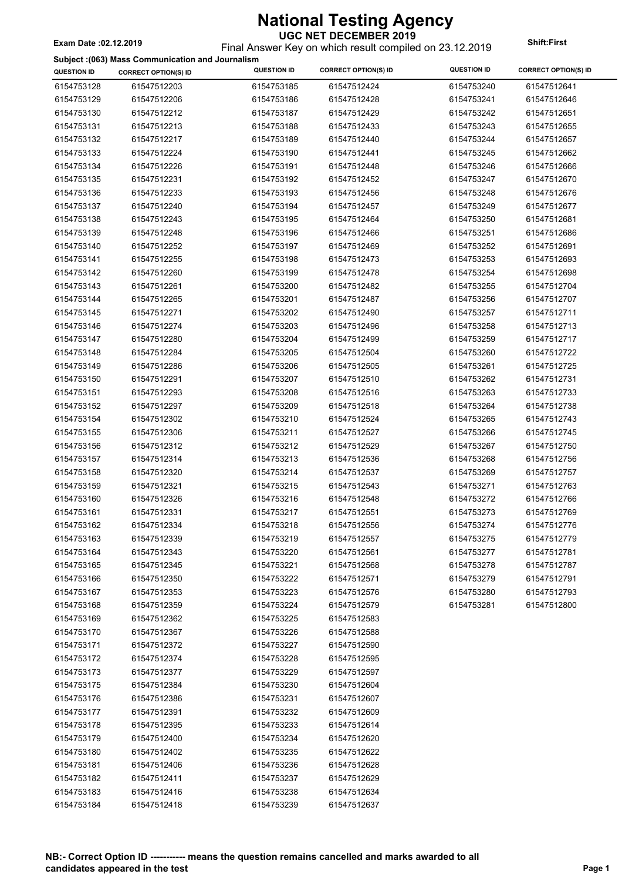# National Testing Agency

**UGC NET DECEMBER 2019**

Final Answer Key on which result compiled on 23.12.2019

**Exam Date :02.12.2019** **Shift:First**

**Subject :(063) Mass Communication and Journalism**

| QUESTION ID | CORRECT OPTION(S) ID | QUESTION ID | CORRECT OPTION(S) ID | QUESTION ID | CORRECT OPTION(S) ID |
|---|---|---|---|---|---|
| 6154753128 | 61547512203 | 6154753185 | 61547512424 | 6154753240 | 61547512641 |
| 6154753129 | 61547512206 | 6154753186 | 61547512428 | 6154753241 | 61547512646 |
| 6154753130 | 61547512212 | 6154753187 | 61547512429 | 6154753242 | 61547512651 |
| 6154753131 | 61547512213 | 6154753188 | 61547512433 | 6154753243 | 61547512655 |
| 6154753132 | 61547512217 | 6154753189 | 61547512440 | 6154753244 | 61547512657 |
| 6154753133 | 61547512224 | 6154753190 | 61547512441 | 6154753245 | 61547512662 |
| 6154753134 | 61547512226 | 6154753191 | 61547512448 | 6154753246 | 61547512666 |
| 6154753135 | 61547512231 | 6154753192 | 61547512452 | 6154753247 | 61547512670 |
| 6154753136 | 61547512233 | 6154753193 | 61547512456 | 6154753248 | 61547512676 |
| 6154753137 | 61547512240 | 6154753194 | 61547512457 | 6154753249 | 61547512677 |
| 6154753138 | 61547512243 | 6154753195 | 61547512464 | 6154753250 | 61547512681 |
| 6154753139 | 61547512248 | 6154753196 | 61547512466 | 6154753251 | 61547512686 |
| 6154753140 | 61547512252 | 6154753197 | 61547512469 | 6154753252 | 61547512691 |
| 6154753141 | 61547512255 | 6154753198 | 61547512473 | 6154753253 | 61547512693 |
| 6154753142 | 61547512260 | 6154753199 | 61547512478 | 6154753254 | 61547512698 |
| 6154753143 | 61547512261 | 6154753200 | 61547512482 | 6154753255 | 61547512704 |
| 6154753144 | 61547512265 | 6154753201 | 61547512487 | 6154753256 | 61547512707 |
| 6154753145 | 61547512271 | 6154753202 | 61547512490 | 6154753257 | 61547512711 |
| 6154753146 | 61547512274 | 6154753203 | 61547512496 | 6154753258 | 61547512713 |
| 6154753147 | 61547512280 | 6154753204 | 61547512499 | 6154753259 | 61547512717 |
| 6154753148 | 61547512284 | 6154753205 | 61547512504 | 6154753260 | 61547512722 |
| 6154753149 | 61547512286 | 6154753206 | 61547512505 | 6154753261 | 61547512725 |
| 6154753150 | 61547512291 | 6154753207 | 61547512510 | 6154753262 | 61547512731 |
| 6154753151 | 61547512293 | 6154753208 | 61547512516 | 6154753263 | 61547512733 |
| 6154753152 | 61547512297 | 6154753209 | 61547512518 | 6154753264 | 61547512738 |
| 6154753154 | 61547512302 | 6154753210 | 61547512524 | 6154753265 | 61547512743 |
| 6154753155 | 61547512306 | 6154753211 | 61547512527 | 6154753266 | 61547512745 |
| 6154753156 | 61547512312 | 6154753212 | 61547512529 | 6154753267 | 61547512750 |
| 6154753157 | 61547512314 | 6154753213 | 61547512536 | 6154753268 | 61547512756 |
| 6154753158 | 61547512320 | 6154753214 | 61547512537 | 6154753269 | 61547512757 |
| 6154753159 | 61547512321 | 6154753215 | 61547512543 | 6154753271 | 61547512763 |
| 6154753160 | 61547512326 | 6154753216 | 61547512548 | 6154753272 | 61547512766 |
| 6154753161 | 61547512331 | 6154753217 | 61547512551 | 6154753273 | 61547512769 |
| 6154753162 | 61547512334 | 6154753218 | 61547512556 | 6154753274 | 61547512776 |
| 6154753163 | 61547512339 | 6154753219 | 61547512557 | 6154753275 | 61547512779 |
| 6154753164 | 61547512343 | 6154753220 | 61547512561 | 6154753277 | 61547512781 |
| 6154753165 | 61547512345 | 6154753221 | 61547512568 | 6154753278 | 61547512787 |
| 6154753166 | 61547512350 | 6154753222 | 61547512571 | 6154753279 | 61547512791 |
| 6154753167 | 61547512353 | 6154753223 | 61547512576 | 6154753280 | 61547512793 |
| 6154753168 | 61547512359 | 6154753224 | 61547512579 | 6154753281 | 61547512800 |
| 6154753169 | 61547512362 | 6154753225 | 61547512583 | | |
| 6154753170 | 61547512367 | 6154753226 | 61547512588 | | |
| 6154753171 | 61547512372 | 6154753227 | 61547512590 | | |
| 6154753172 | 61547512374 | 6154753228 | 61547512595 | | |
| 6154753173 | 61547512377 | 6154753229 | 61547512597 | | |
| 6154753175 | 61547512384 | 6154753230 | 61547512604 | | |
| 6154753176 | 61547512386 | 6154753231 | 61547512607 | | |
| 6154753177 | 61547512391 | 6154753232 | 61547512609 | | |
| 6154753178 | 61547512395 | 6154753233 | 61547512614 | | |
| 6154753179 | 61547512400 | 6154753234 | 61547512620 | | |
| 6154753180 | 61547512402 | 6154753235 | 61547512622 | | |
| 6154753181 | 61547512406 | 6154753236 | 61547512628 | | |
| 6154753182 | 61547512411 | 6154753237 | 61547512629 | | |
| 6154753183 | 61547512416 | 6154753238 | 61547512634 | | |
| 6154753184 | 61547512418 | 6154753239 | 61547512637 | | |

**NB:- Correct Option ID ----------- means the question remains cancelled and marks awarded to all candidates appeared in the test**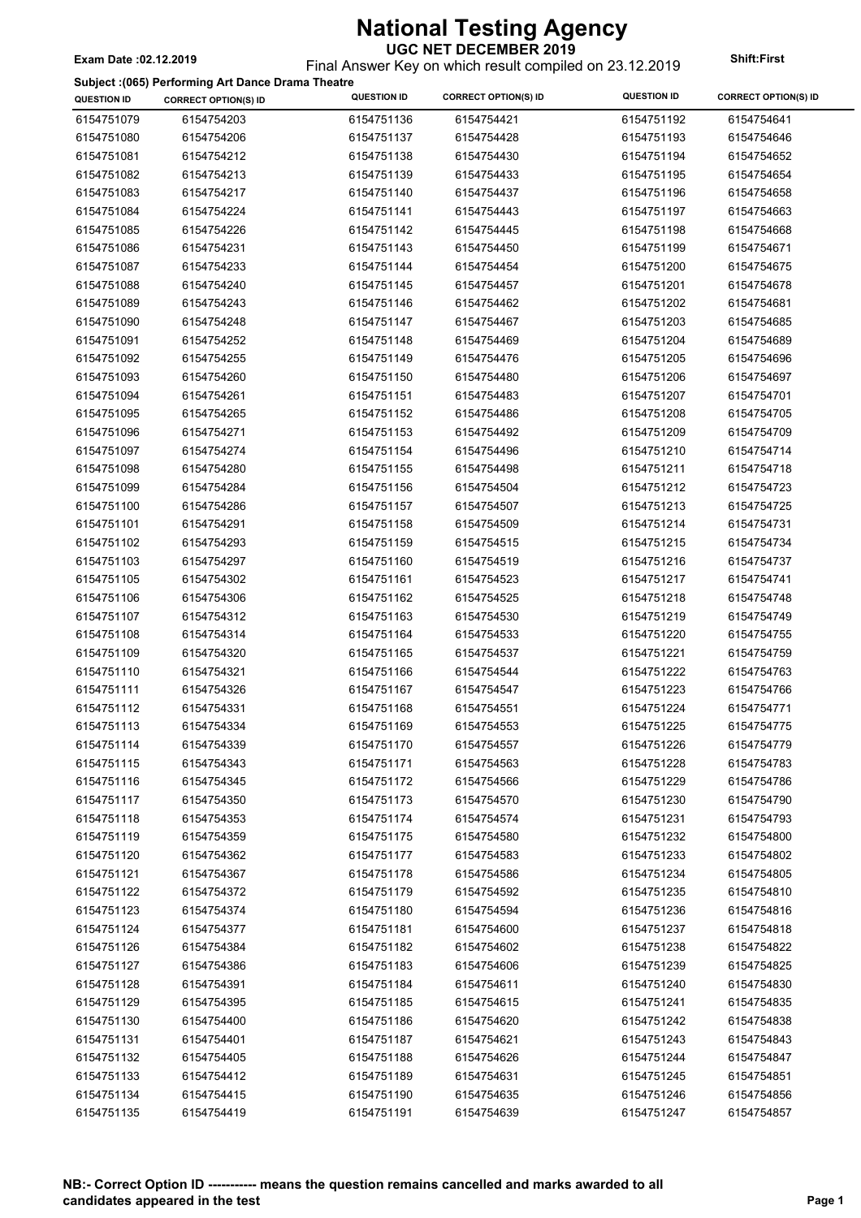# National Testing Agency

**UGC NET DECEMBER 2019**

**Exam Date :02.12.2019**

Final Answer Key on which result compiled on 23.12.2019

**Shift:First**

**Subject :(065) Performing Art Dance Drama Theatre**

| QUESTION ID | CORRECT OPTION(S) ID | QUESTION ID | CORRECT OPTION(S) ID | QUESTION ID | CORRECT OPTION(S) ID |
|---|---|---|---|---|---|
| 6154751079 | 6154754203 | 6154751136 | 6154754421 | 6154751192 | 6154754641 |
| 6154751080 | 6154754206 | 6154751137 | 6154754428 | 6154751193 | 6154754646 |
| 6154751081 | 6154754212 | 6154751138 | 6154754430 | 6154751194 | 6154754652 |
| 6154751082 | 6154754213 | 6154751139 | 6154754433 | 6154751195 | 6154754654 |
| 6154751083 | 6154754217 | 6154751140 | 6154754437 | 6154751196 | 6154754658 |
| 6154751084 | 6154754224 | 6154751141 | 6154754443 | 6154751197 | 6154754663 |
| 6154751085 | 6154754226 | 6154751142 | 6154754445 | 6154751198 | 6154754668 |
| 6154751086 | 6154754231 | 6154751143 | 6154754450 | 6154751199 | 6154754671 |
| 6154751087 | 6154754233 | 6154751144 | 6154754454 | 6154751200 | 6154754675 |
| 6154751088 | 6154754240 | 6154751145 | 6154754457 | 6154751201 | 6154754678 |
| 6154751089 | 6154754243 | 6154751146 | 6154754462 | 6154751202 | 6154754681 |
| 6154751090 | 6154754248 | 6154751147 | 6154754467 | 6154751203 | 6154754685 |
| 6154751091 | 6154754252 | 6154751148 | 6154754469 | 6154751204 | 6154754689 |
| 6154751092 | 6154754255 | 6154751149 | 6154754476 | 6154751205 | 6154754696 |
| 6154751093 | 6154754260 | 6154751150 | 6154754480 | 6154751206 | 6154754697 |
| 6154751094 | 6154754261 | 6154751151 | 6154754483 | 6154751207 | 6154754701 |
| 6154751095 | 6154754265 | 6154751152 | 6154754486 | 6154751208 | 6154754705 |
| 6154751096 | 6154754271 | 6154751153 | 6154754492 | 6154751209 | 6154754709 |
| 6154751097 | 6154754274 | 6154751154 | 6154754496 | 6154751210 | 6154754714 |
| 6154751098 | 6154754280 | 6154751155 | 6154754498 | 6154751211 | 6154754718 |
| 6154751099 | 6154754284 | 6154751156 | 6154754504 | 6154751212 | 6154754723 |
| 6154751100 | 6154754286 | 6154751157 | 6154754507 | 6154751213 | 6154754725 |
| 6154751101 | 6154754291 | 6154751158 | 6154754509 | 6154751214 | 6154754731 |
| 6154751102 | 6154754293 | 6154751159 | 6154754515 | 6154751215 | 6154754734 |
| 6154751103 | 6154754297 | 6154751160 | 6154754519 | 6154751216 | 6154754737 |
| 6154751105 | 6154754302 | 6154751161 | 6154754523 | 6154751217 | 6154754741 |
| 6154751106 | 6154754306 | 6154751162 | 6154754525 | 6154751218 | 6154754748 |
| 6154751107 | 6154754312 | 6154751163 | 6154754530 | 6154751219 | 6154754749 |
| 6154751108 | 6154754314 | 6154751164 | 6154754533 | 6154751220 | 6154754755 |
| 6154751109 | 6154754320 | 6154751165 | 6154754537 | 6154751221 | 6154754759 |
| 6154751110 | 6154754321 | 6154751166 | 6154754544 | 6154751222 | 6154754763 |
| 6154751111 | 6154754326 | 6154751167 | 6154754547 | 6154751223 | 6154754766 |
| 6154751112 | 6154754331 | 6154751168 | 6154754551 | 6154751224 | 6154754771 |
| 6154751113 | 6154754334 | 6154751169 | 6154754553 | 6154751225 | 6154754775 |
| 6154751114 | 6154754339 | 6154751170 | 6154754557 | 6154751226 | 6154754779 |
| 6154751115 | 6154754343 | 6154751171 | 6154754563 | 6154751228 | 6154754783 |
| 6154751116 | 6154754345 | 6154751172 | 6154754566 | 6154751229 | 6154754786 |
| 6154751117 | 6154754350 | 6154751173 | 6154754570 | 6154751230 | 6154754790 |
| 6154751118 | 6154754353 | 6154751174 | 6154754574 | 6154751231 | 6154754793 |
| 6154751119 | 6154754359 | 6154751175 | 6154754580 | 6154751232 | 6154754800 |
| 6154751120 | 6154754362 | 6154751177 | 6154754583 | 6154751233 | 6154754802 |
| 6154751121 | 6154754367 | 6154751178 | 6154754586 | 6154751234 | 6154754805 |
| 6154751122 | 6154754372 | 6154751179 | 6154754592 | 6154751235 | 6154754810 |
| 6154751123 | 6154754374 | 6154751180 | 6154754594 | 6154751236 | 6154754816 |
| 6154751124 | 6154754377 | 6154751181 | 6154754600 | 6154751237 | 6154754818 |
| 6154751126 | 6154754384 | 6154751182 | 6154754602 | 6154751238 | 6154754822 |
| 6154751127 | 6154754386 | 6154751183 | 6154754606 | 6154751239 | 6154754825 |
| 6154751128 | 6154754391 | 6154751184 | 6154754611 | 6154751240 | 6154754830 |
| 6154751129 | 6154754395 | 6154751185 | 6154754615 | 6154751241 | 6154754835 |
| 6154751130 | 6154754400 | 6154751186 | 6154754620 | 6154751242 | 6154754838 |
| 6154751131 | 6154754401 | 6154751187 | 6154754621 | 6154751243 | 6154754843 |
| 6154751132 | 6154754405 | 6154751188 | 6154754626 | 6154751244 | 6154754847 |
| 6154751133 | 6154754412 | 6154751189 | 6154754631 | 6154751245 | 6154754851 |
| 6154751134 | 6154754415 | 6154751190 | 6154754635 | 6154751246 | 6154754856 |
| 6154751135 | 6154754419 | 6154751191 | 6154754639 | 6154751247 | 6154754857 |

**NB:- Correct Option ID ----------- means the question remains cancelled and marks awarded to all candidates appeared in the test**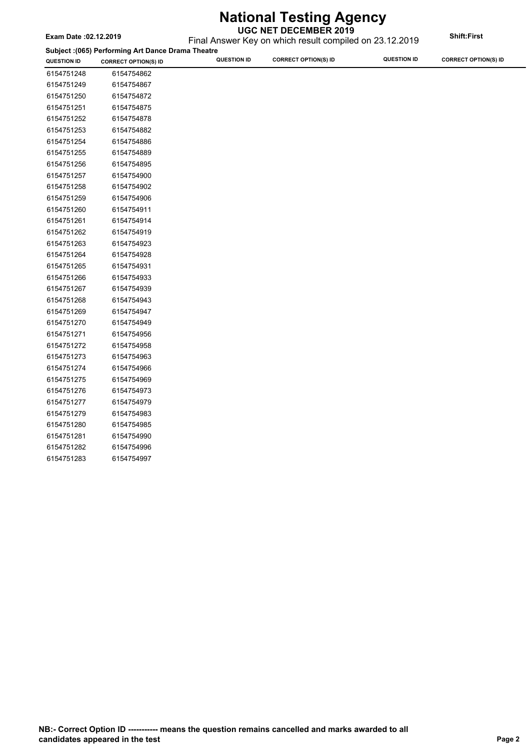# National Testing Agency

**UGC NET DECEMBER 2019**

Final Answer Key on which result compiled on 23.12.2019

**Exam Date :02.12.2019**

**Shift:First**

**Subject :(065) Performing Art Dance Drama Theatre**

| QUESTION ID | CORRECT OPTION(S) ID | QUESTION ID | CORRECT OPTION(S) ID | QUESTION ID | CORRECT OPTION(S) ID |
|---|---|---|---|---|---|
| 6154751248 | 6154754862 | | | | |
| 6154751249 | 6154754867 | | | | |
| 6154751250 | 6154754872 | | | | |
| 6154751251 | 6154754875 | | | | |
| 6154751252 | 6154754878 | | | | |
| 6154751253 | 6154754882 | | | | |
| 6154751254 | 6154754886 | | | | |
| 6154751255 | 6154754889 | | | | |
| 6154751256 | 6154754895 | | | | |
| 6154751257 | 6154754900 | | | | |
| 6154751258 | 6154754902 | | | | |
| 6154751259 | 6154754906 | | | | |
| 6154751260 | 6154754911 | | | | |
| 6154751261 | 6154754914 | | | | |
| 6154751262 | 6154754919 | | | | |
| 6154751263 | 6154754923 | | | | |
| 6154751264 | 6154754928 | | | | |
| 6154751265 | 6154754931 | | | | |
| 6154751266 | 6154754933 | | | | |
| 6154751267 | 6154754939 | | | | |
| 6154751268 | 6154754943 | | | | |
| 6154751269 | 6154754947 | | | | |
| 6154751270 | 6154754949 | | | | |
| 6154751271 | 6154754956 | | | | |
| 6154751272 | 6154754958 | | | | |
| 6154751273 | 6154754963 | | | | |
| 6154751274 | 6154754966 | | | | |
| 6154751275 | 6154754969 | | | | |
| 6154751276 | 6154754973 | | | | |
| 6154751277 | 6154754979 | | | | |
| 6154751279 | 6154754983 | | | | |
| 6154751280 | 6154754985 | | | | |
| 6154751281 | 6154754990 | | | | |
| 6154751282 | 6154754996 | | | | |
| 6154751283 | 6154754997 | | | | |

**NB:- Correct Option ID ----------- means the question remains cancelled and marks awarded to all candidates appeared in the test**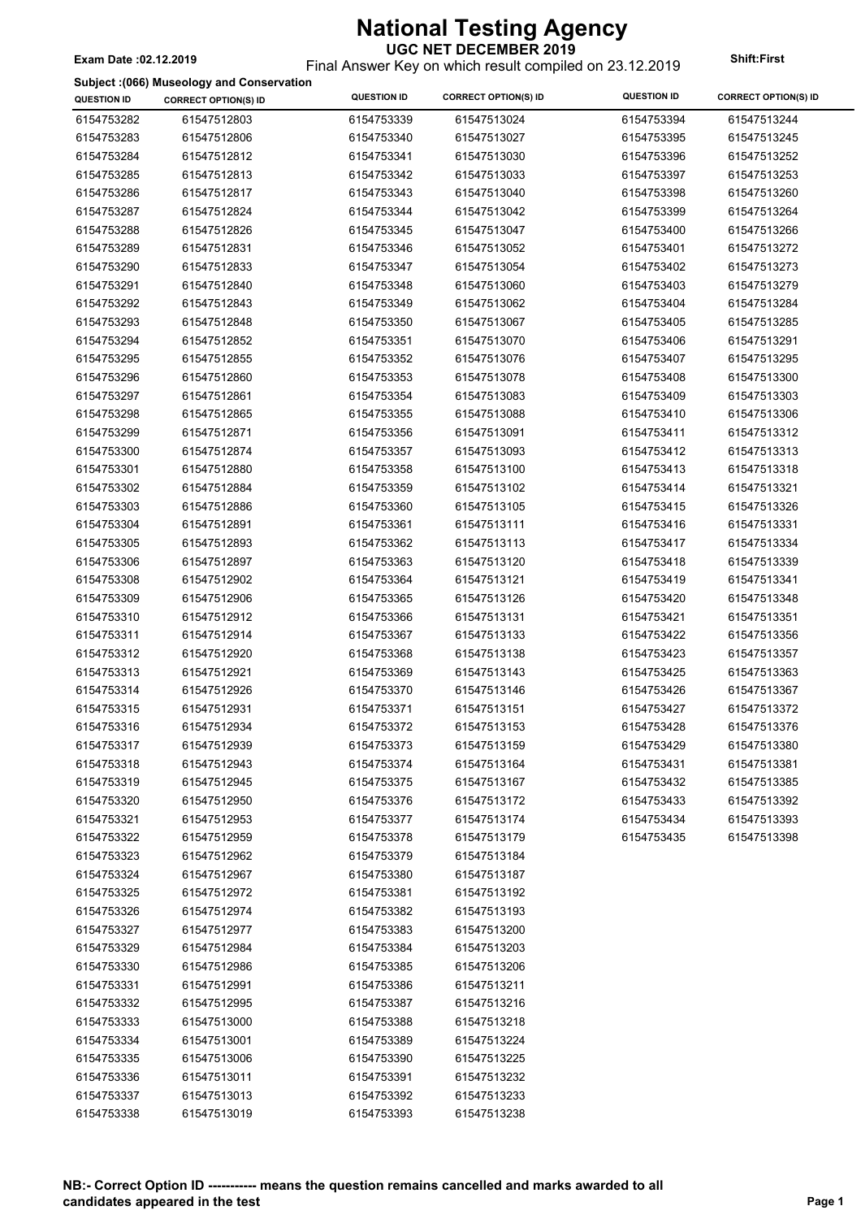# National Testing Agency

## UGC NET DECEMBER 2019

**Exam Date :02.12.2019**

Final Answer Key on which result compiled on 23.12.2019

**Shift:First**

**Subject :(066) Museology and Conservation**

| QUESTION ID | CORRECT OPTION(S) ID | QUESTION ID | CORRECT OPTION(S) ID | QUESTION ID | CORRECT OPTION(S) ID |
|---|---|---|---|---|---|
| 6154753282 | 61547512803 | 6154753339 | 61547513024 | 6154753394 | 61547513244 |
| 6154753283 | 61547512806 | 6154753340 | 61547513027 | 6154753395 | 61547513245 |
| 6154753284 | 61547512812 | 6154753341 | 61547513030 | 6154753396 | 61547513252 |
| 6154753285 | 61547512813 | 6154753342 | 61547513033 | 6154753397 | 61547513253 |
| 6154753286 | 61547512817 | 6154753343 | 61547513040 | 6154753398 | 61547513260 |
| 6154753287 | 61547512824 | 6154753344 | 61547513042 | 6154753399 | 61547513264 |
| 6154753288 | 61547512826 | 6154753345 | 61547513047 | 6154753400 | 61547513266 |
| 6154753289 | 61547512831 | 6154753346 | 61547513052 | 6154753401 | 61547513272 |
| 6154753290 | 61547512833 | 6154753347 | 61547513054 | 6154753402 | 61547513273 |
| 6154753291 | 61547512840 | 6154753348 | 61547513060 | 6154753403 | 61547513279 |
| 6154753292 | 61547512843 | 6154753349 | 61547513062 | 6154753404 | 61547513284 |
| 6154753293 | 61547512848 | 6154753350 | 61547513067 | 6154753405 | 61547513285 |
| 6154753294 | 61547512852 | 6154753351 | 61547513070 | 6154753406 | 61547513291 |
| 6154753295 | 61547512855 | 6154753352 | 61547513076 | 6154753407 | 61547513295 |
| 6154753296 | 61547512860 | 6154753353 | 61547513078 | 6154753408 | 61547513300 |
| 6154753297 | 61547512861 | 6154753354 | 61547513083 | 6154753409 | 61547513303 |
| 6154753298 | 61547512865 | 6154753355 | 61547513088 | 6154753410 | 61547513306 |
| 6154753299 | 61547512871 | 6154753356 | 61547513091 | 6154753411 | 61547513312 |
| 6154753300 | 61547512874 | 6154753357 | 61547513093 | 6154753412 | 61547513313 |
| 6154753301 | 61547512880 | 6154753358 | 61547513100 | 6154753413 | 61547513318 |
| 6154753302 | 61547512884 | 6154753359 | 61547513102 | 6154753414 | 61547513321 |
| 6154753303 | 61547512886 | 6154753360 | 61547513105 | 6154753415 | 61547513326 |
| 6154753304 | 61547512891 | 6154753361 | 61547513111 | 6154753416 | 61547513331 |
| 6154753305 | 61547512893 | 6154753362 | 61547513113 | 6154753417 | 61547513334 |
| 6154753306 | 61547512897 | 6154753363 | 61547513120 | 6154753418 | 61547513339 |
| 6154753308 | 61547512902 | 6154753364 | 61547513121 | 6154753419 | 61547513341 |
| 6154753309 | 61547512906 | 6154753365 | 61547513126 | 6154753420 | 61547513348 |
| 6154753310 | 61547512912 | 6154753366 | 61547513131 | 6154753421 | 61547513351 |
| 6154753311 | 61547512914 | 6154753367 | 61547513133 | 6154753422 | 61547513356 |
| 6154753312 | 61547512920 | 6154753368 | 61547513138 | 6154753423 | 61547513357 |
| 6154753313 | 61547512921 | 6154753369 | 61547513143 | 6154753425 | 61547513363 |
| 6154753314 | 61547512926 | 6154753370 | 61547513146 | 6154753426 | 61547513367 |
| 6154753315 | 61547512931 | 6154753371 | 61547513151 | 6154753427 | 61547513372 |
| 6154753316 | 61547512934 | 6154753372 | 61547513153 | 6154753428 | 61547513376 |
| 6154753317 | 61547512939 | 6154753373 | 61547513159 | 6154753429 | 61547513380 |
| 6154753318 | 61547512943 | 6154753374 | 61547513164 | 6154753431 | 61547513381 |
| 6154753319 | 61547512945 | 6154753375 | 61547513167 | 6154753432 | 61547513385 |
| 6154753320 | 61547512950 | 6154753376 | 61547513172 | 6154753433 | 61547513392 |
| 6154753321 | 61547512953 | 6154753377 | 61547513174 | 6154753434 | 61547513393 |
| 6154753322 | 61547512959 | 6154753378 | 61547513179 | 6154753435 | 61547513398 |
| 6154753323 | 61547512962 | 6154753379 | 61547513184 | | |
| 6154753324 | 61547512967 | 6154753380 | 61547513187 | | |
| 6154753325 | 61547512972 | 6154753381 | 61547513192 | | |
| 6154753326 | 61547512974 | 6154753382 | 61547513193 | | |
| 6154753327 | 61547512977 | 6154753383 | 61547513200 | | |
| 6154753329 | 61547512984 | 6154753384 | 61547513203 | | |
| 6154753330 | 61547512986 | 6154753385 | 61547513206 | | |
| 6154753331 | 61547512991 | 6154753386 | 61547513211 | | |
| 6154753332 | 61547512995 | 6154753387 | 61547513216 | | |
| 6154753333 | 61547513000 | 6154753388 | 61547513218 | | |
| 6154753334 | 61547513001 | 6154753389 | 61547513224 | | |
| 6154753335 | 61547513006 | 6154753390 | 61547513225 | | |
| 6154753336 | 61547513011 | 6154753391 | 61547513232 | | |
| 6154753337 | 61547513013 | 6154753392 | 61547513233 | | |
| 6154753338 | 61547513019 | 6154753393 | 61547513238 | | |

**NB:- Correct Option ID ----------- means the question remains cancelled and marks awarded to all candidates appeared in the test**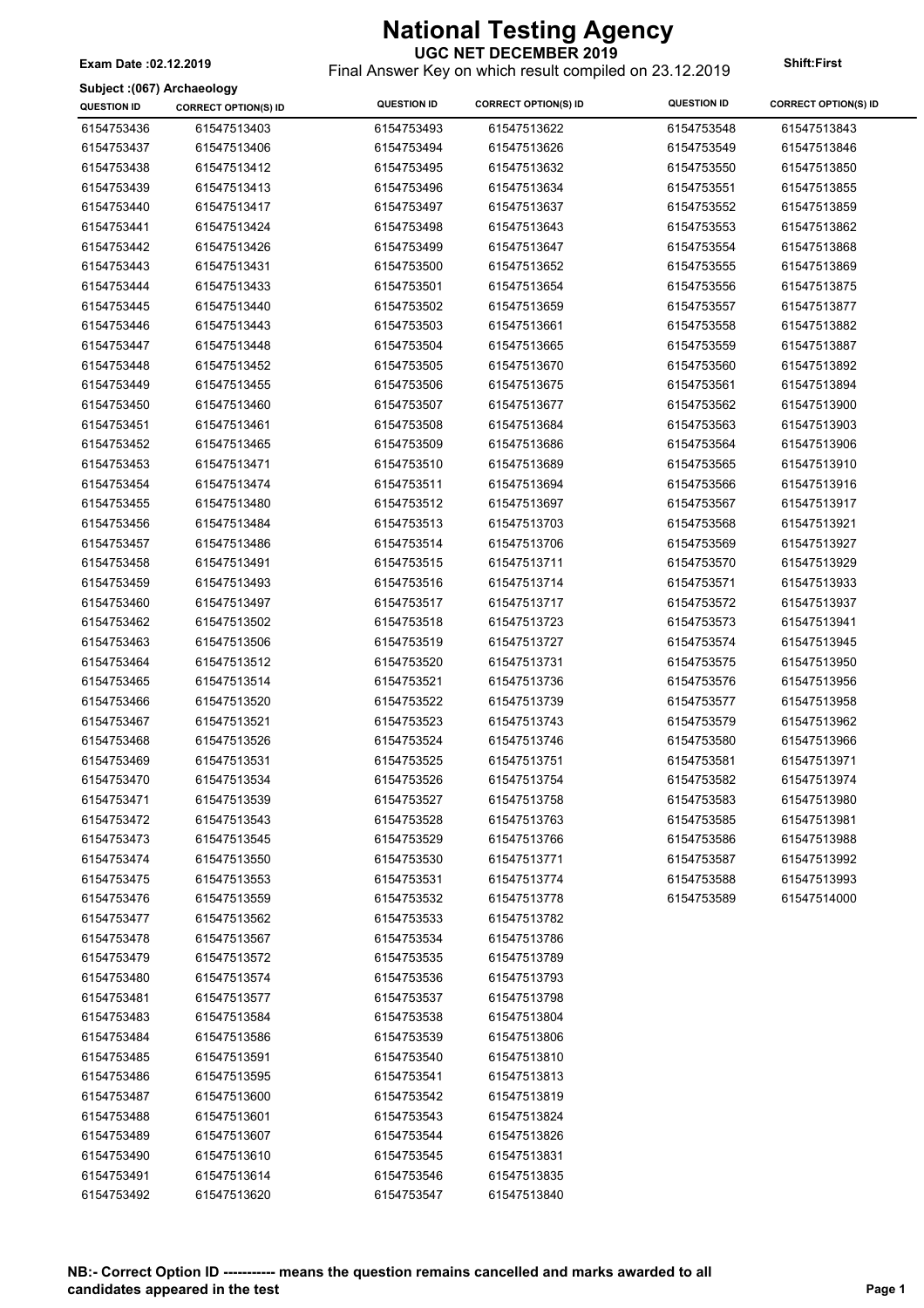# National Testing Agency

**UGC NET DECEMBER 2019**

Final Answer Key on which result compiled on 23.12.2019

**Exam Date :02.12.2019**

**Shift:First**

**Subject :(067) Archaeology**

| QUESTION ID | CORRECT OPTION(S) ID | QUESTION ID | CORRECT OPTION(S) ID | QUESTION ID | CORRECT OPTION(S) ID |
|---|---|---|---|---|---|
| 6154753436 | 61547513403 | 6154753493 | 61547513622 | 6154753548 | 61547513843 |
| 6154753437 | 61547513406 | 6154753494 | 61547513626 | 6154753549 | 61547513846 |
| 6154753438 | 61547513412 | 6154753495 | 61547513632 | 6154753550 | 61547513850 |
| 6154753439 | 61547513413 | 6154753496 | 61547513634 | 6154753551 | 61547513855 |
| 6154753440 | 61547513417 | 6154753497 | 61547513637 | 6154753552 | 61547513859 |
| 6154753441 | 61547513424 | 6154753498 | 61547513643 | 6154753553 | 61547513862 |
| 6154753442 | 61547513426 | 6154753499 | 61547513647 | 6154753554 | 61547513868 |
| 6154753443 | 61547513431 | 6154753500 | 61547513652 | 6154753555 | 61547513869 |
| 6154753444 | 61547513433 | 6154753501 | 61547513654 | 6154753556 | 61547513875 |
| 6154753445 | 61547513440 | 6154753502 | 61547513659 | 6154753557 | 61547513877 |
| 6154753446 | 61547513443 | 6154753503 | 61547513661 | 6154753558 | 61547513882 |
| 6154753447 | 61547513448 | 6154753504 | 61547513665 | 6154753559 | 61547513887 |
| 6154753448 | 61547513452 | 6154753505 | 61547513670 | 6154753560 | 61547513892 |
| 6154753449 | 61547513455 | 6154753506 | 61547513675 | 6154753561 | 61547513894 |
| 6154753450 | 61547513460 | 6154753507 | 61547513677 | 6154753562 | 61547513900 |
| 6154753451 | 61547513461 | 6154753508 | 61547513684 | 6154753563 | 61547513903 |
| 6154753452 | 61547513465 | 6154753509 | 61547513686 | 6154753564 | 61547513906 |
| 6154753453 | 61547513471 | 6154753510 | 61547513689 | 6154753565 | 61547513910 |
| 6154753454 | 61547513474 | 6154753511 | 61547513694 | 6154753566 | 61547513916 |
| 6154753455 | 61547513480 | 6154753512 | 61547513697 | 6154753567 | 61547513917 |
| 6154753456 | 61547513484 | 6154753513 | 61547513703 | 6154753568 | 61547513921 |
| 6154753457 | 61547513486 | 6154753514 | 61547513706 | 6154753569 | 61547513927 |
| 6154753458 | 61547513491 | 6154753515 | 61547513711 | 6154753570 | 61547513929 |
| 6154753459 | 61547513493 | 6154753516 | 61547513714 | 6154753571 | 61547513933 |
| 6154753460 | 61547513497 | 6154753517 | 61547513717 | 6154753572 | 61547513937 |
| 6154753462 | 61547513502 | 6154753518 | 61547513723 | 6154753573 | 61547513941 |
| 6154753463 | 61547513506 | 6154753519 | 61547513727 | 6154753574 | 61547513945 |
| 6154753464 | 61547513512 | 6154753520 | 61547513731 | 6154753575 | 61547513950 |
| 6154753465 | 61547513514 | 6154753521 | 61547513736 | 6154753576 | 61547513956 |
| 6154753466 | 61547513520 | 6154753522 | 61547513739 | 6154753577 | 61547513958 |
| 6154753467 | 61547513521 | 6154753523 | 61547513743 | 6154753579 | 61547513962 |
| 6154753468 | 61547513526 | 6154753524 | 61547513746 | 6154753580 | 61547513966 |
| 6154753469 | 61547513531 | 6154753525 | 61547513751 | 6154753581 | 61547513971 |
| 6154753470 | 61547513534 | 6154753526 | 61547513754 | 6154753582 | 61547513974 |
| 6154753471 | 61547513539 | 6154753527 | 61547513758 | 6154753583 | 61547513980 |
| 6154753472 | 61547513543 | 6154753528 | 61547513763 | 6154753585 | 61547513981 |
| 6154753473 | 61547513545 | 6154753529 | 61547513766 | 6154753586 | 61547513988 |
| 6154753474 | 61547513550 | 6154753530 | 61547513771 | 6154753587 | 61547513992 |
| 6154753475 | 61547513553 | 6154753531 | 61547513774 | 6154753588 | 61547513993 |
| 6154753476 | 61547513559 | 6154753532 | 61547513778 | 6154753589 | 61547514000 |
| 6154753477 | 61547513562 | 6154753533 | 61547513782 | | |
| 6154753478 | 61547513567 | 6154753534 | 61547513786 | | |
| 6154753479 | 61547513572 | 6154753535 | 61547513789 | | |
| 6154753480 | 61547513574 | 6154753536 | 61547513793 | | |
| 6154753481 | 61547513577 | 6154753537 | 61547513798 | | |
| 6154753483 | 61547513584 | 6154753538 | 61547513804 | | |
| 6154753484 | 61547513586 | 6154753539 | 61547513806 | | |
| 6154753485 | 61547513591 | 6154753540 | 61547513810 | | |
| 6154753486 | 61547513595 | 6154753541 | 61547513813 | | |
| 6154753487 | 61547513600 | 6154753542 | 61547513819 | | |
| 6154753488 | 61547513601 | 6154753543 | 61547513824 | | |
| 6154753489 | 61547513607 | 6154753544 | 61547513826 | | |
| 6154753490 | 61547513610 | 6154753545 | 61547513831 | | |
| 6154753491 | 61547513614 | 6154753546 | 61547513835 | | |
| 6154753492 | 61547513620 | 6154753547 | 61547513840 | | |

**NB:- Correct Option ID ----------- means the question remains cancelled and marks awarded to all candidates appeared in the test**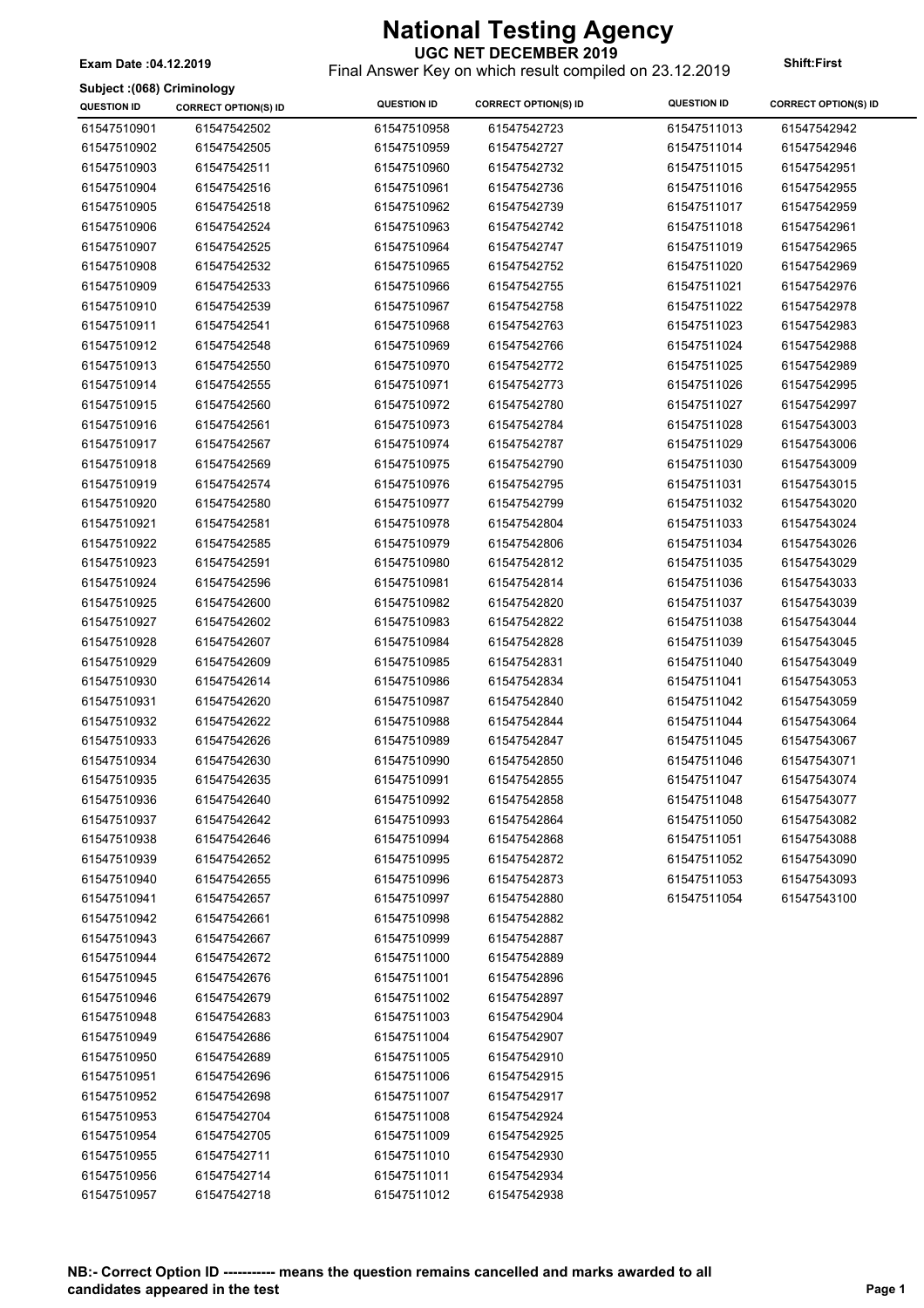# National Testing Agency

**UGC NET DECEMBER 2019**

Final Answer Key on which result compiled on 23.12.2019

**Exam Date :04.12.2019**

**Shift:First**

**Subject :(068) Criminology**

| QUESTION ID | CORRECT OPTION(S) ID | QUESTION ID | CORRECT OPTION(S) ID | QUESTION ID | CORRECT OPTION(S) ID |
|---|---|---|---|---|---|
| 61547510901 | 61547542502 | 61547510958 | 61547542723 | 61547511013 | 61547542942 |
| 61547510902 | 61547542505 | 61547510959 | 61547542727 | 61547511014 | 61547542946 |
| 61547510903 | 61547542511 | 61547510960 | 61547542732 | 61547511015 | 61547542951 |
| 61547510904 | 61547542516 | 61547510961 | 61547542736 | 61547511016 | 61547542955 |
| 61547510905 | 61547542518 | 61547510962 | 61547542739 | 61547511017 | 61547542959 |
| 61547510906 | 61547542524 | 61547510963 | 61547542742 | 61547511018 | 61547542961 |
| 61547510907 | 61547542525 | 61547510964 | 61547542747 | 61547511019 | 61547542965 |
| 61547510908 | 61547542532 | 61547510965 | 61547542752 | 61547511020 | 61547542969 |
| 61547510909 | 61547542533 | 61547510966 | 61547542755 | 61547511021 | 61547542976 |
| 61547510910 | 61547542539 | 61547510967 | 61547542758 | 61547511022 | 61547542978 |
| 61547510911 | 61547542541 | 61547510968 | 61547542763 | 61547511023 | 61547542983 |
| 61547510912 | 61547542548 | 61547510969 | 61547542766 | 61547511024 | 61547542988 |
| 61547510913 | 61547542550 | 61547510970 | 61547542772 | 61547511025 | 61547542989 |
| 61547510914 | 61547542555 | 61547510971 | 61547542773 | 61547511026 | 61547542995 |
| 61547510915 | 61547542560 | 61547510972 | 61547542780 | 61547511027 | 61547542997 |
| 61547510916 | 61547542561 | 61547510973 | 61547542784 | 61547511028 | 61547543003 |
| 61547510917 | 61547542567 | 61547510974 | 61547542787 | 61547511029 | 61547543006 |
| 61547510918 | 61547542569 | 61547510975 | 61547542790 | 61547511030 | 61547543009 |
| 61547510919 | 61547542574 | 61547510976 | 61547542795 | 61547511031 | 61547543015 |
| 61547510920 | 61547542580 | 61547510977 | 61547542799 | 61547511032 | 61547543020 |
| 61547510921 | 61547542581 | 61547510978 | 61547542804 | 61547511033 | 61547543024 |
| 61547510922 | 61547542585 | 61547510979 | 61547542806 | 61547511034 | 61547543026 |
| 61547510923 | 61547542591 | 61547510980 | 61547542812 | 61547511035 | 61547543029 |
| 61547510924 | 61547542596 | 61547510981 | 61547542814 | 61547511036 | 61547543033 |
| 61547510925 | 61547542600 | 61547510982 | 61547542820 | 61547511037 | 61547543039 |
| 61547510927 | 61547542602 | 61547510983 | 61547542822 | 61547511038 | 61547543044 |
| 61547510928 | 61547542607 | 61547510984 | 61547542828 | 61547511039 | 61547543045 |
| 61547510929 | 61547542609 | 61547510985 | 61547542831 | 61547511040 | 61547543049 |
| 61547510930 | 61547542614 | 61547510986 | 61547542834 | 61547511041 | 61547543053 |
| 61547510931 | 61547542620 | 61547510987 | 61547542840 | 61547511042 | 61547543059 |
| 61547510932 | 61547542622 | 61547510988 | 61547542844 | 61547511044 | 61547543064 |
| 61547510933 | 61547542626 | 61547510989 | 61547542847 | 61547511045 | 61547543067 |
| 61547510934 | 61547542630 | 61547510990 | 61547542850 | 61547511046 | 61547543071 |
| 61547510935 | 61547542635 | 61547510991 | 61547542855 | 61547511047 | 61547543074 |
| 61547510936 | 61547542640 | 61547510992 | 61547542858 | 61547511048 | 61547543077 |
| 61547510937 | 61547542642 | 61547510993 | 61547542864 | 61547511050 | 61547543082 |
| 61547510938 | 61547542646 | 61547510994 | 61547542868 | 61547511051 | 61547543088 |
| 61547510939 | 61547542652 | 61547510995 | 61547542872 | 61547511052 | 61547543090 |
| 61547510940 | 61547542655 | 61547510996 | 61547542873 | 61547511053 | 61547543093 |
| 61547510941 | 61547542657 | 61547510997 | 61547542880 | 61547511054 | 61547543100 |
| 61547510942 | 61547542661 | 61547510998 | 61547542882 | | |
| 61547510943 | 61547542667 | 61547510999 | 61547542887 | | |
| 61547510944 | 61547542672 | 61547511000 | 61547542889 | | |
| 61547510945 | 61547542676 | 61547511001 | 61547542896 | | |
| 61547510946 | 61547542679 | 61547511002 | 61547542897 | | |
| 61547510948 | 61547542683 | 61547511003 | 61547542904 | | |
| 61547510949 | 61547542686 | 61547511004 | 61547542907 | | |
| 61547510950 | 61547542689 | 61547511005 | 61547542910 | | |
| 61547510951 | 61547542696 | 61547511006 | 61547542915 | | |
| 61547510952 | 61547542698 | 61547511007 | 61547542917 | | |
| 61547510953 | 61547542704 | 61547511008 | 61547542924 | | |
| 61547510954 | 61547542705 | 61547511009 | 61547542925 | | |
| 61547510955 | 61547542711 | 61547511010 | 61547542930 | | |
| 61547510956 | 61547542714 | 61547511011 | 61547542934 | | |
| 61547510957 | 61547542718 | 61547511012 | 61547542938 | | |

**NB:- Correct Option ID ----------- means the question remains cancelled and marks awarded to all candidates appeared in the test**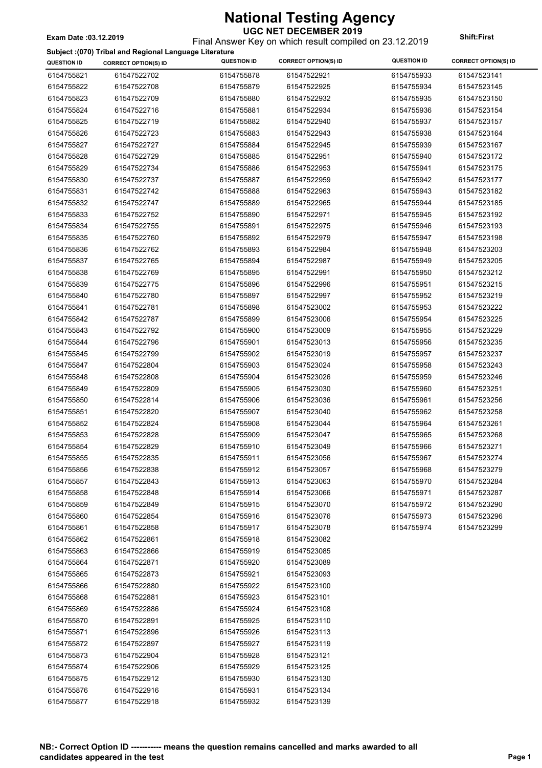# National Testing Agency

**UGC NET DECEMBER 2019**

**Exam Date :03.12.2019** Final Answer Key on which result compiled on 23.12.2019 **Shift:First**

**Subject :(070) Tribal and Regional Language Literature**

| QUESTION ID | CORRECT OPTION(S) ID | QUESTION ID | CORRECT OPTION(S) ID | QUESTION ID | CORRECT OPTION(S) ID |
|---|---|---|---|---|---|
| 6154755821 | 61547522702 | 6154755878 | 61547522921 | 6154755933 | 61547523141 |
| 6154755822 | 61547522708 | 6154755879 | 61547522925 | 6154755934 | 61547523145 |
| 6154755823 | 61547522709 | 6154755880 | 61547522932 | 6154755935 | 61547523150 |
| 6154755824 | 61547522716 | 6154755881 | 61547522934 | 6154755936 | 61547523154 |
| 6154755825 | 61547522719 | 6154755882 | 61547522940 | 6154755937 | 61547523157 |
| 6154755826 | 61547522723 | 6154755883 | 61547522943 | 6154755938 | 61547523164 |
| 6154755827 | 61547522727 | 6154755884 | 61547522945 | 6154755939 | 61547523167 |
| 6154755828 | 61547522729 | 6154755885 | 61547522951 | 6154755940 | 61547523172 |
| 6154755829 | 61547522734 | 6154755886 | 61547522953 | 6154755941 | 61547523175 |
| 6154755830 | 61547522737 | 6154755887 | 61547522959 | 6154755942 | 61547523177 |
| 6154755831 | 61547522742 | 6154755888 | 61547522963 | 6154755943 | 61547523182 |
| 6154755832 | 61547522747 | 6154755889 | 61547522965 | 6154755944 | 61547523185 |
| 6154755833 | 61547522752 | 6154755890 | 61547522971 | 6154755945 | 61547523192 |
| 6154755834 | 61547522755 | 6154755891 | 61547522975 | 6154755946 | 61547523193 |
| 6154755835 | 61547522760 | 6154755892 | 61547522979 | 6154755947 | 61547523198 |
| 6154755836 | 61547522762 | 6154755893 | 61547522984 | 6154755948 | 61547523203 |
| 6154755837 | 61547522765 | 6154755894 | 61547522987 | 6154755949 | 61547523205 |
| 6154755838 | 61547522769 | 6154755895 | 61547522991 | 6154755950 | 61547523212 |
| 6154755839 | 61547522775 | 6154755896 | 61547522996 | 6154755951 | 61547523215 |
| 6154755840 | 61547522780 | 6154755897 | 61547522997 | 6154755952 | 61547523219 |
| 6154755841 | 61547522781 | 6154755898 | 61547523002 | 6154755953 | 61547523222 |
| 6154755842 | 61547522787 | 6154755899 | 61547523006 | 6154755954 | 61547523225 |
| 6154755843 | 61547522792 | 6154755900 | 61547523009 | 6154755955 | 61547523229 |
| 6154755844 | 61547522796 | 6154755901 | 61547523013 | 6154755956 | 61547523235 |
| 6154755845 | 61547522799 | 6154755902 | 61547523019 | 6154755957 | 61547523237 |
| 6154755847 | 61547522804 | 6154755903 | 61547523024 | 6154755958 | 61547523243 |
| 6154755848 | 61547522808 | 6154755904 | 61547523026 | 6154755959 | 61547523246 |
| 6154755849 | 61547522809 | 6154755905 | 61547523030 | 6154755960 | 61547523251 |
| 6154755850 | 61547522814 | 6154755906 | 61547523036 | 6154755961 | 61547523256 |
| 6154755851 | 61547522820 | 6154755907 | 61547523040 | 6154755962 | 61547523258 |
| 6154755852 | 61547522824 | 6154755908 | 61547523044 | 6154755964 | 61547523261 |
| 6154755853 | 61547522828 | 6154755909 | 61547523047 | 6154755965 | 61547523268 |
| 6154755854 | 61547522829 | 6154755910 | 61547523049 | 6154755966 | 61547523271 |
| 6154755855 | 61547522835 | 6154755911 | 61547523056 | 6154755967 | 61547523274 |
| 6154755856 | 61547522838 | 6154755912 | 61547523057 | 6154755968 | 61547523279 |
| 6154755857 | 61547522843 | 6154755913 | 61547523063 | 6154755970 | 61547523284 |
| 6154755858 | 61547522848 | 6154755914 | 61547523066 | 6154755971 | 61547523287 |
| 6154755859 | 61547522849 | 6154755915 | 61547523070 | 6154755972 | 61547523290 |
| 6154755860 | 61547522854 | 6154755916 | 61547523076 | 6154755973 | 61547523296 |
| 6154755861 | 61547522858 | 6154755917 | 61547523078 | 6154755974 | 61547523299 |
| 6154755862 | 61547522861 | 6154755918 | 61547523082 | | |
| 6154755863 | 61547522866 | 6154755919 | 61547523085 | | |
| 6154755864 | 61547522871 | 6154755920 | 61547523089 | | |
| 6154755865 | 61547522873 | 6154755921 | 61547523093 | | |
| 6154755866 | 61547522880 | 6154755922 | 61547523100 | | |
| 6154755868 | 61547522881 | 6154755923 | 61547523101 | | |
| 6154755869 | 61547522886 | 6154755924 | 61547523108 | | |
| 6154755870 | 61547522891 | 6154755925 | 61547523110 | | |
| 6154755871 | 61547522896 | 6154755926 | 61547523113 | | |
| 6154755872 | 61547522897 | 6154755927 | 61547523119 | | |
| 6154755873 | 61547522904 | 6154755928 | 61547523121 | | |
| 6154755874 | 61547522906 | 6154755929 | 61547523125 | | |
| 6154755875 | 61547522912 | 6154755930 | 61547523130 | | |
| 6154755876 | 61547522916 | 6154755931 | 61547523134 | | |
| 6154755877 | 61547522918 | 6154755932 | 61547523139 | | |

**NB:- Correct Option ID ----------- means the question remains cancelled and marks awarded to all candidates appeared in the test**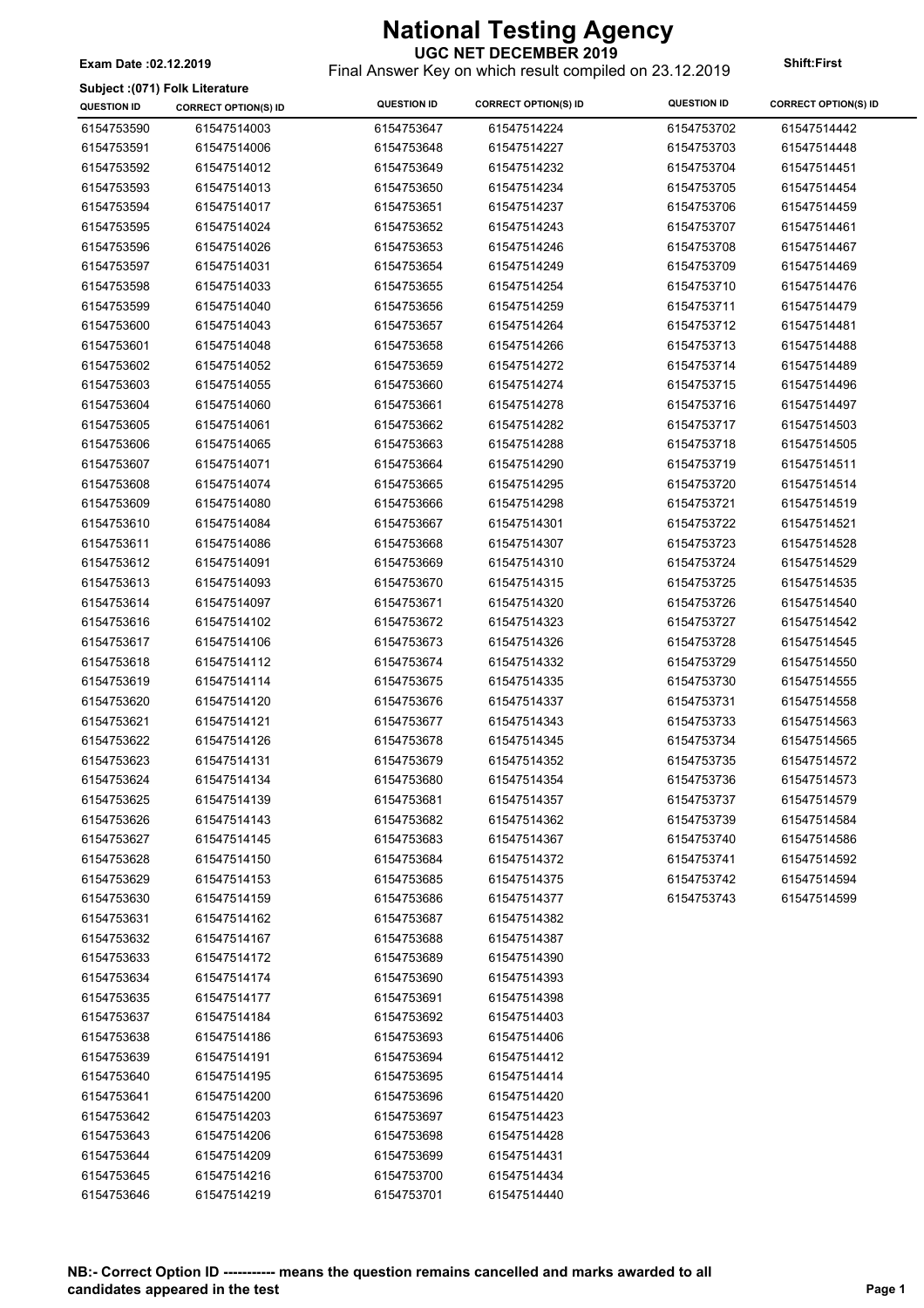# National Testing Agency

**UGC NET DECEMBER 2019**

Final Answer Key on which result compiled on 23.12.2019

**Exam Date :02.12.2019**

**Shift:First**

**Subject :(071) Folk Literature**

| QUESTION ID | CORRECT OPTION(S) ID | QUESTION ID | CORRECT OPTION(S) ID | QUESTION ID | CORRECT OPTION(S) ID |
|---|---|---|---|---|---|
| 6154753590 | 61547514003 | 6154753647 | 61547514224 | 6154753702 | 61547514442 |
| 6154753591 | 61547514006 | 6154753648 | 61547514227 | 6154753703 | 61547514448 |
| 6154753592 | 61547514012 | 6154753649 | 61547514232 | 6154753704 | 61547514451 |
| 6154753593 | 61547514013 | 6154753650 | 61547514234 | 6154753705 | 61547514454 |
| 6154753594 | 61547514017 | 6154753651 | 61547514237 | 6154753706 | 61547514459 |
| 6154753595 | 61547514024 | 6154753652 | 61547514243 | 6154753707 | 61547514461 |
| 6154753596 | 61547514026 | 6154753653 | 61547514246 | 6154753708 | 61547514467 |
| 6154753597 | 61547514031 | 6154753654 | 61547514249 | 6154753709 | 61547514469 |
| 6154753598 | 61547514033 | 6154753655 | 61547514254 | 6154753710 | 61547514476 |
| 6154753599 | 61547514040 | 6154753656 | 61547514259 | 6154753711 | 61547514479 |
| 6154753600 | 61547514043 | 6154753657 | 61547514264 | 6154753712 | 61547514481 |
| 6154753601 | 61547514048 | 6154753658 | 61547514266 | 6154753713 | 61547514488 |
| 6154753602 | 61547514052 | 6154753659 | 61547514272 | 6154753714 | 61547514489 |
| 6154753603 | 61547514055 | 6154753660 | 61547514274 | 6154753715 | 61547514496 |
| 6154753604 | 61547514060 | 6154753661 | 61547514278 | 6154753716 | 61547514497 |
| 6154753605 | 61547514061 | 6154753662 | 61547514282 | 6154753717 | 61547514503 |
| 6154753606 | 61547514065 | 6154753663 | 61547514288 | 6154753718 | 61547514505 |
| 6154753607 | 61547514071 | 6154753664 | 61547514290 | 6154753719 | 61547514511 |
| 6154753608 | 61547514074 | 6154753665 | 61547514295 | 6154753720 | 61547514514 |
| 6154753609 | 61547514080 | 6154753666 | 61547514298 | 6154753721 | 61547514519 |
| 6154753610 | 61547514084 | 6154753667 | 61547514301 | 6154753722 | 61547514521 |
| 6154753611 | 61547514086 | 6154753668 | 61547514307 | 6154753723 | 61547514528 |
| 6154753612 | 61547514091 | 6154753669 | 61547514310 | 6154753724 | 61547514529 |
| 6154753613 | 61547514093 | 6154753670 | 61547514315 | 6154753725 | 61547514535 |
| 6154753614 | 61547514097 | 6154753671 | 61547514320 | 6154753726 | 61547514540 |
| 6154753616 | 61547514102 | 6154753672 | 61547514323 | 6154753727 | 61547514542 |
| 6154753617 | 61547514106 | 6154753673 | 61547514326 | 6154753728 | 61547514545 |
| 6154753618 | 61547514112 | 6154753674 | 61547514332 | 6154753729 | 61547514550 |
| 6154753619 | 61547514114 | 6154753675 | 61547514335 | 6154753730 | 61547514555 |
| 6154753620 | 61547514120 | 6154753676 | 61547514337 | 6154753731 | 61547514558 |
| 6154753621 | 61547514121 | 6154753677 | 61547514343 | 6154753733 | 61547514563 |
| 6154753622 | 61547514126 | 6154753678 | 61547514345 | 6154753734 | 61547514565 |
| 6154753623 | 61547514131 | 6154753679 | 61547514352 | 6154753735 | 61547514572 |
| 6154753624 | 61547514134 | 6154753680 | 61547514354 | 6154753736 | 61547514573 |
| 6154753625 | 61547514139 | 6154753681 | 61547514357 | 6154753737 | 61547514579 |
| 6154753626 | 61547514143 | 6154753682 | 61547514362 | 6154753739 | 61547514584 |
| 6154753627 | 61547514145 | 6154753683 | 61547514367 | 6154753740 | 61547514586 |
| 6154753628 | 61547514150 | 6154753684 | 61547514372 | 6154753741 | 61547514592 |
| 6154753629 | 61547514153 | 6154753685 | 61547514375 | 6154753742 | 61547514594 |
| 6154753630 | 61547514159 | 6154753686 | 61547514377 | 6154753743 | 61547514599 |
| 6154753631 | 61547514162 | 6154753687 | 61547514382 | | |
| 6154753632 | 61547514167 | 6154753688 | 61547514387 | | |
| 6154753633 | 61547514172 | 6154753689 | 61547514390 | | |
| 6154753634 | 61547514174 | 6154753690 | 61547514393 | | |
| 6154753635 | 61547514177 | 6154753691 | 61547514398 | | |
| 6154753637 | 61547514184 | 6154753692 | 61547514403 | | |
| 6154753638 | 61547514186 | 6154753693 | 61547514406 | | |
| 6154753639 | 61547514191 | 6154753694 | 61547514412 | | |
| 6154753640 | 61547514195 | 6154753695 | 61547514414 | | |
| 6154753641 | 61547514200 | 6154753696 | 61547514420 | | |
| 6154753642 | 61547514203 | 6154753697 | 61547514423 | | |
| 6154753643 | 61547514206 | 6154753698 | 61547514428 | | |
| 6154753644 | 61547514209 | 6154753699 | 61547514431 | | |
| 6154753645 | 61547514216 | 6154753700 | 61547514434 | | |
| 6154753646 | 61547514219 | 6154753701 | 61547514440 | | |

**NB:- Correct Option ID ----------- means the question remains cancelled and marks awarded to all candidates appeared in the test**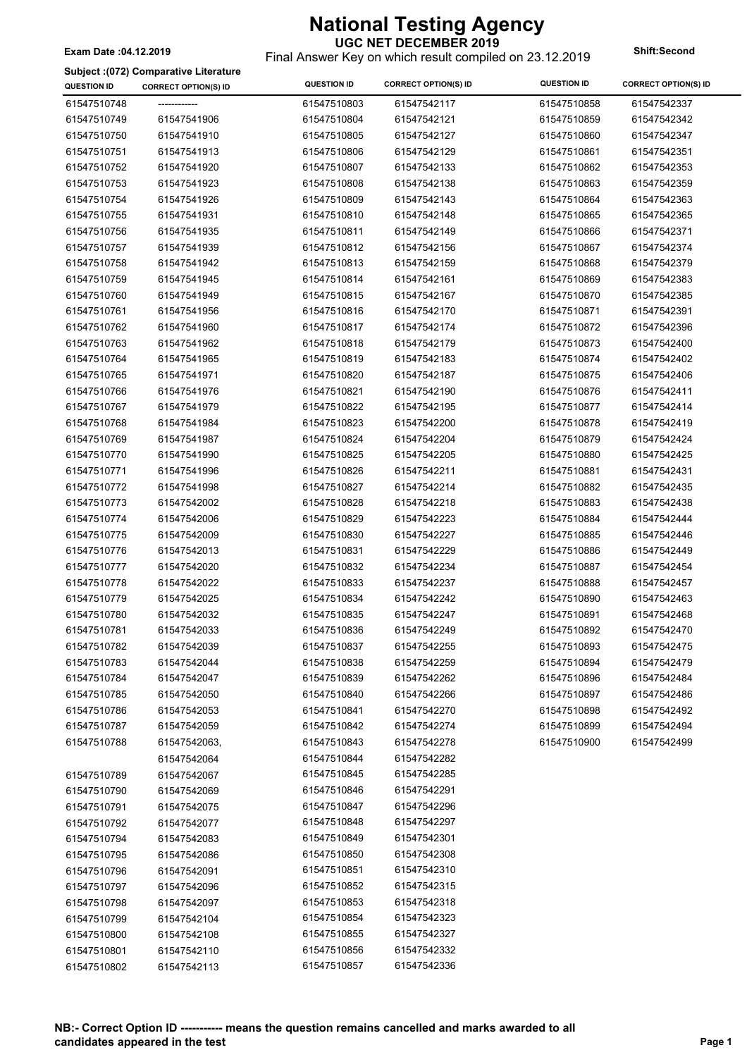# National Testing Agency

**UGC NET DECEMBER 2019**

Final Answer Key on which result compiled on 23.12.2019

**Exam Date :04.12.2019** **Shift:Second**

**Subject :(072) Comparative Literature**

| QUESTION ID | CORRECT OPTION(S) ID | QUESTION ID | CORRECT OPTION(S) ID | QUESTION ID | CORRECT OPTION(S) ID |
|---|---|---|---|---|---|
| 61547510748 | ------------ | 61547510803 | 61547542117 | 61547510858 | 61547542337 |
| 61547510749 | 61547541906 | 61547510804 | 61547542121 | 61547510859 | 61547542342 |
| 61547510750 | 61547541910 | 61547510805 | 61547542127 | 61547510860 | 61547542347 |
| 61547510751 | 61547541913 | 61547510806 | 61547542129 | 61547510861 | 61547542351 |
| 61547510752 | 61547541920 | 61547510807 | 61547542133 | 61547510862 | 61547542353 |
| 61547510753 | 61547541923 | 61547510808 | 61547542138 | 61547510863 | 61547542359 |
| 61547510754 | 61547541926 | 61547510809 | 61547542143 | 61547510864 | 61547542363 |
| 61547510755 | 61547541931 | 61547510810 | 61547542148 | 61547510865 | 61547542365 |
| 61547510756 | 61547541935 | 61547510811 | 61547542149 | 61547510866 | 61547542371 |
| 61547510757 | 61547541939 | 61547510812 | 61547542156 | 61547510867 | 61547542374 |
| 61547510758 | 61547541942 | 61547510813 | 61547542159 | 61547510868 | 61547542379 |
| 61547510759 | 61547541945 | 61547510814 | 61547542161 | 61547510869 | 61547542383 |
| 61547510760 | 61547541949 | 61547510815 | 61547542167 | 61547510870 | 61547542385 |
| 61547510761 | 61547541956 | 61547510816 | 61547542170 | 61547510871 | 61547542391 |
| 61547510762 | 61547541960 | 61547510817 | 61547542174 | 61547510872 | 61547542396 |
| 61547510763 | 61547541962 | 61547510818 | 61547542179 | 61547510873 | 61547542400 |
| 61547510764 | 61547541965 | 61547510819 | 61547542183 | 61547510874 | 61547542402 |
| 61547510765 | 61547541971 | 61547510820 | 61547542187 | 61547510875 | 61547542406 |
| 61547510766 | 61547541976 | 61547510821 | 61547542190 | 61547510876 | 61547542411 |
| 61547510767 | 61547541979 | 61547510822 | 61547542195 | 61547510877 | 61547542414 |
| 61547510768 | 61547541984 | 61547510823 | 61547542200 | 61547510878 | 61547542419 |
| 61547510769 | 61547541987 | 61547510824 | 61547542204 | 61547510879 | 61547542424 |
| 61547510770 | 61547541990 | 61547510825 | 61547542205 | 61547510880 | 61547542425 |
| 61547510771 | 61547541996 | 61547510826 | 61547542211 | 61547510881 | 61547542431 |
| 61547510772 | 61547541998 | 61547510827 | 61547542214 | 61547510882 | 61547542435 |
| 61547510773 | 61547542002 | 61547510828 | 61547542218 | 61547510883 | 61547542438 |
| 61547510774 | 61547542006 | 61547510829 | 61547542223 | 61547510884 | 61547542444 |
| 61547510775 | 61547542009 | 61547510830 | 61547542227 | 61547510885 | 61547542446 |
| 61547510776 | 61547542013 | 61547510831 | 61547542229 | 61547510886 | 61547542449 |
| 61547510777 | 61547542020 | 61547510832 | 61547542234 | 61547510887 | 61547542454 |
| 61547510778 | 61547542022 | 61547510833 | 61547542237 | 61547510888 | 61547542457 |
| 61547510779 | 61547542025 | 61547510834 | 61547542242 | 61547510890 | 61547542463 |
| 61547510780 | 61547542032 | 61547510835 | 61547542247 | 61547510891 | 61547542468 |
| 61547510781 | 61547542033 | 61547510836 | 61547542249 | 61547510892 | 61547542470 |
| 61547510782 | 61547542039 | 61547510837 | 61547542255 | 61547510893 | 61547542475 |
| 61547510783 | 61547542044 | 61547510838 | 61547542259 | 61547510894 | 61547542479 |
| 61547510784 | 61547542047 | 61547510839 | 61547542262 | 61547510896 | 61547542484 |
| 61547510785 | 61547542050 | 61547510840 | 61547542266 | 61547510897 | 61547542486 |
| 61547510786 | 61547542053 | 61547510841 | 61547542270 | 61547510898 | 61547542492 |
| 61547510787 | 61547542059 | 61547510842 | 61547542274 | 61547510899 | 61547542494 |
| 61547510788 | 61547542063, 61547542064 | 61547510843 | 61547542278 | 61547510900 | 61547542499 |
| 61547510789 | 61547542067 | 61547510844 | 61547542282 | | |
| 61547510790 | 61547542069 | 61547510845 | 61547542285 | | |
| 61547510791 | 61547542075 | 61547510846 | 61547542291 | | |
| 61547510792 | 61547542077 | 61547510847 | 61547542296 | | |
| 61547510794 | 61547542083 | 61547510848 | 61547542297 | | |
| 61547510795 | 61547542086 | 61547510849 | 61547542301 | | |
| 61547510796 | 61547542091 | 61547510850 | 61547542308 | | |
| 61547510797 | 61547542096 | 61547510851 | 61547542310 | | |
| 61547510798 | 61547542097 | 61547510852 | 61547542315 | | |
| 61547510799 | 61547542104 | 61547510853 | 61547542318 | | |
| 61547510800 | 61547542108 | 61547510854 | 61547542323 | | |
| 61547510801 | 61547542110 | 61547510855 | 61547542327 | | |
| 61547510802 | 61547542113 | 61547510856 | 61547542332 | | |
| | | 61547510857 | 61547542336 | | |

**NB:- Correct Option ID ----------- means the question remains cancelled and marks awarded to all candidates appeared in the test**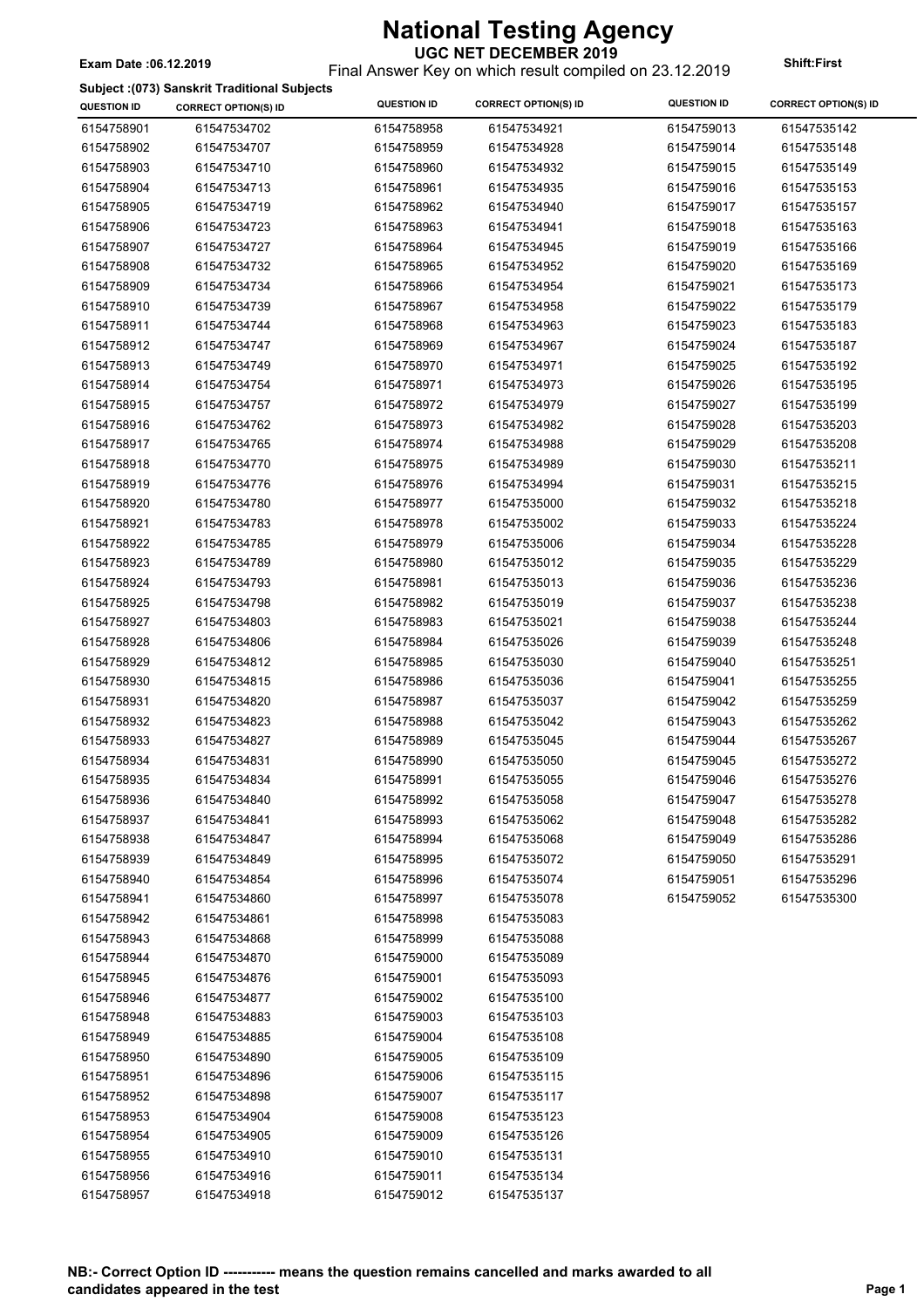# National Testing Agency

## UGC NET DECEMBER 2019

**Exam Date :06.12.2019**

Final Answer Key on which result compiled on 23.12.2019

**Shift:First**

**Subject :(073) Sanskrit Traditional Subjects**

| QUESTION ID | CORRECT OPTION(S) ID | QUESTION ID | CORRECT OPTION(S) ID | QUESTION ID | CORRECT OPTION(S) ID |
|---|---|---|---|---|---|
| 6154758901 | 61547534702 | 6154758958 | 61547534921 | 6154759013 | 61547535142 |
| 6154758902 | 61547534707 | 6154758959 | 61547534928 | 6154759014 | 61547535148 |
| 6154758903 | 61547534710 | 6154758960 | 61547534932 | 6154759015 | 61547535149 |
| 6154758904 | 61547534713 | 6154758961 | 61547534935 | 6154759016 | 61547535153 |
| 6154758905 | 61547534719 | 6154758962 | 61547534940 | 6154759017 | 61547535157 |
| 6154758906 | 61547534723 | 6154758963 | 61547534941 | 6154759018 | 61547535163 |
| 6154758907 | 61547534727 | 6154758964 | 61547534945 | 6154759019 | 61547535166 |
| 6154758908 | 61547534732 | 6154758965 | 61547534952 | 6154759020 | 61547535169 |
| 6154758909 | 61547534734 | 6154758966 | 61547534954 | 6154759021 | 61547535173 |
| 6154758910 | 61547534739 | 6154758967 | 61547534958 | 6154759022 | 61547535179 |
| 6154758911 | 61547534744 | 6154758968 | 61547534963 | 6154759023 | 61547535183 |
| 6154758912 | 61547534747 | 6154758969 | 61547534967 | 6154759024 | 61547535187 |
| 6154758913 | 61547534749 | 6154758970 | 61547534971 | 6154759025 | 61547535192 |
| 6154758914 | 61547534754 | 6154758971 | 61547534973 | 6154759026 | 61547535195 |
| 6154758915 | 61547534757 | 6154758972 | 61547534979 | 6154759027 | 61547535199 |
| 6154758916 | 61547534762 | 6154758973 | 61547534982 | 6154759028 | 61547535203 |
| 6154758917 | 61547534765 | 6154758974 | 61547534988 | 6154759029 | 61547535208 |
| 6154758918 | 61547534770 | 6154758975 | 61547534989 | 6154759030 | 61547535211 |
| 6154758919 | 61547534776 | 6154758976 | 61547534994 | 6154759031 | 61547535215 |
| 6154758920 | 61547534780 | 6154758977 | 61547535000 | 6154759032 | 61547535218 |
| 6154758921 | 61547534783 | 6154758978 | 61547535002 | 6154759033 | 61547535224 |
| 6154758922 | 61547534785 | 6154758979 | 61547535006 | 6154759034 | 61547535228 |
| 6154758923 | 61547534789 | 6154758980 | 61547535012 | 6154759035 | 61547535229 |
| 6154758924 | 61547534793 | 6154758981 | 61547535013 | 6154759036 | 61547535236 |
| 6154758925 | 61547534798 | 6154758982 | 61547535019 | 6154759037 | 61547535238 |
| 6154758927 | 61547534803 | 6154758983 | 61547535021 | 6154759038 | 61547535244 |
| 6154758928 | 61547534806 | 6154758984 | 61547535026 | 6154759039 | 61547535248 |
| 6154758929 | 61547534812 | 6154758985 | 61547535030 | 6154759040 | 61547535251 |
| 6154758930 | 61547534815 | 6154758986 | 61547535036 | 6154759041 | 61547535255 |
| 6154758931 | 61547534820 | 6154758987 | 61547535037 | 6154759042 | 61547535259 |
| 6154758932 | 61547534823 | 6154758988 | 61547535042 | 6154759043 | 61547535262 |
| 6154758933 | 61547534827 | 6154758989 | 61547535045 | 6154759044 | 61547535267 |
| 6154758934 | 61547534831 | 6154758990 | 61547535050 | 6154759045 | 61547535272 |
| 6154758935 | 61547534834 | 6154758991 | 61547535055 | 6154759046 | 61547535276 |
| 6154758936 | 61547534840 | 6154758992 | 61547535058 | 6154759047 | 61547535278 |
| 6154758937 | 61547534841 | 6154758993 | 61547535062 | 6154759048 | 61547535282 |
| 6154758938 | 61547534847 | 6154758994 | 61547535068 | 6154759049 | 61547535286 |
| 6154758939 | 61547534849 | 6154758995 | 61547535072 | 6154759050 | 61547535291 |
| 6154758940 | 61547534854 | 6154758996 | 61547535074 | 6154759051 | 61547535296 |
| 6154758941 | 61547534860 | 6154758997 | 61547535078 | 6154759052 | 61547535300 |
| 6154758942 | 61547534861 | 6154758998 | 61547535083 | | |
| 6154758943 | 61547534868 | 6154758999 | 61547535088 | | |
| 6154758944 | 61547534870 | 6154759000 | 61547535089 | | |
| 6154758945 | 61547534876 | 6154759001 | 61547535093 | | |
| 6154758946 | 61547534877 | 6154759002 | 61547535100 | | |
| 6154758948 | 61547534883 | 6154759003 | 61547535103 | | |
| 6154758949 | 61547534885 | 6154759004 | 61547535108 | | |
| 6154758950 | 61547534890 | 6154759005 | 61547535109 | | |
| 6154758951 | 61547534896 | 6154759006 | 61547535115 | | |
| 6154758952 | 61547534898 | 6154759007 | 61547535117 | | |
| 6154758953 | 61547534904 | 6154759008 | 61547535123 | | |
| 6154758954 | 61547534905 | 6154759009 | 61547535126 | | |
| 6154758955 | 61547534910 | 6154759010 | 61547535131 | | |
| 6154758956 | 61547534916 | 6154759011 | 61547535134 | | |
| 6154758957 | 61547534918 | 6154759012 | 61547535137 | | |

**NB:- Correct Option ID ----------- means the question remains cancelled and marks awarded to all candidates appeared in the test**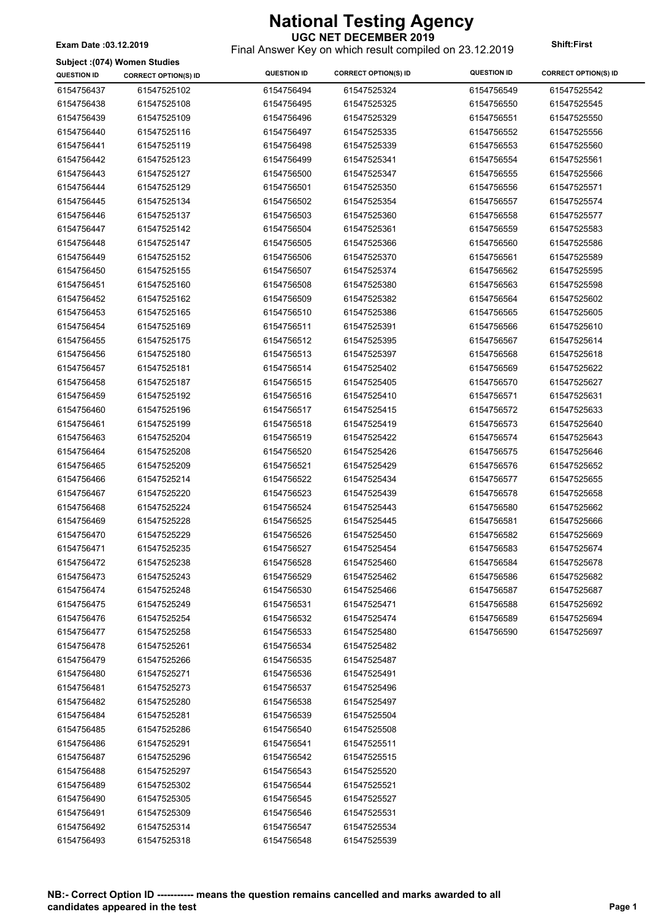# National Testing Agency

**UGC NET DECEMBER 2019**

Final Answer Key on which result compiled on 23.12.2019

**Exam Date :03.12.2019**

**Shift:First**

**Subject :(074) Women Studies**

| QUESTION ID | CORRECT OPTION(S) ID | QUESTION ID | CORRECT OPTION(S) ID | QUESTION ID | CORRECT OPTION(S) ID |
|---|---|---|---|---|---|
| 6154756437 | 61547525102 | 6154756494 | 61547525324 | 6154756549 | 61547525542 |
| 6154756438 | 61547525108 | 6154756495 | 61547525325 | 6154756550 | 61547525545 |
| 6154756439 | 61547525109 | 6154756496 | 61547525329 | 6154756551 | 61547525550 |
| 6154756440 | 61547525116 | 6154756497 | 61547525335 | 6154756552 | 61547525556 |
| 6154756441 | 61547525119 | 6154756498 | 61547525339 | 6154756553 | 61547525560 |
| 6154756442 | 61547525123 | 6154756499 | 61547525341 | 6154756554 | 61547525561 |
| 6154756443 | 61547525127 | 6154756500 | 61547525347 | 6154756555 | 61547525566 |
| 6154756444 | 61547525129 | 6154756501 | 61547525350 | 6154756556 | 61547525571 |
| 6154756445 | 61547525134 | 6154756502 | 61547525354 | 6154756557 | 61547525574 |
| 6154756446 | 61547525137 | 6154756503 | 61547525360 | 6154756558 | 61547525577 |
| 6154756447 | 61547525142 | 6154756504 | 61547525361 | 6154756559 | 61547525583 |
| 6154756448 | 61547525147 | 6154756505 | 61547525366 | 6154756560 | 61547525586 |
| 6154756449 | 61547525152 | 6154756506 | 61547525370 | 6154756561 | 61547525589 |
| 6154756450 | 61547525155 | 6154756507 | 61547525374 | 6154756562 | 61547525595 |
| 6154756451 | 61547525160 | 6154756508 | 61547525380 | 6154756563 | 61547525598 |
| 6154756452 | 61547525162 | 6154756509 | 61547525382 | 6154756564 | 61547525602 |
| 6154756453 | 61547525165 | 6154756510 | 61547525386 | 6154756565 | 61547525605 |
| 6154756454 | 61547525169 | 6154756511 | 61547525391 | 6154756566 | 61547525610 |
| 6154756455 | 61547525175 | 6154756512 | 61547525395 | 6154756567 | 61547525614 |
| 6154756456 | 61547525180 | 6154756513 | 61547525397 | 6154756568 | 61547525618 |
| 6154756457 | 61547525181 | 6154756514 | 61547525402 | 6154756569 | 61547525622 |
| 6154756458 | 61547525187 | 6154756515 | 61547525405 | 6154756570 | 61547525627 |
| 6154756459 | 61547525192 | 6154756516 | 61547525410 | 6154756571 | 61547525631 |
| 6154756460 | 61547525196 | 6154756517 | 61547525415 | 6154756572 | 61547525633 |
| 6154756461 | 61547525199 | 6154756518 | 61547525419 | 6154756573 | 61547525640 |
| 6154756463 | 61547525204 | 6154756519 | 61547525422 | 6154756574 | 61547525643 |
| 6154756464 | 61547525208 | 6154756520 | 61547525426 | 6154756575 | 61547525646 |
| 6154756465 | 61547525209 | 6154756521 | 61547525429 | 6154756576 | 61547525652 |
| 6154756466 | 61547525214 | 6154756522 | 61547525434 | 6154756577 | 61547525655 |
| 6154756467 | 61547525220 | 6154756523 | 61547525439 | 6154756578 | 61547525658 |
| 6154756468 | 61547525224 | 6154756524 | 61547525443 | 6154756580 | 61547525662 |
| 6154756469 | 61547525228 | 6154756525 | 61547525445 | 6154756581 | 61547525666 |
| 6154756470 | 61547525229 | 6154756526 | 61547525450 | 6154756582 | 61547525669 |
| 6154756471 | 61547525235 | 6154756527 | 61547525454 | 6154756583 | 61547525674 |
| 6154756472 | 61547525238 | 6154756528 | 61547525460 | 6154756584 | 61547525678 |
| 6154756473 | 61547525243 | 6154756529 | 61547525462 | 6154756586 | 61547525682 |
| 6154756474 | 61547525248 | 6154756530 | 61547525466 | 6154756587 | 61547525687 |
| 6154756475 | 61547525249 | 6154756531 | 61547525471 | 6154756588 | 61547525692 |
| 6154756476 | 61547525254 | 6154756532 | 61547525474 | 6154756589 | 61547525694 |
| 6154756477 | 61547525258 | 6154756533 | 61547525480 | 6154756590 | 61547525697 |
| 6154756478 | 61547525261 | 6154756534 | 61547525482 | | |
| 6154756479 | 61547525266 | 6154756535 | 61547525487 | | |
| 6154756480 | 61547525271 | 6154756536 | 61547525491 | | |
| 6154756481 | 61547525273 | 6154756537 | 61547525496 | | |
| 6154756482 | 61547525280 | 6154756538 | 61547525497 | | |
| 6154756484 | 61547525281 | 6154756539 | 61547525504 | | |
| 6154756485 | 61547525286 | 6154756540 | 61547525508 | | |
| 6154756486 | 61547525291 | 6154756541 | 61547525511 | | |
| 6154756487 | 61547525296 | 6154756542 | 61547525515 | | |
| 6154756488 | 61547525297 | 6154756543 | 61547525520 | | |
| 6154756489 | 61547525302 | 6154756544 | 61547525521 | | |
| 6154756490 | 61547525305 | 6154756545 | 61547525527 | | |
| 6154756491 | 61547525309 | 6154756546 | 61547525531 | | |
| 6154756492 | 61547525314 | 6154756547 | 61547525534 | | |
| 6154756493 | 61547525318 | 6154756548 | 61547525539 | | |

**NB:- Correct Option ID ----------- means the question remains cancelled and marks awarded to all candidates appeared in the test**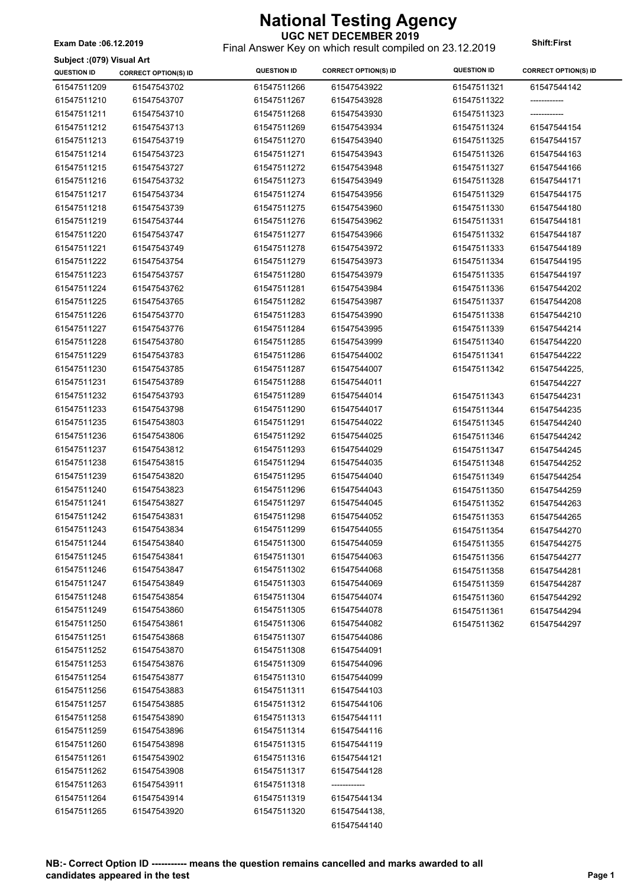# National Testing Agency

**UGC NET DECEMBER 2019**

Final Answer Key on which result compiled on 23.12.2019

**Exam Date :06.12.2019**

**Shift:First**

**Subject :(079) Visual Art**

| QUESTION ID | CORRECT OPTION(S) ID | QUESTION ID | CORRECT OPTION(S) ID | QUESTION ID | CORRECT OPTION(S) ID |
|---|---|---|---|---|---|
| 61547511209 | 61547543702 | 61547511266 | 61547543922 | 61547511321 | 61547544142 |
| 61547511210 | 61547543707 | 61547511267 | 61547543928 | 61547511322 | ------------ |
| 61547511211 | 61547543710 | 61547511268 | 61547543930 | 61547511323 | ------------ |
| 61547511212 | 61547543713 | 61547511269 | 61547543934 | 61547511324 | 61547544154 |
| 61547511213 | 61547543719 | 61547511270 | 61547543940 | 61547511325 | 61547544157 |
| 61547511214 | 61547543723 | 61547511271 | 61547543943 | 61547511326 | 61547544163 |
| 61547511215 | 61547543727 | 61547511272 | 61547543948 | 61547511327 | 61547544166 |
| 61547511216 | 61547543732 | 61547511273 | 61547543949 | 61547511328 | 61547544171 |
| 61547511217 | 61547543734 | 61547511274 | 61547543956 | 61547511329 | 61547544175 |
| 61547511218 | 61547543739 | 61547511275 | 61547543960 | 61547511330 | 61547544180 |
| 61547511219 | 61547543744 | 61547511276 | 61547543962 | 61547511331 | 61547544181 |
| 61547511220 | 61547543747 | 61547511277 | 61547543966 | 61547511332 | 61547544187 |
| 61547511221 | 61547543749 | 61547511278 | 61547543972 | 61547511333 | 61547544189 |
| 61547511222 | 61547543754 | 61547511279 | 61547543973 | 61547511334 | 61547544195 |
| 61547511223 | 61547543757 | 61547511280 | 61547543979 | 61547511335 | 61547544197 |
| 61547511224 | 61547543762 | 61547511281 | 61547543984 | 61547511336 | 61547544202 |
| 61547511225 | 61547543765 | 61547511282 | 61547543987 | 61547511337 | 61547544208 |
| 61547511226 | 61547543770 | 61547511283 | 61547543990 | 61547511338 | 61547544210 |
| 61547511227 | 61547543776 | 61547511284 | 61547543995 | 61547511339 | 61547544214 |
| 61547511228 | 61547543780 | 61547511285 | 61547543999 | 61547511340 | 61547544220 |
| 61547511229 | 61547543783 | 61547511286 | 61547544002 | 61547511341 | 61547544222 |
| 61547511230 | 61547543785 | 61547511287 | 61547544007 | 61547511342 | 61547544225, 61547544227 |
| 61547511231 | 61547543789 | 61547511288 | 61547544011 | 61547511343 | 61547544231 |
| 61547511232 | 61547543793 | 61547511289 | 61547544014 | 61547511344 | 61547544235 |
| 61547511233 | 61547543798 | 61547511290 | 61547544017 | 61547511345 | 61547544240 |
| 61547511235 | 61547543803 | 61547511291 | 61547544022 | 61547511346 | 61547544242 |
| 61547511236 | 61547543806 | 61547511292 | 61547544025 | 61547511347 | 61547544245 |
| 61547511237 | 61547543812 | 61547511293 | 61547544029 | 61547511348 | 61547544252 |
| 61547511238 | 61547543815 | 61547511294 | 61547544035 | 61547511349 | 61547544254 |
| 61547511239 | 61547543820 | 61547511295 | 61547544040 | 61547511350 | 61547544259 |
| 61547511240 | 61547543823 | 61547511296 | 61547544043 | 61547511352 | 61547544263 |
| 61547511241 | 61547543827 | 61547511297 | 61547544045 | 61547511353 | 61547544265 |
| 61547511242 | 61547543831 | 61547511298 | 61547544052 | 61547511354 | 61547544270 |
| 61547511243 | 61547543834 | 61547511299 | 61547544055 | 61547511355 | 61547544275 |
| 61547511244 | 61547543840 | 61547511300 | 61547544059 | 61547511356 | 61547544277 |
| 61547511245 | 61547543841 | 61547511301 | 61547544063 | 61547511358 | 61547544281 |
| 61547511246 | 61547543847 | 61547511302 | 61547544068 | 61547511359 | 61547544287 |
| 61547511247 | 61547543849 | 61547511303 | 61547544069 | 61547511360 | 61547544292 |
| 61547511248 | 61547543854 | 61547511304 | 61547544074 | 61547511361 | 61547544294 |
| 61547511249 | 61547543860 | 61547511305 | 61547544078 | 61547511362 | 61547544297 |
| 61547511250 | 61547543861 | 61547511306 | 61547544082 | | |
| 61547511251 | 61547543868 | 61547511307 | 61547544086 | | |
| 61547511252 | 61547543870 | 61547511308 | 61547544091 | | |
| 61547511253 | 61547543876 | 61547511309 | 61547544096 | | |
| 61547511254 | 61547543877 | 61547511310 | 61547544099 | | |
| 61547511256 | 61547543883 | 61547511311 | 61547544103 | | |
| 61547511257 | 61547543885 | 61547511312 | 61547544106 | | |
| 61547511258 | 61547543890 | 61547511313 | 61547544111 | | |
| 61547511259 | 61547543896 | 61547511314 | 61547544116 | | |
| 61547511260 | 61547543898 | 61547511315 | 61547544119 | | |
| 61547511261 | 61547543902 | 61547511316 | 61547544121 | | |
| 61547511262 | 61547543908 | 61547511317 | 61547544128 | | |
| 61547511263 | 61547543911 | 61547511318 | ------------ | | |
| 61547511264 | 61547543914 | 61547511319 | 61547544134 | | |
| 61547511265 | 61547543920 | 61547511320 | 61547544138, 61547544140 | | |

**NB:- Correct Option ID ----------- means the question remains cancelled and marks awarded to all candidates appeared in the test**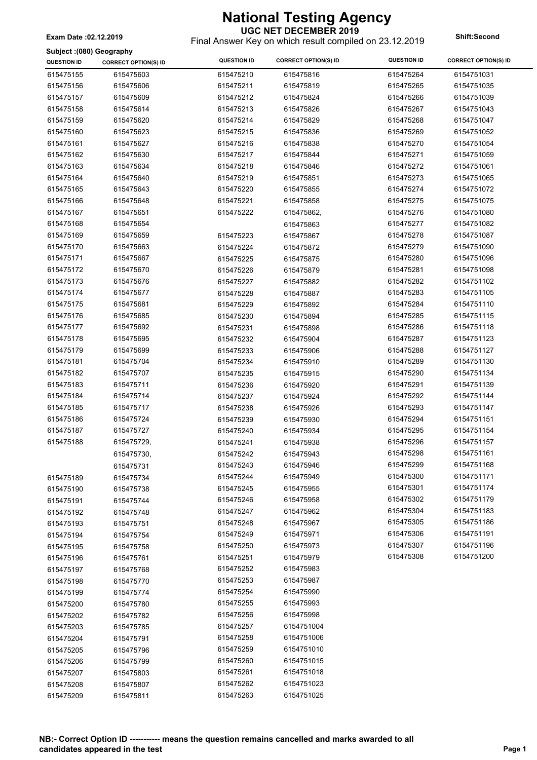# National Testing Agency

**UGC NET DECEMBER 2019**

Final Answer Key on which result compiled on 23.12.2019

**Exam Date :02.12.2019**

**Shift:Second**

**Subject :(080) Geography**

| QUESTION ID | CORRECT OPTION(S) ID | QUESTION ID | CORRECT OPTION(S) ID | QUESTION ID | CORRECT OPTION(S) ID |
|---|---|---|---|---|---|
| 615475155 | 615475603 | 615475210 | 615475816 | 615475264 | 6154751031 |
| 615475156 | 615475606 | 615475211 | 615475819 | 615475265 | 6154751035 |
| 615475157 | 615475609 | 615475212 | 615475824 | 615475266 | 6154751039 |
| 615475158 | 615475614 | 615475213 | 615475826 | 615475267 | 6154751043 |
| 615475159 | 615475620 | 615475214 | 615475829 | 615475268 | 6154751047 |
| 615475160 | 615475623 | 615475215 | 615475836 | 615475269 | 6154751052 |
| 615475161 | 615475627 | 615475216 | 615475838 | 615475270 | 6154751054 |
| 615475162 | 615475630 | 615475217 | 615475844 | 615475271 | 6154751059 |
| 615475163 | 615475634 | 615475218 | 615475846 | 615475272 | 6154751061 |
| 615475164 | 615475640 | 615475219 | 615475851 | 615475273 | 6154751065 |
| 615475165 | 615475643 | 615475220 | 615475855 | 615475274 | 6154751072 |
| 615475166 | 615475648 | 615475221 | 615475858 | 615475275 | 6154751075 |
| 615475167 | 615475651 | 615475222 | 615475862, 615475863 | 615475276 | 6154751080 |
| 615475168 | 615475654 | 615475223 | 615475867 | 615475277 | 6154751082 |
| 615475169 | 615475659 | 615475224 | 615475872 | 615475278 | 6154751087 |
| 615475170 | 615475663 | 615475225 | 615475875 | 615475279 | 6154751090 |
| 615475171 | 615475667 | 615475226 | 615475879 | 615475280 | 6154751096 |
| 615475172 | 615475670 | 615475227 | 615475882 | 615475281 | 6154751098 |
| 615475173 | 615475676 | 615475228 | 615475887 | 615475282 | 6154751102 |
| 615475174 | 615475677 | 615475229 | 615475892 | 615475283 | 6154751105 |
| 615475175 | 615475681 | 615475230 | 615475894 | 615475284 | 6154751110 |
| 615475176 | 615475685 | 615475231 | 615475898 | 615475285 | 6154751115 |
| 615475177 | 615475692 | 615475232 | 615475904 | 615475286 | 6154751118 |
| 615475178 | 615475695 | 615475233 | 615475906 | 615475287 | 6154751123 |
| 615475179 | 615475699 | 615475234 | 615475910 | 615475288 | 6154751127 |
| 615475181 | 615475704 | 615475235 | 615475915 | 615475289 | 6154751130 |
| 615475182 | 615475707 | 615475236 | 615475920 | 615475290 | 6154751134 |
| 615475183 | 615475711 | 615475237 | 615475924 | 615475291 | 6154751139 |
| 615475184 | 615475714 | 615475238 | 615475926 | 615475292 | 6154751144 |
| 615475185 | 615475717 | 615475239 | 615475930 | 615475293 | 6154751147 |
| 615475186 | 615475724 | 615475240 | 615475934 | 615475294 | 6154751151 |
| 615475187 | 615475727 | 615475241 | 615475938 | 615475295 | 6154751154 |
| 615475188 | 615475729, 615475730, 615475731 | 615475242 | 615475943 | 615475296 | 6154751157 |
| 615475189 | 615475734 | 615475243 | 615475946 | 615475298 | 6154751161 |
| 615475190 | 615475738 | 615475244 | 615475949 | 615475299 | 6154751168 |
| 615475191 | 615475744 | 615475245 | 615475955 | 615475300 | 6154751171 |
| 615475192 | 615475748 | 615475246 | 615475958 | 615475301 | 6154751174 |
| 615475193 | 615475751 | 615475247 | 615475962 | 615475302 | 6154751179 |
| 615475194 | 615475754 | 615475248 | 615475967 | 615475304 | 6154751183 |
| 615475195 | 615475758 | 615475249 | 615475971 | 615475305 | 6154751186 |
| 615475196 | 615475761 | 615475250 | 615475973 | 615475306 | 6154751191 |
| 615475197 | 615475768 | 615475251 | 615475979 | 615475307 | 6154751196 |
| 615475198 | 615475770 | 615475252 | 615475983 | 615475308 | 6154751200 |
| 615475199 | 615475774 | 615475253 | 615475987 | | |
| 615475200 | 615475780 | 615475254 | 615475990 | | |
| 615475202 | 615475782 | 615475255 | 615475993 | | |
| 615475203 | 615475785 | 615475256 | 615475998 | | |
| 615475204 | 615475791 | 615475257 | 6154751004 | | |
| 615475205 | 615475796 | 615475258 | 6154751006 | | |
| 615475206 | 615475799 | 615475259 | 6154751010 | | |
| 615475207 | 615475803 | 615475260 | 6154751015 | | |
| 615475208 | 615475807 | 615475261 | 6154751018 | | |
| 615475209 | 615475811 | 615475262 | 6154751023 | | |
| | | 615475263 | 6154751025 | | |

**NB:- Correct Option ID ----------- means the question remains cancelled and marks awarded to all candidates appeared in the test**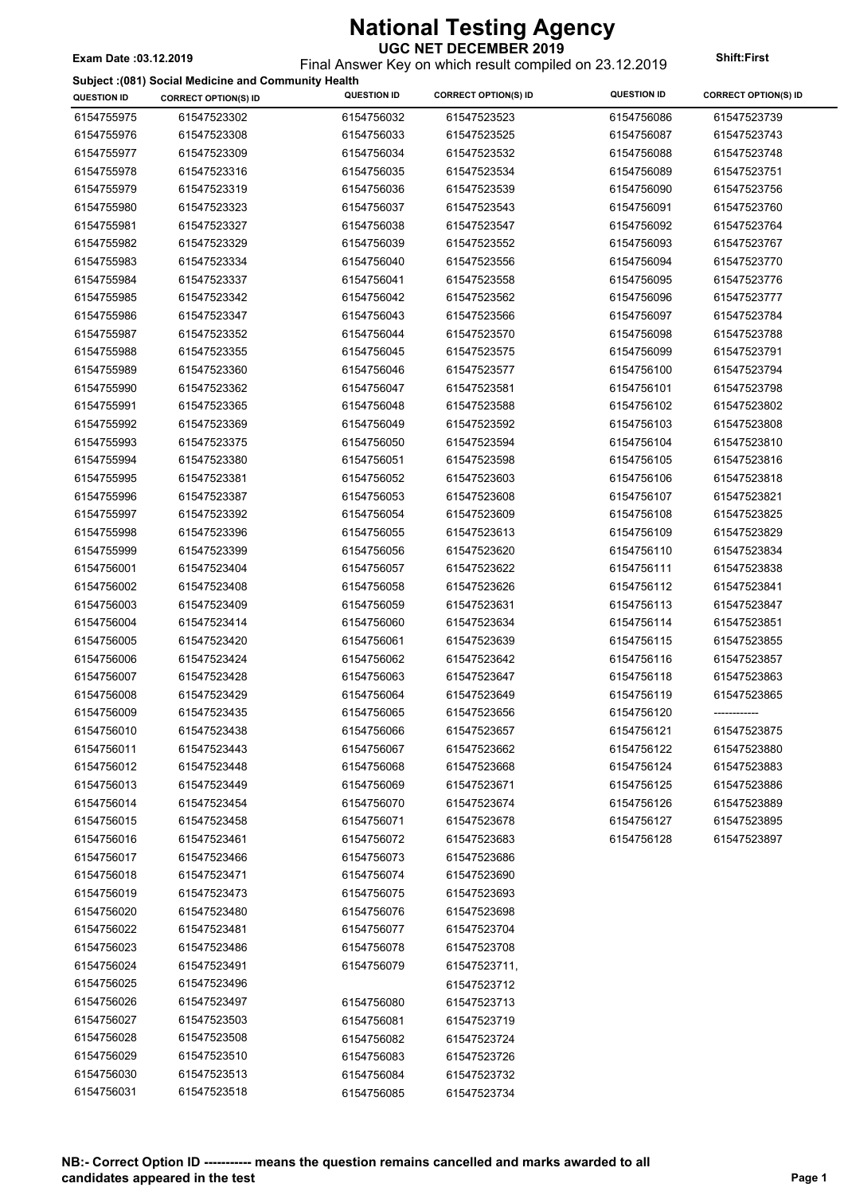# National Testing Agency

**UGC NET DECEMBER 2019**

Final Answer Key on which result compiled on 23.12.2019

**Exam Date :03.12.2019**

**Shift:First**

**Subject :(081) Social Medicine and Community Health**

| QUESTION ID | CORRECT OPTION(S) ID | QUESTION ID | CORRECT OPTION(S) ID | QUESTION ID | CORRECT OPTION(S) ID |
|---|---|---|---|---|---|
| 6154755975 | 61547523302 | 6154756032 | 61547523523 | 6154756086 | 61547523739 |
| 6154755976 | 61547523308 | 6154756033 | 61547523525 | 6154756087 | 61547523743 |
| 6154755977 | 61547523309 | 6154756034 | 61547523532 | 6154756088 | 61547523748 |
| 6154755978 | 61547523316 | 6154756035 | 61547523534 | 6154756089 | 61547523751 |
| 6154755979 | 61547523319 | 6154756036 | 61547523539 | 6154756090 | 61547523756 |
| 6154755980 | 61547523323 | 6154756037 | 61547523543 | 6154756091 | 61547523760 |
| 6154755981 | 61547523327 | 6154756038 | 61547523547 | 6154756092 | 61547523764 |
| 6154755982 | 61547523329 | 6154756039 | 61547523552 | 6154756093 | 61547523767 |
| 6154755983 | 61547523334 | 6154756040 | 61547523556 | 6154756094 | 61547523770 |
| 6154755984 | 61547523337 | 6154756041 | 61547523558 | 6154756095 | 61547523776 |
| 6154755985 | 61547523342 | 6154756042 | 61547523562 | 6154756096 | 61547523777 |
| 6154755986 | 61547523347 | 6154756043 | 61547523566 | 6154756097 | 61547523784 |
| 6154755987 | 61547523352 | 6154756044 | 61547523570 | 6154756098 | 61547523788 |
| 6154755988 | 61547523355 | 6154756045 | 61547523575 | 6154756099 | 61547523791 |
| 6154755989 | 61547523360 | 6154756046 | 61547523577 | 6154756100 | 61547523794 |
| 6154755990 | 61547523362 | 6154756047 | 61547523581 | 6154756101 | 61547523798 |
| 6154755991 | 61547523365 | 6154756048 | 61547523588 | 6154756102 | 61547523802 |
| 6154755992 | 61547523369 | 6154756049 | 61547523592 | 6154756103 | 61547523808 |
| 6154755993 | 61547523375 | 6154756050 | 61547523594 | 6154756104 | 61547523810 |
| 6154755994 | 61547523380 | 6154756051 | 61547523598 | 6154756105 | 61547523816 |
| 6154755995 | 61547523381 | 6154756052 | 61547523603 | 6154756106 | 61547523818 |
| 6154755996 | 61547523387 | 6154756053 | 61547523608 | 6154756107 | 61547523821 |
| 6154755997 | 61547523392 | 6154756054 | 61547523609 | 6154756108 | 61547523825 |
| 6154755998 | 61547523396 | 6154756055 | 61547523613 | 6154756109 | 61547523829 |
| 6154755999 | 61547523399 | 6154756056 | 61547523620 | 6154756110 | 61547523834 |
| 6154756001 | 61547523404 | 6154756057 | 61547523622 | 6154756111 | 61547523838 |
| 6154756002 | 61547523408 | 6154756058 | 61547523626 | 6154756112 | 61547523841 |
| 6154756003 | 61547523409 | 6154756059 | 61547523631 | 6154756113 | 61547523847 |
| 6154756004 | 61547523414 | 6154756060 | 61547523634 | 6154756114 | 61547523851 |
| 6154756005 | 61547523420 | 6154756061 | 61547523639 | 6154756115 | 61547523855 |
| 6154756006 | 61547523424 | 6154756062 | 61547523642 | 6154756116 | 61547523857 |
| 6154756007 | 61547523428 | 6154756063 | 61547523647 | 6154756118 | 61547523863 |
| 6154756008 | 61547523429 | 6154756064 | 61547523649 | 6154756119 | 61547523865 |
| 6154756009 | 61547523435 | 6154756065 | 61547523656 | 6154756120 | ------------ |
| 6154756010 | 61547523438 | 6154756066 | 61547523657 | 6154756121 | 61547523875 |
| 6154756011 | 61547523443 | 6154756067 | 61547523662 | 6154756122 | 61547523880 |
| 6154756012 | 61547523448 | 6154756068 | 61547523668 | 6154756124 | 61547523883 |
| 6154756013 | 61547523449 | 6154756069 | 61547523671 | 6154756125 | 61547523886 |
| 6154756014 | 61547523454 | 6154756070 | 61547523674 | 6154756126 | 61547523889 |
| 6154756015 | 61547523458 | 6154756071 | 61547523678 | 6154756127 | 61547523895 |
| 6154756016 | 61547523461 | 6154756072 | 61547523683 | 6154756128 | 61547523897 |
| 6154756017 | 61547523466 | 6154756073 | 61547523686 | | |
| 6154756018 | 61547523471 | 6154756074 | 61547523690 | | |
| 6154756019 | 61547523473 | 6154756075 | 61547523693 | | |
| 6154756020 | 61547523480 | 6154756076 | 61547523698 | | |
| 6154756022 | 61547523481 | 6154756077 | 61547523704 | | |
| 6154756023 | 61547523486 | 6154756078 | 61547523708 | | |
| 6154756024 | 61547523491 | 6154756079 | 61547523711, 61547523712 | | |
| 6154756025 | 61547523496 | | | | |
| 6154756026 | 61547523497 | 6154756080 | 61547523713 | | |
| 6154756027 | 61547523503 | 6154756081 | 61547523719 | | |
| 6154756028 | 61547523508 | 6154756082 | 61547523724 | | |
| 6154756029 | 61547523510 | 6154756083 | 61547523726 | | |
| 6154756030 | 61547523513 | 6154756084 | 61547523732 | | |
| 6154756031 | 61547523518 | 6154756085 | 61547523734 | | |

**NB:- Correct Option ID ----------- means the question remains cancelled and marks awarded to all candidates appeared in the test**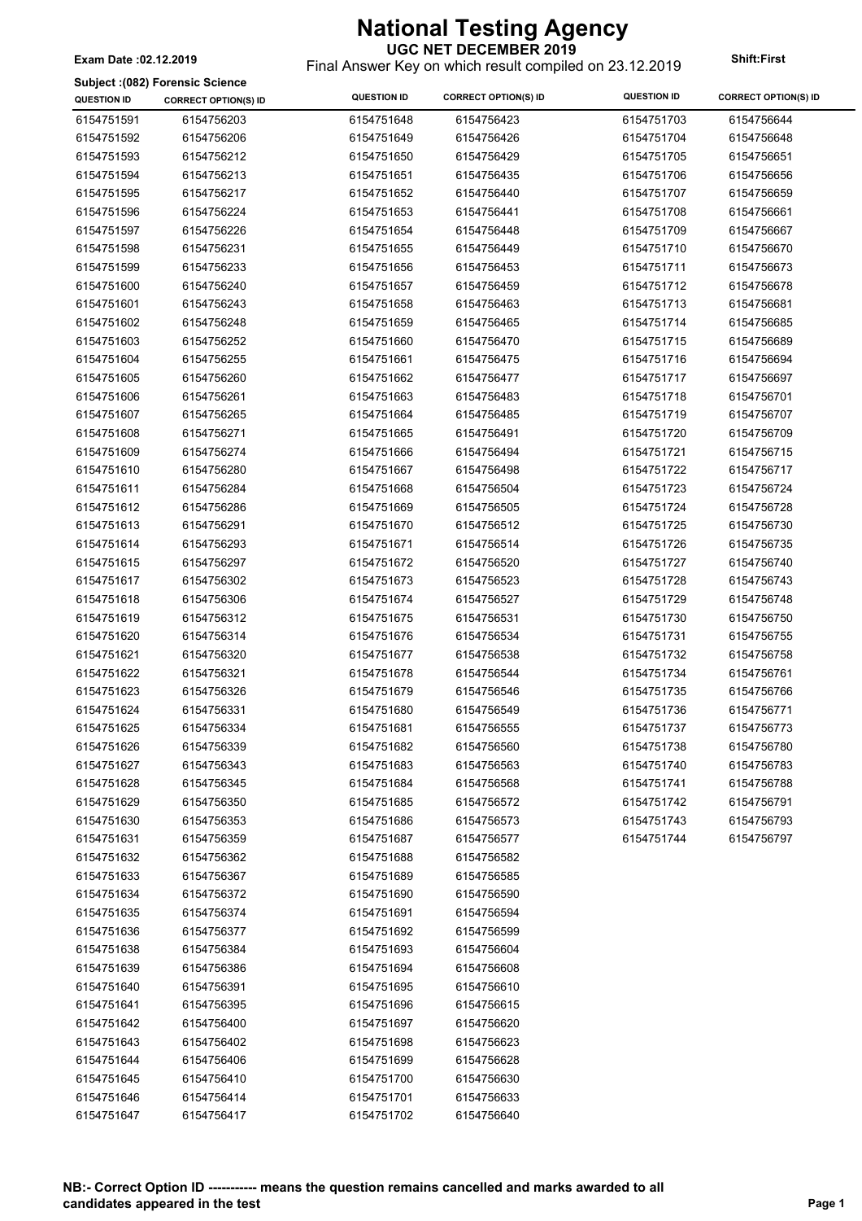# National Testing Agency

**UGC NET DECEMBER 2019**

**Exam Date :02.12.2019**

Final Answer Key on which result compiled on 23.12.2019

**Shift:First**

**Subject :(082) Forensic Science**

| QUESTION ID | CORRECT OPTION(S) ID | QUESTION ID | CORRECT OPTION(S) ID | QUESTION ID | CORRECT OPTION(S) ID |
|---|---|---|---|---|---|
| 6154751591 | 6154756203 | 6154751648 | 6154756423 | 6154751703 | 6154756644 |
| 6154751592 | 6154756206 | 6154751649 | 6154756426 | 6154751704 | 6154756648 |
| 6154751593 | 6154756212 | 6154751650 | 6154756429 | 6154751705 | 6154756651 |
| 6154751594 | 6154756213 | 6154751651 | 6154756435 | 6154751706 | 6154756656 |
| 6154751595 | 6154756217 | 6154751652 | 6154756440 | 6154751707 | 6154756659 |
| 6154751596 | 6154756224 | 6154751653 | 6154756441 | 6154751708 | 6154756661 |
| 6154751597 | 6154756226 | 6154751654 | 6154756448 | 6154751709 | 6154756667 |
| 6154751598 | 6154756231 | 6154751655 | 6154756449 | 6154751710 | 6154756670 |
| 6154751599 | 6154756233 | 6154751656 | 6154756453 | 6154751711 | 6154756673 |
| 6154751600 | 6154756240 | 6154751657 | 6154756459 | 6154751712 | 6154756678 |
| 6154751601 | 6154756243 | 6154751658 | 6154756463 | 6154751713 | 6154756681 |
| 6154751602 | 6154756248 | 6154751659 | 6154756465 | 6154751714 | 6154756685 |
| 6154751603 | 6154756252 | 6154751660 | 6154756470 | 6154751715 | 6154756689 |
| 6154751604 | 6154756255 | 6154751661 | 6154756475 | 6154751716 | 6154756694 |
| 6154751605 | 6154756260 | 6154751662 | 6154756477 | 6154751717 | 6154756697 |
| 6154751606 | 6154756261 | 6154751663 | 6154756483 | 6154751718 | 6154756701 |
| 6154751607 | 6154756265 | 6154751664 | 6154756485 | 6154751719 | 6154756707 |
| 6154751608 | 6154756271 | 6154751665 | 6154756491 | 6154751720 | 6154756709 |
| 6154751609 | 6154756274 | 6154751666 | 6154756494 | 6154751721 | 6154756715 |
| 6154751610 | 6154756280 | 6154751667 | 6154756498 | 6154751722 | 6154756717 |
| 6154751611 | 6154756284 | 6154751668 | 6154756504 | 6154751723 | 6154756724 |
| 6154751612 | 6154756286 | 6154751669 | 6154756505 | 6154751724 | 6154756728 |
| 6154751613 | 6154756291 | 6154751670 | 6154756512 | 6154751725 | 6154756730 |
| 6154751614 | 6154756293 | 6154751671 | 6154756514 | 6154751726 | 6154756735 |
| 6154751615 | 6154756297 | 6154751672 | 6154756520 | 6154751727 | 6154756740 |
| 6154751617 | 6154756302 | 6154751673 | 6154756523 | 6154751728 | 6154756743 |
| 6154751618 | 6154756306 | 6154751674 | 6154756527 | 6154751729 | 6154756748 |
| 6154751619 | 6154756312 | 6154751675 | 6154756531 | 6154751730 | 6154756750 |
| 6154751620 | 6154756314 | 6154751676 | 6154756534 | 6154751731 | 6154756755 |
| 6154751621 | 6154756320 | 6154751677 | 6154756538 | 6154751732 | 6154756758 |
| 6154751622 | 6154756321 | 6154751678 | 6154756544 | 6154751734 | 6154756761 |
| 6154751623 | 6154756326 | 6154751679 | 6154756546 | 6154751735 | 6154756766 |
| 6154751624 | 6154756331 | 6154751680 | 6154756549 | 6154751736 | 6154756771 |
| 6154751625 | 6154756334 | 6154751681 | 6154756555 | 6154751737 | 6154756773 |
| 6154751626 | 6154756339 | 6154751682 | 6154756560 | 6154751738 | 6154756780 |
| 6154751627 | 6154756343 | 6154751683 | 6154756563 | 6154751740 | 6154756783 |
| 6154751628 | 6154756345 | 6154751684 | 6154756568 | 6154751741 | 6154756788 |
| 6154751629 | 6154756350 | 6154751685 | 6154756572 | 6154751742 | 6154756791 |
| 6154751630 | 6154756353 | 6154751686 | 6154756573 | 6154751743 | 6154756793 |
| 6154751631 | 6154756359 | 6154751687 | 6154756577 | 6154751744 | 6154756797 |
| 6154751632 | 6154756362 | 6154751688 | 6154756582 | | |
| 6154751633 | 6154756367 | 6154751689 | 6154756585 | | |
| 6154751634 | 6154756372 | 6154751690 | 6154756590 | | |
| 6154751635 | 6154756374 | 6154751691 | 6154756594 | | |
| 6154751636 | 6154756377 | 6154751692 | 6154756599 | | |
| 6154751638 | 6154756384 | 6154751693 | 6154756604 | | |
| 6154751639 | 6154756386 | 6154751694 | 6154756608 | | |
| 6154751640 | 6154756391 | 6154751695 | 6154756610 | | |
| 6154751641 | 6154756395 | 6154751696 | 6154756615 | | |
| 6154751642 | 6154756400 | 6154751697 | 6154756620 | | |
| 6154751643 | 6154756402 | 6154751698 | 6154756623 | | |
| 6154751644 | 6154756406 | 6154751699 | 6154756628 | | |
| 6154751645 | 6154756410 | 6154751700 | 6154756630 | | |
| 6154751646 | 6154756414 | 6154751701 | 6154756633 | | |
| 6154751647 | 6154756417 | 6154751702 | 6154756640 | | |

**NB:- Correct Option ID ----------- means the question remains cancelled and marks awarded to all candidates appeared in the test**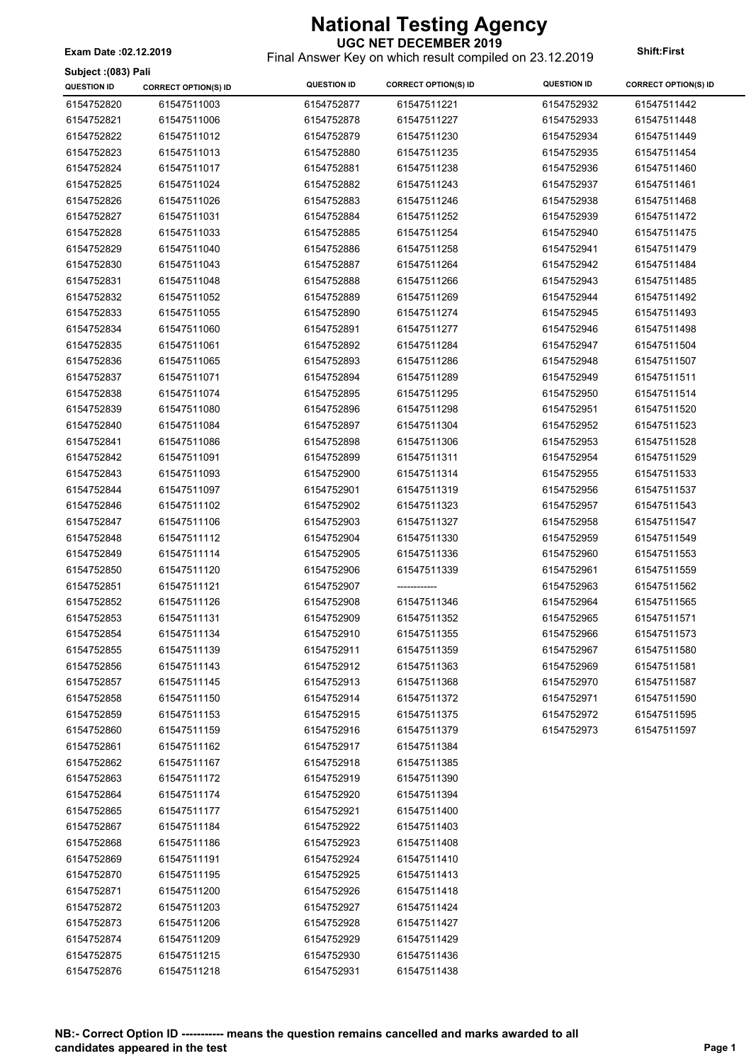# National Testing Agency

**UGC NET DECEMBER 2019**

Final Answer Key on which result compiled on 23.12.2019

**Exam Date :02.12.2019**

**Shift:First**

**Subject :(083) Pali**

| QUESTION ID | CORRECT OPTION(S) ID | QUESTION ID | CORRECT OPTION(S) ID | QUESTION ID | CORRECT OPTION(S) ID |
|---|---|---|---|---|---|
| 6154752820 | 61547511003 | 6154752877 | 61547511221 | 6154752932 | 61547511442 |
| 6154752821 | 61547511006 | 6154752878 | 61547511227 | 6154752933 | 61547511448 |
| 6154752822 | 61547511012 | 6154752879 | 61547511230 | 6154752934 | 61547511449 |
| 6154752823 | 61547511013 | 6154752880 | 61547511235 | 6154752935 | 61547511454 |
| 6154752824 | 61547511017 | 6154752881 | 61547511238 | 6154752936 | 61547511460 |
| 6154752825 | 61547511024 | 6154752882 | 61547511243 | 6154752937 | 61547511461 |
| 6154752826 | 61547511026 | 6154752883 | 61547511246 | 6154752938 | 61547511468 |
| 6154752827 | 61547511031 | 6154752884 | 61547511252 | 6154752939 | 61547511472 |
| 6154752828 | 61547511033 | 6154752885 | 61547511254 | 6154752940 | 61547511475 |
| 6154752829 | 61547511040 | 6154752886 | 61547511258 | 6154752941 | 61547511479 |
| 6154752830 | 61547511043 | 6154752887 | 61547511264 | 6154752942 | 61547511484 |
| 6154752831 | 61547511048 | 6154752888 | 61547511266 | 6154752943 | 61547511485 |
| 6154752832 | 61547511052 | 6154752889 | 61547511269 | 6154752944 | 61547511492 |
| 6154752833 | 61547511055 | 6154752890 | 61547511274 | 6154752945 | 61547511493 |
| 6154752834 | 61547511060 | 6154752891 | 61547511277 | 6154752946 | 61547511498 |
| 6154752835 | 61547511061 | 6154752892 | 61547511284 | 6154752947 | 61547511504 |
| 6154752836 | 61547511065 | 6154752893 | 61547511286 | 6154752948 | 61547511507 |
| 6154752837 | 61547511071 | 6154752894 | 61547511289 | 6154752949 | 61547511511 |
| 6154752838 | 61547511074 | 6154752895 | 61547511295 | 6154752950 | 61547511514 |
| 6154752839 | 61547511080 | 6154752896 | 61547511298 | 6154752951 | 61547511520 |
| 6154752840 | 61547511084 | 6154752897 | 61547511304 | 6154752952 | 61547511523 |
| 6154752841 | 61547511086 | 6154752898 | 61547511306 | 6154752953 | 61547511528 |
| 6154752842 | 61547511091 | 6154752899 | 61547511311 | 6154752954 | 61547511529 |
| 6154752843 | 61547511093 | 6154752900 | 61547511314 | 6154752955 | 61547511533 |
| 6154752844 | 61547511097 | 6154752901 | 61547511319 | 6154752956 | 61547511537 |
| 6154752846 | 61547511102 | 6154752902 | 61547511323 | 6154752957 | 61547511543 |
| 6154752847 | 61547511106 | 6154752903 | 61547511327 | 6154752958 | 61547511547 |
| 6154752848 | 61547511112 | 6154752904 | 61547511330 | 6154752959 | 61547511549 |
| 6154752849 | 61547511114 | 6154752905 | 61547511336 | 6154752960 | 61547511553 |
| 6154752850 | 61547511120 | 6154752906 | 61547511339 | 6154752961 | 61547511559 |
| 6154752851 | 61547511121 | 6154752907 | ------------ | 6154752963 | 61547511562 |
| 6154752852 | 61547511126 | 6154752908 | 61547511346 | 6154752964 | 61547511565 |
| 6154752853 | 61547511131 | 6154752909 | 61547511352 | 6154752965 | 61547511571 |
| 6154752854 | 61547511134 | 6154752910 | 61547511355 | 6154752966 | 61547511573 |
| 6154752855 | 61547511139 | 6154752911 | 61547511359 | 6154752967 | 61547511580 |
| 6154752856 | 61547511143 | 6154752912 | 61547511363 | 6154752969 | 61547511581 |
| 6154752857 | 61547511145 | 6154752913 | 61547511368 | 6154752970 | 61547511587 |
| 6154752858 | 61547511150 | 6154752914 | 61547511372 | 6154752971 | 61547511590 |
| 6154752859 | 61547511153 | 6154752915 | 61547511375 | 6154752972 | 61547511595 |
| 6154752860 | 61547511159 | 6154752916 | 61547511379 | 6154752973 | 61547511597 |
| 6154752861 | 61547511162 | 6154752917 | 61547511384 | | |
| 6154752862 | 61547511167 | 6154752918 | 61547511385 | | |
| 6154752863 | 61547511172 | 6154752919 | 61547511390 | | |
| 6154752864 | 61547511174 | 6154752920 | 61547511394 | | |
| 6154752865 | 61547511177 | 6154752921 | 61547511400 | | |
| 6154752867 | 61547511184 | 6154752922 | 61547511403 | | |
| 6154752868 | 61547511186 | 6154752923 | 61547511408 | | |
| 6154752869 | 61547511191 | 6154752924 | 61547511410 | | |
| 6154752870 | 61547511195 | 6154752925 | 61547511413 | | |
| 6154752871 | 61547511200 | 6154752926 | 61547511418 | | |
| 6154752872 | 61547511203 | 6154752927 | 61547511424 | | |
| 6154752873 | 61547511206 | 6154752928 | 61547511427 | | |
| 6154752874 | 61547511209 | 6154752929 | 61547511429 | | |
| 6154752875 | 61547511215 | 6154752930 | 61547511436 | | |
| 6154752876 | 61547511218 | 6154752931 | 61547511438 | | |

**NB:- Correct Option ID ----------- means the question remains cancelled and marks awarded to all candidates appeared in the test**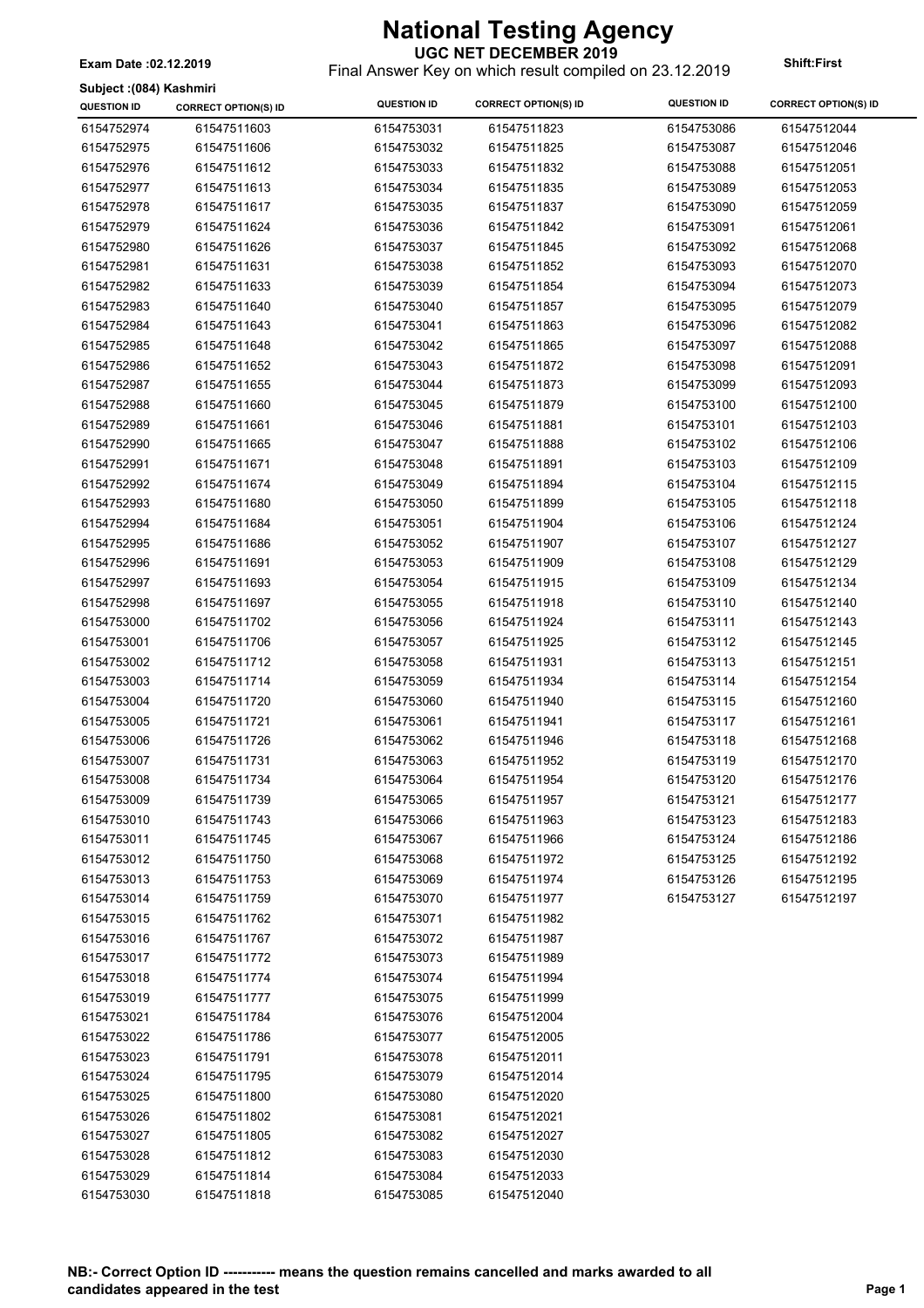# National Testing Agency

**UGC NET DECEMBER 2019**

Final Answer Key on which result compiled on 23.12.2019

**Exam Date :02.12.2019**

**Shift:First**

**Subject :(084) Kashmiri**

| QUESTION ID | CORRECT OPTION(S) ID | QUESTION ID | CORRECT OPTION(S) ID | QUESTION ID | CORRECT OPTION(S) ID |
|---|---|---|---|---|---|
| 6154752974 | 61547511603 | 6154753031 | 61547511823 | 6154753086 | 61547512044 |
| 6154752975 | 61547511606 | 6154753032 | 61547511825 | 6154753087 | 61547512046 |
| 6154752976 | 61547511612 | 6154753033 | 61547511832 | 6154753088 | 61547512051 |
| 6154752977 | 61547511613 | 6154753034 | 61547511835 | 6154753089 | 61547512053 |
| 6154752978 | 61547511617 | 6154753035 | 61547511837 | 6154753090 | 61547512059 |
| 6154752979 | 61547511624 | 6154753036 | 61547511842 | 6154753091 | 61547512061 |
| 6154752980 | 61547511626 | 6154753037 | 61547511845 | 6154753092 | 61547512068 |
| 6154752981 | 61547511631 | 6154753038 | 61547511852 | 6154753093 | 61547512070 |
| 6154752982 | 61547511633 | 6154753039 | 61547511854 | 6154753094 | 61547512073 |
| 6154752983 | 61547511640 | 6154753040 | 61547511857 | 6154753095 | 61547512079 |
| 6154752984 | 61547511643 | 6154753041 | 61547511863 | 6154753096 | 61547512082 |
| 6154752985 | 61547511648 | 6154753042 | 61547511865 | 6154753097 | 61547512088 |
| 6154752986 | 61547511652 | 6154753043 | 61547511872 | 6154753098 | 61547512091 |
| 6154752987 | 61547511655 | 6154753044 | 61547511873 | 6154753099 | 61547512093 |
| 6154752988 | 61547511660 | 6154753045 | 61547511879 | 6154753100 | 61547512100 |
| 6154752989 | 61547511661 | 6154753046 | 61547511881 | 6154753101 | 61547512103 |
| 6154752990 | 61547511665 | 6154753047 | 61547511888 | 6154753102 | 61547512106 |
| 6154752991 | 61547511671 | 6154753048 | 61547511891 | 6154753103 | 61547512109 |
| 6154752992 | 61547511674 | 6154753049 | 61547511894 | 6154753104 | 61547512115 |
| 6154752993 | 61547511680 | 6154753050 | 61547511899 | 6154753105 | 61547512118 |
| 6154752994 | 61547511684 | 6154753051 | 61547511904 | 6154753106 | 61547512124 |
| 6154752995 | 61547511686 | 6154753052 | 61547511907 | 6154753107 | 61547512127 |
| 6154752996 | 61547511691 | 6154753053 | 61547511909 | 6154753108 | 61547512129 |
| 6154752997 | 61547511693 | 6154753054 | 61547511915 | 6154753109 | 61547512134 |
| 6154752998 | 61547511697 | 6154753055 | 61547511918 | 6154753110 | 61547512140 |
| 6154753000 | 61547511702 | 6154753056 | 61547511924 | 6154753111 | 61547512143 |
| 6154753001 | 61547511706 | 6154753057 | 61547511925 | 6154753112 | 61547512145 |
| 6154753002 | 61547511712 | 6154753058 | 61547511931 | 6154753113 | 61547512151 |
| 6154753003 | 61547511714 | 6154753059 | 61547511934 | 6154753114 | 61547512154 |
| 6154753004 | 61547511720 | 6154753060 | 61547511940 | 6154753115 | 61547512160 |
| 6154753005 | 61547511721 | 6154753061 | 61547511941 | 6154753117 | 61547512161 |
| 6154753006 | 61547511726 | 6154753062 | 61547511946 | 6154753118 | 61547512168 |
| 6154753007 | 61547511731 | 6154753063 | 61547511952 | 6154753119 | 61547512170 |
| 6154753008 | 61547511734 | 6154753064 | 61547511954 | 6154753120 | 61547512176 |
| 6154753009 | 61547511739 | 6154753065 | 61547511957 | 6154753121 | 61547512177 |
| 6154753010 | 61547511743 | 6154753066 | 61547511963 | 6154753123 | 61547512183 |
| 6154753011 | 61547511745 | 6154753067 | 61547511966 | 6154753124 | 61547512186 |
| 6154753012 | 61547511750 | 6154753068 | 61547511972 | 6154753125 | 61547512192 |
| 6154753013 | 61547511753 | 6154753069 | 61547511974 | 6154753126 | 61547512195 |
| 6154753014 | 61547511759 | 6154753070 | 61547511977 | 6154753127 | 61547512197 |
| 6154753015 | 61547511762 | 6154753071 | 61547511982 | | |
| 6154753016 | 61547511767 | 6154753072 | 61547511987 | | |
| 6154753017 | 61547511772 | 6154753073 | 61547511989 | | |
| 6154753018 | 61547511774 | 6154753074 | 61547511994 | | |
| 6154753019 | 61547511777 | 6154753075 | 61547511999 | | |
| 6154753021 | 61547511784 | 6154753076 | 61547512004 | | |
| 6154753022 | 61547511786 | 6154753077 | 61547512005 | | |
| 6154753023 | 61547511791 | 6154753078 | 61547512011 | | |
| 6154753024 | 61547511795 | 6154753079 | 61547512014 | | |
| 6154753025 | 61547511800 | 6154753080 | 61547512020 | | |
| 6154753026 | 61547511802 | 6154753081 | 61547512021 | | |
| 6154753027 | 61547511805 | 6154753082 | 61547512027 | | |
| 6154753028 | 61547511812 | 6154753083 | 61547512030 | | |
| 6154753029 | 61547511814 | 6154753084 | 61547512033 | | |
| 6154753030 | 61547511818 | 6154753085 | 61547512040 | | |

**NB:- Correct Option ID ----------- means the question remains cancelled and marks awarded to all candidates appeared in the test**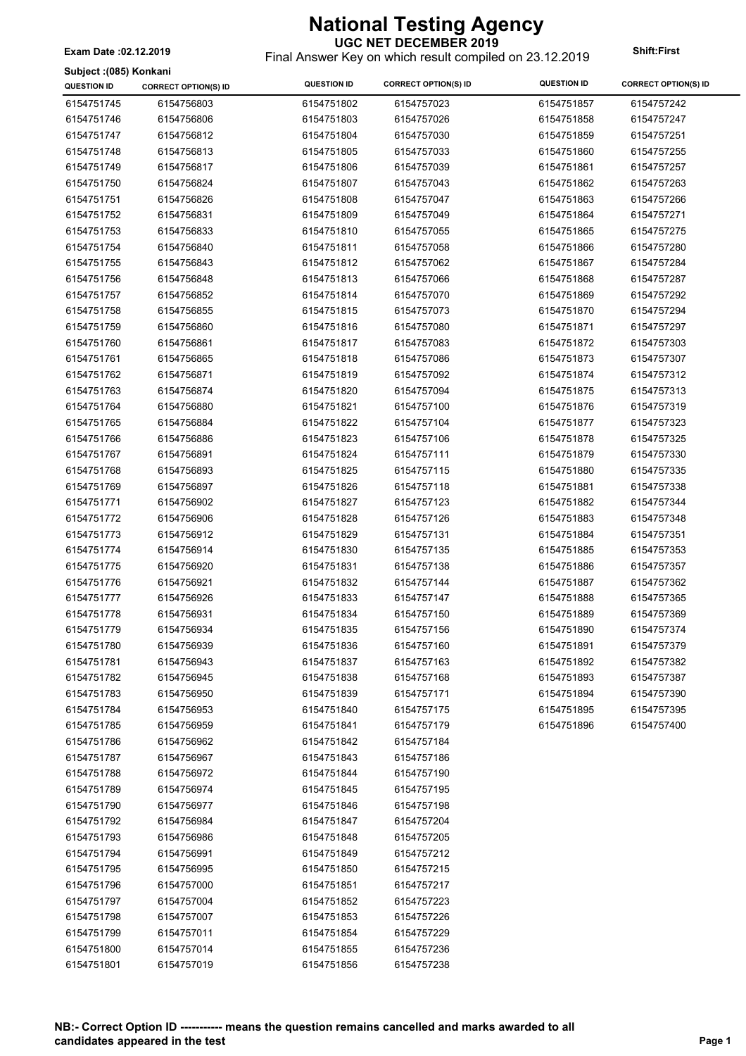# National Testing Agency

**UGC NET DECEMBER 2019**

Final Answer Key on which result compiled on 23.12.2019

**Exam Date :02.12.2019**

**Shift:First**

**Subject :(085) Konkani**

| QUESTION ID | CORRECT OPTION(S) ID | QUESTION ID | CORRECT OPTION(S) ID | QUESTION ID | CORRECT OPTION(S) ID |
|---|---|---|---|---|---|
| 6154751745 | 6154756803 | 6154751802 | 6154757023 | 6154751857 | 6154757242 |
| 6154751746 | 6154756806 | 6154751803 | 6154757026 | 6154751858 | 6154757247 |
| 6154751747 | 6154756812 | 6154751804 | 6154757030 | 6154751859 | 6154757251 |
| 6154751748 | 6154756813 | 6154751805 | 6154757033 | 6154751860 | 6154757255 |
| 6154751749 | 6154756817 | 6154751806 | 6154757039 | 6154751861 | 6154757257 |
| 6154751750 | 6154756824 | 6154751807 | 6154757043 | 6154751862 | 6154757263 |
| 6154751751 | 6154756826 | 6154751808 | 6154757047 | 6154751863 | 6154757266 |
| 6154751752 | 6154756831 | 6154751809 | 6154757049 | 6154751864 | 6154757271 |
| 6154751753 | 6154756833 | 6154751810 | 6154757055 | 6154751865 | 6154757275 |
| 6154751754 | 6154756840 | 6154751811 | 6154757058 | 6154751866 | 6154757280 |
| 6154751755 | 6154756843 | 6154751812 | 6154757062 | 6154751867 | 6154757284 |
| 6154751756 | 6154756848 | 6154751813 | 6154757066 | 6154751868 | 6154757287 |
| 6154751757 | 6154756852 | 6154751814 | 6154757070 | 6154751869 | 6154757292 |
| 6154751758 | 6154756855 | 6154751815 | 6154757073 | 6154751870 | 6154757294 |
| 6154751759 | 6154756860 | 6154751816 | 6154757080 | 6154751871 | 6154757297 |
| 6154751760 | 6154756861 | 6154751817 | 6154757083 | 6154751872 | 6154757303 |
| 6154751761 | 6154756865 | 6154751818 | 6154757086 | 6154751873 | 6154757307 |
| 6154751762 | 6154756871 | 6154751819 | 6154757092 | 6154751874 | 6154757312 |
| 6154751763 | 6154756874 | 6154751820 | 6154757094 | 6154751875 | 6154757313 |
| 6154751764 | 6154756880 | 6154751821 | 6154757100 | 6154751876 | 6154757319 |
| 6154751765 | 6154756884 | 6154751822 | 6154757104 | 6154751877 | 6154757323 |
| 6154751766 | 6154756886 | 6154751823 | 6154757106 | 6154751878 | 6154757325 |
| 6154751767 | 6154756891 | 6154751824 | 6154757111 | 6154751879 | 6154757330 |
| 6154751768 | 6154756893 | 6154751825 | 6154757115 | 6154751880 | 6154757335 |
| 6154751769 | 6154756897 | 6154751826 | 6154757118 | 6154751881 | 6154757338 |
| 6154751771 | 6154756902 | 6154751827 | 6154757123 | 6154751882 | 6154757344 |
| 6154751772 | 6154756906 | 6154751828 | 6154757126 | 6154751883 | 6154757348 |
| 6154751773 | 6154756912 | 6154751829 | 6154757131 | 6154751884 | 6154757351 |
| 6154751774 | 6154756914 | 6154751830 | 6154757135 | 6154751885 | 6154757353 |
| 6154751775 | 6154756920 | 6154751831 | 6154757138 | 6154751886 | 6154757357 |
| 6154751776 | 6154756921 | 6154751832 | 6154757144 | 6154751887 | 6154757362 |
| 6154751777 | 6154756926 | 6154751833 | 6154757147 | 6154751888 | 6154757365 |
| 6154751778 | 6154756931 | 6154751834 | 6154757150 | 6154751889 | 6154757369 |
| 6154751779 | 6154756934 | 6154751835 | 6154757156 | 6154751890 | 6154757374 |
| 6154751780 | 6154756939 | 6154751836 | 6154757160 | 6154751891 | 6154757379 |
| 6154751781 | 6154756943 | 6154751837 | 6154757163 | 6154751892 | 6154757382 |
| 6154751782 | 6154756945 | 6154751838 | 6154757168 | 6154751893 | 6154757387 |
| 6154751783 | 6154756950 | 6154751839 | 6154757171 | 6154751894 | 6154757390 |
| 6154751784 | 6154756953 | 6154751840 | 6154757175 | 6154751895 | 6154757395 |
| 6154751785 | 6154756959 | 6154751841 | 6154757179 | 6154751896 | 6154757400 |
| 6154751786 | 6154756962 | 6154751842 | 6154757184 | | |
| 6154751787 | 6154756967 | 6154751843 | 6154757186 | | |
| 6154751788 | 6154756972 | 6154751844 | 6154757190 | | |
| 6154751789 | 6154756974 | 6154751845 | 6154757195 | | |
| 6154751790 | 6154756977 | 6154751846 | 6154757198 | | |
| 6154751792 | 6154756984 | 6154751847 | 6154757204 | | |
| 6154751793 | 6154756986 | 6154751848 | 6154757205 | | |
| 6154751794 | 6154756991 | 6154751849 | 6154757212 | | |
| 6154751795 | 6154756995 | 6154751850 | 6154757215 | | |
| 6154751796 | 6154757000 | 6154751851 | 6154757217 | | |
| 6154751797 | 6154757004 | 6154751852 | 6154757223 | | |
| 6154751798 | 6154757007 | 6154751853 | 6154757226 | | |
| 6154751799 | 6154757011 | 6154751854 | 6154757229 | | |
| 6154751800 | 6154757014 | 6154751855 | 6154757236 | | |
| 6154751801 | 6154757019 | 6154751856 | 6154757238 | | |

**NB:- Correct Option ID ----------- means the question remains cancelled and marks awarded to all candidates appeared in the test**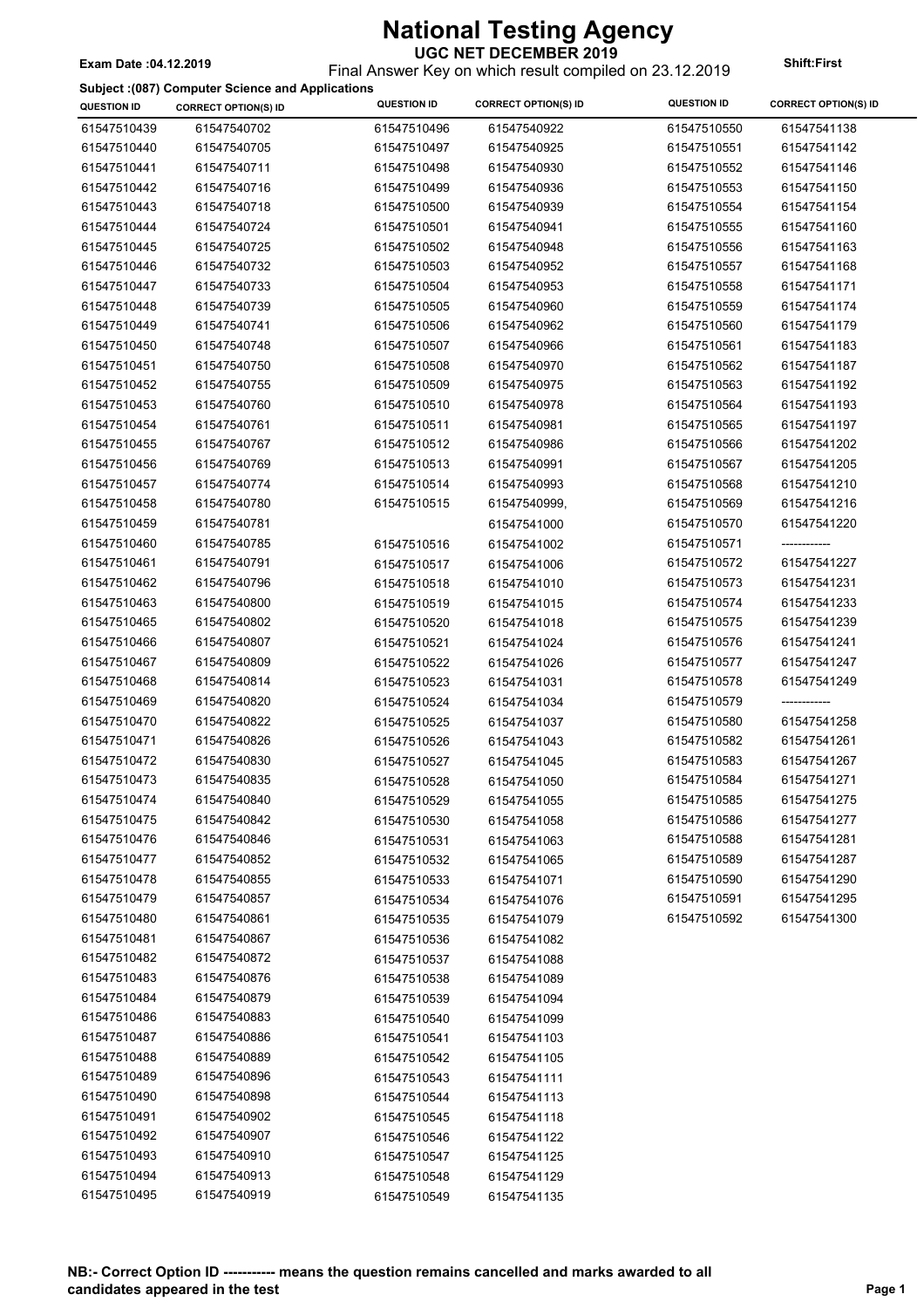# National Testing Agency

**UGC NET DECEMBER 2019**

**Exam Date :04.12.2019** Final Answer Key on which result compiled on 23.12.2019 **Shift:First**

**Subject :(087) Computer Science and Applications**

| QUESTION ID | CORRECT OPTION(S) ID | QUESTION ID | CORRECT OPTION(S) ID | QUESTION ID | CORRECT OPTION(S) ID |
|---|---|---|---|---|---|
| 61547510439 | 61547540702 | 61547510496 | 61547540922 | 61547510550 | 61547541138 |
| 61547510440 | 61547540705 | 61547510497 | 61547540925 | 61547510551 | 61547541142 |
| 61547510441 | 61547540711 | 61547510498 | 61547540930 | 61547510552 | 61547541146 |
| 61547510442 | 61547540716 | 61547510499 | 61547540936 | 61547510553 | 61547541150 |
| 61547510443 | 61547540718 | 61547510500 | 61547540939 | 61547510554 | 61547541154 |
| 61547510444 | 61547540724 | 61547510501 | 61547540941 | 61547510555 | 61547541160 |
| 61547510445 | 61547540725 | 61547510502 | 61547540948 | 61547510556 | 61547541163 |
| 61547510446 | 61547540732 | 61547510503 | 61547540952 | 61547510557 | 61547541168 |
| 61547510447 | 61547540733 | 61547510504 | 61547540953 | 61547510558 | 61547541171 |
| 61547510448 | 61547540739 | 61547510505 | 61547540960 | 61547510559 | 61547541174 |
| 61547510449 | 61547540741 | 61547510506 | 61547540962 | 61547510560 | 61547541179 |
| 61547510450 | 61547540748 | 61547510507 | 61547540966 | 61547510561 | 61547541183 |
| 61547510451 | 61547540750 | 61547510508 | 61547540970 | 61547510562 | 61547541187 |
| 61547510452 | 61547540755 | 61547510509 | 61547540975 | 61547510563 | 61547541192 |
| 61547510453 | 61547540760 | 61547510510 | 61547540978 | 61547510564 | 61547541193 |
| 61547510454 | 61547540761 | 61547510511 | 61547540981 | 61547510565 | 61547541197 |
| 61547510455 | 61547540767 | 61547510512 | 61547540986 | 61547510566 | 61547541202 |
| 61547510456 | 61547540769 | 61547510513 | 61547540991 | 61547510567 | 61547541205 |
| 61547510457 | 61547540774 | 61547510514 | 61547540993 | 61547510568 | 61547541210 |
| 61547510458 | 61547540780 | 61547510515 | 61547540999, 61547541000 | 61547510569 | 61547541216 |
| 61547510459 | 61547540781 | | | 61547510570 | 61547541220 |
| 61547510460 | 61547540785 | 61547510516 | 61547541002 | 61547510571 | ----------- |
| 61547510461 | 61547540791 | 61547510517 | 61547541006 | 61547510572 | 61547541227 |
| 61547510462 | 61547540796 | 61547510518 | 61547541010 | 61547510573 | 61547541231 |
| 61547510463 | 61547540800 | 61547510519 | 61547541015 | 61547510574 | 61547541233 |
| 61547510465 | 61547540802 | 61547510520 | 61547541018 | 61547510575 | 61547541239 |
| 61547510466 | 61547540807 | 61547510521 | 61547541024 | 61547510576 | 61547541241 |
| 61547510467 | 61547540809 | 61547510522 | 61547541026 | 61547510577 | 61547541247 |
| 61547510468 | 61547540814 | 61547510523 | 61547541031 | 61547510578 | 61547541249 |
| 61547510469 | 61547540820 | 61547510524 | 61547541034 | 61547510579 | ----------- |
| 61547510470 | 61547540822 | 61547510525 | 61547541037 | 61547510580 | 61547541258 |
| 61547510471 | 61547540826 | 61547510526 | 61547541043 | 61547510582 | 61547541261 |
| 61547510472 | 61547540830 | 61547510527 | 61547541045 | 61547510583 | 61547541267 |
| 61547510473 | 61547540835 | 61547510528 | 61547541050 | 61547510584 | 61547541271 |
| 61547510474 | 61547540840 | 61547510529 | 61547541055 | 61547510585 | 61547541275 |
| 61547510475 | 61547540842 | 61547510530 | 61547541058 | 61547510586 | 61547541277 |
| 61547510476 | 61547540846 | 61547510531 | 61547541063 | 61547510588 | 61547541281 |
| 61547510477 | 61547540852 | 61547510532 | 61547541065 | 61547510589 | 61547541287 |
| 61547510478 | 61547540855 | 61547510533 | 61547541071 | 61547510590 | 61547541290 |
| 61547510479 | 61547540857 | 61547510534 | 61547541076 | 61547510591 | 61547541295 |
| 61547510480 | 61547540861 | 61547510535 | 61547541079 | 61547510592 | 61547541300 |
| 61547510481 | 61547540867 | 61547510536 | 61547541082 | | |
| 61547510482 | 61547540872 | 61547510537 | 61547541088 | | |
| 61547510483 | 61547540876 | 61547510538 | 61547541089 | | |
| 61547510484 | 61547540879 | 61547510539 | 61547541094 | | |
| 61547510486 | 61547540883 | 61547510540 | 61547541099 | | |
| 61547510487 | 61547540886 | 61547510541 | 61547541103 | | |
| 61547510488 | 61547540889 | 61547510542 | 61547541105 | | |
| 61547510489 | 61547540896 | 61547510543 | 61547541111 | | |
| 61547510490 | 61547540898 | 61547510544 | 61547541113 | | |
| 61547510491 | 61547540902 | 61547510545 | 61547541118 | | |
| 61547510492 | 61547540907 | 61547510546 | 61547541122 | | |
| 61547510493 | 61547540910 | 61547510547 | 61547541125 | | |
| 61547510494 | 61547540913 | 61547510548 | 61547541129 | | |
| 61547510495 | 61547540919 | 61547510549 | 61547541135 | | |

**NB:- Correct Option ID ----------- means the question remains cancelled and marks awarded to all candidates appeared in the test**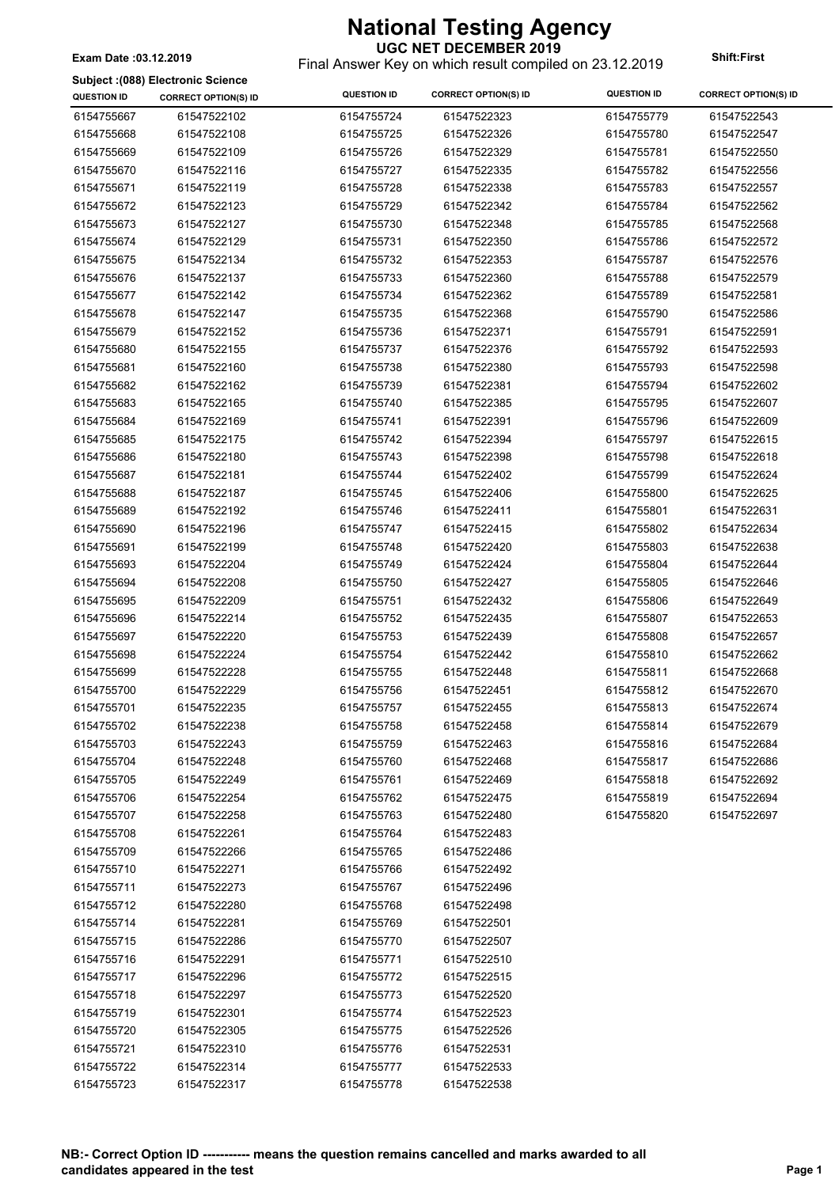# National Testing Agency

**UGC NET DECEMBER 2019**

Final Answer Key on which result compiled on 23.12.2019

**Exam Date :03.12.2019**

**Shift:First**

**Subject :(088) Electronic Science**

| QUESTION ID | CORRECT OPTION(S) ID | QUESTION ID | CORRECT OPTION(S) ID | QUESTION ID | CORRECT OPTION(S) ID |
|---|---|---|---|---|---|
| 6154755667 | 61547522102 | 6154755724 | 61547522323 | 6154755779 | 61547522543 |
| 6154755668 | 61547522108 | 6154755725 | 61547522326 | 6154755780 | 61547522547 |
| 6154755669 | 61547522109 | 6154755726 | 61547522329 | 6154755781 | 61547522550 |
| 6154755670 | 61547522116 | 6154755727 | 61547522335 | 6154755782 | 61547522556 |
| 6154755671 | 61547522119 | 6154755728 | 61547522338 | 6154755783 | 61547522557 |
| 6154755672 | 61547522123 | 6154755729 | 61547522342 | 6154755784 | 61547522562 |
| 6154755673 | 61547522127 | 6154755730 | 61547522348 | 6154755785 | 61547522568 |
| 6154755674 | 61547522129 | 6154755731 | 61547522350 | 6154755786 | 61547522572 |
| 6154755675 | 61547522134 | 6154755732 | 61547522353 | 6154755787 | 61547522576 |
| 6154755676 | 61547522137 | 6154755733 | 61547522360 | 6154755788 | 61547522579 |
| 6154755677 | 61547522142 | 6154755734 | 61547522362 | 6154755789 | 61547522581 |
| 6154755678 | 61547522147 | 6154755735 | 61547522368 | 6154755790 | 61547522586 |
| 6154755679 | 61547522152 | 6154755736 | 61547522371 | 6154755791 | 61547522591 |
| 6154755680 | 61547522155 | 6154755737 | 61547522376 | 6154755792 | 61547522593 |
| 6154755681 | 61547522160 | 6154755738 | 61547522380 | 6154755793 | 61547522598 |
| 6154755682 | 61547522162 | 6154755739 | 61547522381 | 6154755794 | 61547522602 |
| 6154755683 | 61547522165 | 6154755740 | 61547522385 | 6154755795 | 61547522607 |
| 6154755684 | 61547522169 | 6154755741 | 61547522391 | 6154755796 | 61547522609 |
| 6154755685 | 61547522175 | 6154755742 | 61547522394 | 6154755797 | 61547522615 |
| 6154755686 | 61547522180 | 6154755743 | 61547522398 | 6154755798 | 61547522618 |
| 6154755687 | 61547522181 | 6154755744 | 61547522402 | 6154755799 | 61547522624 |
| 6154755688 | 61547522187 | 6154755745 | 61547522406 | 6154755800 | 61547522625 |
| 6154755689 | 61547522192 | 6154755746 | 61547522411 | 6154755801 | 61547522631 |
| 6154755690 | 61547522196 | 6154755747 | 61547522415 | 6154755802 | 61547522634 |
| 6154755691 | 61547522199 | 6154755748 | 61547522420 | 6154755803 | 61547522638 |
| 6154755693 | 61547522204 | 6154755749 | 61547522424 | 6154755804 | 61547522644 |
| 6154755694 | 61547522208 | 6154755750 | 61547522427 | 6154755805 | 61547522646 |
| 6154755695 | 61547522209 | 6154755751 | 61547522432 | 6154755806 | 61547522649 |
| 6154755696 | 61547522214 | 6154755752 | 61547522435 | 6154755807 | 61547522653 |
| 6154755697 | 61547522220 | 6154755753 | 61547522439 | 6154755808 | 61547522657 |
| 6154755698 | 61547522224 | 6154755754 | 61547522442 | 6154755810 | 61547522662 |
| 6154755699 | 61547522228 | 6154755755 | 61547522448 | 6154755811 | 61547522668 |
| 6154755700 | 61547522229 | 6154755756 | 61547522451 | 6154755812 | 61547522670 |
| 6154755701 | 61547522235 | 6154755757 | 61547522455 | 6154755813 | 61547522674 |
| 6154755702 | 61547522238 | 6154755758 | 61547522458 | 6154755814 | 61547522679 |
| 6154755703 | 61547522243 | 6154755759 | 61547522463 | 6154755816 | 61547522684 |
| 6154755704 | 61547522248 | 6154755760 | 61547522468 | 6154755817 | 61547522686 |
| 6154755705 | 61547522249 | 6154755761 | 61547522469 | 6154755818 | 61547522692 |
| 6154755706 | 61547522254 | 6154755762 | 61547522475 | 6154755819 | 61547522694 |
| 6154755707 | 61547522258 | 6154755763 | 61547522480 | 6154755820 | 61547522697 |
| 6154755708 | 61547522261 | 6154755764 | 61547522483 | | |
| 6154755709 | 61547522266 | 6154755765 | 61547522486 | | |
| 6154755710 | 61547522271 | 6154755766 | 61547522492 | | |
| 6154755711 | 61547522273 | 6154755767 | 61547522496 | | |
| 6154755712 | 61547522280 | 6154755768 | 61547522498 | | |
| 6154755714 | 61547522281 | 6154755769 | 61547522501 | | |
| 6154755715 | 61547522286 | 6154755770 | 61547522507 | | |
| 6154755716 | 61547522291 | 6154755771 | 61547522510 | | |
| 6154755717 | 61547522296 | 6154755772 | 61547522515 | | |
| 6154755718 | 61547522297 | 6154755773 | 61547522520 | | |
| 6154755719 | 61547522301 | 6154755774 | 61547522523 | | |
| 6154755720 | 61547522305 | 6154755775 | 61547522526 | | |
| 6154755721 | 61547522310 | 6154755776 | 61547522531 | | |
| 6154755722 | 61547522314 | 6154755777 | 61547522533 | | |
| 6154755723 | 61547522317 | 6154755778 | 61547522538 | | |

**NB:- Correct Option ID ----------- means the question remains cancelled and marks awarded to all candidates appeared in the test**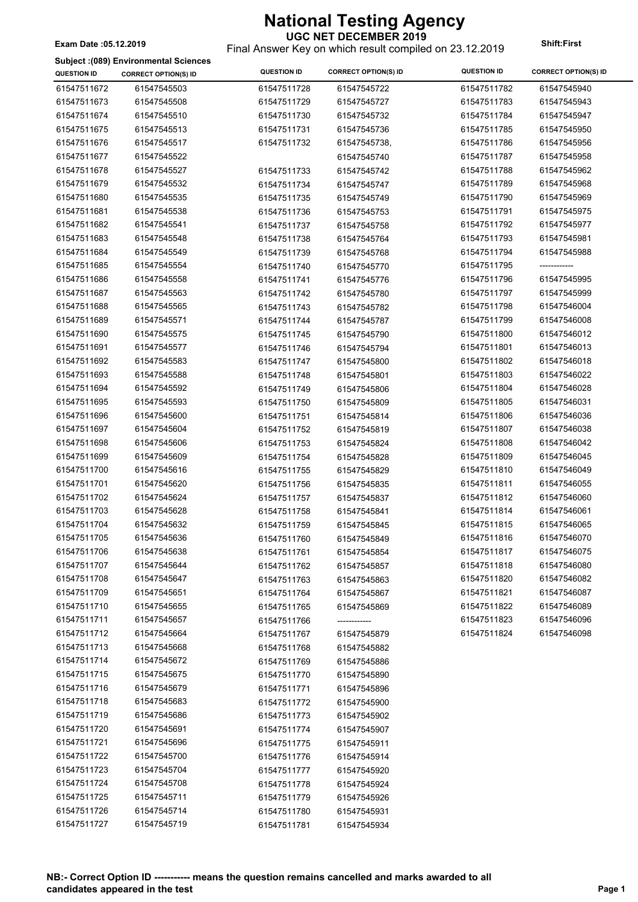# National Testing Agency

**UGC NET DECEMBER 2019**

Exam Date :05.12.2019 — Final Answer Key on which result compiled on 23.12.2019 — Shift:First

**Subject :(089) Environmental Sciences**

| QUESTION ID | CORRECT OPTION(S) ID | QUESTION ID | CORRECT OPTION(S) ID | QUESTION ID | CORRECT OPTION(S) ID |
|---|---|---|---|---|---|
| 61547511672 | 61547545503 | 61547511728 | 61547545722 | 61547511782 | 61547545940 |
| 61547511673 | 61547545508 | 61547511729 | 61547545727 | 61547511783 | 61547545943 |
| 61547511674 | 61547545510 | 61547511730 | 61547545732 | 61547511784 | 61547545947 |
| 61547511675 | 61547545513 | 61547511731 | 61547545736 | 61547511785 | 61547545950 |
| 61547511676 | 61547545517 | 61547511732 | 61547545738, 61547545740 | 61547511786 | 61547545956 |
| 61547511677 | 61547545522 | | | 61547511787 | 61547545958 |
| 61547511678 | 61547545527 | 61547511733 | 61547545742 | 61547511788 | 61547545962 |
| 61547511679 | 61547545532 | 61547511734 | 61547545747 | 61547511789 | 61547545968 |
| 61547511680 | 61547545535 | 61547511735 | 61547545749 | 61547511790 | 61547545969 |
| 61547511681 | 61547545538 | 61547511736 | 61547545753 | 61547511791 | 61547545975 |
| 61547511682 | 61547545541 | 61547511737 | 61547545758 | 61547511792 | 61547545977 |
| 61547511683 | 61547545548 | 61547511738 | 61547545764 | 61547511793 | 61547545981 |
| 61547511684 | 61547545549 | 61547511739 | 61547545768 | 61547511794 | 61547545988 |
| 61547511685 | 61547545554 | 61547511740 | 61547545770 | 61547511795 | ----------- |
| 61547511686 | 61547545558 | 61547511741 | 61547545776 | 61547511796 | 61547545995 |
| 61547511687 | 61547545563 | 61547511742 | 61547545780 | 61547511797 | 61547545999 |
| 61547511688 | 61547545565 | 61547511743 | 61547545782 | 61547511798 | 61547546004 |
| 61547511689 | 61547545571 | 61547511744 | 61547545787 | 61547511799 | 61547546008 |
| 61547511690 | 61547545575 | 61547511745 | 61547545790 | 61547511800 | 61547546012 |
| 61547511691 | 61547545577 | 61547511746 | 61547545794 | 61547511801 | 61547546013 |
| 61547511692 | 61547545583 | 61547511747 | 61547545800 | 61547511802 | 61547546018 |
| 61547511693 | 61547545588 | 61547511748 | 61547545801 | 61547511803 | 61547546022 |
| 61547511694 | 61547545592 | 61547511749 | 61547545806 | 61547511804 | 61547546028 |
| 61547511695 | 61547545593 | 61547511750 | 61547545809 | 61547511805 | 61547546031 |
| 61547511696 | 61547545600 | 61547511751 | 61547545814 | 61547511806 | 61547546036 |
| 61547511697 | 61547545604 | 61547511752 | 61547545819 | 61547511807 | 61547546038 |
| 61547511698 | 61547545606 | 61547511753 | 61547545824 | 61547511808 | 61547546042 |
| 61547511699 | 61547545609 | 61547511754 | 61547545828 | 61547511809 | 61547546045 |
| 61547511700 | 61547545616 | 61547511755 | 61547545829 | 61547511810 | 61547546049 |
| 61547511701 | 61547545620 | 61547511756 | 61547545835 | 61547511811 | 61547546055 |
| 61547511702 | 61547545624 | 61547511757 | 61547545837 | 61547511812 | 61547546060 |
| 61547511703 | 61547545628 | 61547511758 | 61547545841 | 61547511814 | 61547546061 |
| 61547511704 | 61547545632 | 61547511759 | 61547545845 | 61547511815 | 61547546065 |
| 61547511705 | 61547545636 | 61547511760 | 61547545849 | 61547511816 | 61547546070 |
| 61547511706 | 61547545638 | 61547511761 | 61547545854 | 61547511817 | 61547546075 |
| 61547511707 | 61547545644 | 61547511762 | 61547545857 | 61547511818 | 61547546080 |
| 61547511708 | 61547545647 | 61547511763 | 61547545863 | 61547511820 | 61547546082 |
| 61547511709 | 61547545651 | 61547511764 | 61547545867 | 61547511821 | 61547546087 |
| 61547511710 | 61547545655 | 61547511765 | 61547545869 | 61547511822 | 61547546089 |
| 61547511711 | 61547545657 | 61547511766 | ----------- | 61547511823 | 61547546096 |
| 61547511712 | 61547545664 | 61547511767 | 61547545879 | 61547511824 | 61547546098 |
| 61547511713 | 61547545668 | 61547511768 | 61547545882 | | |
| 61547511714 | 61547545672 | 61547511769 | 61547545886 | | |
| 61547511715 | 61547545675 | 61547511770 | 61547545890 | | |
| 61547511716 | 61547545679 | 61547511771 | 61547545896 | | |
| 61547511718 | 61547545683 | 61547511772 | 61547545900 | | |
| 61547511719 | 61547545686 | 61547511773 | 61547545902 | | |
| 61547511720 | 61547545691 | 61547511774 | 61547545907 | | |
| 61547511721 | 61547545696 | 61547511775 | 61547545911 | | |
| 61547511722 | 61547545700 | 61547511776 | 61547545914 | | |
| 61547511723 | 61547545704 | 61547511777 | 61547545920 | | |
| 61547511724 | 61547545708 | 61547511778 | 61547545924 | | |
| 61547511725 | 61547545711 | 61547511779 | 61547545926 | | |
| 61547511726 | 61547545714 | 61547511780 | 61547545931 | | |
| 61547511727 | 61547545719 | 61547511781 | 61547545934 | | |

**NB:- Correct Option ID ----------- means the question remains cancelled and marks awarded to all candidates appeared in the test**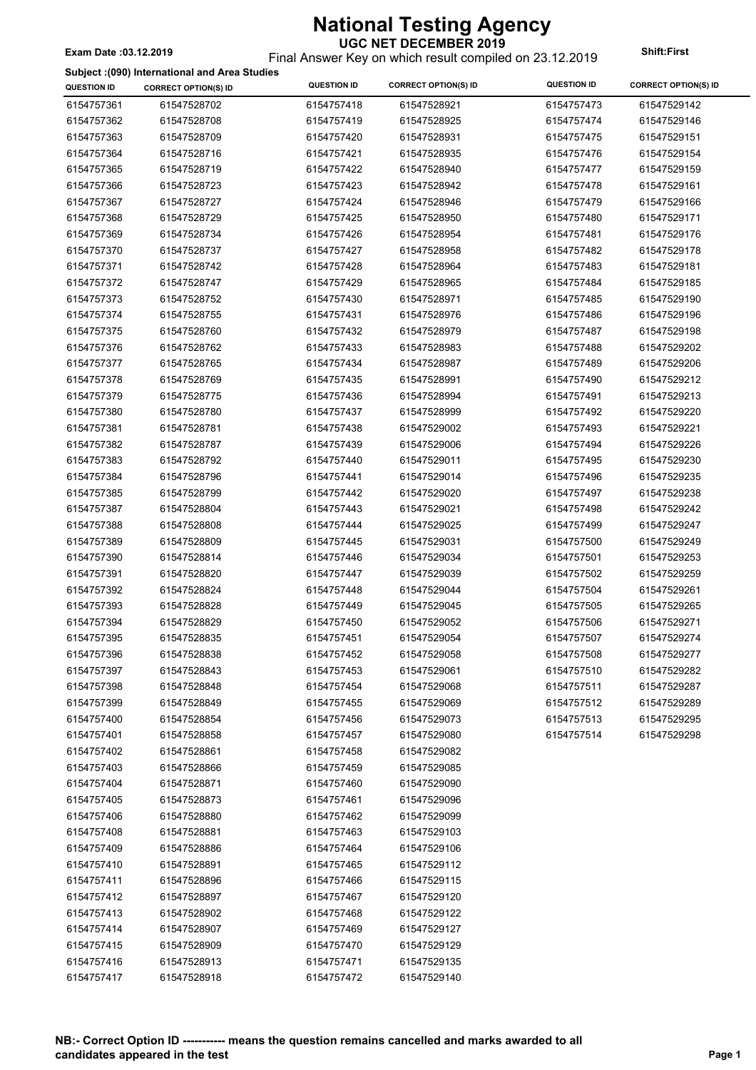# National Testing Agency

**UGC NET DECEMBER 2019**

Final Answer Key on which result compiled on 23.12.2019

**Exam Date :03.12.2019**

**Shift:First**

**Subject :(090) International and Area Studies**

| QUESTION ID | CORRECT OPTION(S) ID | QUESTION ID | CORRECT OPTION(S) ID | QUESTION ID | CORRECT OPTION(S) ID |
|---|---|---|---|---|---|
| 6154757361 | 61547528702 | 6154757418 | 61547528921 | 6154757473 | 61547529142 |
| 6154757362 | 61547528708 | 6154757419 | 61547528925 | 6154757474 | 61547529146 |
| 6154757363 | 61547528709 | 6154757420 | 61547528931 | 6154757475 | 61547529151 |
| 6154757364 | 61547528716 | 6154757421 | 61547528935 | 6154757476 | 61547529154 |
| 6154757365 | 61547528719 | 6154757422 | 61547528940 | 6154757477 | 61547529159 |
| 6154757366 | 61547528723 | 6154757423 | 61547528942 | 6154757478 | 61547529161 |
| 6154757367 | 61547528727 | 6154757424 | 61547528946 | 6154757479 | 61547529166 |
| 6154757368 | 61547528729 | 6154757425 | 61547528950 | 6154757480 | 61547529171 |
| 6154757369 | 61547528734 | 6154757426 | 61547528954 | 6154757481 | 61547529176 |
| 6154757370 | 61547528737 | 6154757427 | 61547528958 | 6154757482 | 61547529178 |
| 6154757371 | 61547528742 | 6154757428 | 61547528964 | 6154757483 | 61547529181 |
| 6154757372 | 61547528747 | 6154757429 | 61547528965 | 6154757484 | 61547529185 |
| 6154757373 | 61547528752 | 6154757430 | 61547528971 | 6154757485 | 61547529190 |
| 6154757374 | 61547528755 | 6154757431 | 61547528976 | 6154757486 | 61547529196 |
| 6154757375 | 61547528760 | 6154757432 | 61547528979 | 6154757487 | 61547529198 |
| 6154757376 | 61547528762 | 6154757433 | 61547528983 | 6154757488 | 61547529202 |
| 6154757377 | 61547528765 | 6154757434 | 61547528987 | 6154757489 | 61547529206 |
| 6154757378 | 61547528769 | 6154757435 | 61547528991 | 6154757490 | 61547529212 |
| 6154757379 | 61547528775 | 6154757436 | 61547528994 | 6154757491 | 61547529213 |
| 6154757380 | 61547528780 | 6154757437 | 61547528999 | 6154757492 | 61547529220 |
| 6154757381 | 61547528781 | 6154757438 | 61547529002 | 6154757493 | 61547529221 |
| 6154757382 | 61547528787 | 6154757439 | 61547529006 | 6154757494 | 61547529226 |
| 6154757383 | 61547528792 | 6154757440 | 61547529011 | 6154757495 | 61547529230 |
| 6154757384 | 61547528796 | 6154757441 | 61547529014 | 6154757496 | 61547529235 |
| 6154757385 | 61547528799 | 6154757442 | 61547529020 | 6154757497 | 61547529238 |
| 6154757387 | 61547528804 | 6154757443 | 61547529021 | 6154757498 | 61547529242 |
| 6154757388 | 61547528808 | 6154757444 | 61547529025 | 6154757499 | 61547529247 |
| 6154757389 | 61547528809 | 6154757445 | 61547529031 | 6154757500 | 61547529249 |
| 6154757390 | 61547528814 | 6154757446 | 61547529034 | 6154757501 | 61547529253 |
| 6154757391 | 61547528820 | 6154757447 | 61547529039 | 6154757502 | 61547529259 |
| 6154757392 | 61547528824 | 6154757448 | 61547529044 | 6154757504 | 61547529261 |
| 6154757393 | 61547528828 | 6154757449 | 61547529045 | 6154757505 | 61547529265 |
| 6154757394 | 61547528829 | 6154757450 | 61547529052 | 6154757506 | 61547529271 |
| 6154757395 | 61547528835 | 6154757451 | 61547529054 | 6154757507 | 61547529274 |
| 6154757396 | 61547528838 | 6154757452 | 61547529058 | 6154757508 | 61547529277 |
| 6154757397 | 61547528843 | 6154757453 | 61547529061 | 6154757510 | 61547529282 |
| 6154757398 | 61547528848 | 6154757454 | 61547529068 | 6154757511 | 61547529287 |
| 6154757399 | 61547528849 | 6154757455 | 61547529069 | 6154757512 | 61547529289 |
| 6154757400 | 61547528854 | 6154757456 | 61547529073 | 6154757513 | 61547529295 |
| 6154757401 | 61547528858 | 6154757457 | 61547529080 | 6154757514 | 61547529298 |
| 6154757402 | 61547528861 | 6154757458 | 61547529082 | | |
| 6154757403 | 61547528866 | 6154757459 | 61547529085 | | |
| 6154757404 | 61547528871 | 6154757460 | 61547529090 | | |
| 6154757405 | 61547528873 | 6154757461 | 61547529096 | | |
| 6154757406 | 61547528880 | 6154757462 | 61547529099 | | |
| 6154757408 | 61547528881 | 6154757463 | 61547529103 | | |
| 6154757409 | 61547528886 | 6154757464 | 61547529106 | | |
| 6154757410 | 61547528891 | 6154757465 | 61547529112 | | |
| 6154757411 | 61547528896 | 6154757466 | 61547529115 | | |
| 6154757412 | 61547528897 | 6154757467 | 61547529120 | | |
| 6154757413 | 61547528902 | 6154757468 | 61547529122 | | |
| 6154757414 | 61547528907 | 6154757469 | 61547529127 | | |
| 6154757415 | 61547528909 | 6154757470 | 61547529129 | | |
| 6154757416 | 61547528913 | 6154757471 | 61547529135 | | |
| 6154757417 | 61547528918 | 6154757472 | 61547529140 | | |

**NB:- Correct Option ID ----------- means the question remains cancelled and marks awarded to all candidates appeared in the test**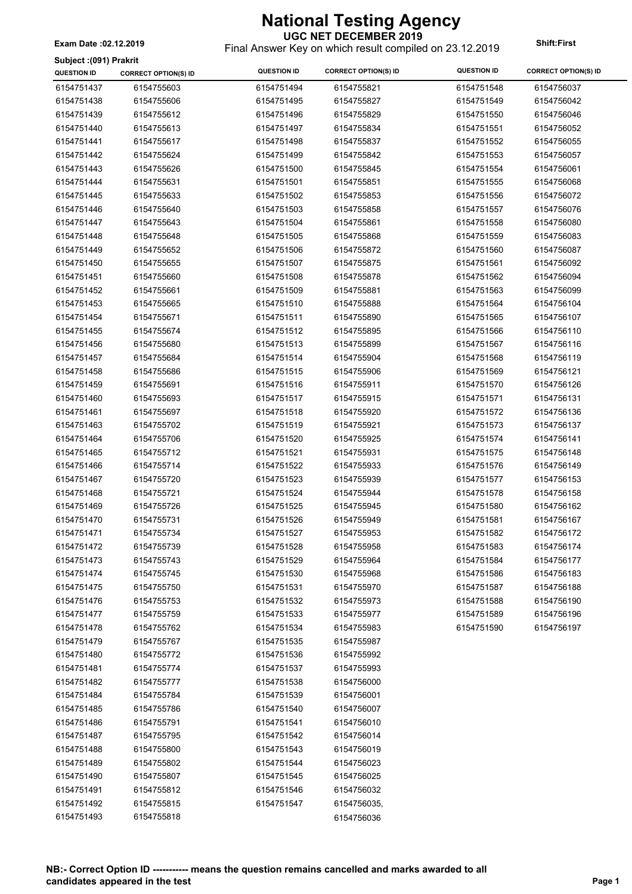# National Testing Agency

**UGC NET DECEMBER 2019**

Final Answer Key on which result compiled on 23.12.2019

**Exam Date :02.12.2019**

**Shift:First**

**Subject :(091) Prakrit**

| QUESTION ID | CORRECT OPTION(S) ID | QUESTION ID | CORRECT OPTION(S) ID | QUESTION ID | CORRECT OPTION(S) ID |
|---|---|---|---|---|---|
| 6154751437 | 6154755603 | 6154751494 | 6154755821 | 6154751548 | 6154756037 |
| 6154751438 | 6154755606 | 6154751495 | 6154755827 | 6154751549 | 6154756042 |
| 6154751439 | 6154755612 | 6154751496 | 6154755829 | 6154751550 | 6154756046 |
| 6154751440 | 6154755613 | 6154751497 | 6154755834 | 6154751551 | 6154756052 |
| 6154751441 | 6154755617 | 6154751498 | 6154755837 | 6154751552 | 6154756055 |
| 6154751442 | 6154755624 | 6154751499 | 6154755842 | 6154751553 | 6154756057 |
| 6154751443 | 6154755626 | 6154751500 | 6154755845 | 6154751554 | 6154756061 |
| 6154751444 | 6154755631 | 6154751501 | 6154755851 | 6154751555 | 6154756068 |
| 6154751445 | 6154755633 | 6154751502 | 6154755853 | 6154751556 | 6154756072 |
| 6154751446 | 6154755640 | 6154751503 | 6154755858 | 6154751557 | 6154756076 |
| 6154751447 | 6154755643 | 6154751504 | 6154755861 | 6154751558 | 6154756080 |
| 6154751448 | 6154755648 | 6154751505 | 6154755868 | 6154751559 | 6154756083 |
| 6154751449 | 6154755652 | 6154751506 | 6154755872 | 6154751560 | 6154756087 |
| 6154751450 | 6154755655 | 6154751507 | 6154755875 | 6154751561 | 6154756092 |
| 6154751451 | 6154755660 | 6154751508 | 6154755878 | 6154751562 | 6154756094 |
| 6154751452 | 6154755661 | 6154751509 | 6154755881 | 6154751563 | 6154756099 |
| 6154751453 | 6154755665 | 6154751510 | 6154755888 | 6154751564 | 6154756104 |
| 6154751454 | 6154755671 | 6154751511 | 6154755890 | 6154751565 | 6154756107 |
| 6154751455 | 6154755674 | 6154751512 | 6154755895 | 6154751566 | 6154756110 |
| 6154751456 | 6154755680 | 6154751513 | 6154755899 | 6154751567 | 6154756116 |
| 6154751457 | 6154755684 | 6154751514 | 6154755904 | 6154751568 | 6154756119 |
| 6154751458 | 6154755686 | 6154751515 | 6154755906 | 6154751569 | 6154756121 |
| 6154751459 | 6154755691 | 6154751516 | 6154755911 | 6154751570 | 6154756126 |
| 6154751460 | 6154755693 | 6154751517 | 6154755915 | 6154751571 | 6154756131 |
| 6154751461 | 6154755697 | 6154751518 | 6154755920 | 6154751572 | 6154756136 |
| 6154751463 | 6154755702 | 6154751519 | 6154755921 | 6154751573 | 6154756137 |
| 6154751464 | 6154755706 | 6154751520 | 6154755925 | 6154751574 | 6154756141 |
| 6154751465 | 6154755712 | 6154751521 | 6154755931 | 6154751575 | 6154756148 |
| 6154751466 | 6154755714 | 6154751522 | 6154755933 | 6154751576 | 6154756149 |
| 6154751467 | 6154755720 | 6154751523 | 6154755939 | 6154751577 | 6154756153 |
| 6154751468 | 6154755721 | 6154751524 | 6154755944 | 6154751578 | 6154756158 |
| 6154751469 | 6154755726 | 6154751525 | 6154755945 | 6154751580 | 6154756162 |
| 6154751470 | 6154755731 | 6154751526 | 6154755949 | 6154751581 | 6154756167 |
| 6154751471 | 6154755734 | 6154751527 | 6154755953 | 6154751582 | 6154756172 |
| 6154751472 | 6154755739 | 6154751528 | 6154755958 | 6154751583 | 6154756174 |
| 6154751473 | 6154755743 | 6154751529 | 6154755964 | 6154751584 | 6154756177 |
| 6154751474 | 6154755745 | 6154751530 | 6154755968 | 6154751586 | 6154756183 |
| 6154751475 | 6154755750 | 6154751531 | 6154755970 | 6154751587 | 6154756188 |
| 6154751476 | 6154755753 | 6154751532 | 6154755973 | 6154751588 | 6154756190 |
| 6154751477 | 6154755759 | 6154751533 | 6154755977 | 6154751589 | 6154756196 |
| 6154751478 | 6154755762 | 6154751534 | 6154755983 | 6154751590 | 6154756197 |
| 6154751479 | 6154755767 | 6154751535 | 6154755987 | | |
| 6154751480 | 6154755772 | 6154751536 | 6154755992 | | |
| 6154751481 | 6154755774 | 6154751537 | 6154755993 | | |
| 6154751482 | 6154755777 | 6154751538 | 6154756000 | | |
| 6154751484 | 6154755784 | 6154751539 | 6154756001 | | |
| 6154751485 | 6154755786 | 6154751540 | 6154756007 | | |
| 6154751486 | 6154755791 | 6154751541 | 6154756010 | | |
| 6154751487 | 6154755795 | 6154751542 | 6154756014 | | |
| 6154751488 | 6154755800 | 6154751543 | 6154756019 | | |
| 6154751489 | 6154755802 | 6154751544 | 6154756023 | | |
| 6154751490 | 6154755807 | 6154751545 | 6154756025 | | |
| 6154751491 | 6154755812 | 6154751546 | 6154756032 | | |
| 6154751492 | 6154755815 | 6154751547 | 6154756035, 6154756036 | | |
| 6154751493 | 6154755818 | | | | |

**NB:- Correct Option ID ----------- means the question remains cancelled and marks awarded to all candidates appeared in the test**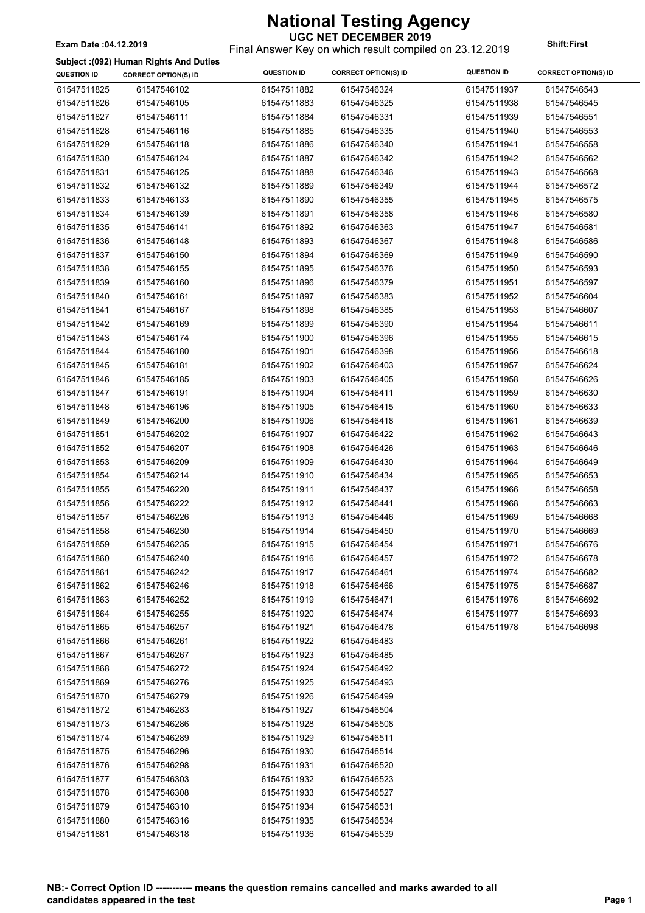# National Testing Agency

## UGC NET DECEMBER 2019

Final Answer Key on which result compiled on 23.12.2019

**Exam Date :04.12.2019** **Shift:First**

**Subject :(092) Human Rights And Duties**

| QUESTION ID | CORRECT OPTION(S) ID | QUESTION ID | CORRECT OPTION(S) ID | QUESTION ID | CORRECT OPTION(S) ID |
|---|---|---|---|---|---|
| 61547511825 | 61547546102 | 61547511882 | 61547546324 | 61547511937 | 61547546543 |
| 61547511826 | 61547546105 | 61547511883 | 61547546325 | 61547511938 | 61547546545 |
| 61547511827 | 61547546111 | 61547511884 | 61547546331 | 61547511939 | 61547546551 |
| 61547511828 | 61547546116 | 61547511885 | 61547546335 | 61547511940 | 61547546553 |
| 61547511829 | 61547546118 | 61547511886 | 61547546340 | 61547511941 | 61547546558 |
| 61547511830 | 61547546124 | 61547511887 | 61547546342 | 61547511942 | 61547546562 |
| 61547511831 | 61547546125 | 61547511888 | 61547546346 | 61547511943 | 61547546568 |
| 61547511832 | 61547546132 | 61547511889 | 61547546349 | 61547511944 | 61547546572 |
| 61547511833 | 61547546133 | 61547511890 | 61547546355 | 61547511945 | 61547546575 |
| 61547511834 | 61547546139 | 61547511891 | 61547546358 | 61547511946 | 61547546580 |
| 61547511835 | 61547546141 | 61547511892 | 61547546363 | 61547511947 | 61547546581 |
| 61547511836 | 61547546148 | 61547511893 | 61547546367 | 61547511948 | 61547546586 |
| 61547511837 | 61547546150 | 61547511894 | 61547546369 | 61547511949 | 61547546590 |
| 61547511838 | 61547546155 | 61547511895 | 61547546376 | 61547511950 | 61547546593 |
| 61547511839 | 61547546160 | 61547511896 | 61547546379 | 61547511951 | 61547546597 |
| 61547511840 | 61547546161 | 61547511897 | 61547546383 | 61547511952 | 61547546604 |
| 61547511841 | 61547546167 | 61547511898 | 61547546385 | 61547511953 | 61547546607 |
| 61547511842 | 61547546169 | 61547511899 | 61547546390 | 61547511954 | 61547546611 |
| 61547511843 | 61547546174 | 61547511900 | 61547546396 | 61547511955 | 61547546615 |
| 61547511844 | 61547546180 | 61547511901 | 61547546398 | 61547511956 | 61547546618 |
| 61547511845 | 61547546181 | 61547511902 | 61547546403 | 61547511957 | 61547546624 |
| 61547511846 | 61547546185 | 61547511903 | 61547546405 | 61547511958 | 61547546626 |
| 61547511847 | 61547546191 | 61547511904 | 61547546411 | 61547511959 | 61547546630 |
| 61547511848 | 61547546196 | 61547511905 | 61547546415 | 61547511960 | 61547546633 |
| 61547511849 | 61547546200 | 61547511906 | 61547546418 | 61547511961 | 61547546639 |
| 61547511851 | 61547546202 | 61547511907 | 61547546422 | 61547511962 | 61547546643 |
| 61547511852 | 61547546207 | 61547511908 | 61547546426 | 61547511963 | 61547546646 |
| 61547511853 | 61547546209 | 61547511909 | 61547546430 | 61547511964 | 61547546649 |
| 61547511854 | 61547546214 | 61547511910 | 61547546434 | 61547511965 | 61547546653 |
| 61547511855 | 61547546220 | 61547511911 | 61547546437 | 61547511966 | 61547546658 |
| 61547511856 | 61547546222 | 61547511912 | 61547546441 | 61547511968 | 61547546663 |
| 61547511857 | 61547546226 | 61547511913 | 61547546446 | 61547511969 | 61547546668 |
| 61547511858 | 61547546230 | 61547511914 | 61547546450 | 61547511970 | 61547546669 |
| 61547511859 | 61547546235 | 61547511915 | 61547546454 | 61547511971 | 61547546676 |
| 61547511860 | 61547546240 | 61547511916 | 61547546457 | 61547511972 | 61547546678 |
| 61547511861 | 61547546242 | 61547511917 | 61547546461 | 61547511974 | 61547546682 |
| 61547511862 | 61547546246 | 61547511918 | 61547546466 | 61547511975 | 61547546687 |
| 61547511863 | 61547546252 | 61547511919 | 61547546471 | 61547511976 | 61547546692 |
| 61547511864 | 61547546255 | 61547511920 | 61547546474 | 61547511977 | 61547546693 |
| 61547511865 | 61547546257 | 61547511921 | 61547546478 | 61547511978 | 61547546698 |
| 61547511866 | 61547546261 | 61547511922 | 61547546483 | | |
| 61547511867 | 61547546267 | 61547511923 | 61547546485 | | |
| 61547511868 | 61547546272 | 61547511924 | 61547546492 | | |
| 61547511869 | 61547546276 | 61547511925 | 61547546493 | | |
| 61547511870 | 61547546279 | 61547511926 | 61547546499 | | |
| 61547511872 | 61547546283 | 61547511927 | 61547546504 | | |
| 61547511873 | 61547546286 | 61547511928 | 61547546508 | | |
| 61547511874 | 61547546289 | 61547511929 | 61547546511 | | |
| 61547511875 | 61547546296 | 61547511930 | 61547546514 | | |
| 61547511876 | 61547546298 | 61547511931 | 61547546520 | | |
| 61547511877 | 61547546303 | 61547511932 | 61547546523 | | |
| 61547511878 | 61547546308 | 61547511933 | 61547546527 | | |
| 61547511879 | 61547546310 | 61547511934 | 61547546531 | | |
| 61547511880 | 61547546316 | 61547511935 | 61547546534 | | |
| 61547511881 | 61547546318 | 61547511936 | 61547546539 | | |

**NB:- Correct Option ID ----------- means the question remains cancelled and marks awarded to all candidates appeared in the test**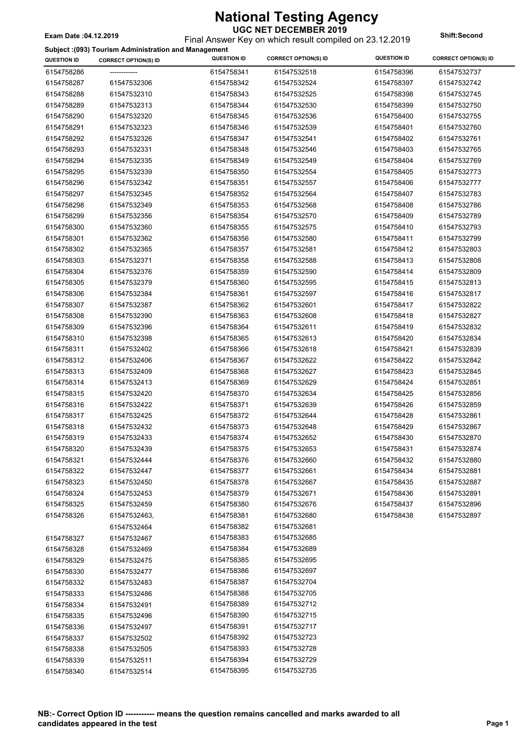# National Testing Agency

**UGC NET DECEMBER 2019**

Final Answer Key on which result compiled on 23.12.2019

**Exam Date :04.12.2019** **Shift:Second**

**Subject :(093) Tourism Administration and Management**

| QUESTION ID | CORRECT OPTION(S) ID | QUESTION ID | CORRECT OPTION(S) ID | QUESTION ID | CORRECT OPTION(S) ID |
|---|---|---|---|---|---|
| 6154758286 | ------------ | 6154758341 | 61547532518 | 6154758396 | 61547532737 |
| 6154758287 | 61547532306 | 6154758342 | 61547532524 | 6154758397 | 61547532742 |
| 6154758288 | 61547532310 | 6154758343 | 61547532525 | 6154758398 | 61547532745 |
| 6154758289 | 61547532313 | 6154758344 | 61547532530 | 6154758399 | 61547532750 |
| 6154758290 | 61547532320 | 6154758345 | 61547532536 | 6154758400 | 61547532755 |
| 6154758291 | 61547532323 | 6154758346 | 61547532539 | 6154758401 | 61547532760 |
| 6154758292 | 61547532326 | 6154758347 | 61547532541 | 6154758402 | 61547532761 |
| 6154758293 | 61547532331 | 6154758348 | 61547532546 | 6154758403 | 61547532765 |
| 6154758294 | 61547532335 | 6154758349 | 61547532549 | 6154758404 | 61547532769 |
| 6154758295 | 61547532339 | 6154758350 | 61547532554 | 6154758405 | 61547532773 |
| 6154758296 | 61547532342 | 6154758351 | 61547532557 | 6154758406 | 61547532777 |
| 6154758297 | 61547532345 | 6154758352 | 61547532564 | 6154758407 | 61547532783 |
| 6154758298 | 61547532349 | 6154758353 | 61547532568 | 6154758408 | 61547532786 |
| 6154758299 | 61547532356 | 6154758354 | 61547532570 | 6154758409 | 61547532789 |
| 6154758300 | 61547532360 | 6154758355 | 61547532575 | 6154758410 | 61547532793 |
| 6154758301 | 61547532362 | 6154758356 | 61547532580 | 6154758411 | 61547532799 |
| 6154758302 | 61547532365 | 6154758357 | 61547532581 | 6154758412 | 61547532803 |
| 6154758303 | 61547532371 | 6154758358 | 61547532588 | 6154758413 | 61547532808 |
| 6154758304 | 61547532376 | 6154758359 | 61547532590 | 6154758414 | 61547532809 |
| 6154758305 | 61547532379 | 6154758360 | 61547532595 | 6154758415 | 61547532813 |
| 6154758306 | 61547532384 | 6154758361 | 61547532597 | 6154758416 | 61547532817 |
| 6154758307 | 61547532387 | 6154758362 | 61547532601 | 6154758417 | 61547532822 |
| 6154758308 | 61547532390 | 6154758363 | 61547532608 | 6154758418 | 61547532827 |
| 6154758309 | 61547532396 | 6154758364 | 61547532611 | 6154758419 | 61547532832 |
| 6154758310 | 61547532398 | 6154758365 | 61547532613 | 6154758420 | 61547532834 |
| 6154758311 | 61547532402 | 6154758366 | 61547532618 | 6154758421 | 61547532839 |
| 6154758312 | 61547532406 | 6154758367 | 61547532622 | 6154758422 | 61547532842 |
| 6154758313 | 61547532409 | 6154758368 | 61547532627 | 6154758423 | 61547532845 |
| 6154758314 | 61547532413 | 6154758369 | 61547532629 | 6154758424 | 61547532851 |
| 6154758315 | 61547532420 | 6154758370 | 61547532634 | 6154758425 | 61547532856 |
| 6154758316 | 61547532422 | 6154758371 | 61547532639 | 6154758426 | 61547532859 |
| 6154758317 | 61547532425 | 6154758372 | 61547532644 | 6154758428 | 61547532861 |
| 6154758318 | 61547532432 | 6154758373 | 61547532648 | 6154758429 | 61547532867 |
| 6154758319 | 61547532433 | 6154758374 | 61547532652 | 6154758430 | 61547532870 |
| 6154758320 | 61547532439 | 6154758375 | 61547532653 | 6154758431 | 61547532874 |
| 6154758321 | 61547532444 | 6154758376 | 61547532660 | 6154758432 | 61547532880 |
| 6154758322 | 61547532447 | 6154758377 | 61547532661 | 6154758434 | 61547532881 |
| 6154758323 | 61547532450 | 6154758378 | 61547532667 | 6154758435 | 61547532887 |
| 6154758324 | 61547532453 | 6154758379 | 61547532671 | 6154758436 | 61547532891 |
| 6154758325 | 61547532459 | 6154758380 | 61547532676 | 6154758437 | 61547532896 |
| 6154758326 | 61547532463, 61547532464 | 6154758381 | 61547532680 | 6154758438 | 61547532897 |
| | | 6154758382 | 61547532681 | | |
| 6154758327 | 61547532467 | 6154758383 | 61547532685 | | |
| 6154758328 | 61547532469 | 6154758384 | 61547532689 | | |
| 6154758329 | 61547532475 | 6154758385 | 61547532695 | | |
| 6154758330 | 61547532477 | 6154758386 | 61547532697 | | |
| 6154758332 | 61547532483 | 6154758387 | 61547532704 | | |
| 6154758333 | 61547532486 | 6154758388 | 61547532705 | | |
| 6154758334 | 61547532491 | 6154758389 | 61547532712 | | |
| 6154758335 | 61547532496 | 6154758390 | 61547532715 | | |
| 6154758336 | 61547532497 | 6154758391 | 61547532717 | | |
| 6154758337 | 61547532502 | 6154758392 | 61547532723 | | |
| 6154758338 | 61547532505 | 6154758393 | 61547532728 | | |
| 6154758339 | 61547532511 | 6154758394 | 61547532729 | | |
| 6154758340 | 61547532514 | 6154758395 | 61547532735 | | |

**NB:- Correct Option ID ----------- means the question remains cancelled and marks awarded to all candidates appeared in the test**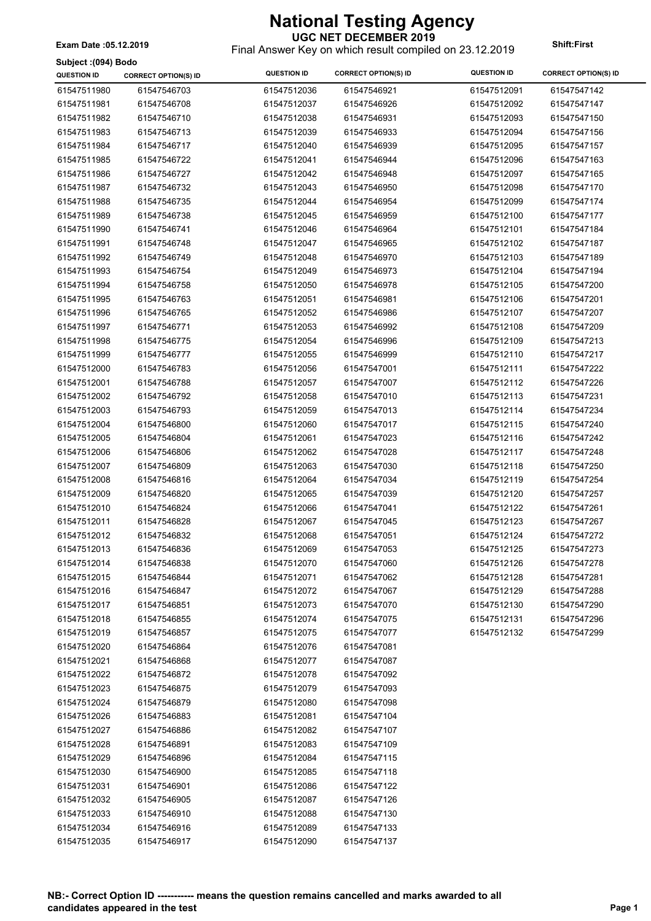# National Testing Agency

**UGC NET DECEMBER 2019**

Final Answer Key on which result compiled on 23.12.2019

**Exam Date :05.12.2019**

**Shift:First**

**Subject :(094) Bodo**

| QUESTION ID | CORRECT OPTION(S) ID | QUESTION ID | CORRECT OPTION(S) ID | QUESTION ID | CORRECT OPTION(S) ID |
|---|---|---|---|---|---|
| 61547511980 | 61547546703 | 61547512036 | 61547546921 | 61547512091 | 61547547142 |
| 61547511981 | 61547546708 | 61547512037 | 61547546926 | 61547512092 | 61547547147 |
| 61547511982 | 61547546710 | 61547512038 | 61547546931 | 61547512093 | 61547547150 |
| 61547511983 | 61547546713 | 61547512039 | 61547546933 | 61547512094 | 61547547156 |
| 61547511984 | 61547546717 | 61547512040 | 61547546939 | 61547512095 | 61547547157 |
| 61547511985 | 61547546722 | 61547512041 | 61547546944 | 61547512096 | 61547547163 |
| 61547511986 | 61547546727 | 61547512042 | 61547546948 | 61547512097 | 61547547165 |
| 61547511987 | 61547546732 | 61547512043 | 61547546950 | 61547512098 | 61547547170 |
| 61547511988 | 61547546735 | 61547512044 | 61547546954 | 61547512099 | 61547547174 |
| 61547511989 | 61547546738 | 61547512045 | 61547546959 | 61547512100 | 61547547177 |
| 61547511990 | 61547546741 | 61547512046 | 61547546964 | 61547512101 | 61547547184 |
| 61547511991 | 61547546748 | 61547512047 | 61547546965 | 61547512102 | 61547547187 |
| 61547511992 | 61547546749 | 61547512048 | 61547546970 | 61547512103 | 61547547189 |
| 61547511993 | 61547546754 | 61547512049 | 61547546973 | 61547512104 | 61547547194 |
| 61547511994 | 61547546758 | 61547512050 | 61547546978 | 61547512105 | 61547547200 |
| 61547511995 | 61547546763 | 61547512051 | 61547546981 | 61547512106 | 61547547201 |
| 61547511996 | 61547546765 | 61547512052 | 61547546986 | 61547512107 | 61547547207 |
| 61547511997 | 61547546771 | 61547512053 | 61547546992 | 61547512108 | 61547547209 |
| 61547511998 | 61547546775 | 61547512054 | 61547546996 | 61547512109 | 61547547213 |
| 61547511999 | 61547546777 | 61547512055 | 61547546999 | 61547512110 | 61547547217 |
| 61547512000 | 61547546783 | 61547512056 | 61547547001 | 61547512111 | 61547547222 |
| 61547512001 | 61547546788 | 61547512057 | 61547547007 | 61547512112 | 61547547226 |
| 61547512002 | 61547546792 | 61547512058 | 61547547010 | 61547512113 | 61547547231 |
| 61547512003 | 61547546793 | 61547512059 | 61547547013 | 61547512114 | 61547547234 |
| 61547512004 | 61547546800 | 61547512060 | 61547547017 | 61547512115 | 61547547240 |
| 61547512005 | 61547546804 | 61547512061 | 61547547023 | 61547512116 | 61547547242 |
| 61547512006 | 61547546806 | 61547512062 | 61547547028 | 61547512117 | 61547547248 |
| 61547512007 | 61547546809 | 61547512063 | 61547547030 | 61547512118 | 61547547250 |
| 61547512008 | 61547546816 | 61547512064 | 61547547034 | 61547512119 | 61547547254 |
| 61547512009 | 61547546820 | 61547512065 | 61547547039 | 61547512120 | 61547547257 |
| 61547512010 | 61547546824 | 61547512066 | 61547547041 | 61547512122 | 61547547261 |
| 61547512011 | 61547546828 | 61547512067 | 61547547045 | 61547512123 | 61547547267 |
| 61547512012 | 61547546832 | 61547512068 | 61547547051 | 61547512124 | 61547547272 |
| 61547512013 | 61547546836 | 61547512069 | 61547547053 | 61547512125 | 61547547273 |
| 61547512014 | 61547546838 | 61547512070 | 61547547060 | 61547512126 | 61547547278 |
| 61547512015 | 61547546844 | 61547512071 | 61547547062 | 61547512128 | 61547547281 |
| 61547512016 | 61547546847 | 61547512072 | 61547547067 | 61547512129 | 61547547288 |
| 61547512017 | 61547546851 | 61547512073 | 61547547070 | 61547512130 | 61547547290 |
| 61547512018 | 61547546855 | 61547512074 | 61547547075 | 61547512131 | 61547547296 |
| 61547512019 | 61547546857 | 61547512075 | 61547547077 | 61547512132 | 61547547299 |
| 61547512020 | 61547546864 | 61547512076 | 61547547081 | | |
| 61547512021 | 61547546868 | 61547512077 | 61547547087 | | |
| 61547512022 | 61547546872 | 61547512078 | 61547547092 | | |
| 61547512023 | 61547546875 | 61547512079 | 61547547093 | | |
| 61547512024 | 61547546879 | 61547512080 | 61547547098 | | |
| 61547512026 | 61547546883 | 61547512081 | 61547547104 | | |
| 61547512027 | 61547546886 | 61547512082 | 61547547107 | | |
| 61547512028 | 61547546891 | 61547512083 | 61547547109 | | |
| 61547512029 | 61547546896 | 61547512084 | 61547547115 | | |
| 61547512030 | 61547546900 | 61547512085 | 61547547118 | | |
| 61547512031 | 61547546901 | 61547512086 | 61547547122 | | |
| 61547512032 | 61547546905 | 61547512087 | 61547547126 | | |
| 61547512033 | 61547546910 | 61547512088 | 61547547130 | | |
| 61547512034 | 61547546916 | 61547512089 | 61547547133 | | |
| 61547512035 | 61547546917 | 61547512090 | 61547547137 | | |

**NB:- Correct Option ID ----------- means the question remains cancelled and marks awarded to all candidates appeared in the test**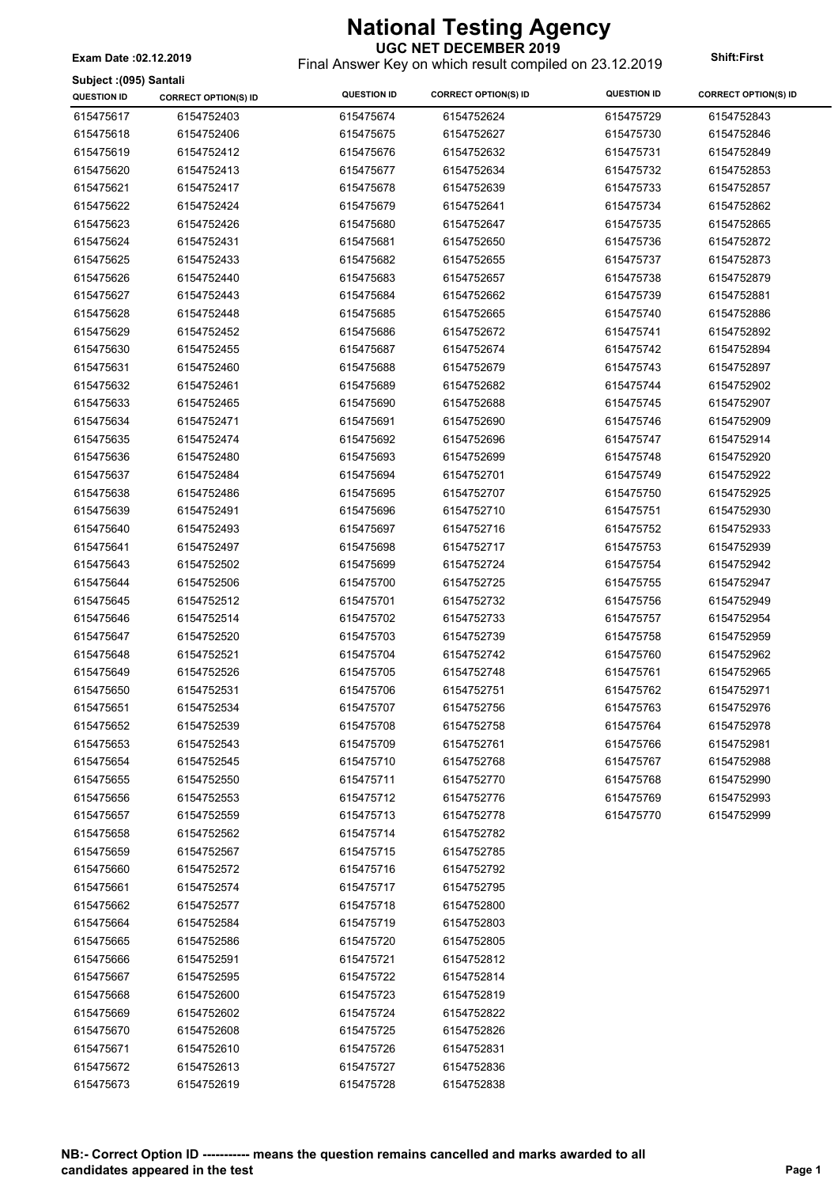# National Testing Agency

## UGC NET DECEMBER 2019

Exam Date :02.12.2019

Final Answer Key on which result compiled on 23.12.2019

Shift:First

Subject :(095) Santali

| QUESTION ID | CORRECT OPTION(S) ID | QUESTION ID | CORRECT OPTION(S) ID | QUESTION ID | CORRECT OPTION(S) ID |
|---|---|---|---|---|---|
| 615475617 | 6154752403 | 615475674 | 6154752624 | 615475729 | 6154752843 |
| 615475618 | 6154752406 | 615475675 | 6154752627 | 615475730 | 6154752846 |
| 615475619 | 6154752412 | 615475676 | 6154752632 | 615475731 | 6154752849 |
| 615475620 | 6154752413 | 615475677 | 6154752634 | 615475732 | 6154752853 |
| 615475621 | 6154752417 | 615475678 | 6154752639 | 615475733 | 6154752857 |
| 615475622 | 6154752424 | 615475679 | 6154752641 | 615475734 | 6154752862 |
| 615475623 | 6154752426 | 615475680 | 6154752647 | 615475735 | 6154752865 |
| 615475624 | 6154752431 | 615475681 | 6154752650 | 615475736 | 6154752872 |
| 615475625 | 6154752433 | 615475682 | 6154752655 | 615475737 | 6154752873 |
| 615475626 | 6154752440 | 615475683 | 6154752657 | 615475738 | 6154752879 |
| 615475627 | 6154752443 | 615475684 | 6154752662 | 615475739 | 6154752881 |
| 615475628 | 6154752448 | 615475685 | 6154752665 | 615475740 | 6154752886 |
| 615475629 | 6154752452 | 615475686 | 6154752672 | 615475741 | 6154752892 |
| 615475630 | 6154752455 | 615475687 | 6154752674 | 615475742 | 6154752894 |
| 615475631 | 6154752460 | 615475688 | 6154752679 | 615475743 | 6154752897 |
| 615475632 | 6154752461 | 615475689 | 6154752682 | 615475744 | 6154752902 |
| 615475633 | 6154752465 | 615475690 | 6154752688 | 615475745 | 6154752907 |
| 615475634 | 6154752471 | 615475691 | 6154752690 | 615475746 | 6154752909 |
| 615475635 | 6154752474 | 615475692 | 6154752696 | 615475747 | 6154752914 |
| 615475636 | 6154752480 | 615475693 | 6154752699 | 615475748 | 6154752920 |
| 615475637 | 6154752484 | 615475694 | 6154752701 | 615475749 | 6154752922 |
| 615475638 | 6154752486 | 615475695 | 6154752707 | 615475750 | 6154752925 |
| 615475639 | 6154752491 | 615475696 | 6154752710 | 615475751 | 6154752930 |
| 615475640 | 6154752493 | 615475697 | 6154752716 | 615475752 | 6154752933 |
| 615475641 | 6154752497 | 615475698 | 6154752717 | 615475753 | 6154752939 |
| 615475643 | 6154752502 | 615475699 | 6154752724 | 615475754 | 6154752942 |
| 615475644 | 6154752506 | 615475700 | 6154752725 | 615475755 | 6154752947 |
| 615475645 | 6154752512 | 615475701 | 6154752732 | 615475756 | 6154752949 |
| 615475646 | 6154752514 | 615475702 | 6154752733 | 615475757 | 6154752954 |
| 615475647 | 6154752520 | 615475703 | 6154752739 | 615475758 | 6154752959 |
| 615475648 | 6154752521 | 615475704 | 6154752742 | 615475760 | 6154752962 |
| 615475649 | 6154752526 | 615475705 | 6154752748 | 615475761 | 6154752965 |
| 615475650 | 6154752531 | 615475706 | 6154752751 | 615475762 | 6154752971 |
| 615475651 | 6154752534 | 615475707 | 6154752756 | 615475763 | 6154752976 |
| 615475652 | 6154752539 | 615475708 | 6154752758 | 615475764 | 6154752978 |
| 615475653 | 6154752543 | 615475709 | 6154752761 | 615475766 | 6154752981 |
| 615475654 | 6154752545 | 615475710 | 6154752768 | 615475767 | 6154752988 |
| 615475655 | 6154752550 | 615475711 | 6154752770 | 615475768 | 6154752990 |
| 615475656 | 6154752553 | 615475712 | 6154752776 | 615475769 | 6154752993 |
| 615475657 | 6154752559 | 615475713 | 6154752778 | 615475770 | 6154752999 |
| 615475658 | 6154752562 | 615475714 | 6154752782 | | |
| 615475659 | 6154752567 | 615475715 | 6154752785 | | |
| 615475660 | 6154752572 | 615475716 | 6154752792 | | |
| 615475661 | 6154752574 | 615475717 | 6154752795 | | |
| 615475662 | 6154752577 | 615475718 | 6154752800 | | |
| 615475664 | 6154752584 | 615475719 | 6154752803 | | |
| 615475665 | 6154752586 | 615475720 | 6154752805 | | |
| 615475666 | 6154752591 | 615475721 | 6154752812 | | |
| 615475667 | 6154752595 | 615475722 | 6154752814 | | |
| 615475668 | 6154752600 | 615475723 | 6154752819 | | |
| 615475669 | 6154752602 | 615475724 | 6154752822 | | |
| 615475670 | 6154752608 | 615475725 | 6154752826 | | |
| 615475671 | 6154752610 | 615475726 | 6154752831 | | |
| 615475672 | 6154752613 | 615475727 | 6154752836 | | |
| 615475673 | 6154752619 | 615475728 | 6154752838 | | |

**NB:- Correct Option ID ----------- means the question remains cancelled and marks awarded to all candidates appeared in the test**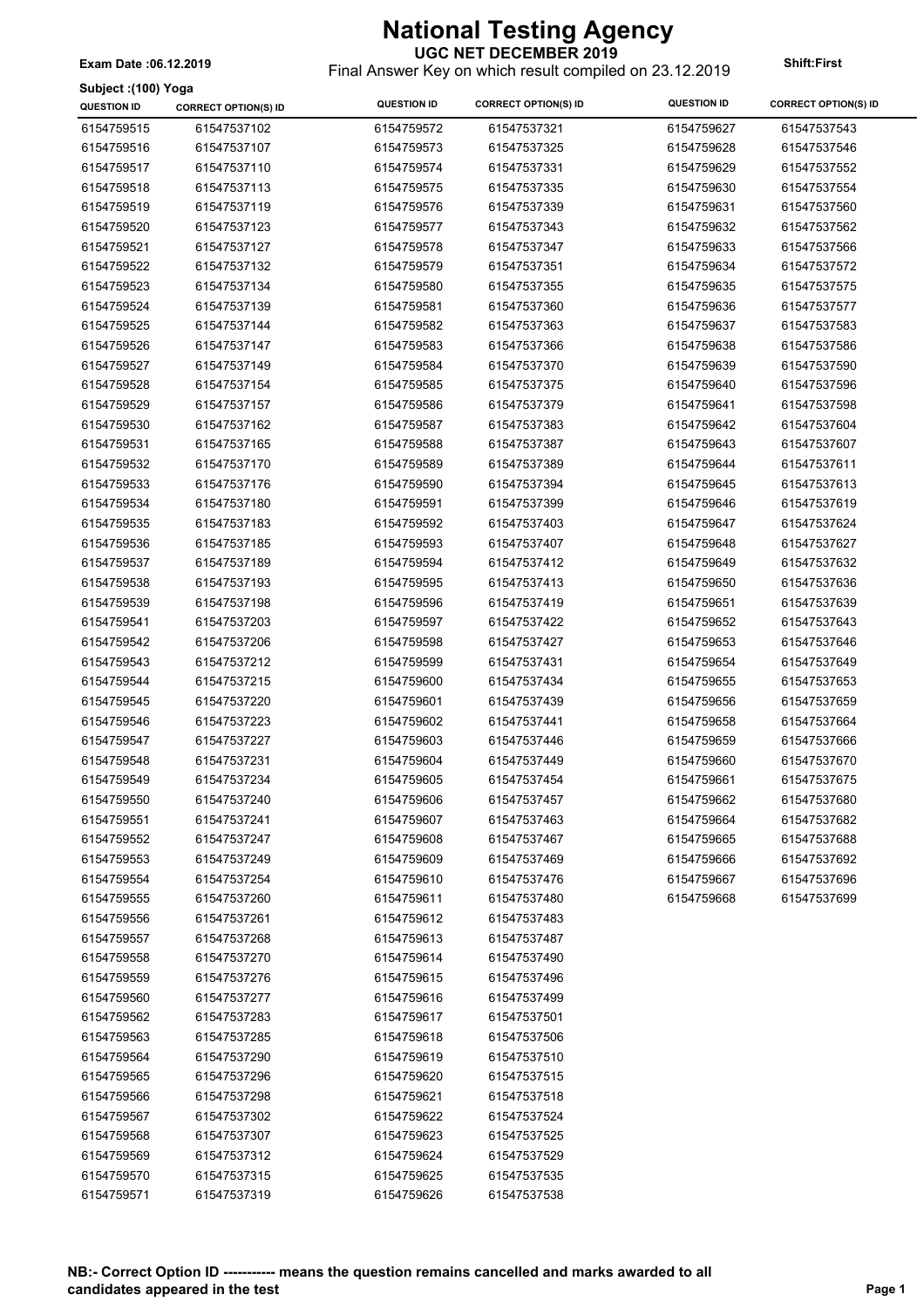# National Testing Agency

## UGC NET DECEMBER 2019

Final Answer Key on which result compiled on 23.12.2019

**Exam Date :06.12.2019**

**Shift:First**

**Subject :(100) Yoga**

| QUESTION ID | CORRECT OPTION(S) ID | QUESTION ID | CORRECT OPTION(S) ID | QUESTION ID | CORRECT OPTION(S) ID |
|---|---|---|---|---|---|
| 6154759515 | 61547537102 | 6154759572 | 61547537321 | 6154759627 | 61547537543 |
| 6154759516 | 61547537107 | 6154759573 | 61547537325 | 6154759628 | 61547537546 |
| 6154759517 | 61547537110 | 6154759574 | 61547537331 | 6154759629 | 61547537552 |
| 6154759518 | 61547537113 | 6154759575 | 61547537335 | 6154759630 | 61547537554 |
| 6154759519 | 61547537119 | 6154759576 | 61547537339 | 6154759631 | 61547537560 |
| 6154759520 | 61547537123 | 6154759577 | 61547537343 | 6154759632 | 61547537562 |
| 6154759521 | 61547537127 | 6154759578 | 61547537347 | 6154759633 | 61547537566 |
| 6154759522 | 61547537132 | 6154759579 | 61547537351 | 6154759634 | 61547537572 |
| 6154759523 | 61547537134 | 6154759580 | 61547537355 | 6154759635 | 61547537575 |
| 6154759524 | 61547537139 | 6154759581 | 61547537360 | 6154759636 | 61547537577 |
| 6154759525 | 61547537144 | 6154759582 | 61547537363 | 6154759637 | 61547537583 |
| 6154759526 | 61547537147 | 6154759583 | 61547537366 | 6154759638 | 61547537586 |
| 6154759527 | 61547537149 | 6154759584 | 61547537370 | 6154759639 | 61547537590 |
| 6154759528 | 61547537154 | 6154759585 | 61547537375 | 6154759640 | 61547537596 |
| 6154759529 | 61547537157 | 6154759586 | 61547537379 | 6154759641 | 61547537598 |
| 6154759530 | 61547537162 | 6154759587 | 61547537383 | 6154759642 | 61547537604 |
| 6154759531 | 61547537165 | 6154759588 | 61547537387 | 6154759643 | 61547537607 |
| 6154759532 | 61547537170 | 6154759589 | 61547537389 | 6154759644 | 61547537611 |
| 6154759533 | 61547537176 | 6154759590 | 61547537394 | 6154759645 | 61547537613 |
| 6154759534 | 61547537180 | 6154759591 | 61547537399 | 6154759646 | 61547537619 |
| 6154759535 | 61547537183 | 6154759592 | 61547537403 | 6154759647 | 61547537624 |
| 6154759536 | 61547537185 | 6154759593 | 61547537407 | 6154759648 | 61547537627 |
| 6154759537 | 61547537189 | 6154759594 | 61547537412 | 6154759649 | 61547537632 |
| 6154759538 | 61547537193 | 6154759595 | 61547537413 | 6154759650 | 61547537636 |
| 6154759539 | 61547537198 | 6154759596 | 61547537419 | 6154759651 | 61547537639 |
| 6154759541 | 61547537203 | 6154759597 | 61547537422 | 6154759652 | 61547537643 |
| 6154759542 | 61547537206 | 6154759598 | 61547537427 | 6154759653 | 61547537646 |
| 6154759543 | 61547537212 | 6154759599 | 61547537431 | 6154759654 | 61547537649 |
| 6154759544 | 61547537215 | 6154759600 | 61547537434 | 6154759655 | 61547537653 |
| 6154759545 | 61547537220 | 6154759601 | 61547537439 | 6154759656 | 61547537659 |
| 6154759546 | 61547537223 | 6154759602 | 61547537441 | 6154759658 | 61547537664 |
| 6154759547 | 61547537227 | 6154759603 | 61547537446 | 6154759659 | 61547537666 |
| 6154759548 | 61547537231 | 6154759604 | 61547537449 | 6154759660 | 61547537670 |
| 6154759549 | 61547537234 | 6154759605 | 61547537454 | 6154759661 | 61547537675 |
| 6154759550 | 61547537240 | 6154759606 | 61547537457 | 6154759662 | 61547537680 |
| 6154759551 | 61547537241 | 6154759607 | 61547537463 | 6154759664 | 61547537682 |
| 6154759552 | 61547537247 | 6154759608 | 61547537467 | 6154759665 | 61547537688 |
| 6154759553 | 61547537249 | 6154759609 | 61547537469 | 6154759666 | 61547537692 |
| 6154759554 | 61547537254 | 6154759610 | 61547537476 | 6154759667 | 61547537696 |
| 6154759555 | 61547537260 | 6154759611 | 61547537480 | 6154759668 | 61547537699 |
| 6154759556 | 61547537261 | 6154759612 | 61547537483 | | |
| 6154759557 | 61547537268 | 6154759613 | 61547537487 | | |
| 6154759558 | 61547537270 | 6154759614 | 61547537490 | | |
| 6154759559 | 61547537276 | 6154759615 | 61547537496 | | |
| 6154759560 | 61547537277 | 6154759616 | 61547537499 | | |
| 6154759562 | 61547537283 | 6154759617 | 61547537501 | | |
| 6154759563 | 61547537285 | 6154759618 | 61547537506 | | |
| 6154759564 | 61547537290 | 6154759619 | 61547537510 | | |
| 6154759565 | 61547537296 | 6154759620 | 61547537515 | | |
| 6154759566 | 61547537298 | 6154759621 | 61547537518 | | |
| 6154759567 | 61547537302 | 6154759622 | 61547537524 | | |
| 6154759568 | 61547537307 | 6154759623 | 61547537525 | | |
| 6154759569 | 61547537312 | 6154759624 | 61547537529 | | |
| 6154759570 | 61547537315 | 6154759625 | 61547537535 | | |
| 6154759571 | 61547537319 | 6154759626 | 61547537538 | | |

**NB:- Correct Option ID ----------- means the question remains cancelled and marks awarded to all candidates appeared in the test**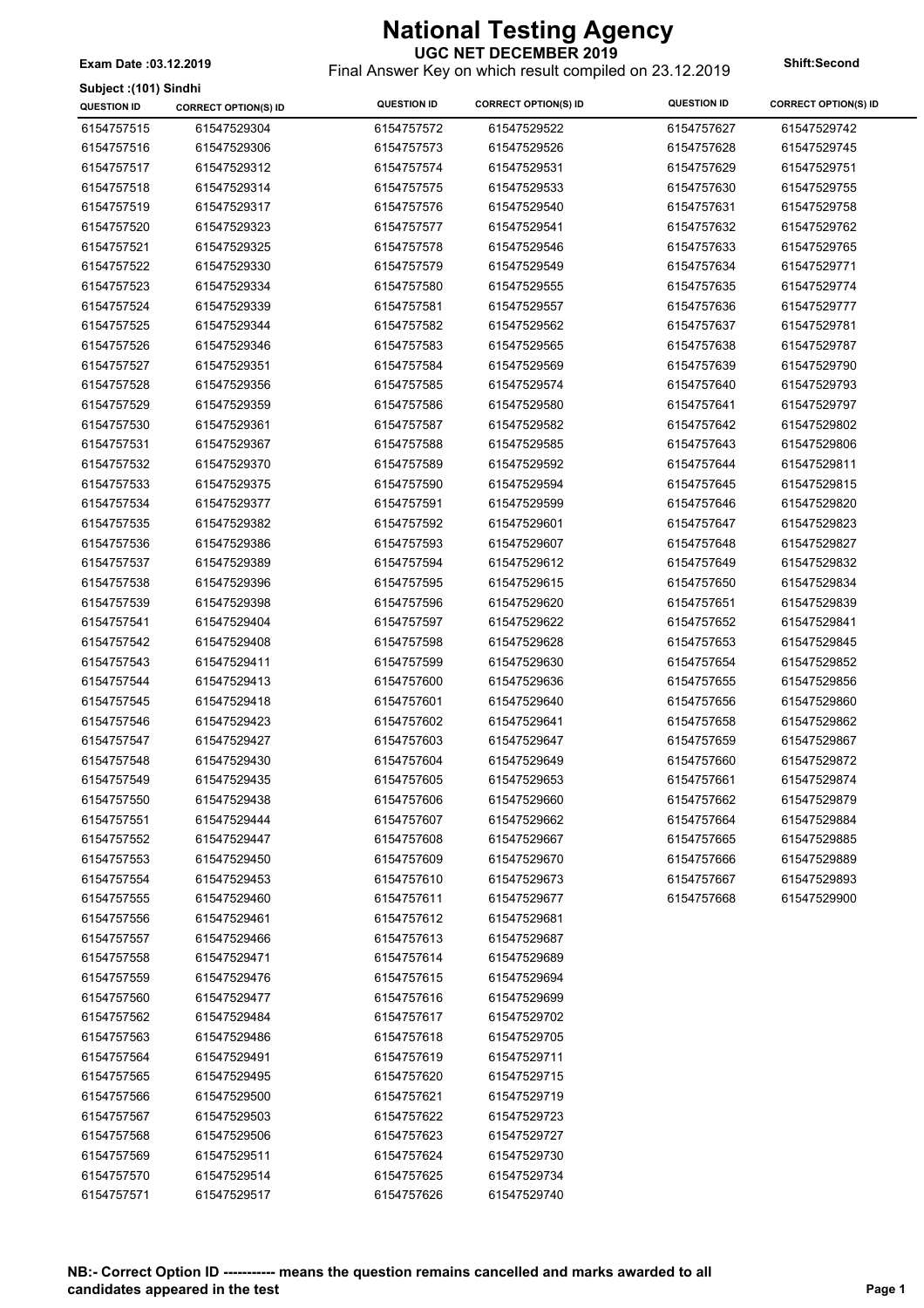# National Testing Agency

**UGC NET DECEMBER 2019**

Final Answer Key on which result compiled on 23.12.2019

**Exam Date :03.12.2019** **Shift:Second**

**Subject :(101) Sindhi**

| QUESTION ID | CORRECT OPTION(S) ID | QUESTION ID | CORRECT OPTION(S) ID | QUESTION ID | CORRECT OPTION(S) ID |
|---|---|---|---|---|---|
| 6154757515 | 61547529304 | 6154757572 | 61547529522 | 6154757627 | 61547529742 |
| 6154757516 | 61547529306 | 6154757573 | 61547529526 | 6154757628 | 61547529745 |
| 6154757517 | 61547529312 | 6154757574 | 61547529531 | 6154757629 | 61547529751 |
| 6154757518 | 61547529314 | 6154757575 | 61547529533 | 6154757630 | 61547529755 |
| 6154757519 | 61547529317 | 6154757576 | 61547529540 | 6154757631 | 61547529758 |
| 6154757520 | 61547529323 | 6154757577 | 61547529541 | 6154757632 | 61547529762 |
| 6154757521 | 61547529325 | 6154757578 | 61547529546 | 6154757633 | 61547529765 |
| 6154757522 | 61547529330 | 6154757579 | 61547529549 | 6154757634 | 61547529771 |
| 6154757523 | 61547529334 | 6154757580 | 61547529555 | 6154757635 | 61547529774 |
| 6154757524 | 61547529339 | 6154757581 | 61547529557 | 6154757636 | 61547529777 |
| 6154757525 | 61547529344 | 6154757582 | 61547529562 | 6154757637 | 61547529781 |
| 6154757526 | 61547529346 | 6154757583 | 61547529565 | 6154757638 | 61547529787 |
| 6154757527 | 61547529351 | 6154757584 | 61547529569 | 6154757639 | 61547529790 |
| 6154757528 | 61547529356 | 6154757585 | 61547529574 | 6154757640 | 61547529793 |
| 6154757529 | 61547529359 | 6154757586 | 61547529580 | 6154757641 | 61547529797 |
| 6154757530 | 61547529361 | 6154757587 | 61547529582 | 6154757642 | 61547529802 |
| 6154757531 | 61547529367 | 6154757588 | 61547529585 | 6154757643 | 61547529806 |
| 6154757532 | 61547529370 | 6154757589 | 61547529592 | 6154757644 | 61547529811 |
| 6154757533 | 61547529375 | 6154757590 | 61547529594 | 6154757645 | 61547529815 |
| 6154757534 | 61547529377 | 6154757591 | 61547529599 | 6154757646 | 61547529820 |
| 6154757535 | 61547529382 | 6154757592 | 61547529601 | 6154757647 | 61547529823 |
| 6154757536 | 61547529386 | 6154757593 | 61547529607 | 6154757648 | 61547529827 |
| 6154757537 | 61547529389 | 6154757594 | 61547529612 | 6154757649 | 61547529832 |
| 6154757538 | 61547529396 | 6154757595 | 61547529615 | 6154757650 | 61547529834 |
| 6154757539 | 61547529398 | 6154757596 | 61547529620 | 6154757651 | 61547529839 |
| 6154757541 | 61547529404 | 6154757597 | 61547529622 | 6154757652 | 61547529841 |
| 6154757542 | 61547529408 | 6154757598 | 61547529628 | 6154757653 | 61547529845 |
| 6154757543 | 61547529411 | 6154757599 | 61547529630 | 6154757654 | 61547529852 |
| 6154757544 | 61547529413 | 6154757600 | 61547529636 | 6154757655 | 61547529856 |
| 6154757545 | 61547529418 | 6154757601 | 61547529640 | 6154757656 | 61547529860 |
| 6154757546 | 61547529423 | 6154757602 | 61547529641 | 6154757658 | 61547529862 |
| 6154757547 | 61547529427 | 6154757603 | 61547529647 | 6154757659 | 61547529867 |
| 6154757548 | 61547529430 | 6154757604 | 61547529649 | 6154757660 | 61547529872 |
| 6154757549 | 61547529435 | 6154757605 | 61547529653 | 6154757661 | 61547529874 |
| 6154757550 | 61547529438 | 6154757606 | 61547529660 | 6154757662 | 61547529879 |
| 6154757551 | 61547529444 | 6154757607 | 61547529662 | 6154757664 | 61547529884 |
| 6154757552 | 61547529447 | 6154757608 | 61547529667 | 6154757665 | 61547529885 |
| 6154757553 | 61547529450 | 6154757609 | 61547529670 | 6154757666 | 61547529889 |
| 6154757554 | 61547529453 | 6154757610 | 61547529673 | 6154757667 | 61547529893 |
| 6154757555 | 61547529460 | 6154757611 | 61547529677 | 6154757668 | 61547529900 |
| 6154757556 | 61547529461 | 6154757612 | 61547529681 | | |
| 6154757557 | 61547529466 | 6154757613 | 61547529687 | | |
| 6154757558 | 61547529471 | 6154757614 | 61547529689 | | |
| 6154757559 | 61547529476 | 6154757615 | 61547529694 | | |
| 6154757560 | 61547529477 | 6154757616 | 61547529699 | | |
| 6154757562 | 61547529484 | 6154757617 | 61547529702 | | |
| 6154757563 | 61547529486 | 6154757618 | 61547529705 | | |
| 6154757564 | 61547529491 | 6154757619 | 61547529711 | | |
| 6154757565 | 61547529495 | 6154757620 | 61547529715 | | |
| 6154757566 | 61547529500 | 6154757621 | 61547529719 | | |
| 6154757567 | 61547529503 | 6154757622 | 61547529723 | | |
| 6154757568 | 61547529506 | 6154757623 | 61547529727 | | |
| 6154757569 | 61547529511 | 6154757624 | 61547529730 | | |
| 6154757570 | 61547529514 | 6154757625 | 61547529734 | | |
| 6154757571 | 61547529517 | 6154757626 | 61547529740 | | |

**NB:- Correct Option ID ----------- means the question remains cancelled and marks awarded to all candidates appeared in the test**